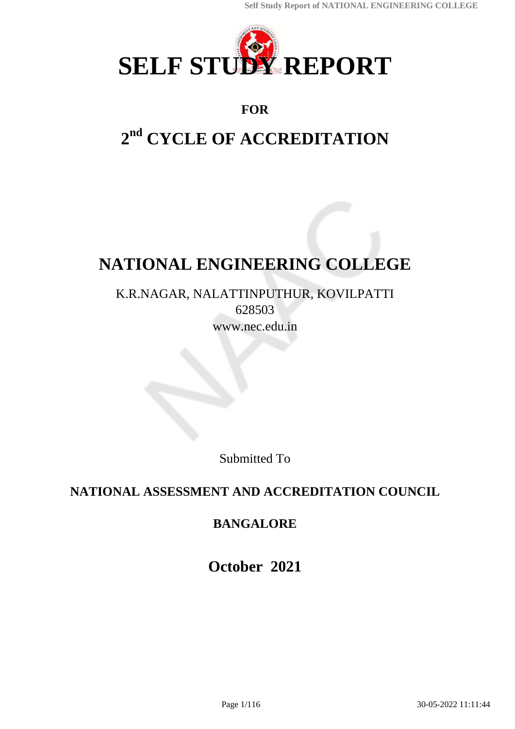# SELF STUDY REPORT

**FOR**

## 2nd CYCLE OF ACCREDITATION

# NATIONAL ENGINEERING COLLEGE

K.R.NAGAR, NALATTINPUTHUR, KOVILPATTI
628503
www.nec.edu.in

Submitted To

**NATIONAL ASSESSMENT AND ACCREDITATION COUNCIL**

**BANGALORE**

**October 2021**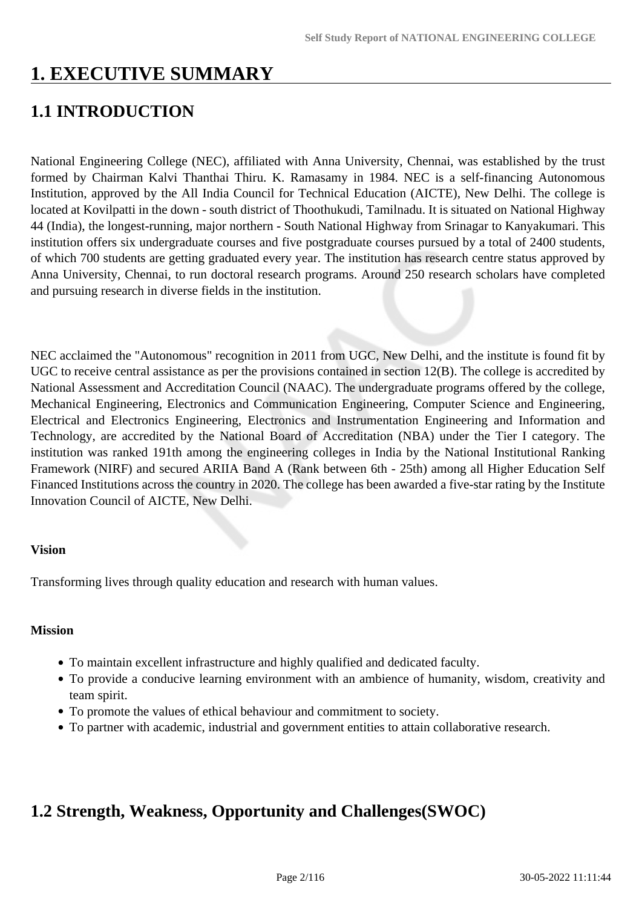# 1. EXECUTIVE SUMMARY

## 1.1 INTRODUCTION

National Engineering College (NEC), affiliated with Anna University, Chennai, was established by the trust formed by Chairman Kalvi Thanthai Thiru. K. Ramasamy in 1984. NEC is a self-financing Autonomous Institution, approved by the All India Council for Technical Education (AICTE), New Delhi. The college is located at Kovilpatti in the down - south district of Thoothukudi, Tamilnadu. It is situated on National Highway 44 (India), the longest-running, major northern - South National Highway from Srinagar to Kanyakumari. This institution offers six undergraduate courses and five postgraduate courses pursued by a total of 2400 students, of which 700 students are getting graduated every year. The institution has research centre status approved by Anna University, Chennai, to run doctoral research programs. Around 250 research scholars have completed and pursuing research in diverse fields in the institution.

NEC acclaimed the "Autonomous" recognition in 2011 from UGC, New Delhi, and the institute is found fit by UGC to receive central assistance as per the provisions contained in section 12(B). The college is accredited by National Assessment and Accreditation Council (NAAC). The undergraduate programs offered by the college, Mechanical Engineering, Electronics and Communication Engineering, Computer Science and Engineering, Electrical and Electronics Engineering, Electronics and Instrumentation Engineering and Information and Technology, are accredited by the National Board of Accreditation (NBA) under the Tier I category. The institution was ranked 191th among the engineering colleges in India by the National Institutional Ranking Framework (NIRF) and secured ARIIA Band A (Rank between 6th - 25th) among all Higher Education Self Financed Institutions across the country in 2020. The college has been awarded a five-star rating by the Institute Innovation Council of AICTE, New Delhi.

**Vision**

Transforming lives through quality education and research with human values.

**Mission**

- To maintain excellent infrastructure and highly qualified and dedicated faculty.
- To provide a conducive learning environment with an ambience of humanity, wisdom, creativity and team spirit.
- To promote the values of ethical behaviour and commitment to society.
- To partner with academic, industrial and government entities to attain collaborative research.

## 1.2 Strength, Weakness, Opportunity and Challenges(SWOC)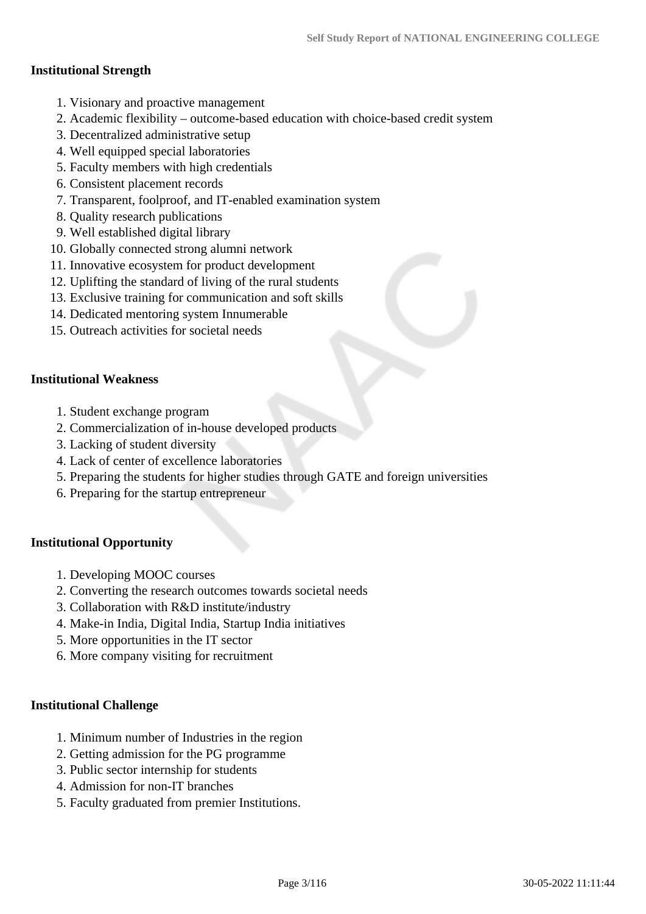### Institutional Strength

1. Visionary and proactive management
2. Academic flexibility – outcome-based education with choice-based credit system
3. Decentralized administrative setup
4. Well equipped special laboratories
5. Faculty members with high credentials
6. Consistent placement records
7. Transparent, foolproof, and IT-enabled examination system
8. Quality research publications
9. Well established digital library
10. Globally connected strong alumni network
11. Innovative ecosystem for product development
12. Uplifting the standard of living of the rural students
13. Exclusive training for communication and soft skills
14. Dedicated mentoring system Innumerable
15. Outreach activities for societal needs

### Institutional Weakness

1. Student exchange program
2. Commercialization of in-house developed products
3. Lacking of student diversity
4. Lack of center of excellence laboratories
5. Preparing the students for higher studies through GATE and foreign universities
6. Preparing for the startup entrepreneur

### Institutional Opportunity

1. Developing MOOC courses
2. Converting the research outcomes towards societal needs
3. Collaboration with R&D institute/industry
4. Make-in India, Digital India, Startup India initiatives
5. More opportunities in the IT sector
6. More company visiting for recruitment

### Institutional Challenge

1. Minimum number of Industries in the region
2. Getting admission for the PG programme
3. Public sector internship for students
4. Admission for non-IT branches
5. Faculty graduated from premier Institutions.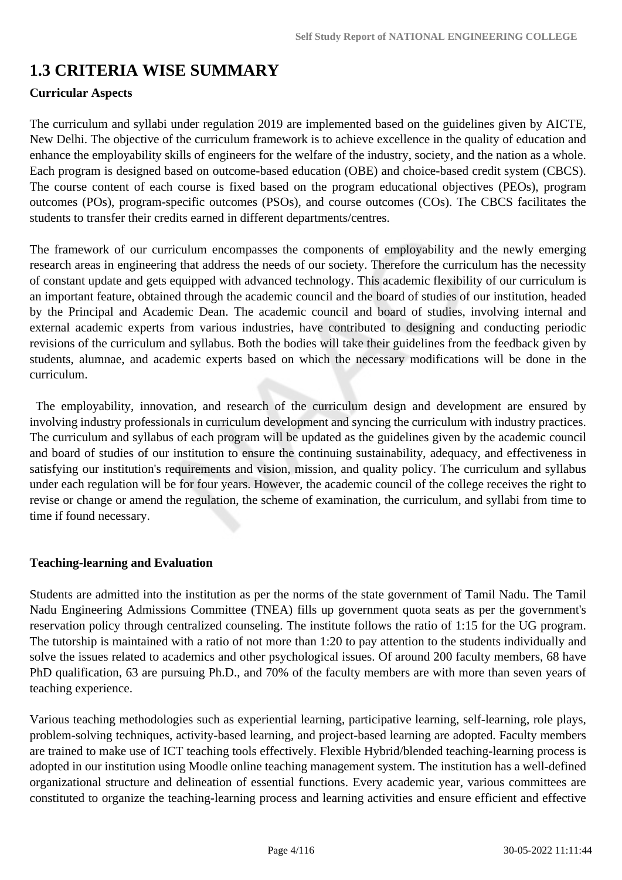# 1.3 CRITERIA WISE SUMMARY

**Curricular Aspects**

The curriculum and syllabi under regulation 2019 are implemented based on the guidelines given by AICTE, New Delhi. The objective of the curriculum framework is to achieve excellence in the quality of education and enhance the employability skills of engineers for the welfare of the industry, society, and the nation as a whole. Each program is designed based on outcome-based education (OBE) and choice-based credit system (CBCS). The course content of each course is fixed based on the program educational objectives (PEOs), program outcomes (POs), program-specific outcomes (PSOs), and course outcomes (COs). The CBCS facilitates the students to transfer their credits earned in different departments/centres.

The framework of our curriculum encompasses the components of employability and the newly emerging research areas in engineering that address the needs of our society. Therefore the curriculum has the necessity of constant update and gets equipped with advanced technology. This academic flexibility of our curriculum is an important feature, obtained through the academic council and the board of studies of our institution, headed by the Principal and Academic Dean. The academic council and board of studies, involving internal and external academic experts from various industries, have contributed to designing and conducting periodic revisions of the curriculum and syllabus. Both the bodies will take their guidelines from the feedback given by students, alumnae, and academic experts based on which the necessary modifications will be done in the curriculum.

The employability, innovation, and research of the curriculum design and development are ensured by involving industry professionals in curriculum development and syncing the curriculum with industry practices. The curriculum and syllabus of each program will be updated as the guidelines given by the academic council and board of studies of our institution to ensure the continuing sustainability, adequacy, and effectiveness in satisfying our institution's requirements and vision, mission, and quality policy. The curriculum and syllabus under each regulation will be for four years. However, the academic council of the college receives the right to revise or change or amend the regulation, the scheme of examination, the curriculum, and syllabi from time to time if found necessary.

**Teaching-learning and Evaluation**

Students are admitted into the institution as per the norms of the state government of Tamil Nadu. The Tamil Nadu Engineering Admissions Committee (TNEA) fills up government quota seats as per the government's reservation policy through centralized counseling. The institute follows the ratio of 1:15 for the UG program. The tutorship is maintained with a ratio of not more than 1:20 to pay attention to the students individually and solve the issues related to academics and other psychological issues. Of around 200 faculty members, 68 have PhD qualification, 63 are pursuing Ph.D., and 70% of the faculty members are with more than seven years of teaching experience.

Various teaching methodologies such as experiential learning, participative learning, self-learning, role plays, problem-solving techniques, activity-based learning, and project-based learning are adopted. Faculty members are trained to make use of ICT teaching tools effectively. Flexible Hybrid/blended teaching-learning process is adopted in our institution using Moodle online teaching management system. The institution has a well-defined organizational structure and delineation of essential functions. Every academic year, various committees are constituted to organize the teaching-learning process and learning activities and ensure efficient and effective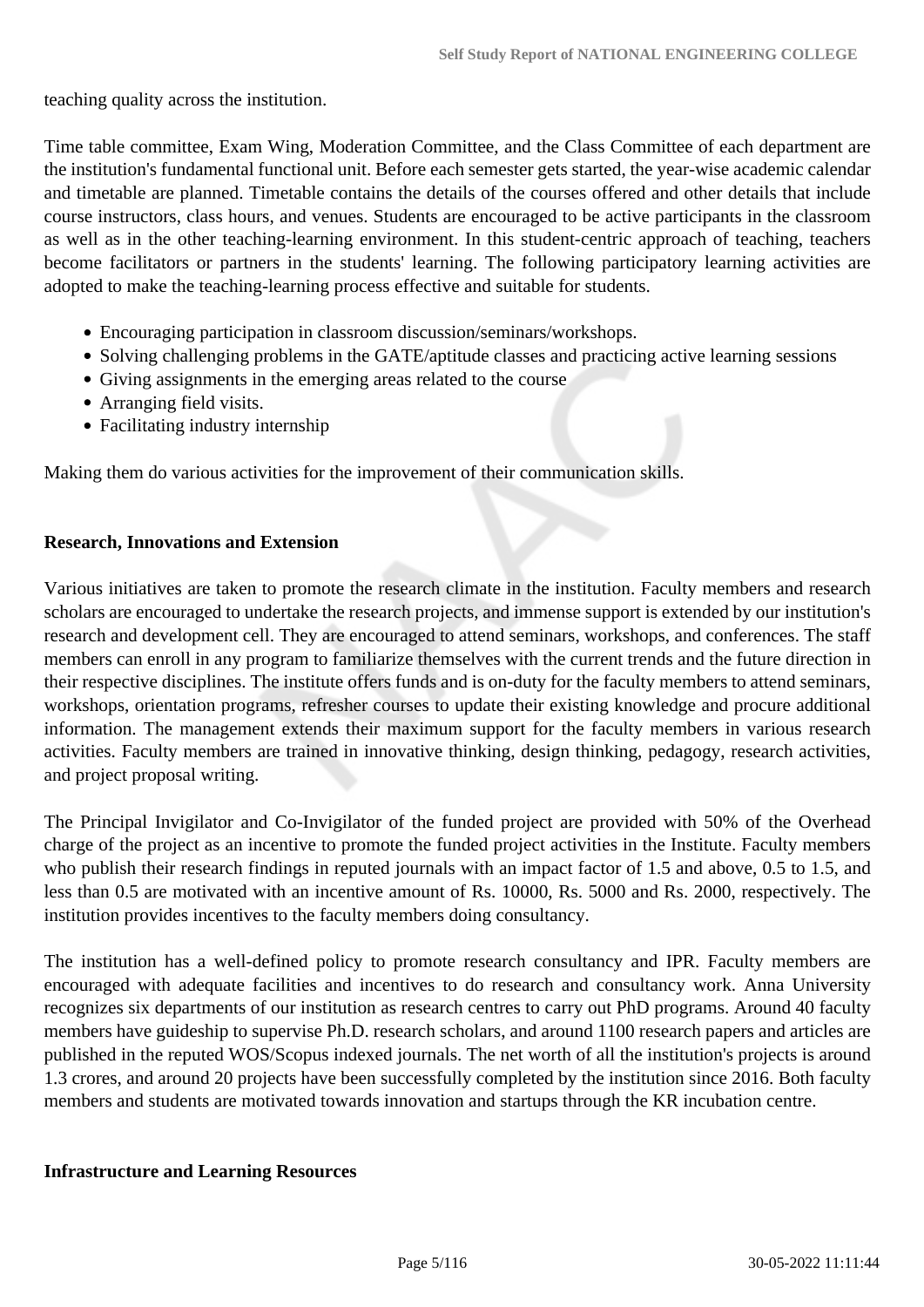teaching quality across the institution.

Time table committee, Exam Wing, Moderation Committee, and the Class Committee of each department are the institution's fundamental functional unit. Before each semester gets started, the year-wise academic calendar and timetable are planned. Timetable contains the details of the courses offered and other details that include course instructors, class hours, and venues. Students are encouraged to be active participants in the classroom as well as in the other teaching-learning environment. In this student-centric approach of teaching, teachers become facilitators or partners in the students' learning. The following participatory learning activities are adopted to make the teaching-learning process effective and suitable for students.

- Encouraging participation in classroom discussion/seminars/workshops.
- Solving challenging problems in the GATE/aptitude classes and practicing active learning sessions
- Giving assignments in the emerging areas related to the course
- Arranging field visits.
- Facilitating industry internship

Making them do various activities for the improvement of their communication skills.

**Research, Innovations and Extension**

Various initiatives are taken to promote the research climate in the institution. Faculty members and research scholars are encouraged to undertake the research projects, and immense support is extended by our institution's research and development cell. They are encouraged to attend seminars, workshops, and conferences. The staff members can enroll in any program to familiarize themselves with the current trends and the future direction in their respective disciplines. The institute offers funds and is on-duty for the faculty members to attend seminars, workshops, orientation programs, refresher courses to update their existing knowledge and procure additional information. The management extends their maximum support for the faculty members in various research activities. Faculty members are trained in innovative thinking, design thinking, pedagogy, research activities, and project proposal writing.

The Principal Invigilator and Co-Invigilator of the funded project are provided with 50% of the Overhead charge of the project as an incentive to promote the funded project activities in the Institute. Faculty members who publish their research findings in reputed journals with an impact factor of 1.5 and above, 0.5 to 1.5, and less than 0.5 are motivated with an incentive amount of Rs. 10000, Rs. 5000 and Rs. 2000, respectively. The institution provides incentives to the faculty members doing consultancy.

The institution has a well-defined policy to promote research consultancy and IPR. Faculty members are encouraged with adequate facilities and incentives to do research and consultancy work. Anna University recognizes six departments of our institution as research centres to carry out PhD programs. Around 40 faculty members have guideship to supervise Ph.D. research scholars, and around 1100 research papers and articles are published in the reputed WOS/Scopus indexed journals. The net worth of all the institution's projects is around 1.3 crores, and around 20 projects have been successfully completed by the institution since 2016. Both faculty members and students are motivated towards innovation and startups through the KR incubation centre.

**Infrastructure and Learning Resources**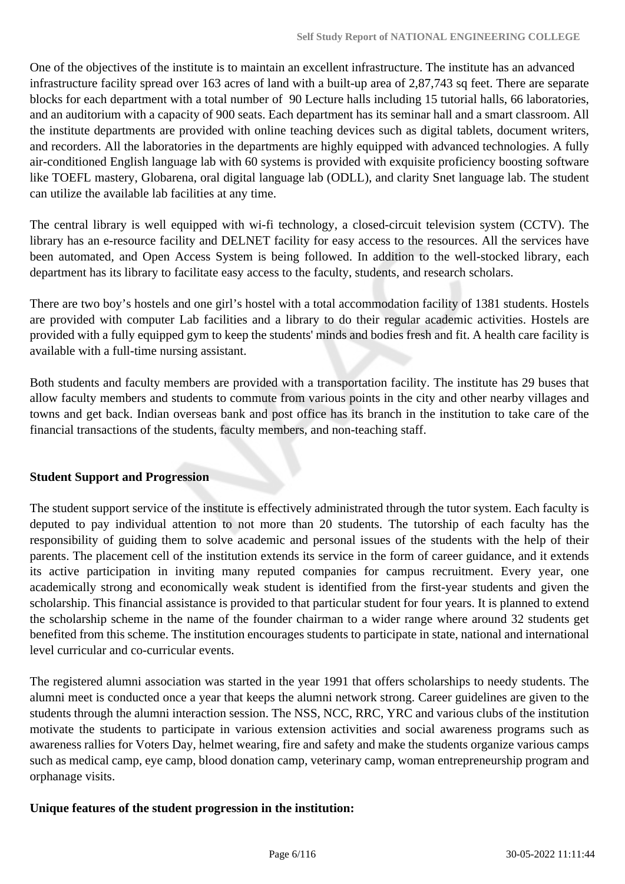One of the objectives of the institute is to maintain an excellent infrastructure. The institute has an advanced infrastructure facility spread over 163 acres of land with a built-up area of 2,87,743 sq feet. There are separate blocks for each department with a total number of 90 Lecture halls including 15 tutorial halls, 66 laboratories, and an auditorium with a capacity of 900 seats. Each department has its seminar hall and a smart classroom. All the institute departments are provided with online teaching devices such as digital tablets, document writers, and recorders. All the laboratories in the departments are highly equipped with advanced technologies. A fully air-conditioned English language lab with 60 systems is provided with exquisite proficiency boosting software like TOEFL mastery, Globarena, oral digital language lab (ODLL), and clarity Snet language lab. The student can utilize the available lab facilities at any time.

The central library is well equipped with wi-fi technology, a closed-circuit television system (CCTV). The library has an e-resource facility and DELNET facility for easy access to the resources. All the services have been automated, and Open Access System is being followed. In addition to the well-stocked library, each department has its library to facilitate easy access to the faculty, students, and research scholars.

There are two boy's hostels and one girl's hostel with a total accommodation facility of 1381 students. Hostels are provided with computer Lab facilities and a library to do their regular academic activities. Hostels are provided with a fully equipped gym to keep the students' minds and bodies fresh and fit. A health care facility is available with a full-time nursing assistant.

Both students and faculty members are provided with a transportation facility. The institute has 29 buses that allow faculty members and students to commute from various points in the city and other nearby villages and towns and get back. Indian overseas bank and post office has its branch in the institution to take care of the financial transactions of the students, faculty members, and non-teaching staff.

**Student Support and Progression**

The student support service of the institute is effectively administrated through the tutor system. Each faculty is deputed to pay individual attention to not more than 20 students. The tutorship of each faculty has the responsibility of guiding them to solve academic and personal issues of the students with the help of their parents. The placement cell of the institution extends its service in the form of career guidance, and it extends its active participation in inviting many reputed companies for campus recruitment. Every year, one academically strong and economically weak student is identified from the first-year students and given the scholarship. This financial assistance is provided to that particular student for four years. It is planned to extend the scholarship scheme in the name of the founder chairman to a wider range where around 32 students get benefited from this scheme. The institution encourages students to participate in state, national and international level curricular and co-curricular events.

The registered alumni association was started in the year 1991 that offers scholarships to needy students. The alumni meet is conducted once a year that keeps the alumni network strong. Career guidelines are given to the students through the alumni interaction session. The NSS, NCC, RRC, YRC and various clubs of the institution motivate the students to participate in various extension activities and social awareness programs such as awareness rallies for Voters Day, helmet wearing, fire and safety and make the students organize various camps such as medical camp, eye camp, blood donation camp, veterinary camp, woman entrepreneurship program and orphanage visits.

**Unique features of the student progression in the institution:**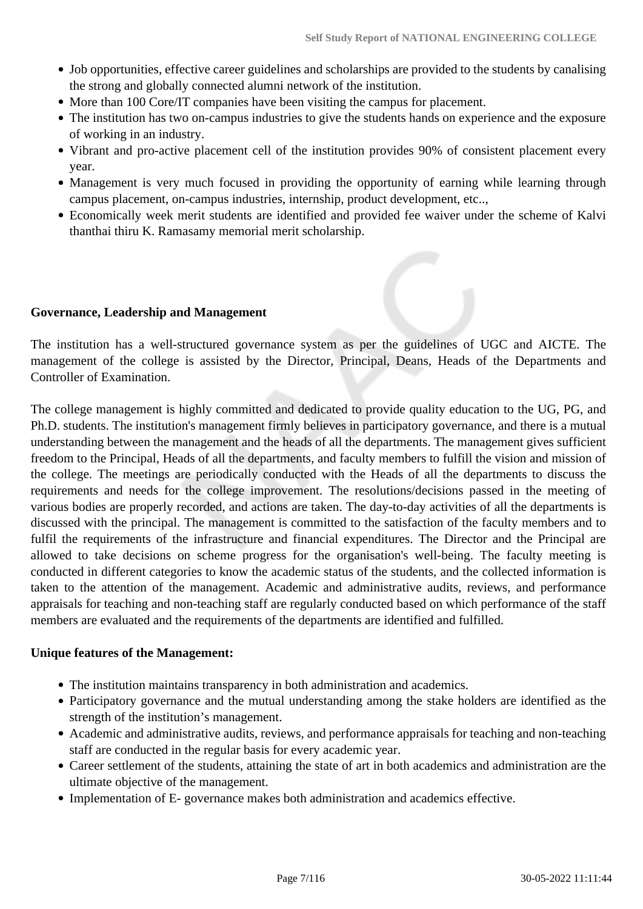- Job opportunities, effective career guidelines and scholarships are provided to the students by canalising the strong and globally connected alumni network of the institution.
- More than 100 Core/IT companies have been visiting the campus for placement.
- The institution has two on-campus industries to give the students hands on experience and the exposure of working in an industry.
- Vibrant and pro-active placement cell of the institution provides 90% of consistent placement every year.
- Management is very much focused in providing the opportunity of earning while learning through campus placement, on-campus industries, internship, product development, etc..,
- Economically week merit students are identified and provided fee waiver under the scheme of Kalvi thanthai thiru K. Ramasamy memorial merit scholarship.

**Governance, Leadership and Management**

The institution has a well-structured governance system as per the guidelines of UGC and AICTE. The management of the college is assisted by the Director, Principal, Deans, Heads of the Departments and Controller of Examination.

The college management is highly committed and dedicated to provide quality education to the UG, PG, and Ph.D. students. The institution's management firmly believes in participatory governance, and there is a mutual understanding between the management and the heads of all the departments. The management gives sufficient freedom to the Principal, Heads of all the departments, and faculty members to fulfill the vision and mission of the college. The meetings are periodically conducted with the Heads of all the departments to discuss the requirements and needs for the college improvement. The resolutions/decisions passed in the meeting of various bodies are properly recorded, and actions are taken. The day-to-day activities of all the departments is discussed with the principal. The management is committed to the satisfaction of the faculty members and to fulfil the requirements of the infrastructure and financial expenditures. The Director and the Principal are allowed to take decisions on scheme progress for the organisation's well-being. The faculty meeting is conducted in different categories to know the academic status of the students, and the collected information is taken to the attention of the management. Academic and administrative audits, reviews, and performance appraisals for teaching and non-teaching staff are regularly conducted based on which performance of the staff members are evaluated and the requirements of the departments are identified and fulfilled.

**Unique features of the Management:**

- The institution maintains transparency in both administration and academics.
- Participatory governance and the mutual understanding among the stake holders are identified as the strength of the institution's management.
- Academic and administrative audits, reviews, and performance appraisals for teaching and non-teaching staff are conducted in the regular basis for every academic year.
- Career settlement of the students, attaining the state of art in both academics and administration are the ultimate objective of the management.
- Implementation of E- governance makes both administration and academics effective.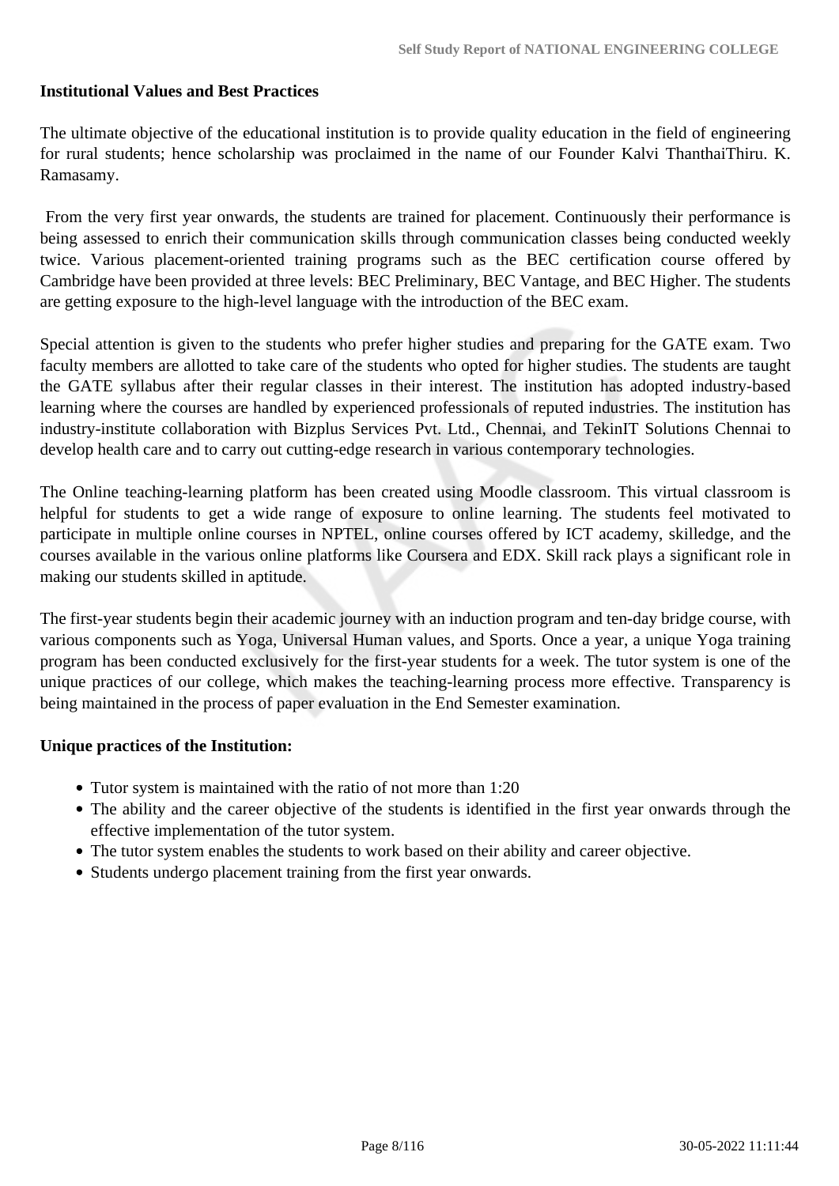**Institutional Values and Best Practices**

The ultimate objective of the educational institution is to provide quality education in the field of engineering for rural students; hence scholarship was proclaimed in the name of our Founder Kalvi ThanthaiThiru. K. Ramasamy.

From the very first year onwards, the students are trained for placement. Continuously their performance is being assessed to enrich their communication skills through communication classes being conducted weekly twice. Various placement-oriented training programs such as the BEC certification course offered by Cambridge have been provided at three levels: BEC Preliminary, BEC Vantage, and BEC Higher. The students are getting exposure to the high-level language with the introduction of the BEC exam.

Special attention is given to the students who prefer higher studies and preparing for the GATE exam. Two faculty members are allotted to take care of the students who opted for higher studies. The students are taught the GATE syllabus after their regular classes in their interest. The institution has adopted industry-based learning where the courses are handled by experienced professionals of reputed industries. The institution has industry-institute collaboration with Bizplus Services Pvt. Ltd., Chennai, and TekinIT Solutions Chennai to develop health care and to carry out cutting-edge research in various contemporary technologies.

The Online teaching-learning platform has been created using Moodle classroom. This virtual classroom is helpful for students to get a wide range of exposure to online learning. The students feel motivated to participate in multiple online courses in NPTEL, online courses offered by ICT academy, skilledge, and the courses available in the various online platforms like Coursera and EDX. Skill rack plays a significant role in making our students skilled in aptitude.

The first-year students begin their academic journey with an induction program and ten-day bridge course, with various components such as Yoga, Universal Human values, and Sports. Once a year, a unique Yoga training program has been conducted exclusively for the first-year students for a week. The tutor system is one of the unique practices of our college, which makes the teaching-learning process more effective. Transparency is being maintained in the process of paper evaluation in the End Semester examination.

**Unique practices of the Institution:**

- Tutor system is maintained with the ratio of not more than 1:20
- The ability and the career objective of the students is identified in the first year onwards through the effective implementation of the tutor system.
- The tutor system enables the students to work based on their ability and career objective.
- Students undergo placement training from the first year onwards.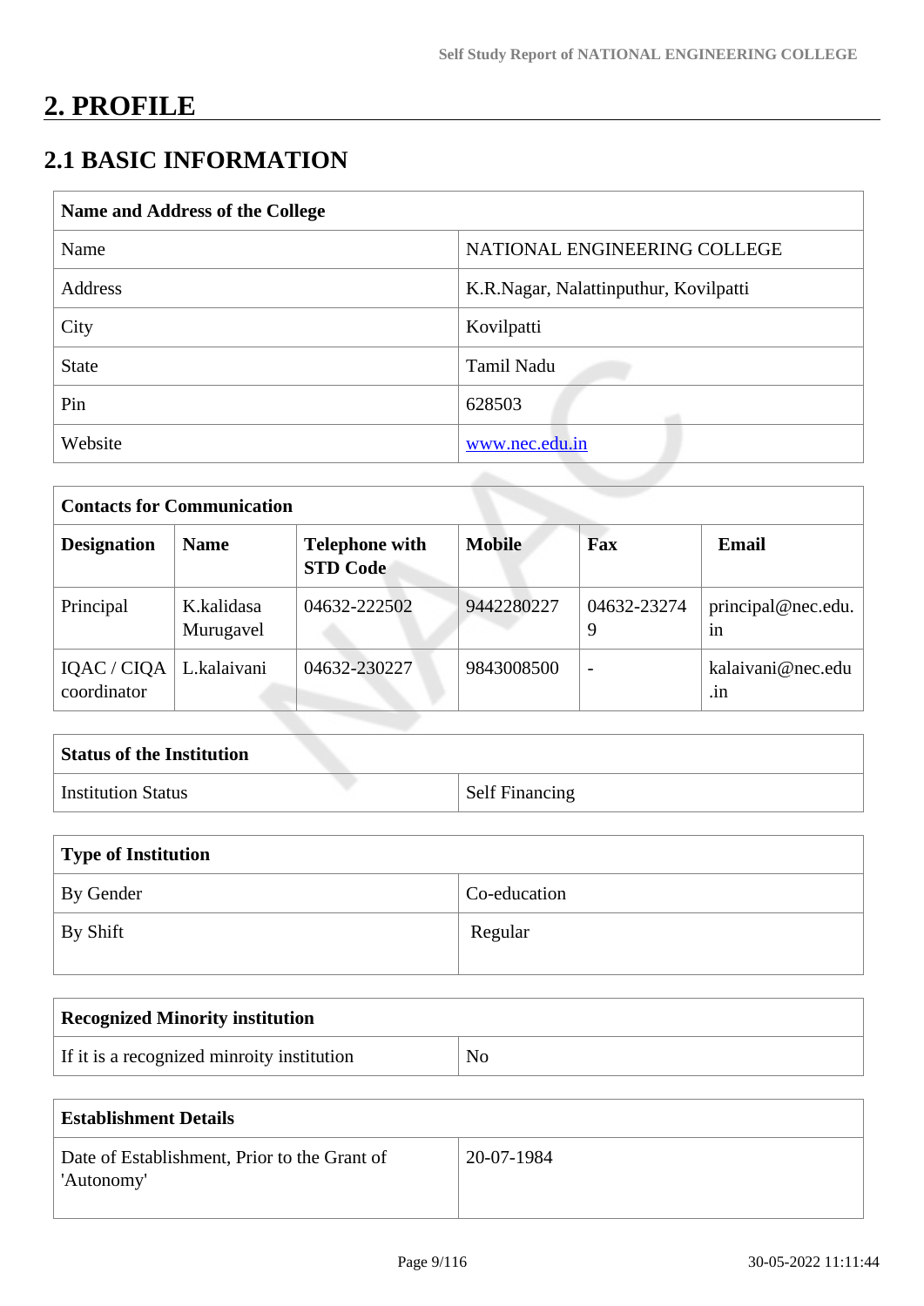# 2. PROFILE

## 2.1 BASIC INFORMATION

| Name and Address of the College | |
|---|---|
| Name | NATIONAL ENGINEERING COLLEGE |
| Address | K.R.Nagar, Nalattinputhur, Kovilpatti |
| City | Kovilpatti |
| State | Tamil Nadu |
| Pin | 628503 |
| Website | www.nec.edu.in |

| Contacts for Communication | | | | | |
|---|---|---|---|---|---|
| **Designation** | **Name** | **Telephone with STD Code** | **Mobile** | **Fax** | **Email** |
| Principal | K.kalidasa Murugavel | 04632-222502 | 9442280227 | 04632-232749 | principal@nec.edu.in |
| IQAC / CIQA coordinator | L.kalaivani | 04632-230227 | 9843008500 | - | kalaivani@nec.edu.in |

| Status of the Institution | |
|---|---|
| Institution Status | Self Financing |

| Type of Institution | |
|---|---|
| By Gender | Co-education |
| By Shift | Regular |

| Recognized Minority institution | |
|---|---|
| If it is a recognized minroity institution | No |

| Establishment Details | |
|---|---|
| Date of Establishment, Prior to the Grant of 'Autonomy' | 20-07-1984 |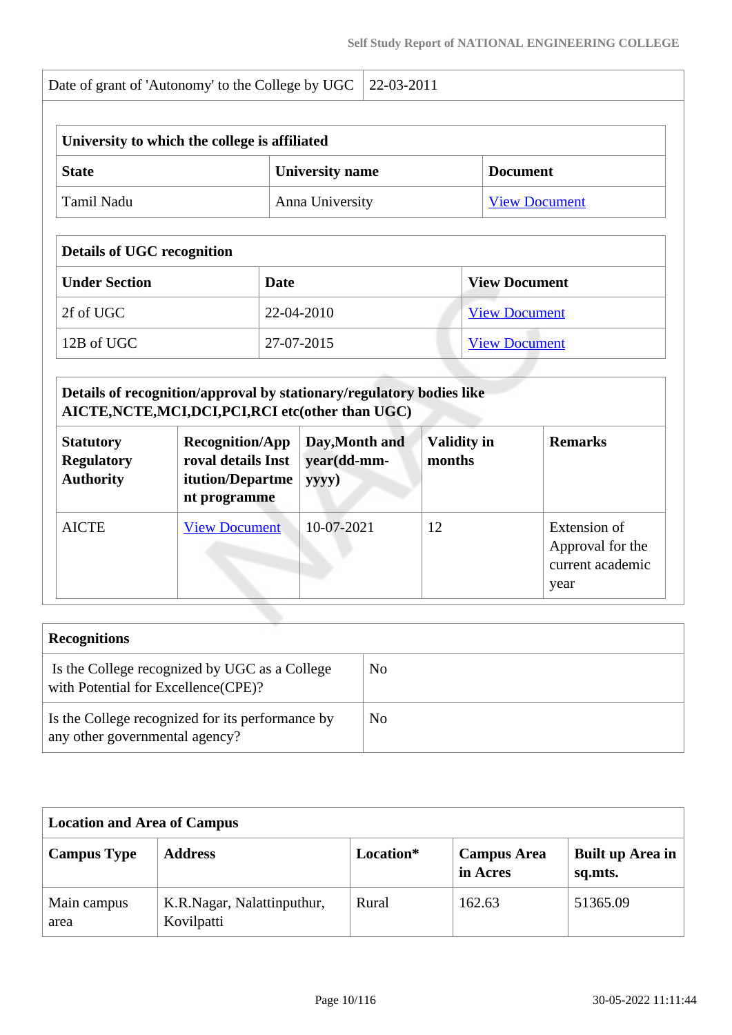| Date of grant of 'Autonomy' to the College by UGC | 22-03-2011 |
| --- | --- |

| University to which the college is affiliated | | |
| --- | --- | --- |
| **State** | **University name** | **Document** |
| Tamil Nadu | Anna University | View Document |

| Details of UGC recognition | | |
| --- | --- | --- |
| **Under Section** | **Date** | **View Document** |
| 2f of UGC | 22-04-2010 | View Document |
| 12B of UGC | 27-07-2015 | View Document |

| Details of recognition/approval by stationary/regulatory bodies like AICTE,NCTE,MCI,DCI,PCI,RCI etc(other than UGC) | | | | |
| --- | --- | --- | --- | --- |
| **Statutory Regulatory Authority** | **Recognition/Approval details Institution/Department programme** | **Day,Month and year(dd-mm-yyyy)** | **Validity in months** | **Remarks** |
| AICTE | View Document | 10-07-2021 | 12 | Extension of Approval for the current academic year |

| Recognitions | |
| --- | --- |
| Is the College recognized by UGC as a College with Potential for Excellence(CPE)? | No |
| Is the College recognized for its performance by any other governmental agency? | No |

| Location and Area of Campus | | | | |
| --- | --- | --- | --- | --- |
| **Campus Type** | **Address** | **Location*** | **Campus Area in Acres** | **Built up Area in sq.mts.** |
| Main campus area | K.R.Nagar, Nalattinputhur, Kovilpatti | Rural | 162.63 | 51365.09 |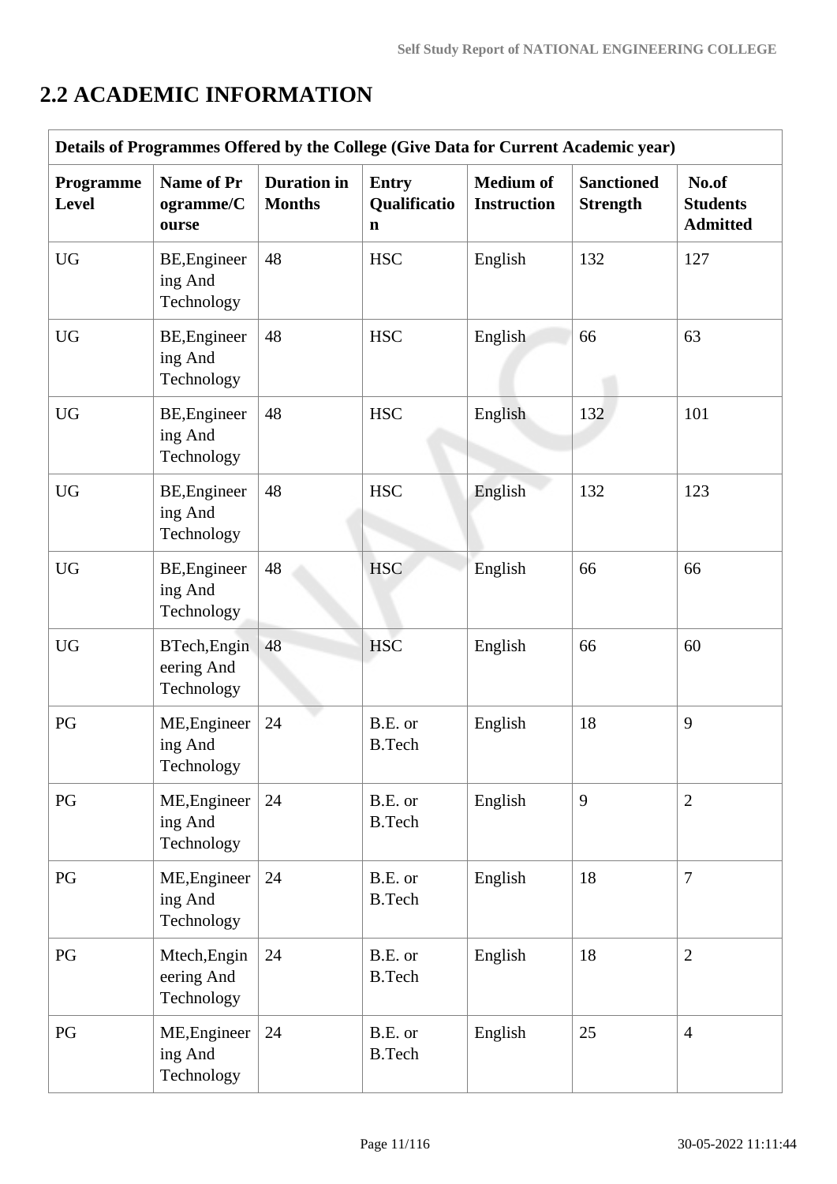## 2.2 ACADEMIC INFORMATION

| Details of Programmes Offered by the College (Give Data for Current Academic year) | | | | | | |
|---|---|---|---|---|---|---|
| **Programme Level** | **Name of Programme/Course** | **Duration in Months** | **Entry Qualification** | **Medium of Instruction** | **Sanctioned Strength** | **No.of Students Admitted** |
| UG | BE,Engineering And Technology | 48 | HSC | English | 132 | 127 |
| UG | BE,Engineering And Technology | 48 | HSC | English | 66 | 63 |
| UG | BE,Engineering And Technology | 48 | HSC | English | 132 | 101 |
| UG | BE,Engineering And Technology | 48 | HSC | English | 132 | 123 |
| UG | BE,Engineering And Technology | 48 | HSC | English | 66 | 66 |
| UG | BTech,Engineering And Technology | 48 | HSC | English | 66 | 60 |
| PG | ME,Engineering And Technology | 24 | B.E. or B.Tech | English | 18 | 9 |
| PG | ME,Engineering And Technology | 24 | B.E. or B.Tech | English | 9 | 2 |
| PG | ME,Engineering And Technology | 24 | B.E. or B.Tech | English | 18 | 7 |
| PG | Mtech,Engineering And Technology | 24 | B.E. or B.Tech | English | 18 | 2 |
| PG | ME,Engineering And Technology | 24 | B.E. or B.Tech | English | 25 | 4 |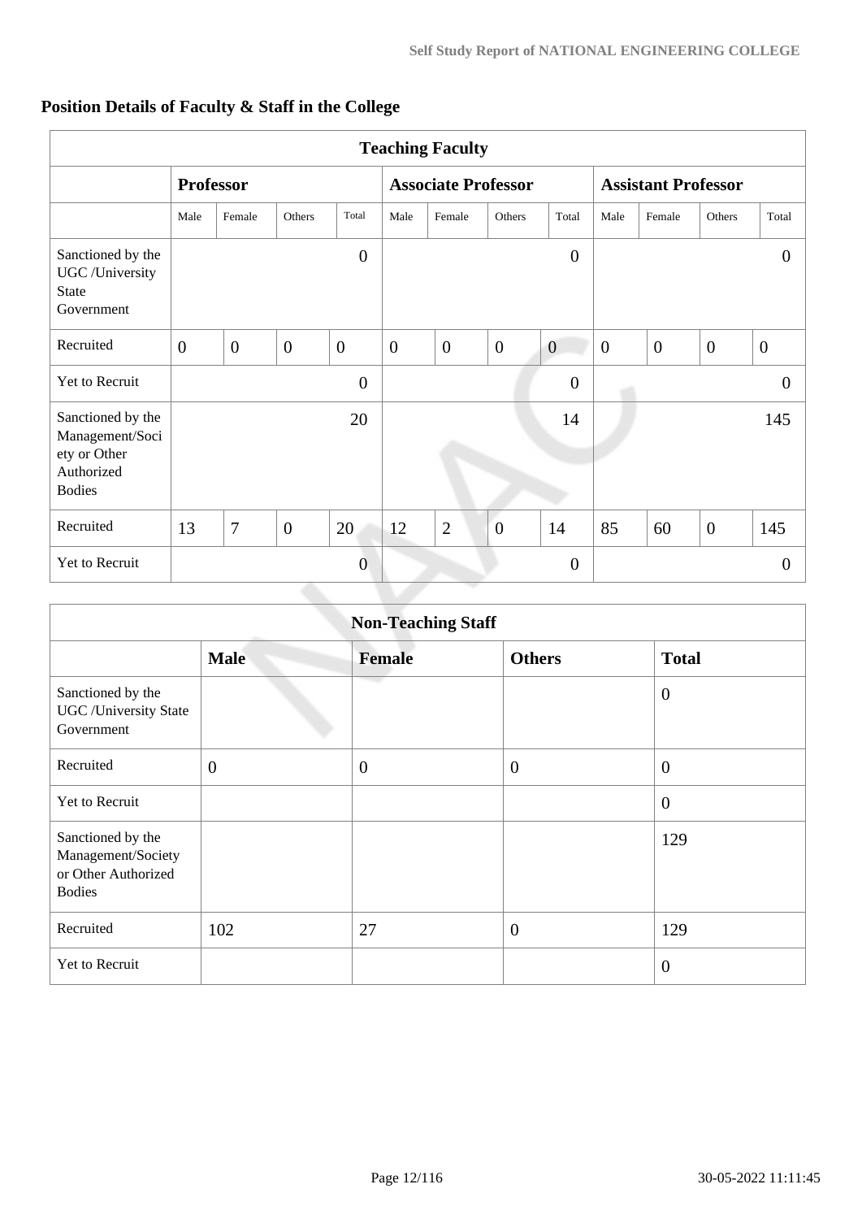## Position Details of Faculty & Staff in the College

| Teaching Faculty | | | | | | | | | | | | |
|---|---|---|---|---|---|---|---|---|---|---|---|---|
| | Professor | | | | Associate Professor | | | | Assistant Professor | | | |
| | Male | Female | Others | Total | Male | Female | Others | Total | Male | Female | Others | Total |
| Sanctioned by the UGC /University State Government | | | | 0 | | | | 0 | | | | 0 |
| Recruited | 0 | 0 | 0 | 0 | 0 | 0 | 0 | 0 | 0 | 0 | 0 | 0 |
| Yet to Recruit | | | | 0 | | | | 0 | | | | 0 |
| Sanctioned by the Management/Society or Other Authorized Bodies | | | | 20 | | | | 14 | | | | 145 |
| Recruited | 13 | 7 | 0 | 20 | 12 | 2 | 0 | 14 | 85 | 60 | 0 | 145 |
| Yet to Recruit | | | | 0 | | | | 0 | | | | 0 |

| Non-Teaching Staff | | | | |
|---|---|---|---|---|
| | Male | Female | Others | Total |
| Sanctioned by the UGC /University State Government | | | | 0 |
| Recruited | 0 | 0 | 0 | 0 |
| Yet to Recruit | | | | 0 |
| Sanctioned by the Management/Society or Other Authorized Bodies | | | | 129 |
| Recruited | 102 | 27 | 0 | 129 |
| Yet to Recruit | | | | 0 |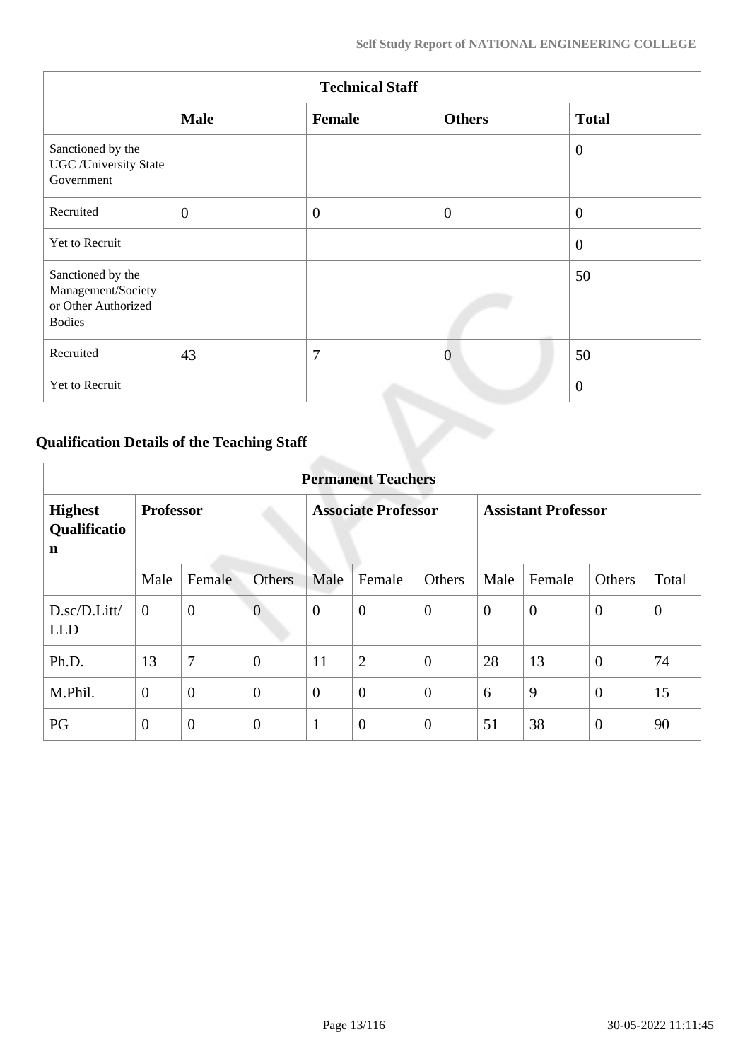| Technical Staff | | | | |
|---|---|---|---|---|
| | **Male** | **Female** | **Others** | **Total** |
| Sanctioned by the UGC /University State Government | | | | 0 |
| Recruited | 0 | 0 | 0 | 0 |
| Yet to Recruit | | | | 0 |
| Sanctioned by the Management/Society or Other Authorized Bodies | | | | 50 |
| Recruited | 43 | 7 | 0 | 50 |
| Yet to Recruit | | | | 0 |

## Qualification Details of the Teaching Staff

| Permanent Teachers | | | | | | | | | | |
|---|---|---|---|---|---|---|---|---|---|---|
| **Highest Qualification** | **Professor** | | | **Associate Professor** | | | **Assistant Professor** | | | |
| | Male | Female | Others | Male | Female | Others | Male | Female | Others | Total |
| D.sc/D.Litt/LLD | 0 | 0 | 0 | 0 | 0 | 0 | 0 | 0 | 0 | 0 |
| Ph.D. | 13 | 7 | 0 | 11 | 2 | 0 | 28 | 13 | 0 | 74 |
| M.Phil. | 0 | 0 | 0 | 0 | 0 | 0 | 6 | 9 | 0 | 15 |
| PG | 0 | 0 | 0 | 1 | 0 | 0 | 51 | 38 | 0 | 90 |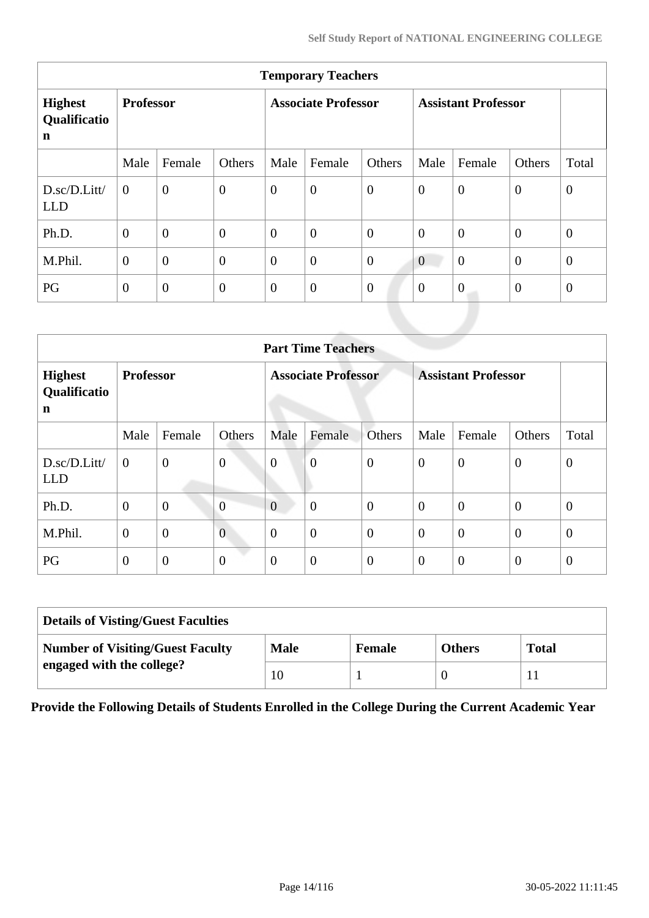| Temporary Teachers | | | | | | | | | | |
|---|---|---|---|---|---|---|---|---|---|---|
| **Highest Qualification** | **Professor** | | | **Associate Professor** | | | **Assistant Professor** | | | |
| | Male | Female | Others | Male | Female | Others | Male | Female | Others | Total |
| D.sc/D.Litt/ LLD | 0 | 0 | 0 | 0 | 0 | 0 | 0 | 0 | 0 | 0 |
| Ph.D. | 0 | 0 | 0 | 0 | 0 | 0 | 0 | 0 | 0 | 0 |
| M.Phil. | 0 | 0 | 0 | 0 | 0 | 0 | 0 | 0 | 0 | 0 |
| PG | 0 | 0 | 0 | 0 | 0 | 0 | 0 | 0 | 0 | 0 |

| Part Time Teachers | | | | | | | | | | |
|---|---|---|---|---|---|---|---|---|---|---|
| **Highest Qualification** | **Professor** | | | **Associate Professor** | | | **Assistant Professor** | | | |
| | Male | Female | Others | Male | Female | Others | Male | Female | Others | Total |
| D.sc/D.Litt/ LLD | 0 | 0 | 0 | 0 | 0 | 0 | 0 | 0 | 0 | 0 |
| Ph.D. | 0 | 0 | 0 | 0 | 0 | 0 | 0 | 0 | 0 | 0 |
| M.Phil. | 0 | 0 | 0 | 0 | 0 | 0 | 0 | 0 | 0 | 0 |
| PG | 0 | 0 | 0 | 0 | 0 | 0 | 0 | 0 | 0 | 0 |

| Details of Visting/Guest Faculties | | | | |
|---|---|---|---|---|
| **Number of Visiting/Guest Faculty engaged with the college?** | **Male** | **Female** | **Others** | **Total** |
| | 10 | 1 | 0 | 11 |

**Provide the Following Details of Students Enrolled in the College During the Current Academic Year**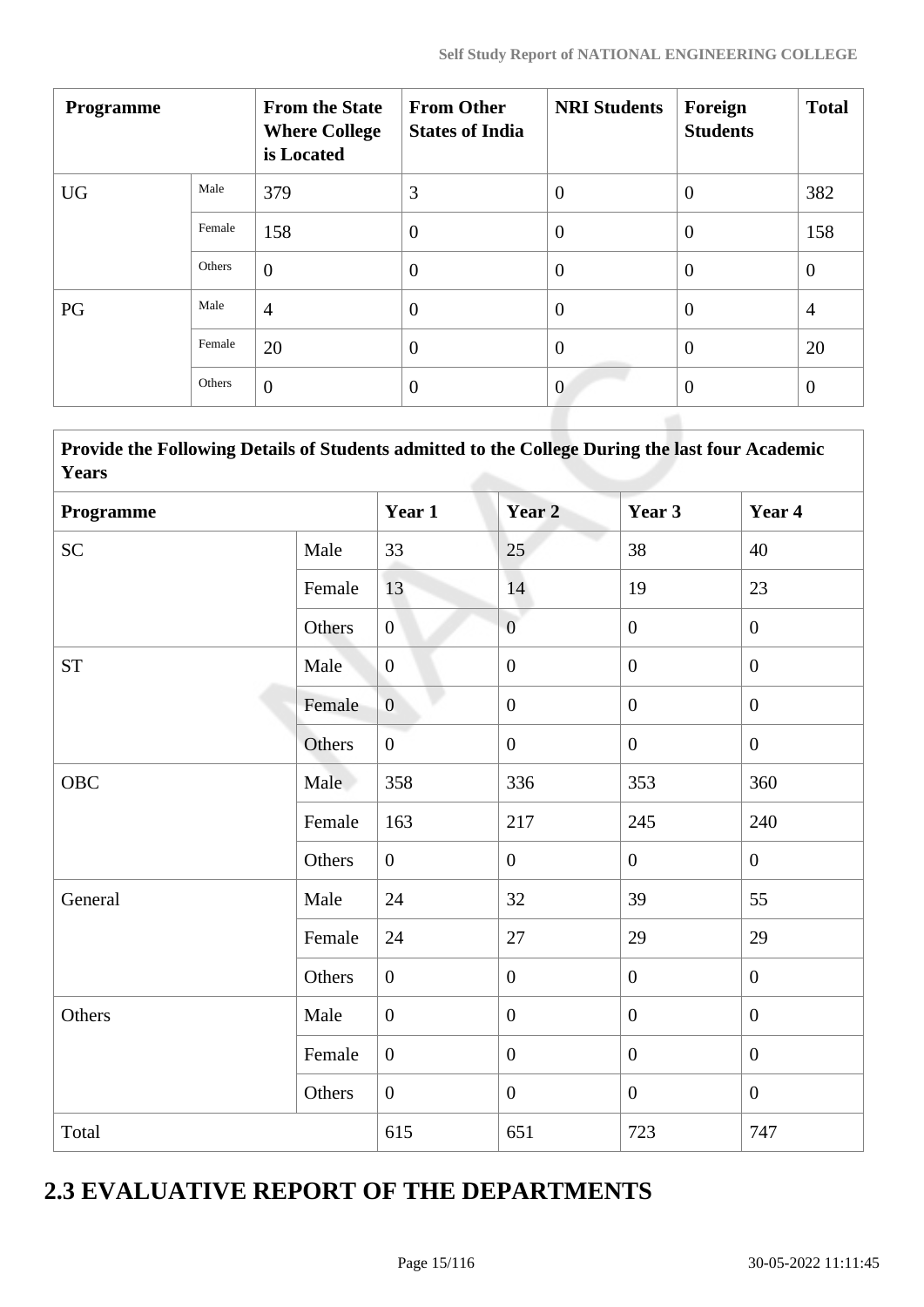| Programme | | From the State Where College is Located | From Other States of India | NRI Students | Foreign Students | Total |
|---|---|---|---|---|---|---|
| UG | Male | 379 | 3 | 0 | 0 | 382 |
| | Female | 158 | 0 | 0 | 0 | 158 |
| | Others | 0 | 0 | 0 | 0 | 0 |
| PG | Male | 4 | 0 | 0 | 0 | 4 |
| | Female | 20 | 0 | 0 | 0 | 20 |
| | Others | 0 | 0 | 0 | 0 | 0 |

| Provide the Following Details of Students admitted to the College During the last four Academic Years | | | | | |
|---|---|---|---|---|---|
| **Programme** | | **Year 1** | **Year 2** | **Year 3** | **Year 4** |
| SC | Male | 33 | 25 | 38 | 40 |
| | Female | 13 | 14 | 19 | 23 |
| | Others | 0 | 0 | 0 | 0 |
| ST | Male | 0 | 0 | 0 | 0 |
| | Female | 0 | 0 | 0 | 0 |
| | Others | 0 | 0 | 0 | 0 |
| OBC | Male | 358 | 336 | 353 | 360 |
| | Female | 163 | 217 | 245 | 240 |
| | Others | 0 | 0 | 0 | 0 |
| General | Male | 24 | 32 | 39 | 55 |
| | Female | 24 | 27 | 29 | 29 |
| | Others | 0 | 0 | 0 | 0 |
| Others | Male | 0 | 0 | 0 | 0 |
| | Female | 0 | 0 | 0 | 0 |
| | Others | 0 | 0 | 0 | 0 |
| Total | | 615 | 651 | 723 | 747 |

## 2.3 EVALUATIVE REPORT OF THE DEPARTMENTS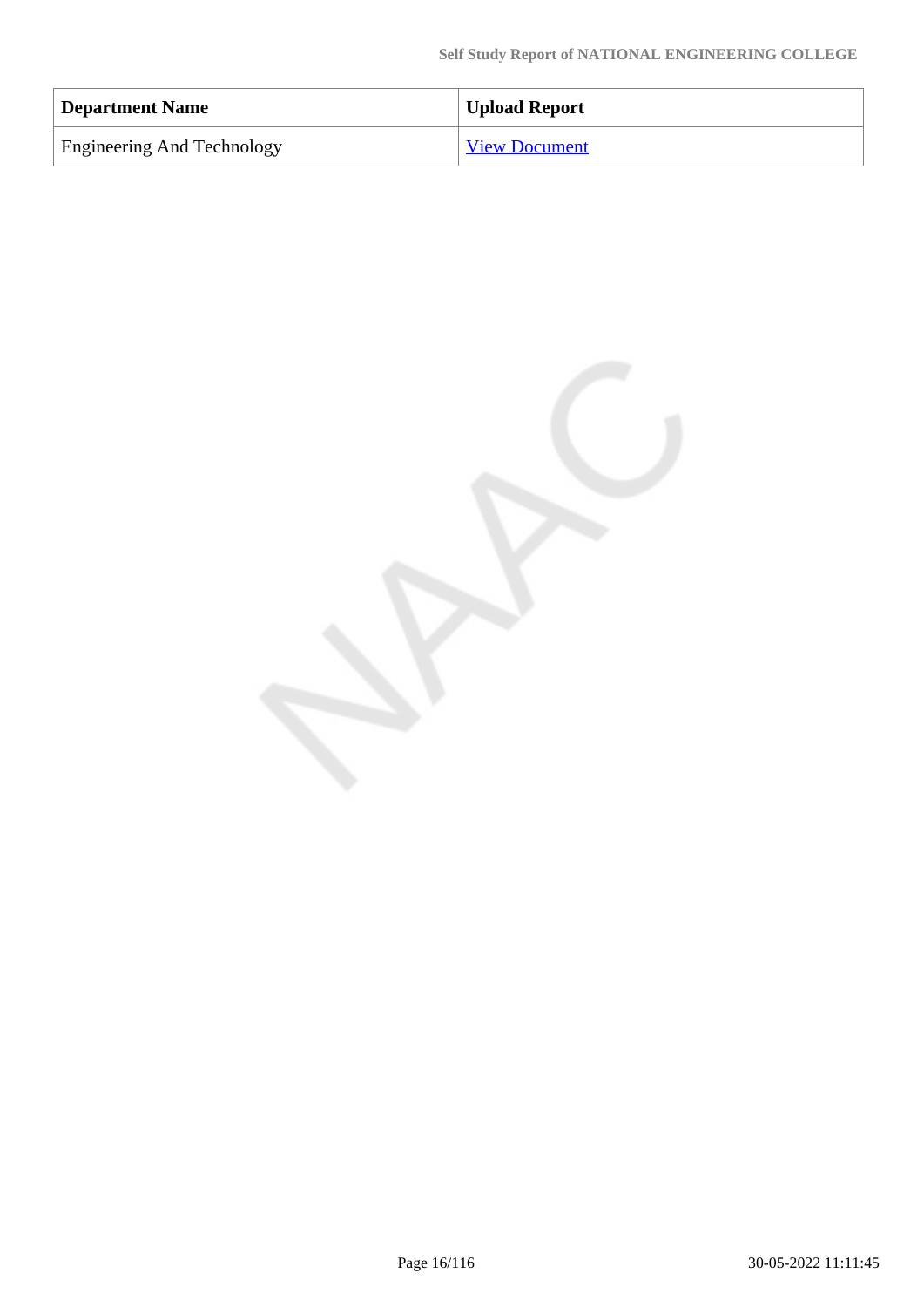| Department Name | Upload Report |
| --- | --- |
| Engineering And Technology | View Document |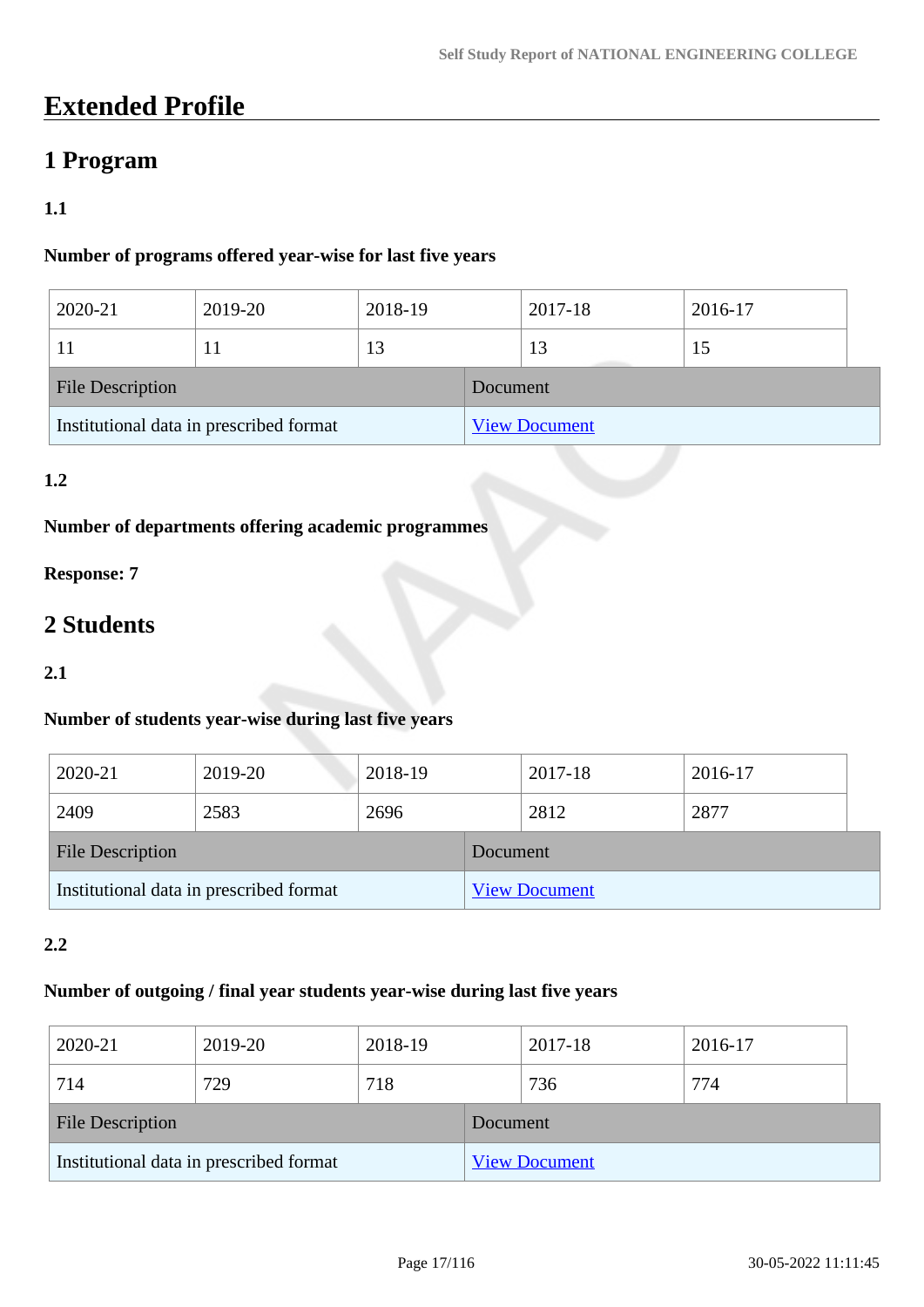# Extended Profile

## 1 Program

### 1.1

**Number of programs offered year-wise for last five years**

| 2020-21 | 2019-20 | 2018-19 | 2017-18 | 2016-17 |
|---|---|---|---|---|
| 11 | 11 | 13 | 13 | 15 |

| File Description | Document |
|---|---|
| Institutional data in prescribed format | View Document |

### 1.2

**Number of departments offering academic programmes**

**Response: 7**

## 2 Students

### 2.1

**Number of students year-wise during last five years**

| 2020-21 | 2019-20 | 2018-19 | 2017-18 | 2016-17 |
|---|---|---|---|---|
| 2409 | 2583 | 2696 | 2812 | 2877 |

| File Description | Document |
|---|---|
| Institutional data in prescribed format | View Document |

### 2.2

**Number of outgoing / final year students year-wise during last five years**

| 2020-21 | 2019-20 | 2018-19 | 2017-18 | 2016-17 |
|---|---|---|---|---|
| 714 | 729 | 718 | 736 | 774 |

| File Description | Document |
|---|---|
| Institutional data in prescribed format | View Document |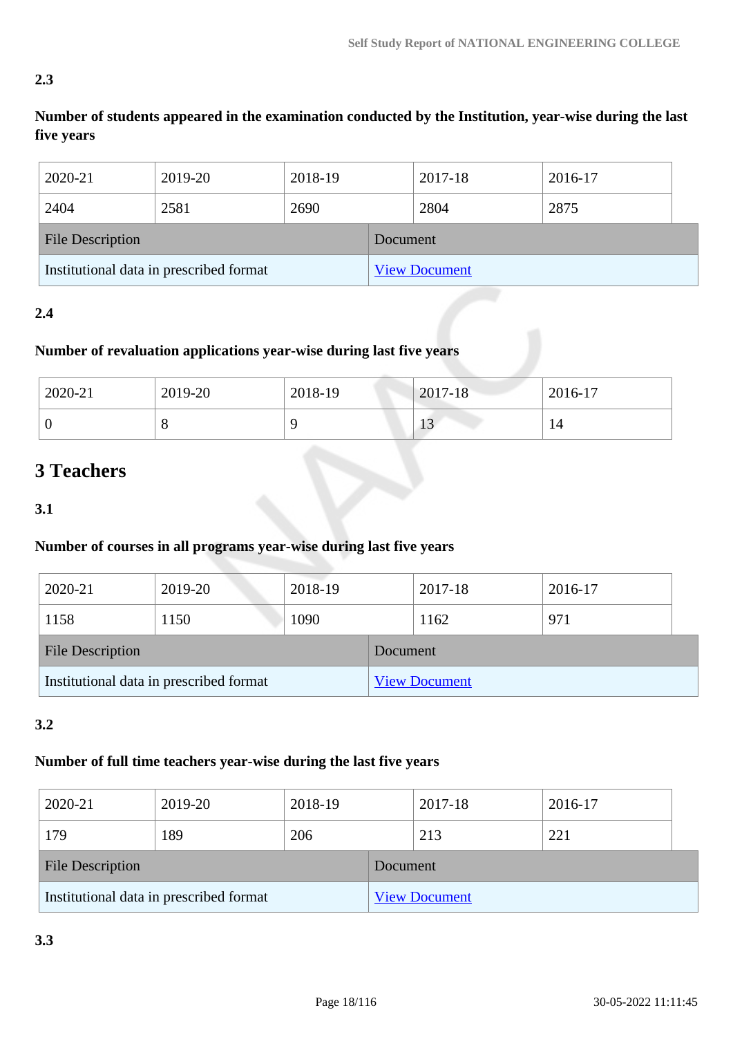**2.3**

**Number of students appeared in the examination conducted by the Institution, year-wise during the last five years**

| 2020-21 | 2019-20 | 2018-19 | 2017-18 | 2016-17 |
|---|---|---|---|---|
| 2404 | 2581 | 2690 | 2804 | 2875 |

| File Description | Document |
|---|---|
| Institutional data in prescribed format | View Document |

**2.4**

**Number of revaluation applications year-wise during last five years**

| 2020-21 | 2019-20 | 2018-19 | 2017-18 | 2016-17 |
|---|---|---|---|---|
| 0 | 8 | 9 | 13 | 14 |

# 3 Teachers

**3.1**

**Number of courses in all programs year-wise during last five years**

| 2020-21 | 2019-20 | 2018-19 | 2017-18 | 2016-17 |
|---|---|---|---|---|
| 1158 | 1150 | 1090 | 1162 | 971 |

| File Description | Document |
|---|---|
| Institutional data in prescribed format | View Document |

**3.2**

**Number of full time teachers year-wise during the last five years**

| 2020-21 | 2019-20 | 2018-19 | 2017-18 | 2016-17 |
|---|---|---|---|---|
| 179 | 189 | 206 | 213 | 221 |

| File Description | Document |
|---|---|
| Institutional data in prescribed format | View Document |

**3.3**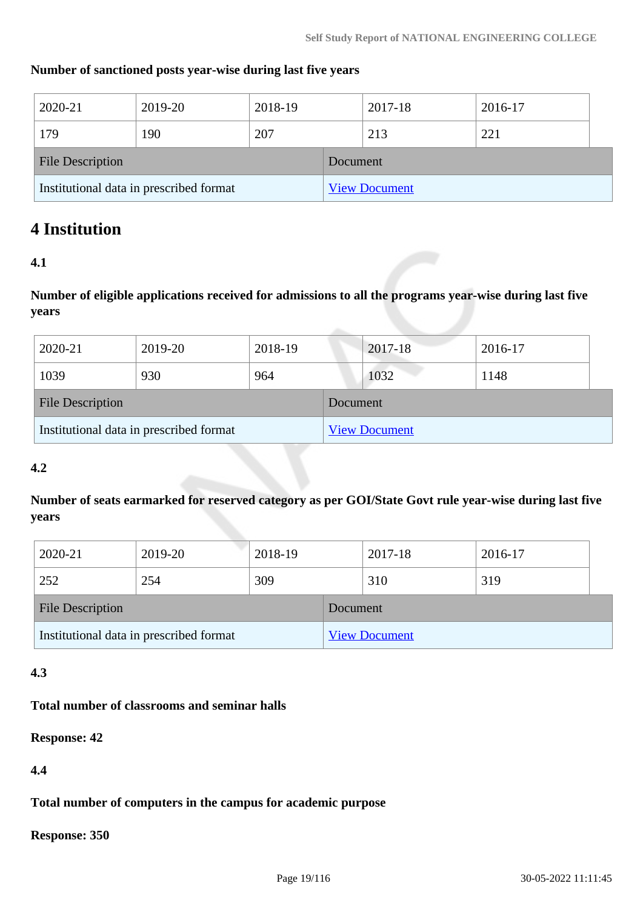**Number of sanctioned posts year-wise during last five years**

| 2020-21 | 2019-20 | 2018-19 | 2017-18 | 2016-17 |
|---|---|---|---|---|
| 179 | 190 | 207 | 213 | 221 |

| File Description | Document |
|---|---|
| Institutional data in prescribed format | View Document |

# 4 Institution

**4.1**

**Number of eligible applications received for admissions to all the programs year-wise during last five years**

| 2020-21 | 2019-20 | 2018-19 | 2017-18 | 2016-17 |
|---|---|---|---|---|
| 1039 | 930 | 964 | 1032 | 1148 |

| File Description | Document |
|---|---|
| Institutional data in prescribed format | View Document |

**4.2**

**Number of seats earmarked for reserved category as per GOI/State Govt rule year-wise during last five years**

| 2020-21 | 2019-20 | 2018-19 | 2017-18 | 2016-17 |
|---|---|---|---|---|
| 252 | 254 | 309 | 310 | 319 |

| File Description | Document |
|---|---|
| Institutional data in prescribed format | View Document |

**4.3**

**Total number of classrooms and seminar halls**

**Response: 42**

**4.4**

**Total number of computers in the campus for academic purpose**

**Response: 350**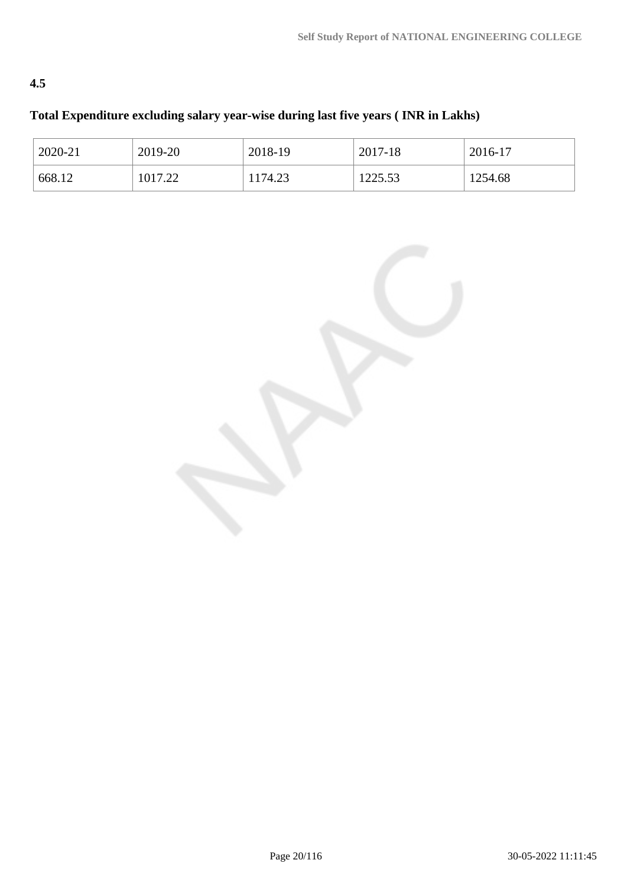**4.5**

**Total Expenditure excluding salary year-wise during last five years ( INR in Lakhs)**

| 2020-21 | 2019-20 | 2018-19 | 2017-18 | 2016-17 |
|---|---|---|---|---|
| 668.12 | 1017.22 | 1174.23 | 1225.53 | 1254.68 |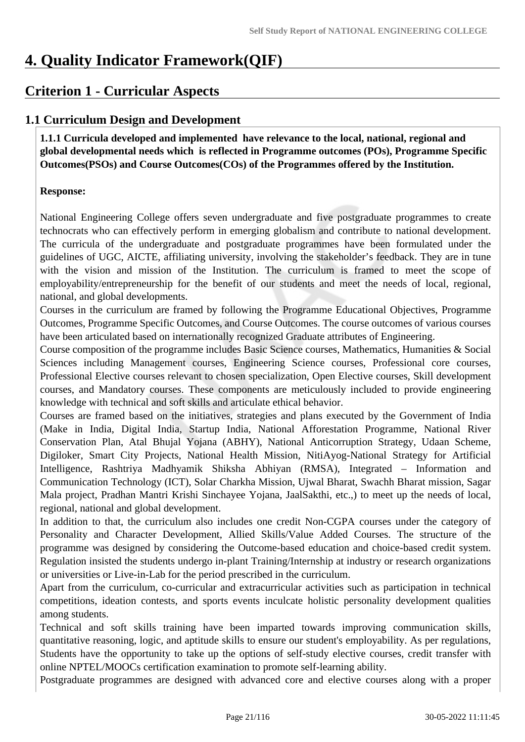# 4. Quality Indicator Framework(QIF)

## Criterion 1 - Curricular Aspects

### 1.1 Curriculum Design and Development

**1.1.1 Curricula developed and implemented have relevance to the local, national, regional and global developmental needs which is reflected in Programme outcomes (POs), Programme Specific Outcomes(PSOs) and Course Outcomes(COs) of the Programmes offered by the Institution.**

**Response:**

National Engineering College offers seven undergraduate and five postgraduate programmes to create technocrats who can effectively perform in emerging globalism and contribute to national development. The curricula of the undergraduate and postgraduate programmes have been formulated under the guidelines of UGC, AICTE, affiliating university, involving the stakeholder's feedback. They are in tune with the vision and mission of the Institution. The curriculum is framed to meet the scope of employability/entrepreneurship for the benefit of our students and meet the needs of local, regional, national, and global developments.

Courses in the curriculum are framed by following the Programme Educational Objectives, Programme Outcomes, Programme Specific Outcomes, and Course Outcomes. The course outcomes of various courses have been articulated based on internationally recognized Graduate attributes of Engineering.

Course composition of the programme includes Basic Science courses, Mathematics, Humanities & Social Sciences including Management courses, Engineering Science courses, Professional core courses, Professional Elective courses relevant to chosen specialization, Open Elective courses, Skill development courses, and Mandatory courses. These components are meticulously included to provide engineering knowledge with technical and soft skills and articulate ethical behavior.

Courses are framed based on the initiatives, strategies and plans executed by the Government of India (Make in India, Digital India, Startup India, National Afforestation Programme, National River Conservation Plan, Atal Bhujal Yojana (ABHY), National Anticorruption Strategy, Udaan Scheme, Digiloker, Smart City Projects, National Health Mission, NitiAyog-National Strategy for Artificial Intelligence, Rashtriya Madhyamik Shiksha Abhiyan (RMSA), Integrated – Information and Communication Technology (ICT), Solar Charkha Mission, Ujwal Bharat, Swachh Bharat mission, Sagar Mala project, Pradhan Mantri Krishi Sinchayee Yojana, JaalSakthi, etc.,) to meet up the needs of local, regional, national and global development.

In addition to that, the curriculum also includes one credit Non-CGPA courses under the category of Personality and Character Development, Allied Skills/Value Added Courses. The structure of the programme was designed by considering the Outcome-based education and choice-based credit system. Regulation insisted the students undergo in-plant Training/Internship at industry or research organizations or universities or Live-in-Lab for the period prescribed in the curriculum.

Apart from the curriculum, co-curricular and extracurricular activities such as participation in technical competitions, ideation contests, and sports events inculcate holistic personality development qualities among students.

Technical and soft skills training have been imparted towards improving communication skills, quantitative reasoning, logic, and aptitude skills to ensure our student's employability. As per regulations, Students have the opportunity to take up the options of self-study elective courses, credit transfer with online NPTEL/MOOCs certification examination to promote self-learning ability.

Postgraduate programmes are designed with advanced core and elective courses along with a proper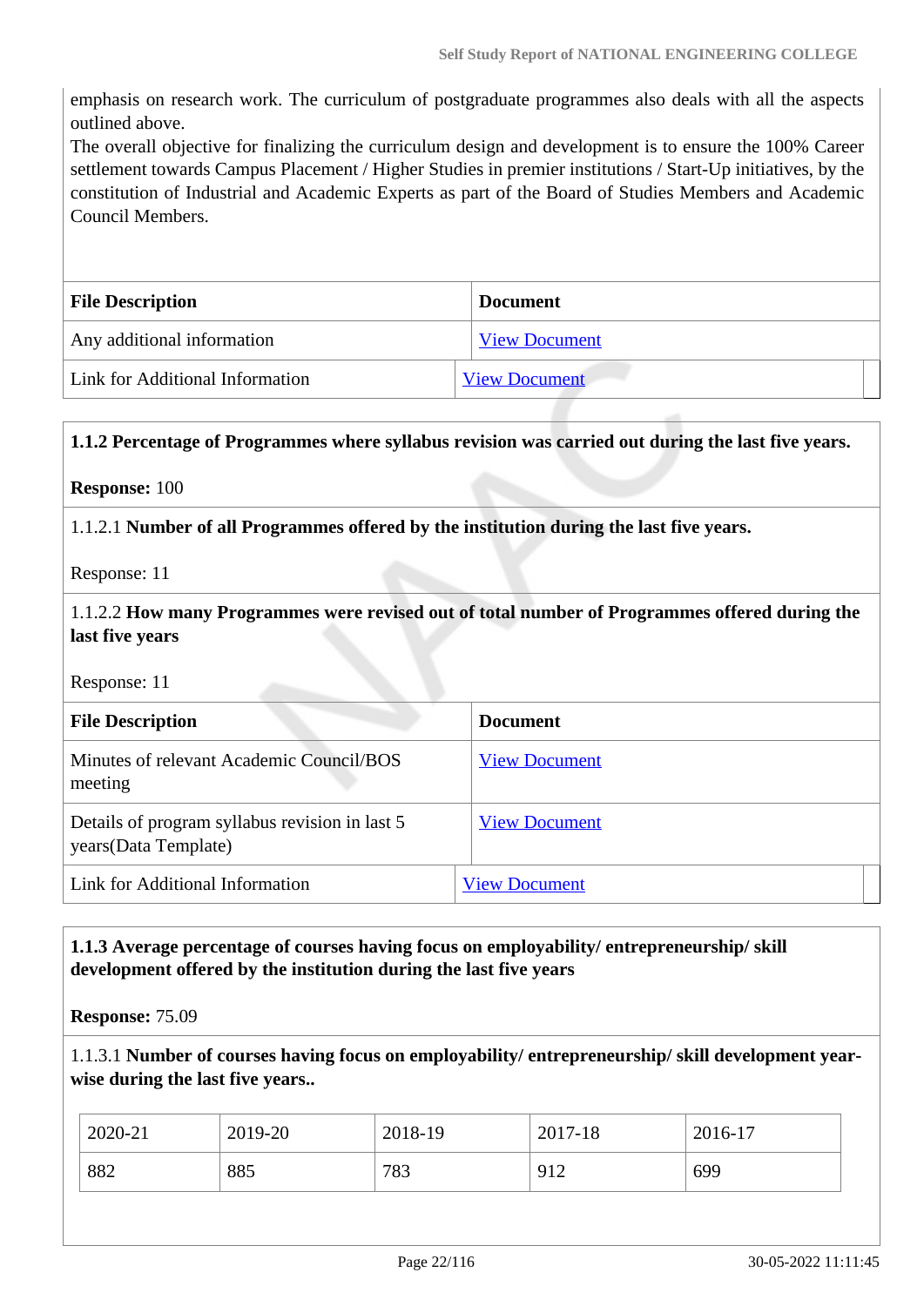emphasis on research work. The curriculum of postgraduate programmes also deals with all the aspects outlined above.

The overall objective for finalizing the curriculum design and development is to ensure the 100% Career settlement towards Campus Placement / Higher Studies in premier institutions / Start-Up initiatives, by the constitution of Industrial and Academic Experts as part of the Board of Studies Members and Academic Council Members.

| File Description | Document |
|---|---|
| Any additional information | View Document |
| Link for Additional Information | View Document |

**1.1.2 Percentage of Programmes where syllabus revision was carried out during the last five years.**

**Response:** 100

1.1.2.1 **Number of all Programmes offered by the institution during the last five years.**

Response: 11

1.1.2.2 **How many Programmes were revised out of total number of Programmes offered during the last five years**

Response: 11

| File Description | Document |
|---|---|
| Minutes of relevant Academic Council/BOS meeting | View Document |
| Details of program syllabus revision in last 5 years(Data Template) | View Document |
| Link for Additional Information | View Document |

**1.1.3 Average percentage of courses having focus on employability/ entrepreneurship/ skill development offered by the institution during the last five years**

**Response:** 75.09

1.1.3.1 **Number of courses having focus on employability/ entrepreneurship/ skill development year-wise during the last five years..**

| 2020-21 | 2019-20 | 2018-19 | 2017-18 | 2016-17 |
|---|---|---|---|---|
| 882 | 885 | 783 | 912 | 699 |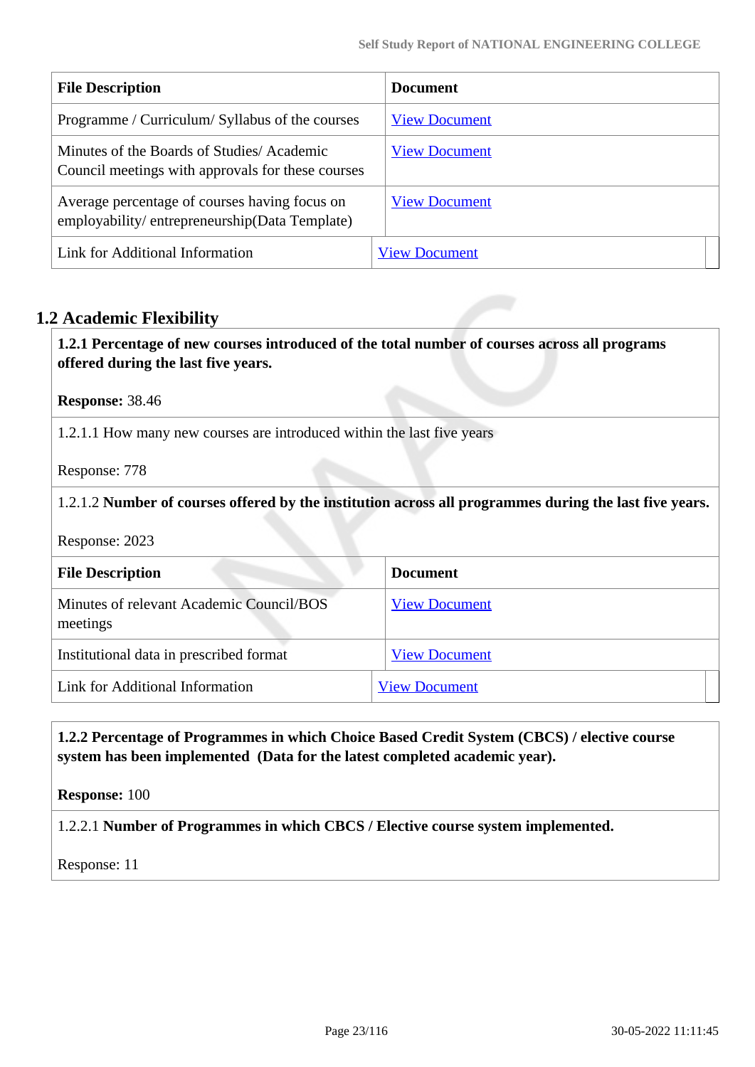| File Description | Document |
|---|---|
| Programme / Curriculum/ Syllabus of the courses | View Document |
| Minutes of the Boards of Studies/ Academic Council meetings with approvals for these courses | View Document |
| Average percentage of courses having focus on employability/ entrepreneurship(Data Template) | View Document |
| Link for Additional Information | View Document |

## 1.2 Academic Flexibility

**1.2.1 Percentage of new courses introduced of the total number of courses across all programs offered during the last five years.**

**Response:** 38.46

1.2.1.1 How many new courses are introduced within the last five years

Response: 778

1.2.1.2 **Number of courses offered by the institution across all programmes during the last five years.**

Response: 2023

| File Description | Document |
|---|---|
| Minutes of relevant Academic Council/BOS meetings | View Document |
| Institutional data in prescribed format | View Document |
| Link for Additional Information | View Document |

**1.2.2 Percentage of Programmes in which Choice Based Credit System (CBCS) / elective course system has been implemented (Data for the latest completed academic year).**

**Response:** 100

1.2.2.1 **Number of Programmes in which CBCS / Elective course system implemented.**

Response: 11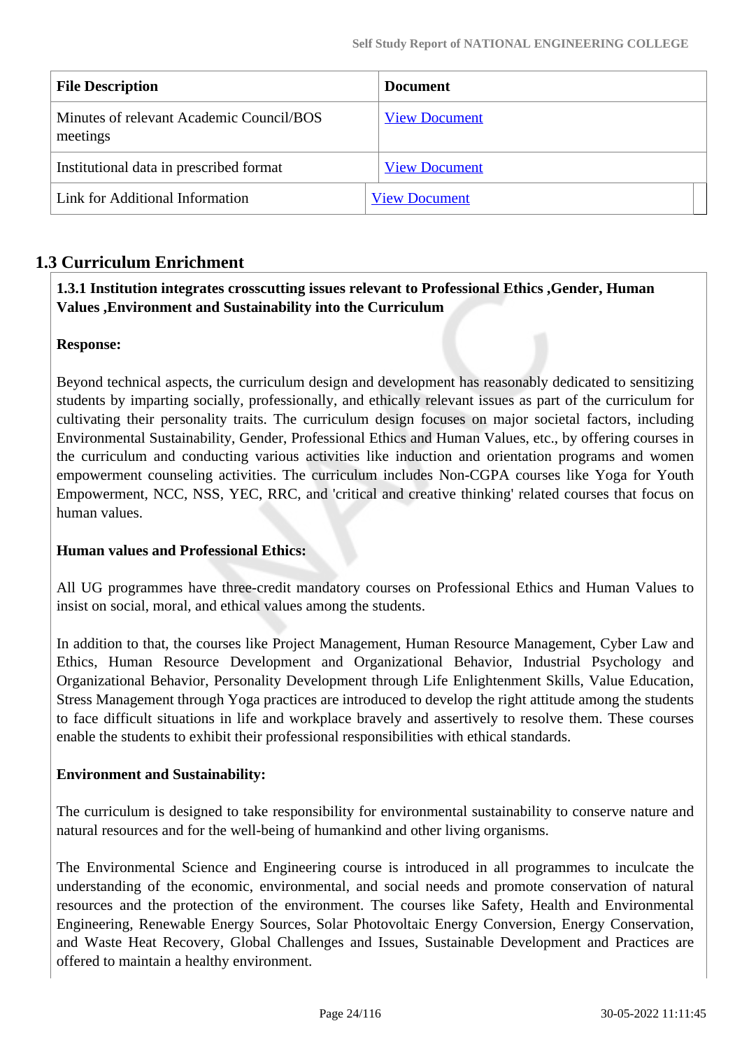| File Description | Document |
| --- | --- |
| Minutes of relevant Academic Council/BOS meetings | View Document |
| Institutional data in prescribed format | View Document |
| Link for Additional Information | View Document |

## 1.3 Curriculum Enrichment

**1.3.1 Institution integrates crosscutting issues relevant to Professional Ethics ,Gender, Human Values ,Environment and Sustainability into the Curriculum**

**Response:**

Beyond technical aspects, the curriculum design and development has reasonably dedicated to sensitizing students by imparting socially, professionally, and ethically relevant issues as part of the curriculum for cultivating their personality traits. The curriculum design focuses on major societal factors, including Environmental Sustainability, Gender, Professional Ethics and Human Values, etc., by offering courses in the curriculum and conducting various activities like induction and orientation programs and women empowerment counseling activities. The curriculum includes Non-CGPA courses like Yoga for Youth Empowerment, NCC, NSS, YEC, RRC, and 'critical and creative thinking' related courses that focus on human values.

**Human values and Professional Ethics:**

All UG programmes have three-credit mandatory courses on Professional Ethics and Human Values to insist on social, moral, and ethical values among the students.

In addition to that, the courses like Project Management, Human Resource Management, Cyber Law and Ethics, Human Resource Development and Organizational Behavior, Industrial Psychology and Organizational Behavior, Personality Development through Life Enlightenment Skills, Value Education, Stress Management through Yoga practices are introduced to develop the right attitude among the students to face difficult situations in life and workplace bravely and assertively to resolve them. These courses enable the students to exhibit their professional responsibilities with ethical standards.

**Environment and Sustainability:**

The curriculum is designed to take responsibility for environmental sustainability to conserve nature and natural resources and for the well-being of humankind and other living organisms.

The Environmental Science and Engineering course is introduced in all programmes to inculcate the understanding of the economic, environmental, and social needs and promote conservation of natural resources and the protection of the environment. The courses like Safety, Health and Environmental Engineering, Renewable Energy Sources, Solar Photovoltaic Energy Conversion, Energy Conservation, and Waste Heat Recovery, Global Challenges and Issues, Sustainable Development and Practices are offered to maintain a healthy environment.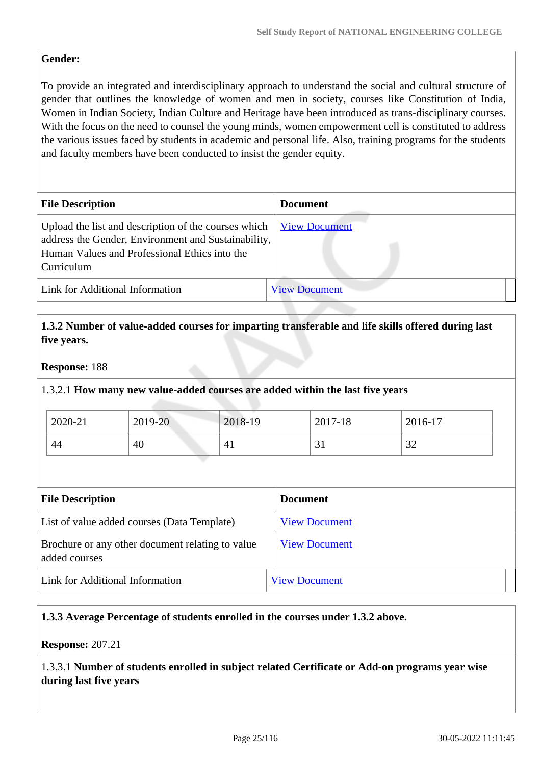**Gender:**

To provide an integrated and interdisciplinary approach to understand the social and cultural structure of gender that outlines the knowledge of women and men in society, courses like Constitution of India, Women in Indian Society, Indian Culture and Heritage have been introduced as trans-disciplinary courses. With the focus on the need to counsel the young minds, women empowerment cell is constituted to address the various issues faced by students in academic and personal life. Also, training programs for the students and faculty members have been conducted to insist the gender equity.

| File Description | Document |
|---|---|
| Upload the list and description of the courses which address the Gender, Environment and Sustainability, Human Values and Professional Ethics into the Curriculum | View Document |
| Link for Additional Information | View Document |

**1.3.2 Number of value-added courses for imparting transferable and life skills offered during last five years.**

**Response:** 188

1.3.2.1 **How many new value-added courses are added within the last five years**

| 2020-21 | 2019-20 | 2018-19 | 2017-18 | 2016-17 |
|---|---|---|---|---|
| 44 | 40 | 41 | 31 | 32 |

| File Description | Document |
|---|---|
| List of value added courses (Data Template) | View Document |
| Brochure or any other document relating to value added courses | View Document |
| Link for Additional Information | View Document |

**1.3.3 Average Percentage of students enrolled in the courses under 1.3.2 above.**

**Response:** 207.21

1.3.3.1 **Number of students enrolled in subject related Certificate or Add-on programs year wise during last five years**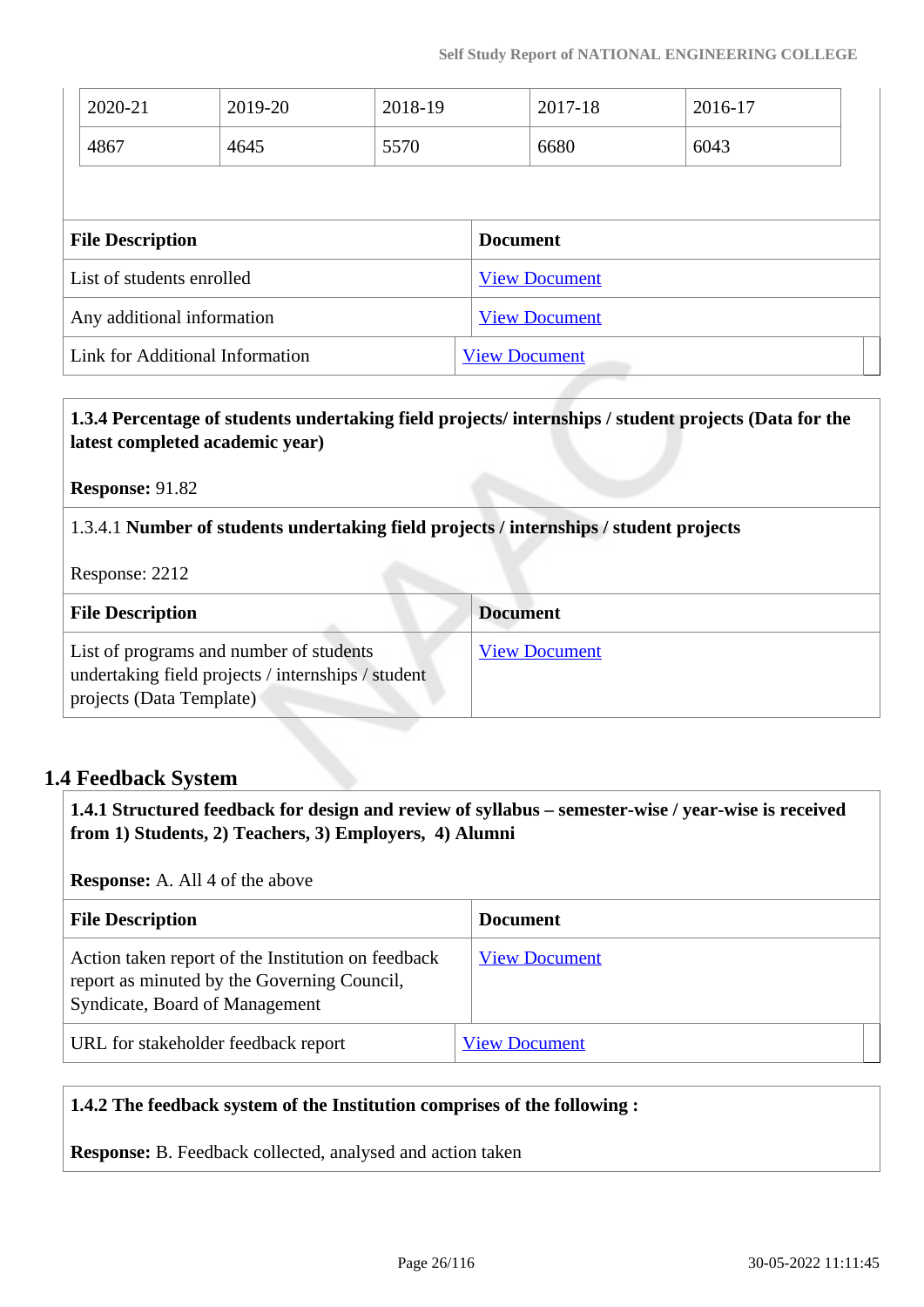| 2020-21 | 2019-20 | 2018-19 | 2017-18 | 2016-17 |
|---|---|---|---|---|
| 4867 | 4645 | 5570 | 6680 | 6043 |

| File Description | Document |
|---|---|
| List of students enrolled | View Document |
| Any additional information | View Document |
| Link for Additional Information | View Document |

**1.3.4 Percentage of students undertaking field projects/ internships / student projects (Data for the latest completed academic year)**

**Response:** 91.82

1.3.4.1 **Number of students undertaking field projects / internships / student projects**

Response: 2212

| File Description | Document |
|---|---|
| List of programs and number of students undertaking field projects / internships / student projects (Data Template) | View Document |

## 1.4 Feedback System

**1.4.1 Structured feedback for design and review of syllabus – semester-wise / year-wise is received from 1) Students, 2) Teachers, 3) Employers, 4) Alumni**

**Response:** A. All 4 of the above

| File Description | Document |
|---|---|
| Action taken report of the Institution on feedback report as minuted by the Governing Council, Syndicate, Board of Management | View Document |
| URL for stakeholder feedback report | View Document |

**1.4.2 The feedback system of the Institution comprises of the following :**

**Response:** B. Feedback collected, analysed and action taken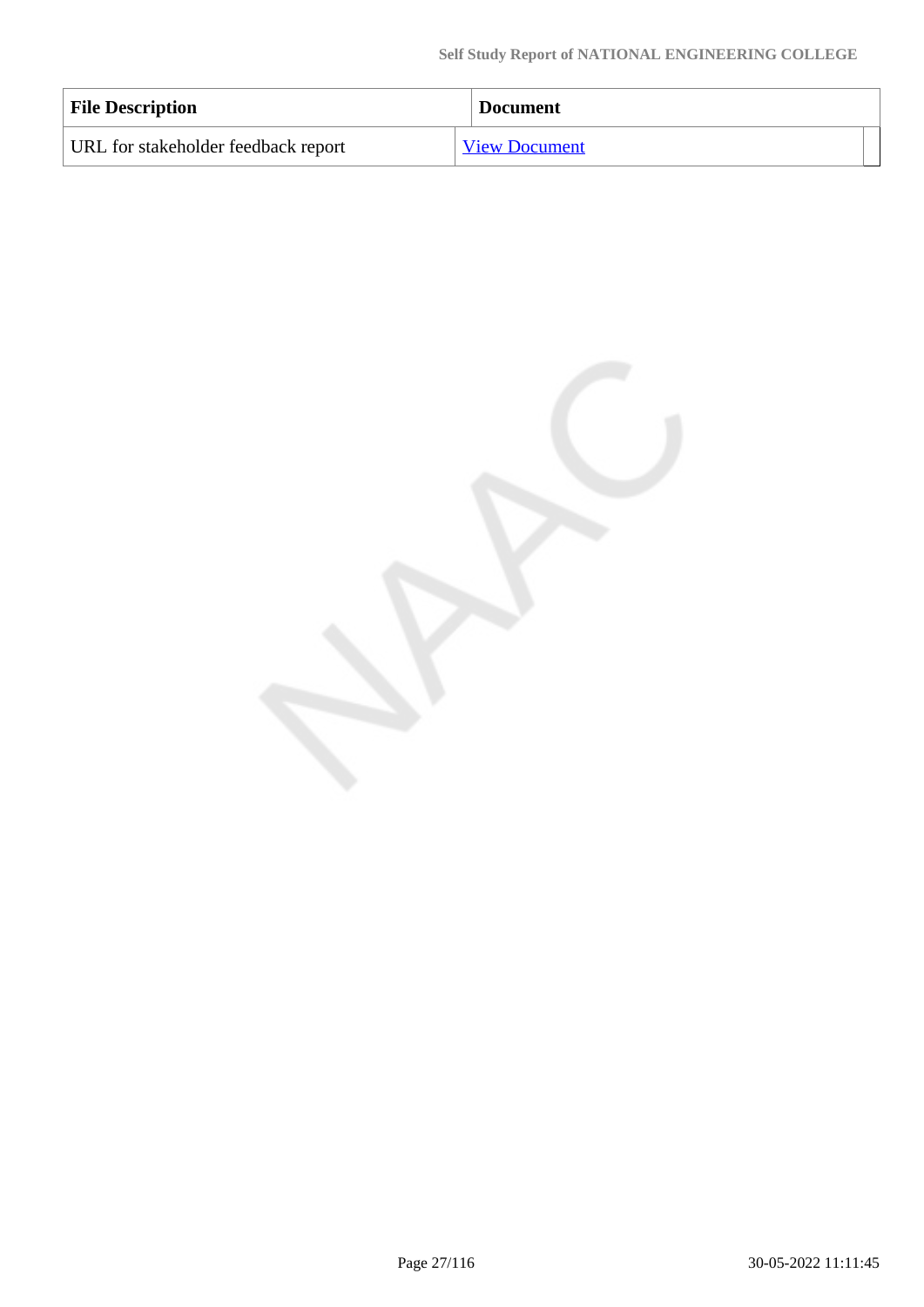| File Description | Document |
| --- | --- |
| URL for stakeholder feedback report | View Document |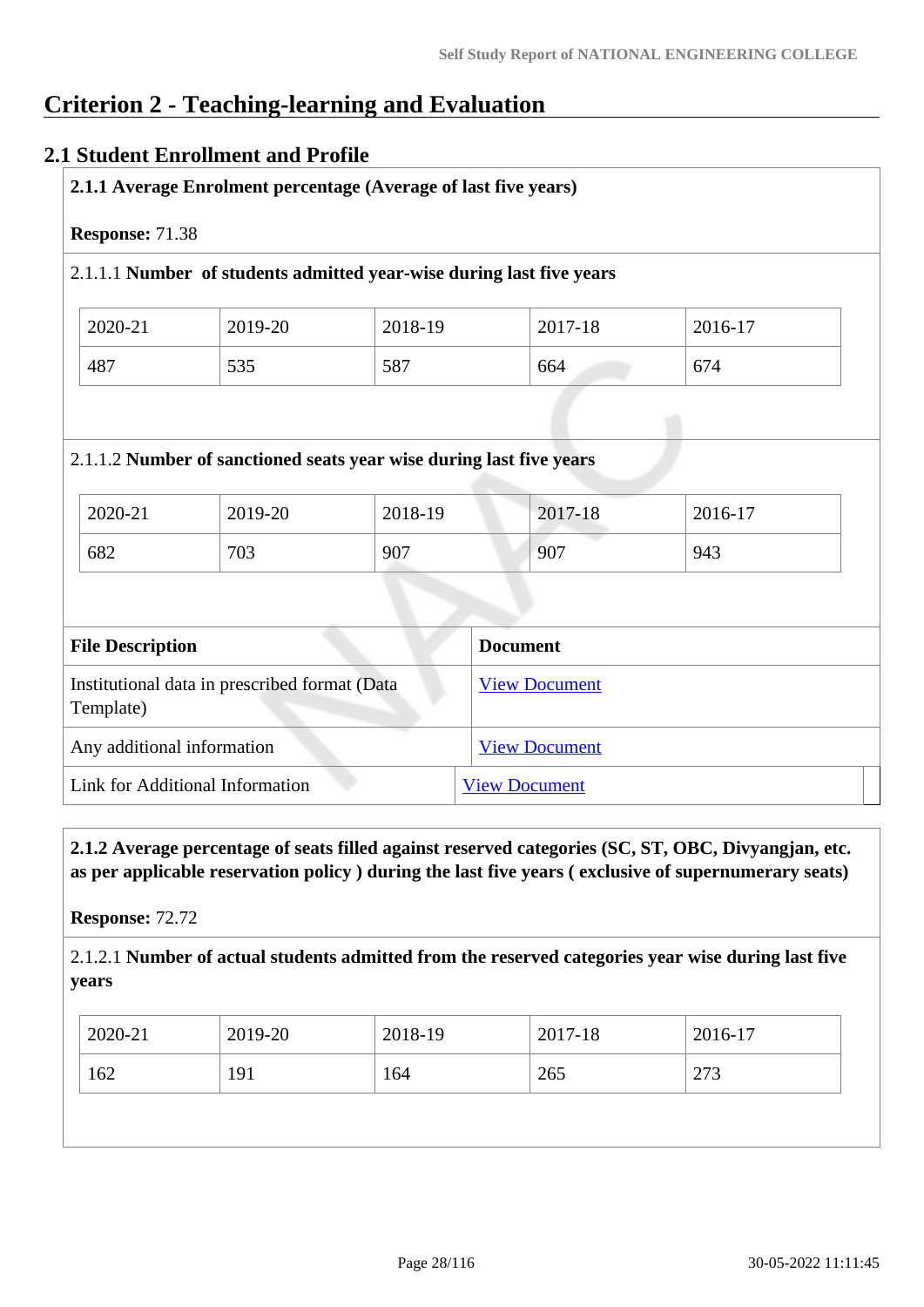# Criterion 2 - Teaching-learning and Evaluation

## 2.1 Student Enrollment and Profile

**2.1.1 Average Enrolment percentage (Average of last five years)**

**Response:** 71.38

2.1.1.1 **Number of students admitted year-wise during last five years**

| 2020-21 | 2019-20 | 2018-19 | 2017-18 | 2016-17 |
|---|---|---|---|---|
| 487 | 535 | 587 | 664 | 674 |

2.1.1.2 **Number of sanctioned seats year wise during last five years**

| 2020-21 | 2019-20 | 2018-19 | 2017-18 | 2016-17 |
|---|---|---|---|---|
| 682 | 703 | 907 | 907 | 943 |

| File Description | Document |
|---|---|
| Institutional data in prescribed format (Data Template) | View Document |
| Any additional information | View Document |
| Link for Additional Information | View Document |

**2.1.2 Average percentage of seats filled against reserved categories (SC, ST, OBC, Divyangjan, etc. as per applicable reservation policy ) during the last five years ( exclusive of supernumerary seats)**

**Response:** 72.72

2.1.2.1 **Number of actual students admitted from the reserved categories year wise during last five years**

| 2020-21 | 2019-20 | 2018-19 | 2017-18 | 2016-17 |
|---|---|---|---|---|
| 162 | 191 | 164 | 265 | 273 |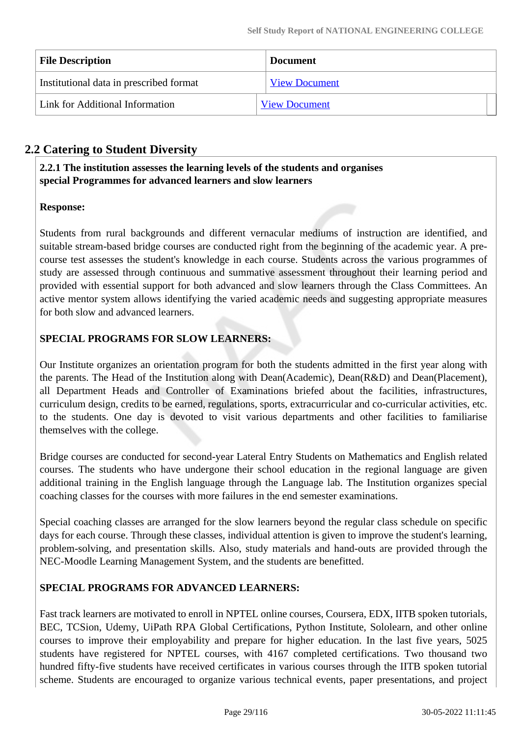| File Description | Document |
| --- | --- |
| Institutional data in prescribed format | View Document |
| Link for Additional Information | View Document |

## 2.2 Catering to Student Diversity

**2.2.1 The institution assesses the learning levels of the students and organises special Programmes for advanced learners and slow learners**

**Response:**

Students from rural backgrounds and different vernacular mediums of instruction are identified, and suitable stream-based bridge courses are conducted right from the beginning of the academic year. A pre-course test assesses the student's knowledge in each course. Students across the various programmes of study are assessed through continuous and summative assessment throughout their learning period and provided with essential support for both advanced and slow learners through the Class Committees. An active mentor system allows identifying the varied academic needs and suggesting appropriate measures for both slow and advanced learners.

**SPECIAL PROGRAMS FOR SLOW LEARNERS:**

Our Institute organizes an orientation program for both the students admitted in the first year along with the parents. The Head of the Institution along with Dean(Academic), Dean(R&D) and Dean(Placement), all Department Heads and Controller of Examinations briefed about the facilities, infrastructures, curriculum design, credits to be earned, regulations, sports, extracurricular and co-curricular activities, etc. to the students. One day is devoted to visit various departments and other facilities to familiarise themselves with the college.

Bridge courses are conducted for second-year Lateral Entry Students on Mathematics and English related courses. The students who have undergone their school education in the regional language are given additional training in the English language through the Language lab. The Institution organizes special coaching classes for the courses with more failures in the end semester examinations.

Special coaching classes are arranged for the slow learners beyond the regular class schedule on specific days for each course. Through these classes, individual attention is given to improve the student's learning, problem-solving, and presentation skills. Also, study materials and hand-outs are provided through the NEC-Moodle Learning Management System, and the students are benefitted.

**SPECIAL PROGRAMS FOR ADVANCED LEARNERS:**

Fast track learners are motivated to enroll in NPTEL online courses, Coursera, EDX, IITB spoken tutorials, BEC, TCSion, Udemy, UiPath RPA Global Certifications, Python Institute, Sololearn, and other online courses to improve their employability and prepare for higher education. In the last five years, 5025 students have registered for NPTEL courses, with 4167 completed certifications. Two thousand two hundred fifty-five students have received certificates in various courses through the IITB spoken tutorial scheme. Students are encouraged to organize various technical events, paper presentations, and project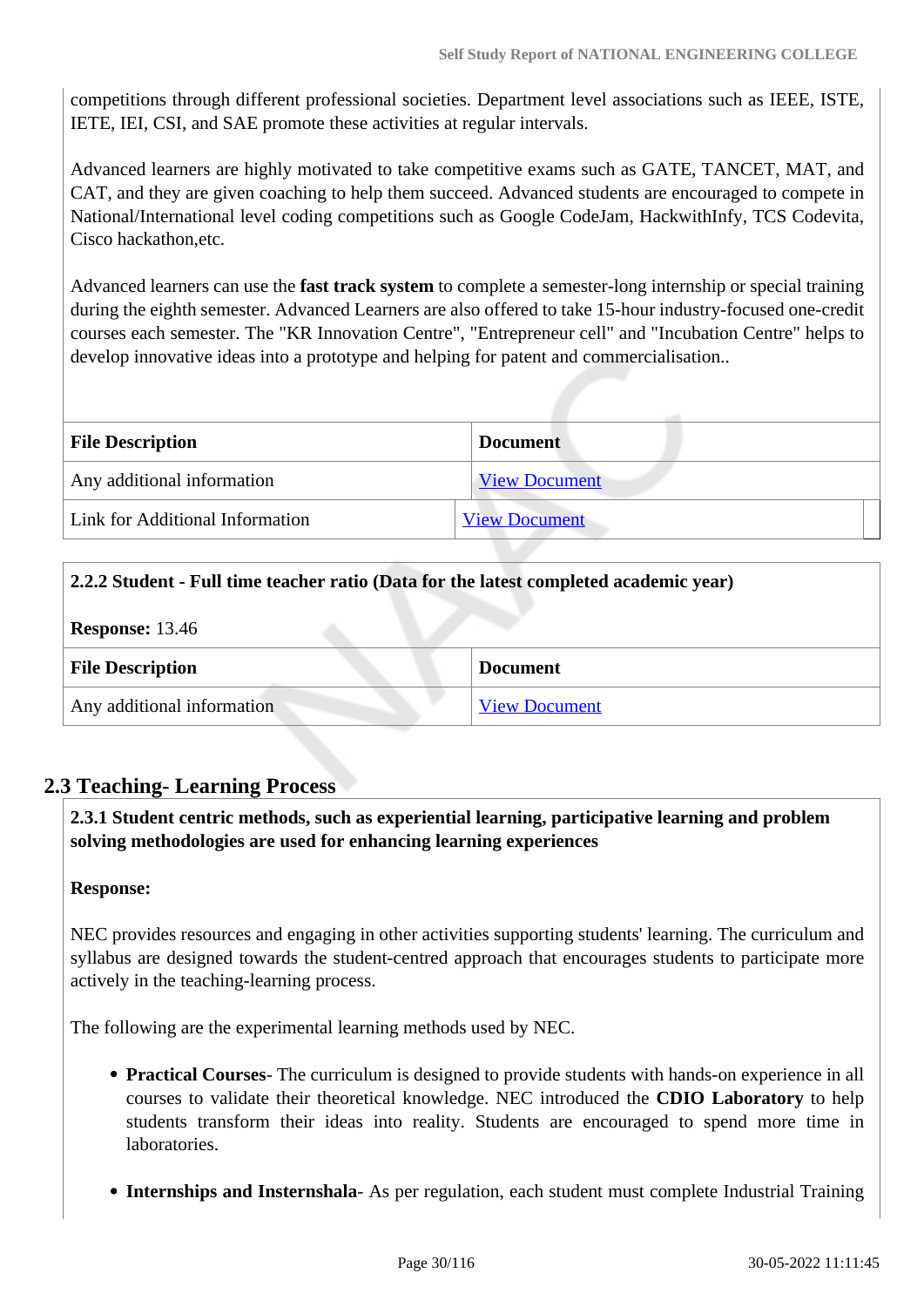competitions through different professional societies. Department level associations such as IEEE, ISTE, IETE, IEI, CSI, and SAE promote these activities at regular intervals.

Advanced learners are highly motivated to take competitive exams such as GATE, TANCET, MAT, and CAT, and they are given coaching to help them succeed. Advanced students are encouraged to compete in National/International level coding competitions such as Google CodeJam, HackwithInfy, TCS Codevita, Cisco hackathon,etc.

Advanced learners can use the **fast track system** to complete a semester-long internship or special training during the eighth semester. Advanced Learners are also offered to take 15-hour industry-focused one-credit courses each semester. The "KR Innovation Centre", "Entrepreneur cell" and "Incubation Centre" helps to develop innovative ideas into a prototype and helping for patent and commercialisation..

| File Description | Document |
|---|---|
| Any additional information | View Document |
| Link for Additional Information | View Document |

**2.2.2 Student - Full time teacher ratio (Data for the latest completed academic year)**

**Response:** 13.46

| File Description | Document |
|---|---|
| Any additional information | View Document |

## 2.3 Teaching- Learning Process

**2.3.1 Student centric methods, such as experiential learning, participative learning and problem solving methodologies are used for enhancing learning experiences**

**Response:**

NEC provides resources and engaging in other activities supporting students' learning. The curriculum and syllabus are designed towards the student-centred approach that encourages students to participate more actively in the teaching-learning process.

The following are the experimental learning methods used by NEC.

- **Practical Courses**- The curriculum is designed to provide students with hands-on experience in all courses to validate their theoretical knowledge. NEC introduced the **CDIO Laboratory** to help students transform their ideas into reality. Students are encouraged to spend more time in laboratories.

- **Internships and Insternshala**- As per regulation, each student must complete Industrial Training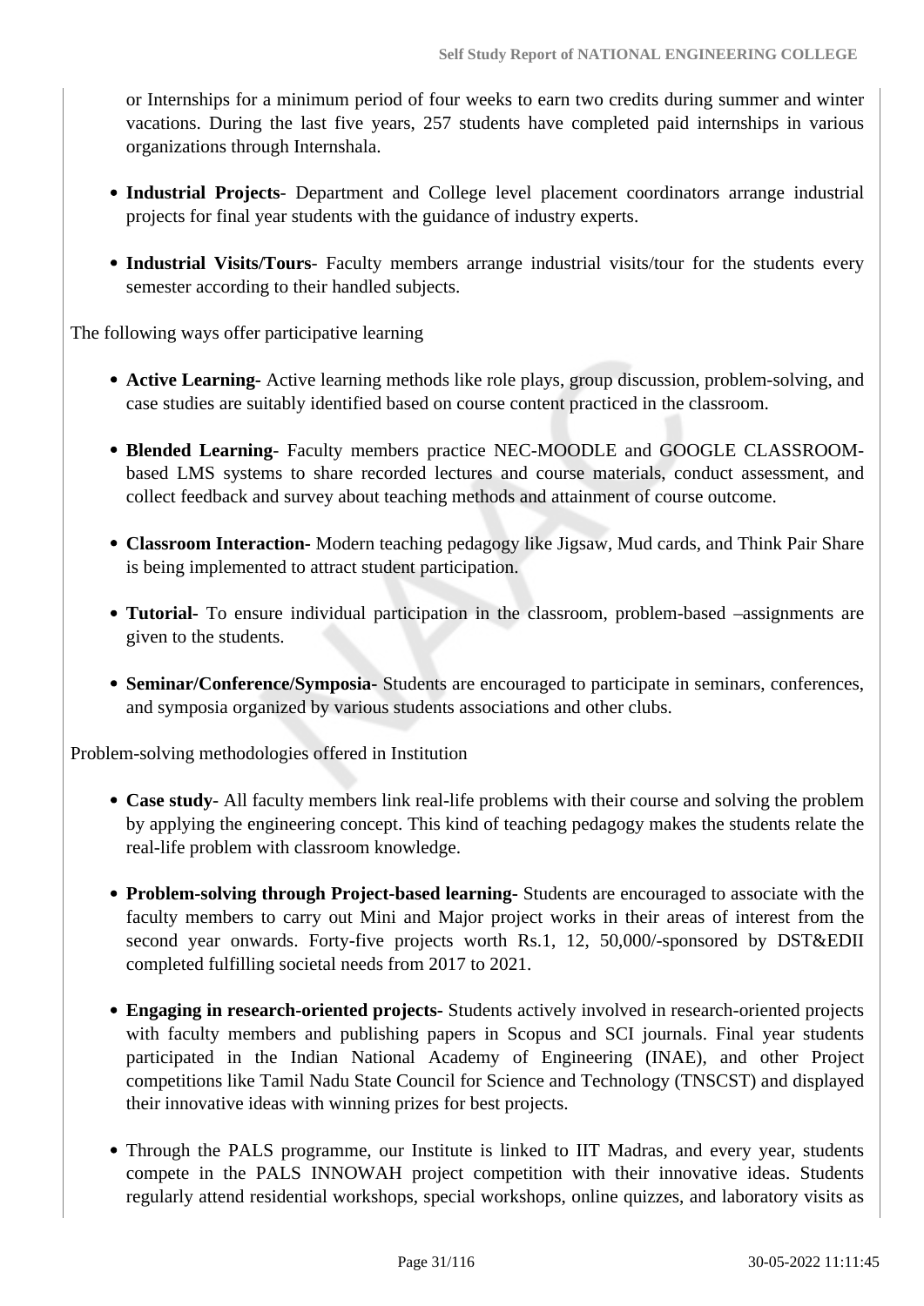or Internships for a minimum period of four weeks to earn two credits during summer and winter vacations. During the last five years, 257 students have completed paid internships in various organizations through Internshala.

- **Industrial Projects**- Department and College level placement coordinators arrange industrial projects for final year students with the guidance of industry experts.
- **Industrial Visits/Tours**- Faculty members arrange industrial visits/tour for the students every semester according to their handled subjects.

The following ways offer participative learning

- **Active Learning-** Active learning methods like role plays, group discussion, problem-solving, and case studies are suitably identified based on course content practiced in the classroom.
- **Blended Learning**- Faculty members practice NEC-MOODLE and GOOGLE CLASSROOM-based LMS systems to share recorded lectures and course materials, conduct assessment, and collect feedback and survey about teaching methods and attainment of course outcome.
- **Classroom Interaction-** Modern teaching pedagogy like Jigsaw, Mud cards, and Think Pair Share is being implemented to attract student participation.
- **Tutorial-** To ensure individual participation in the classroom, problem-based –assignments are given to the students.
- **Seminar/Conference/Symposia-** Students are encouraged to participate in seminars, conferences, and symposia organized by various students associations and other clubs.

Problem-solving methodologies offered in Institution

- **Case study**- All faculty members link real-life problems with their course and solving the problem by applying the engineering concept. This kind of teaching pedagogy makes the students relate the real-life problem with classroom knowledge.
- **Problem-solving through Project-based learning-** Students are encouraged to associate with the faculty members to carry out Mini and Major project works in their areas of interest from the second year onwards. Forty-five projects worth Rs.1, 12, 50,000/-sponsored by DST&EDII completed fulfilling societal needs from 2017 to 2021.
- **Engaging in research-oriented projects-** Students actively involved in research-oriented projects with faculty members and publishing papers in Scopus and SCI journals. Final year students participated in the Indian National Academy of Engineering (INAE), and other Project competitions like Tamil Nadu State Council for Science and Technology (TNSCST) and displayed their innovative ideas with winning prizes for best projects.
- Through the PALS programme, our Institute is linked to IIT Madras, and every year, students compete in the PALS INNOWAH project competition with their innovative ideas. Students regularly attend residential workshops, special workshops, online quizzes, and laboratory visits as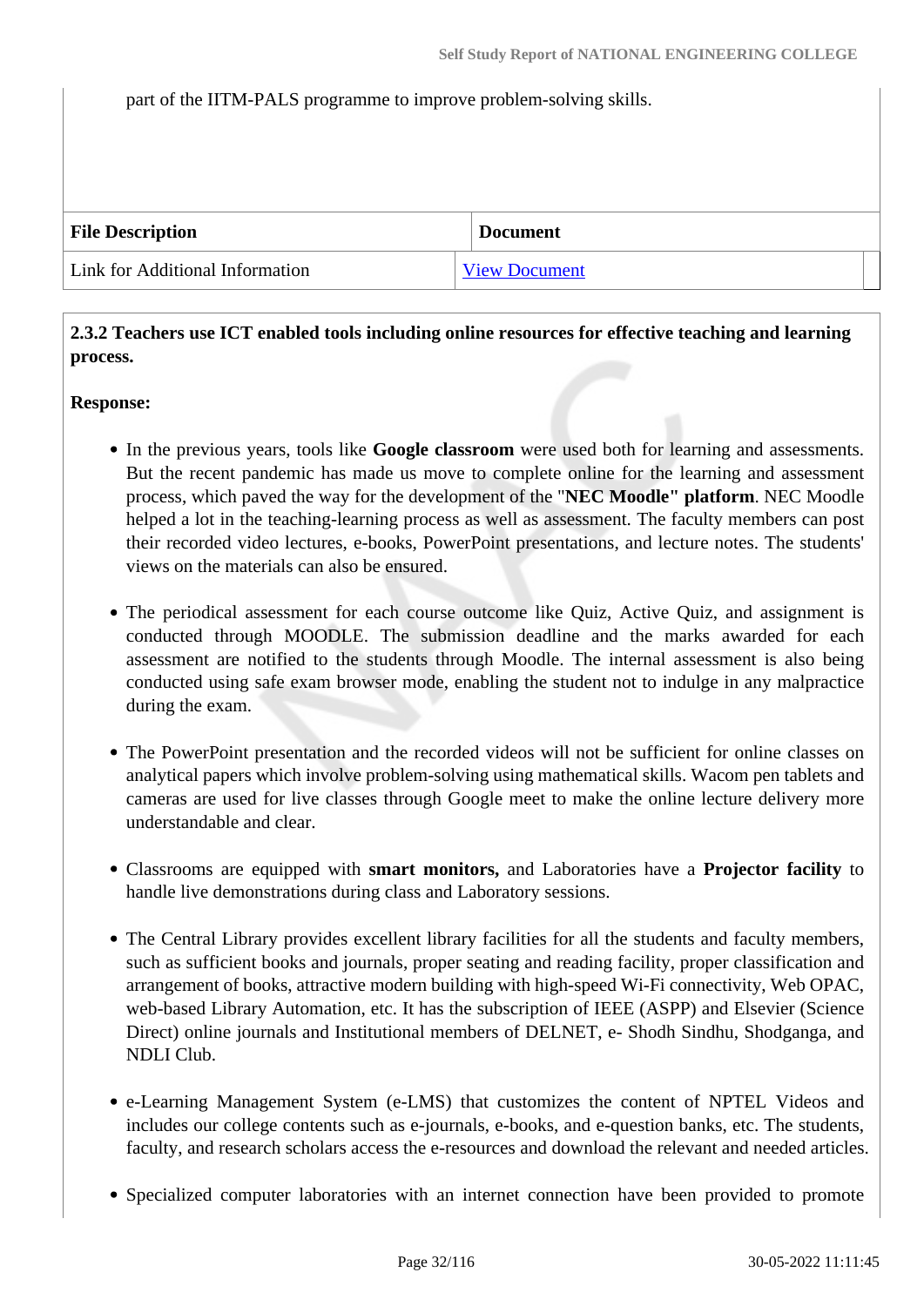part of the IITM-PALS programme to improve problem-solving skills.

| File Description | Document |
| --- | --- |
| Link for Additional Information | View Document |

**2.3.2 Teachers use ICT enabled tools including online resources for effective teaching and learning process.**

**Response:**

- In the previous years, tools like **Google classroom** were used both for learning and assessments. But the recent pandemic has made us move to complete online for the learning and assessment process, which paved the way for the development of the "**NEC Moodle" platform**. NEC Moodle helped a lot in the teaching-learning process as well as assessment. The faculty members can post their recorded video lectures, e-books, PowerPoint presentations, and lecture notes. The students' views on the materials can also be ensured.

- The periodical assessment for each course outcome like Quiz, Active Quiz, and assignment is conducted through MOODLE. The submission deadline and the marks awarded for each assessment are notified to the students through Moodle. The internal assessment is also being conducted using safe exam browser mode, enabling the student not to indulge in any malpractice during the exam.

- The PowerPoint presentation and the recorded videos will not be sufficient for online classes on analytical papers which involve problem-solving using mathematical skills. Wacom pen tablets and cameras are used for live classes through Google meet to make the online lecture delivery more understandable and clear.

- Classrooms are equipped with **smart monitors,** and Laboratories have a **Projector facility** to handle live demonstrations during class and Laboratory sessions.

- The Central Library provides excellent library facilities for all the students and faculty members, such as sufficient books and journals, proper seating and reading facility, proper classification and arrangement of books, attractive modern building with high-speed Wi-Fi connectivity, Web OPAC, web-based Library Automation, etc. It has the subscription of IEEE (ASPP) and Elsevier (Science Direct) online journals and Institutional members of DELNET, e- Shodh Sindhu, Shodganga, and NDLI Club.

- e-Learning Management System (e-LMS) that customizes the content of NPTEL Videos and includes our college contents such as e-journals, e-books, and e-question banks, etc. The students, faculty, and research scholars access the e-resources and download the relevant and needed articles.

- Specialized computer laboratories with an internet connection have been provided to promote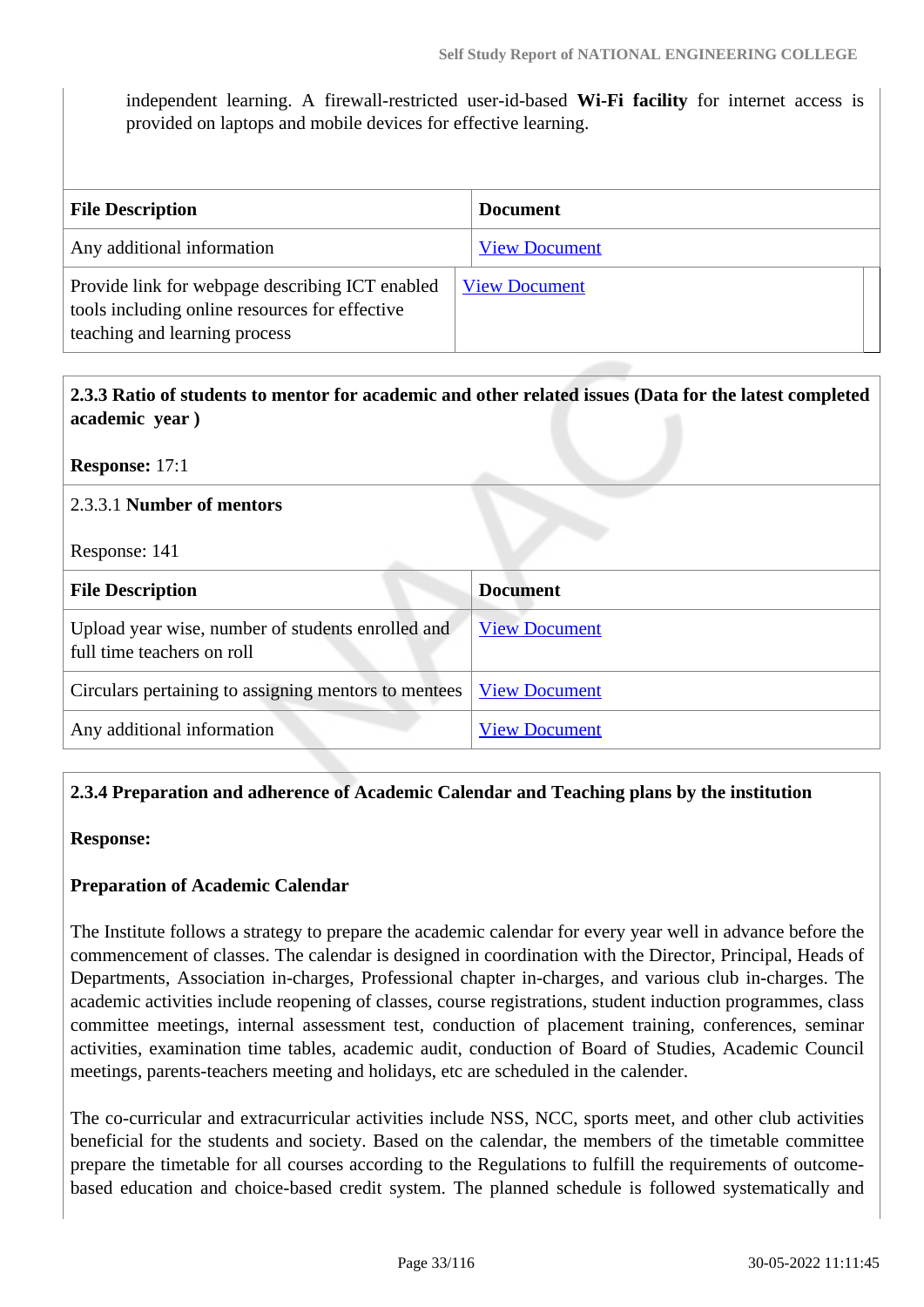independent learning. A firewall-restricted user-id-based **Wi-Fi facility** for internet access is provided on laptops and mobile devices for effective learning.

| File Description | Document |
|---|---|
| Any additional information | View Document |
| Provide link for webpage describing ICT enabled tools including online resources for effective teaching and learning process | View Document |

**2.3.3 Ratio of students to mentor for academic and other related issues (Data for the latest completed academic year )**

**Response:** 17:1

2.3.3.1 **Number of mentors**

Response: 141

| File Description | Document |
|---|---|
| Upload year wise, number of students enrolled and full time teachers on roll | View Document |
| Circulars pertaining to assigning mentors to mentees | View Document |
| Any additional information | View Document |

**2.3.4 Preparation and adherence of Academic Calendar and Teaching plans by the institution**

**Response:**

**Preparation of Academic Calendar**

The Institute follows a strategy to prepare the academic calendar for every year well in advance before the commencement of classes. The calendar is designed in coordination with the Director, Principal, Heads of Departments, Association in-charges, Professional chapter in-charges, and various club in-charges. The academic activities include reopening of classes, course registrations, student induction programmes, class committee meetings, internal assessment test, conduction of placement training, conferences, seminar activities, examination time tables, academic audit, conduction of Board of Studies, Academic Council meetings, parents-teachers meeting and holidays, etc are scheduled in the calender.

The co-curricular and extracurricular activities include NSS, NCC, sports meet, and other club activities beneficial for the students and society. Based on the calendar, the members of the timetable committee prepare the timetable for all courses according to the Regulations to fulfill the requirements of outcome-based education and choice-based credit system. The planned schedule is followed systematically and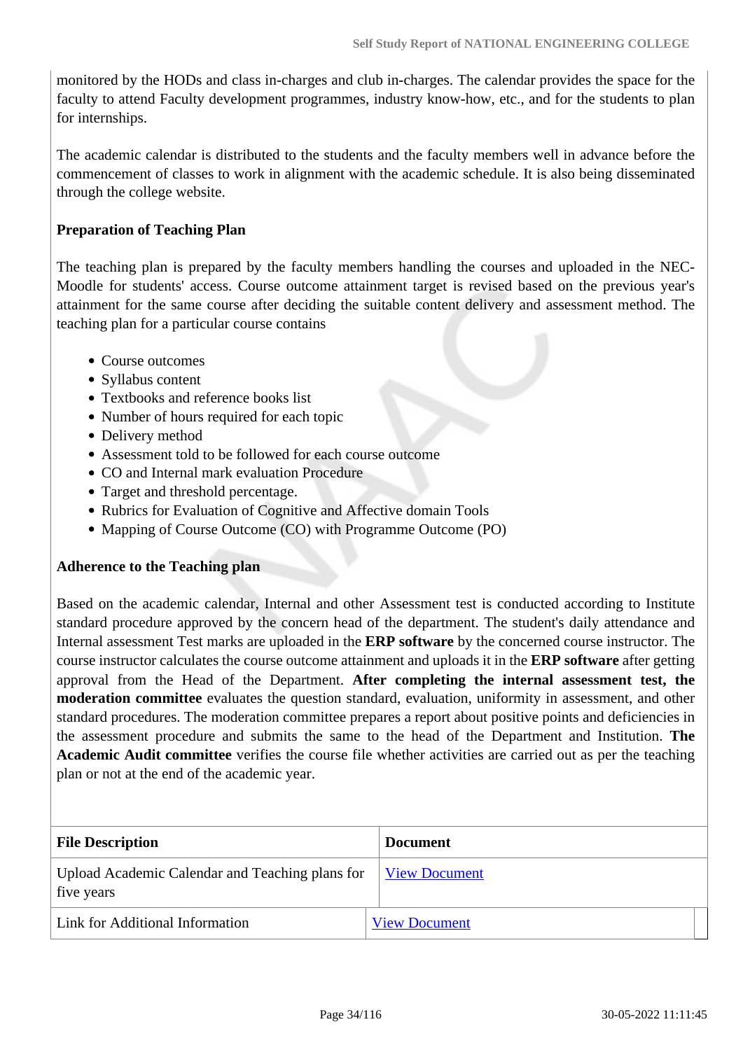monitored by the HODs and class in-charges and club in-charges. The calendar provides the space for the faculty to attend Faculty development programmes, industry know-how, etc., and for the students to plan for internships.

The academic calendar is distributed to the students and the faculty members well in advance before the commencement of classes to work in alignment with the academic schedule. It is also being disseminated through the college website.

**Preparation of Teaching Plan**

The teaching plan is prepared by the faculty members handling the courses and uploaded in the NEC-Moodle for students' access. Course outcome attainment target is revised based on the previous year's attainment for the same course after deciding the suitable content delivery and assessment method. The teaching plan for a particular course contains

- Course outcomes
- Syllabus content
- Textbooks and reference books list
- Number of hours required for each topic
- Delivery method
- Assessment told to be followed for each course outcome
- CO and Internal mark evaluation Procedure
- Target and threshold percentage.
- Rubrics for Evaluation of Cognitive and Affective domain Tools
- Mapping of Course Outcome (CO) with Programme Outcome (PO)

**Adherence to the Teaching plan**

Based on the academic calendar, Internal and other Assessment test is conducted according to Institute standard procedure approved by the concern head of the department. The student's daily attendance and Internal assessment Test marks are uploaded in the **ERP software** by the concerned course instructor. The course instructor calculates the course outcome attainment and uploads it in the **ERP software** after getting approval from the Head of the Department. **After completing the internal assessment test, the moderation committee** evaluates the question standard, evaluation, uniformity in assessment, and other standard procedures. The moderation committee prepares a report about positive points and deficiencies in the assessment procedure and submits the same to the head of the Department and Institution. **The Academic Audit committee** verifies the course file whether activities are carried out as per the teaching plan or not at the end of the academic year.

| File Description | Document |
|---|---|
| Upload Academic Calendar and Teaching plans for five years | View Document |
| Link for Additional Information | View Document |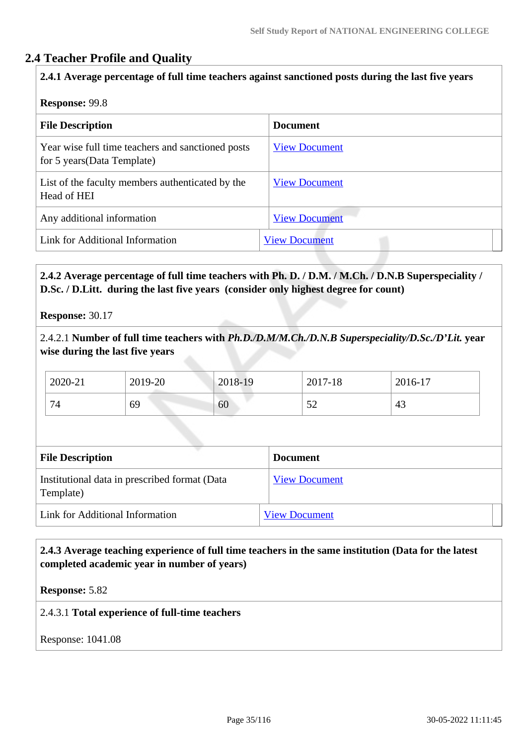## 2.4 Teacher Profile and Quality

**2.4.1 Average percentage of full time teachers against sanctioned posts during the last five years**

**Response:** 99.8

| File Description | Document |
|---|---|
| Year wise full time teachers and sanctioned posts for 5 years(Data Template) | View Document |
| List of the faculty members authenticated by the Head of HEI | View Document |
| Any additional information | View Document |
| Link for Additional Information | View Document |

**2.4.2 Average percentage of full time teachers with Ph. D. / D.M. / M.Ch. / D.N.B Superspeciality / D.Sc. / D.Litt. during the last five years (consider only highest degree for count)**

**Response:** 30.17

2.4.2.1 **Number of full time teachers with *Ph.D./D.M/M.Ch./D.N.B Superspeciality/D.Sc./D'Lit.* year wise during the last five years**

| 2020-21 | 2019-20 | 2018-19 | 2017-18 | 2016-17 |
|---|---|---|---|---|
| 74 | 69 | 60 | 52 | 43 |

| File Description | Document |
|---|---|
| Institutional data in prescribed format (Data Template) | View Document |
| Link for Additional Information | View Document |

**2.4.3 Average teaching experience of full time teachers in the same institution (Data for the latest completed academic year in number of years)**

**Response:** 5.82

2.4.3.1 **Total experience of full-time teachers**

Response: 1041.08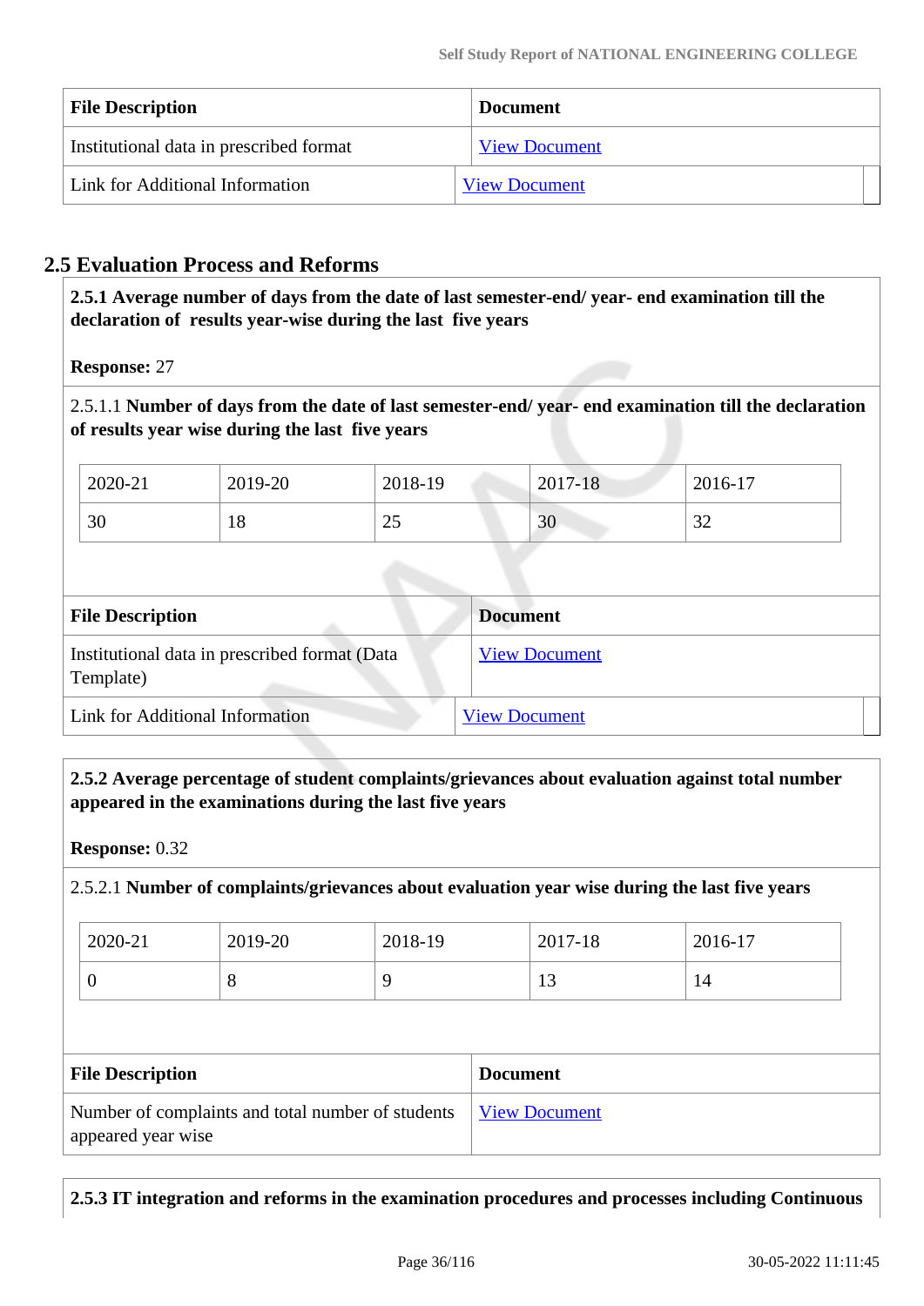| File Description | Document |
| --- | --- |
| Institutional data in prescribed format | View Document |
| Link for Additional Information | View Document |

## 2.5 Evaluation Process and Reforms

**2.5.1 Average number of days from the date of last semester-end/ year- end examination till the declaration of results year-wise during the last five years**

**Response:** 27

2.5.1.1 **Number of days from the date of last semester-end/ year- end examination till the declaration of results year wise during the last five years**

| 2020-21 | 2019-20 | 2018-19 | 2017-18 | 2016-17 |
| --- | --- | --- | --- | --- |
| 30 | 18 | 25 | 30 | 32 |

| File Description | Document |
| --- | --- |
| Institutional data in prescribed format (Data Template) | View Document |
| Link for Additional Information | View Document |

**2.5.2 Average percentage of student complaints/grievances about evaluation against total number appeared in the examinations during the last five years**

**Response:** 0.32

2.5.2.1 **Number of complaints/grievances about evaluation year wise during the last five years**

| 2020-21 | 2019-20 | 2018-19 | 2017-18 | 2016-17 |
| --- | --- | --- | --- | --- |
| 0 | 8 | 9 | 13 | 14 |

| File Description | Document |
| --- | --- |
| Number of complaints and total number of students appeared year wise | View Document |

**2.5.3 IT integration and reforms in the examination procedures and processes including Continuous**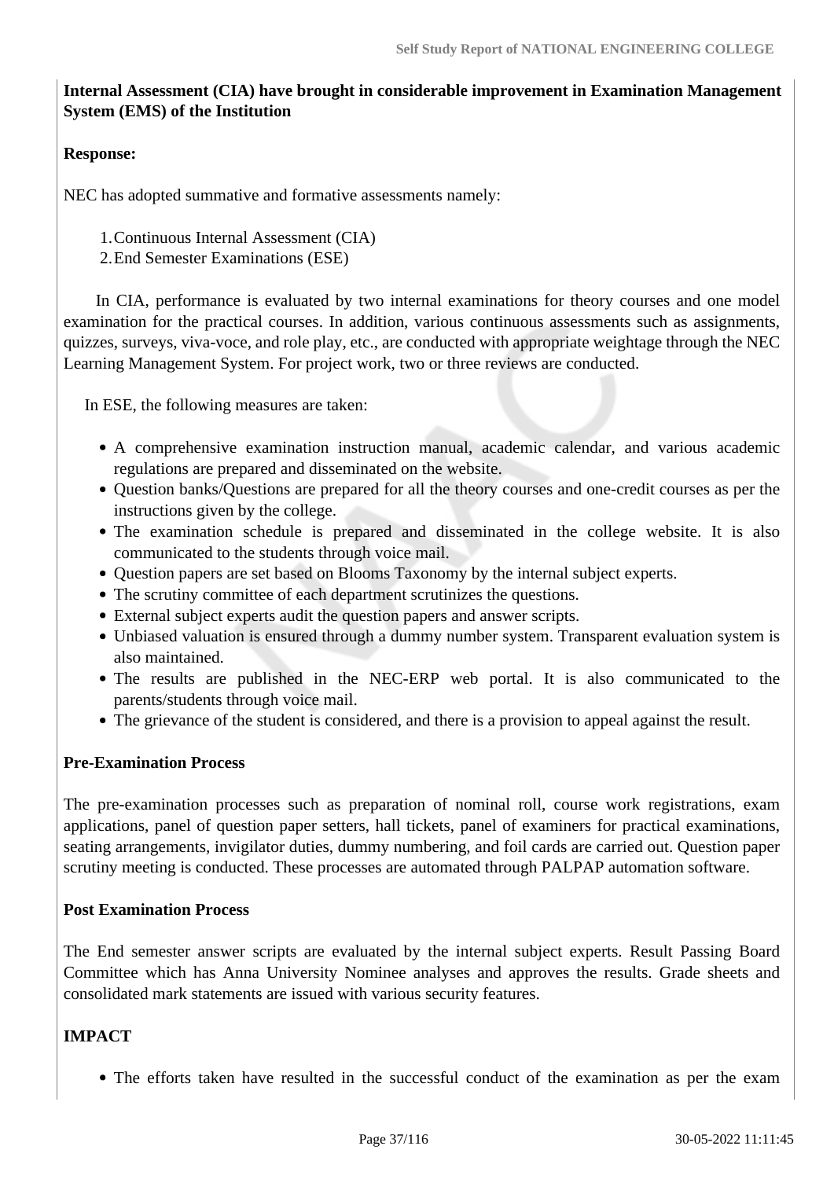**Internal Assessment (CIA) have brought in considerable improvement in Examination Management System (EMS) of the Institution**

**Response:**

NEC has adopted summative and formative assessments namely:

1. Continuous Internal Assessment (CIA)
2. End Semester Examinations (ESE)

In CIA, performance is evaluated by two internal examinations for theory courses and one model examination for the practical courses. In addition, various continuous assessments such as assignments, quizzes, surveys, viva-voce, and role play, etc., are conducted with appropriate weightage through the NEC Learning Management System. For project work, two or three reviews are conducted.

In ESE, the following measures are taken:

- A comprehensive examination instruction manual, academic calendar, and various academic regulations are prepared and disseminated on the website.
- Question banks/Questions are prepared for all the theory courses and one-credit courses as per the instructions given by the college.
- The examination schedule is prepared and disseminated in the college website. It is also communicated to the students through voice mail.
- Question papers are set based on Blooms Taxonomy by the internal subject experts.
- The scrutiny committee of each department scrutinizes the questions.
- External subject experts audit the question papers and answer scripts.
- Unbiased valuation is ensured through a dummy number system. Transparent evaluation system is also maintained.
- The results are published in the NEC-ERP web portal. It is also communicated to the parents/students through voice mail.
- The grievance of the student is considered, and there is a provision to appeal against the result.

**Pre-Examination Process**

The pre-examination processes such as preparation of nominal roll, course work registrations, exam applications, panel of question paper setters, hall tickets, panel of examiners for practical examinations, seating arrangements, invigilator duties, dummy numbering, and foil cards are carried out. Question paper scrutiny meeting is conducted. These processes are automated through PALPAP automation software.

**Post Examination Process**

The End semester answer scripts are evaluated by the internal subject experts. Result Passing Board Committee which has Anna University Nominee analyses and approves the results. Grade sheets and consolidated mark statements are issued with various security features.

**IMPACT**

- The efforts taken have resulted in the successful conduct of the examination as per the exam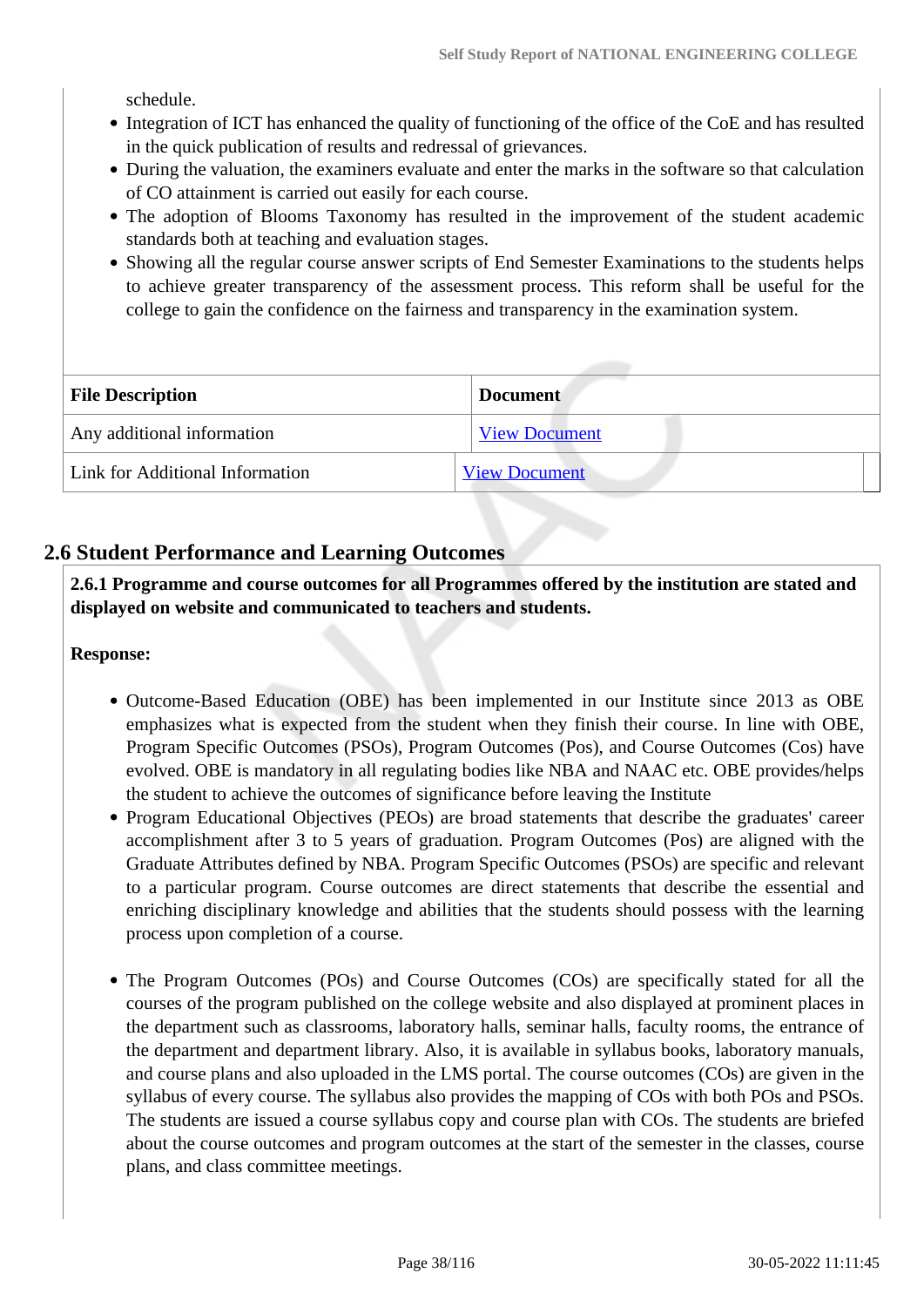schedule.

- Integration of ICT has enhanced the quality of functioning of the office of the CoE and has resulted in the quick publication of results and redressal of grievances.
- During the valuation, the examiners evaluate and enter the marks in the software so that calculation of CO attainment is carried out easily for each course.
- The adoption of Blooms Taxonomy has resulted in the improvement of the student academic standards both at teaching and evaluation stages.
- Showing all the regular course answer scripts of End Semester Examinations to the students helps to achieve greater transparency of the assessment process. This reform shall be useful for the college to gain the confidence on the fairness and transparency in the examination system.

| File Description | Document |
|---|---|
| Any additional information | View Document |
| Link for Additional Information | View Document |

## 2.6 Student Performance and Learning Outcomes

**2.6.1 Programme and course outcomes for all Programmes offered by the institution are stated and displayed on website and communicated to teachers and students.**

**Response:**

- Outcome-Based Education (OBE) has been implemented in our Institute since 2013 as OBE emphasizes what is expected from the student when they finish their course. In line with OBE, Program Specific Outcomes (PSOs), Program Outcomes (Pos), and Course Outcomes (Cos) have evolved. OBE is mandatory in all regulating bodies like NBA and NAAC etc. OBE provides/helps the student to achieve the outcomes of significance before leaving the Institute
- Program Educational Objectives (PEOs) are broad statements that describe the graduates' career accomplishment after 3 to 5 years of graduation. Program Outcomes (Pos) are aligned with the Graduate Attributes defined by NBA. Program Specific Outcomes (PSOs) are specific and relevant to a particular program. Course outcomes are direct statements that describe the essential and enriching disciplinary knowledge and abilities that the students should possess with the learning process upon completion of a course.

- The Program Outcomes (POs) and Course Outcomes (COs) are specifically stated for all the courses of the program published on the college website and also displayed at prominent places in the department such as classrooms, laboratory halls, seminar halls, faculty rooms, the entrance of the department and department library. Also, it is available in syllabus books, laboratory manuals, and course plans and also uploaded in the LMS portal. The course outcomes (COs) are given in the syllabus of every course. The syllabus also provides the mapping of COs with both POs and PSOs. The students are issued a course syllabus copy and course plan with COs. The students are briefed about the course outcomes and program outcomes at the start of the semester in the classes, course plans, and class committee meetings.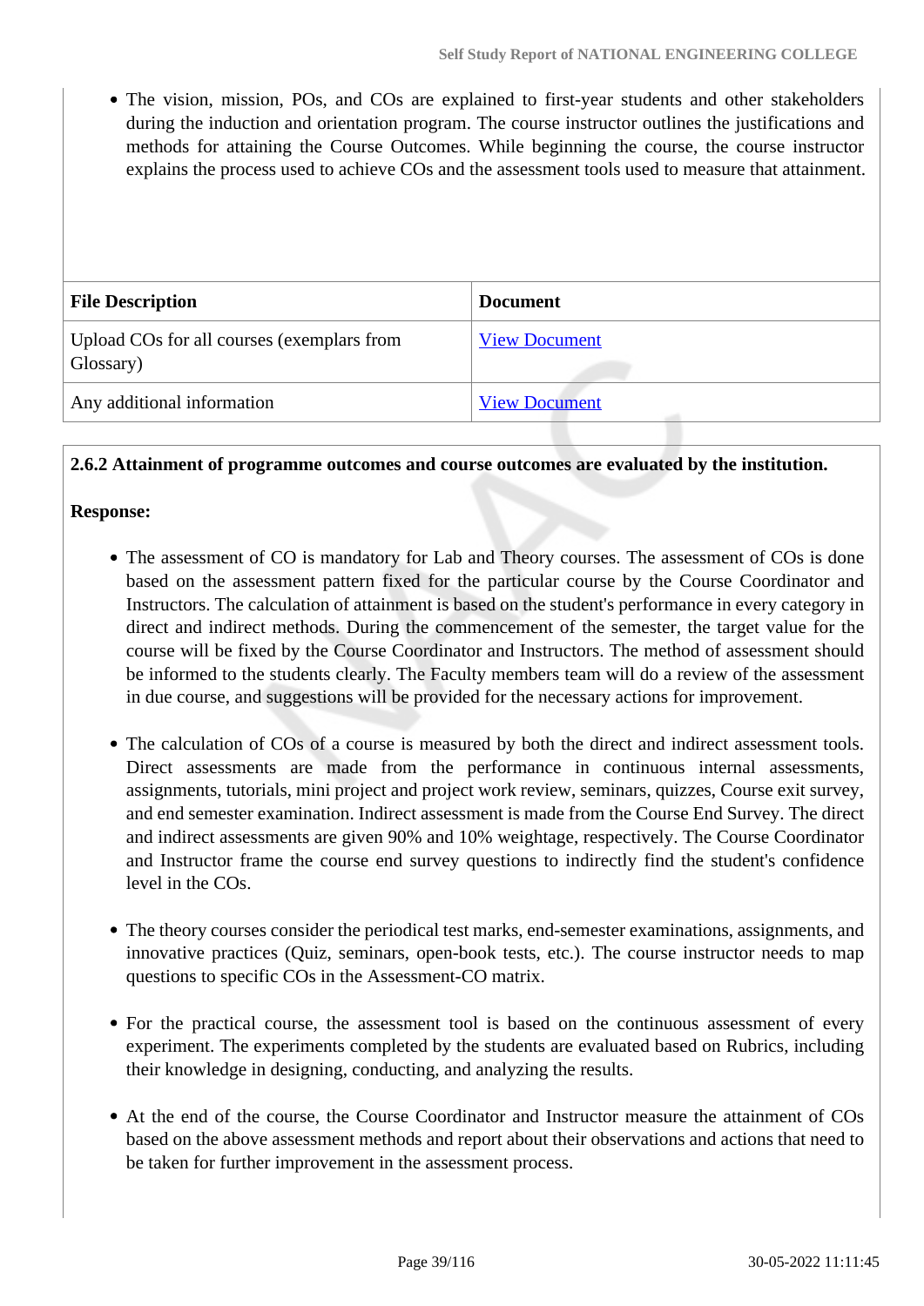- The vision, mission, POs, and COs are explained to first-year students and other stakeholders during the induction and orientation program. The course instructor outlines the justifications and methods for attaining the Course Outcomes. While beginning the course, the course instructor explains the process used to achieve COs and the assessment tools used to measure that attainment.

| File Description | Document |
|---|---|
| Upload COs for all courses (exemplars from Glossary) | View Document |
| Any additional information | View Document |

**2.6.2 Attainment of programme outcomes and course outcomes are evaluated by the institution.**

**Response:**

- The assessment of CO is mandatory for Lab and Theory courses. The assessment of COs is done based on the assessment pattern fixed for the particular course by the Course Coordinator and Instructors. The calculation of attainment is based on the student's performance in every category in direct and indirect methods. During the commencement of the semester, the target value for the course will be fixed by the Course Coordinator and Instructors. The method of assessment should be informed to the students clearly. The Faculty members team will do a review of the assessment in due course, and suggestions will be provided for the necessary actions for improvement.

- The calculation of COs of a course is measured by both the direct and indirect assessment tools. Direct assessments are made from the performance in continuous internal assessments, assignments, tutorials, mini project and project work review, seminars, quizzes, Course exit survey, and end semester examination. Indirect assessment is made from the Course End Survey. The direct and indirect assessments are given 90% and 10% weightage, respectively. The Course Coordinator and Instructor frame the course end survey questions to indirectly find the student's confidence level in the COs.

- The theory courses consider the periodical test marks, end-semester examinations, assignments, and innovative practices (Quiz, seminars, open-book tests, etc.). The course instructor needs to map questions to specific COs in the Assessment-CO matrix.

- For the practical course, the assessment tool is based on the continuous assessment of every experiment. The experiments completed by the students are evaluated based on Rubrics, including their knowledge in designing, conducting, and analyzing the results.

- At the end of the course, the Course Coordinator and Instructor measure the attainment of COs based on the above assessment methods and report about their observations and actions that need to be taken for further improvement in the assessment process.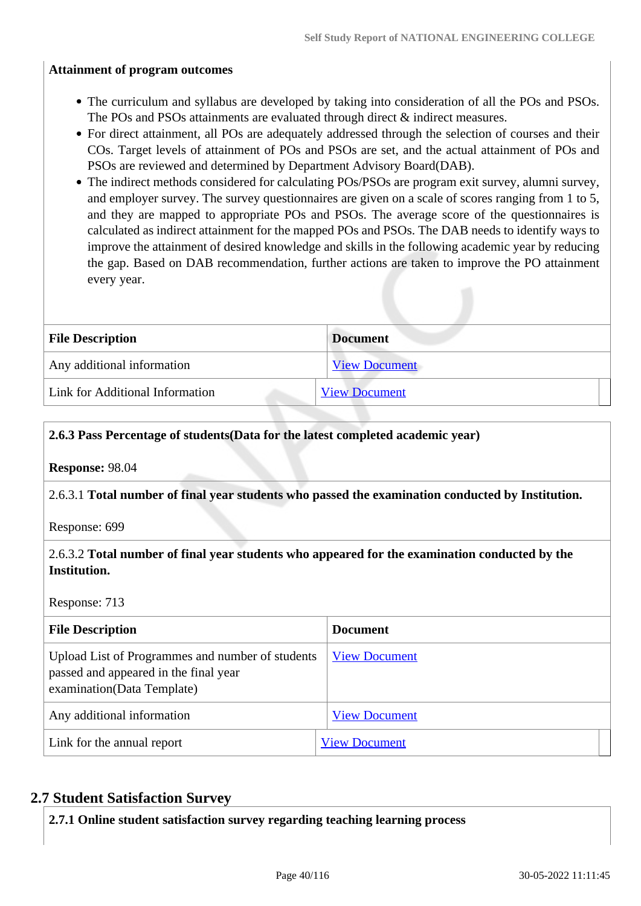**Attainment of program outcomes**

- The curriculum and syllabus are developed by taking into consideration of all the POs and PSOs. The POs and PSOs attainments are evaluated through direct & indirect measures.
- For direct attainment, all POs are adequately addressed through the selection of courses and their COs. Target levels of attainment of POs and PSOs are set, and the actual attainment of POs and PSOs are reviewed and determined by Department Advisory Board(DAB).
- The indirect methods considered for calculating POs/PSOs are program exit survey, alumni survey, and employer survey. The survey questionnaires are given on a scale of scores ranging from 1 to 5, and they are mapped to appropriate POs and PSOs. The average score of the questionnaires is calculated as indirect attainment for the mapped POs and PSOs. The DAB needs to identify ways to improve the attainment of desired knowledge and skills in the following academic year by reducing the gap. Based on DAB recommendation, further actions are taken to improve the PO attainment every year.

| File Description | Document |
|---|---|
| Any additional information | View Document |
| Link for Additional Information | View Document |

**2.6.3 Pass Percentage of students(Data for the latest completed academic year)**

**Response:** 98.04

2.6.3.1 **Total number of final year students who passed the examination conducted by Institution.**

Response: 699

2.6.3.2 **Total number of final year students who appeared for the examination conducted by the Institution.**

Response: 713

| File Description | Document |
|---|---|
| Upload List of Programmes and number of students passed and appeared in the final year examination(Data Template) | View Document |
| Any additional information | View Document |
| Link for the annual report | View Document |

## 2.7 Student Satisfaction Survey

**2.7.1 Online student satisfaction survey regarding teaching learning process**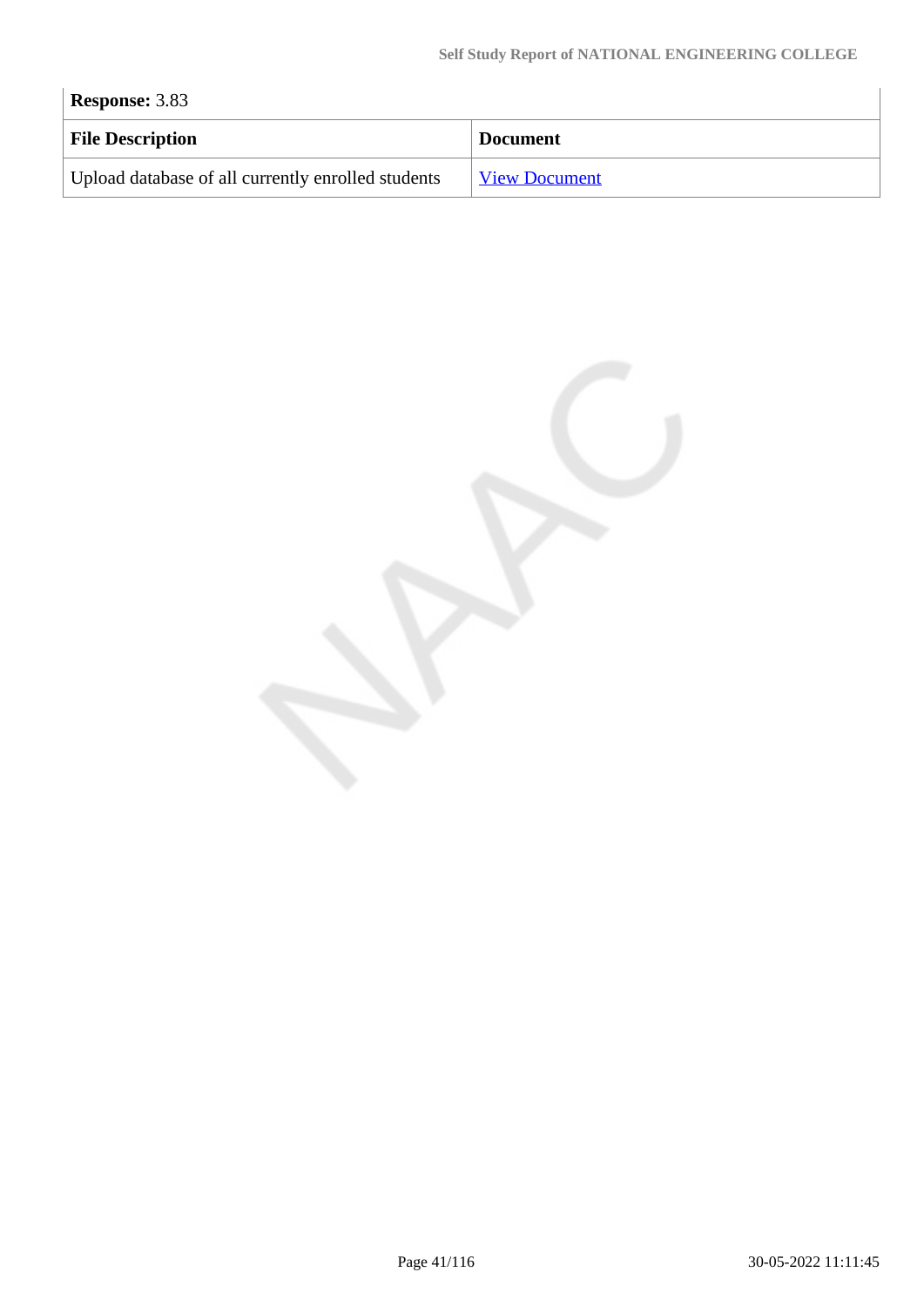**Response:** 3.83

| File Description | Document |
| --- | --- |
| Upload database of all currently enrolled students | View Document |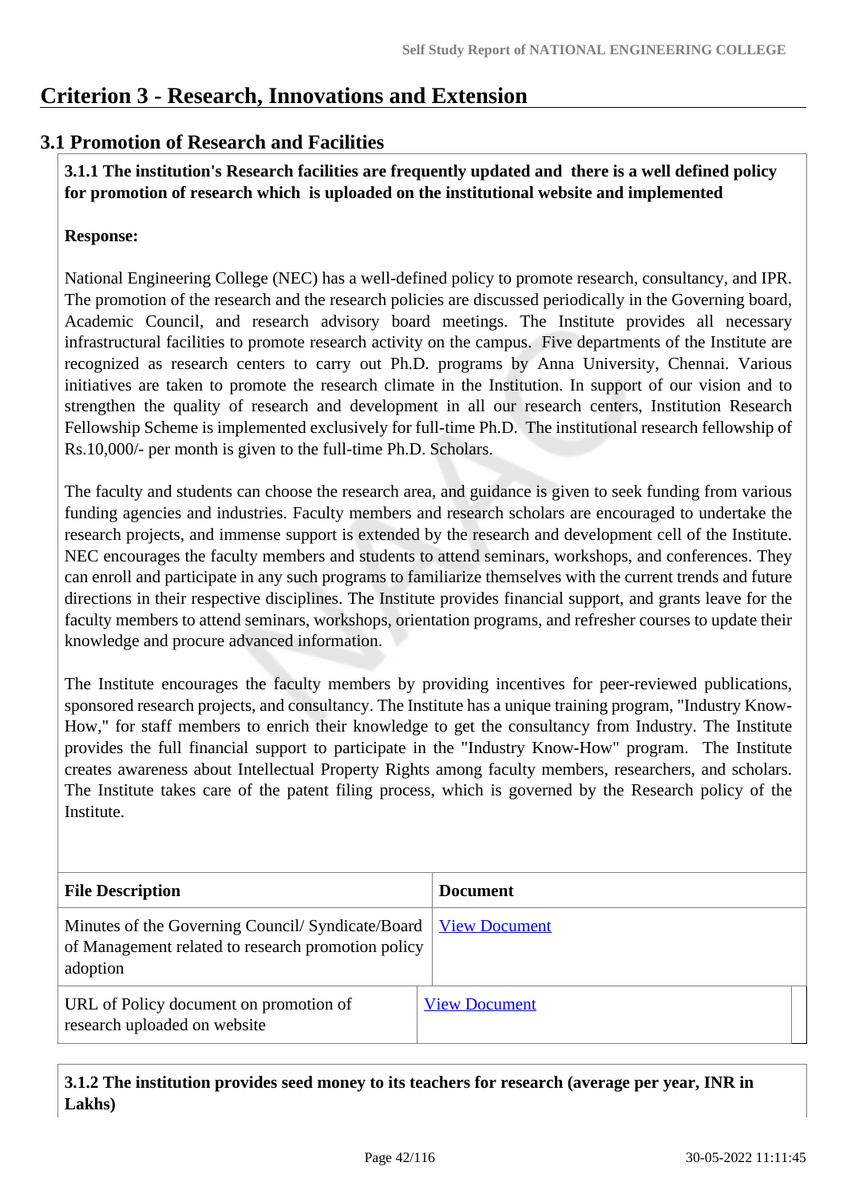# Criterion 3 - Research, Innovations and Extension

## 3.1 Promotion of Research and Facilities

**3.1.1 The institution's Research facilities are frequently updated and there is a well defined policy for promotion of research which is uploaded on the institutional website and implemented**

**Response:**

National Engineering College (NEC) has a well-defined policy to promote research, consultancy, and IPR. The promotion of the research and the research policies are discussed periodically in the Governing board, Academic Council, and research advisory board meetings. The Institute provides all necessary infrastructural facilities to promote research activity on the campus. Five departments of the Institute are recognized as research centers to carry out Ph.D. programs by Anna University, Chennai. Various initiatives are taken to promote the research climate in the Institution. In support of our vision and to strengthen the quality of research and development in all our research centers, Institution Research Fellowship Scheme is implemented exclusively for full-time Ph.D. The institutional research fellowship of Rs.10,000/- per month is given to the full-time Ph.D. Scholars.

The faculty and students can choose the research area, and guidance is given to seek funding from various funding agencies and industries. Faculty members and research scholars are encouraged to undertake the research projects, and immense support is extended by the research and development cell of the Institute. NEC encourages the faculty members and students to attend seminars, workshops, and conferences. They can enroll and participate in any such programs to familiarize themselves with the current trends and future directions in their respective disciplines. The Institute provides financial support, and grants leave for the faculty members to attend seminars, workshops, orientation programs, and refresher courses to update their knowledge and procure advanced information.

The Institute encourages the faculty members by providing incentives for peer-reviewed publications, sponsored research projects, and consultancy. The Institute has a unique training program, "Industry Know-How," for staff members to enrich their knowledge to get the consultancy from Industry. The Institute provides the full financial support to participate in the "Industry Know-How" program. The Institute creates awareness about Intellectual Property Rights among faculty members, researchers, and scholars. The Institute takes care of the patent filing process, which is governed by the Research policy of the Institute.

| File Description | Document |
|---|---|
| Minutes of the Governing Council/ Syndicate/Board of Management related to research promotion policy adoption | View Document |
| URL of Policy document on promotion of research uploaded on website | View Document |

**3.1.2 The institution provides seed money to its teachers for research (average per year, INR in Lakhs)**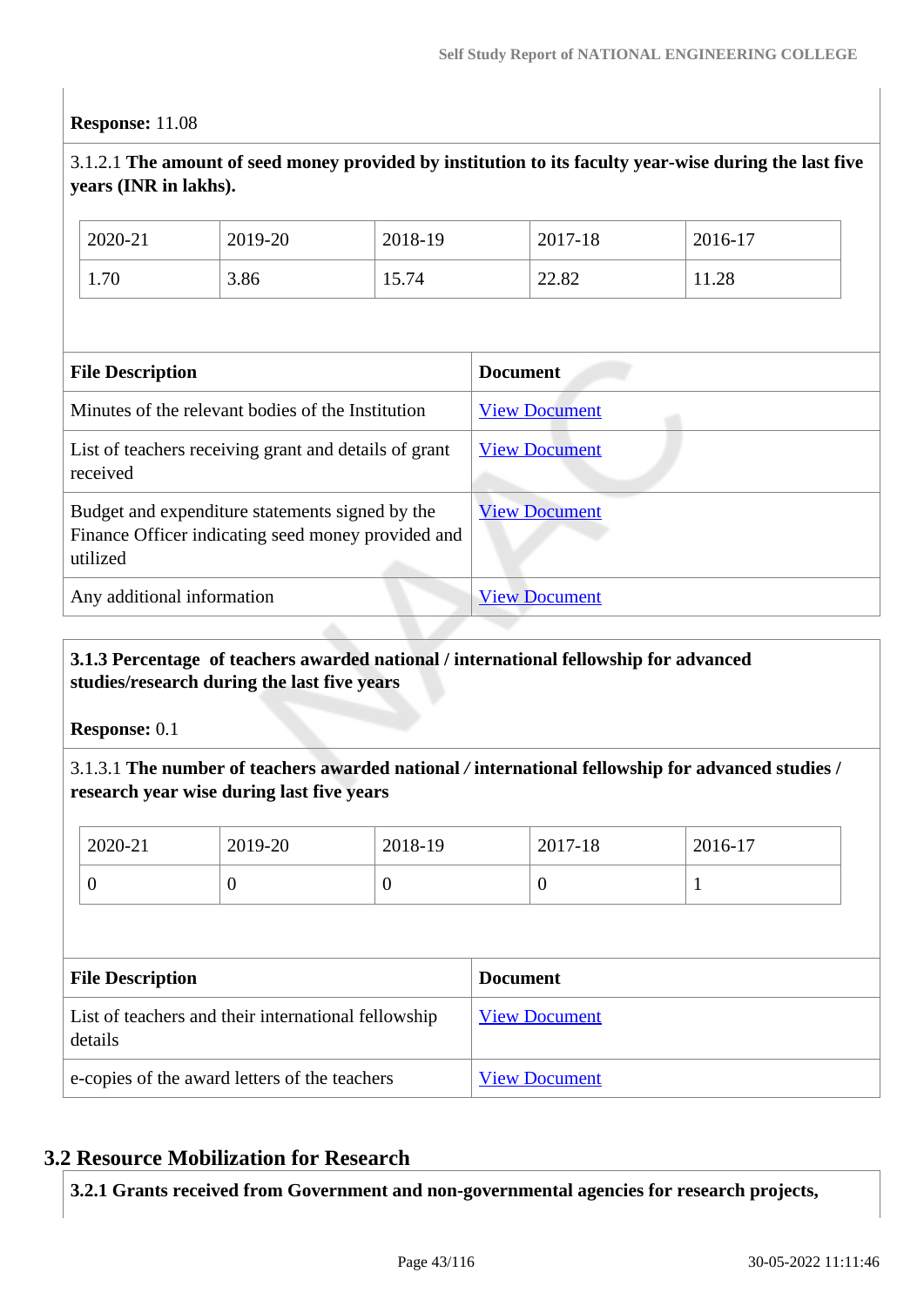**Response:** 11.08

3.1.2.1 **The amount of seed money provided by institution to its faculty year-wise during the last five years (INR in lakhs).**

| 2020-21 | 2019-20 | 2018-19 | 2017-18 | 2016-17 |
|---|---|---|---|---|
| 1.70 | 3.86 | 15.74 | 22.82 | 11.28 |

| File Description | Document |
|---|---|
| Minutes of the relevant bodies of the Institution | View Document |
| List of teachers receiving grant and details of grant received | View Document |
| Budget and expenditure statements signed by the Finance Officer indicating seed money provided and utilized | View Document |
| Any additional information | View Document |

**3.1.3 Percentage of teachers awarded national / international fellowship for advanced studies/research during the last five years**

**Response:** 0.1

3.1.3.1 **The number of teachers awarded national / international fellowship for advanced studies / research year wise during last five years**

| 2020-21 | 2019-20 | 2018-19 | 2017-18 | 2016-17 |
|---|---|---|---|---|
| 0 | 0 | 0 | 0 | 1 |

| File Description | Document |
|---|---|
| List of teachers and their international fellowship details | View Document |
| e-copies of the award letters of the teachers | View Document |

## 3.2 Resource Mobilization for Research

**3.2.1 Grants received from Government and non-governmental agencies for research projects,**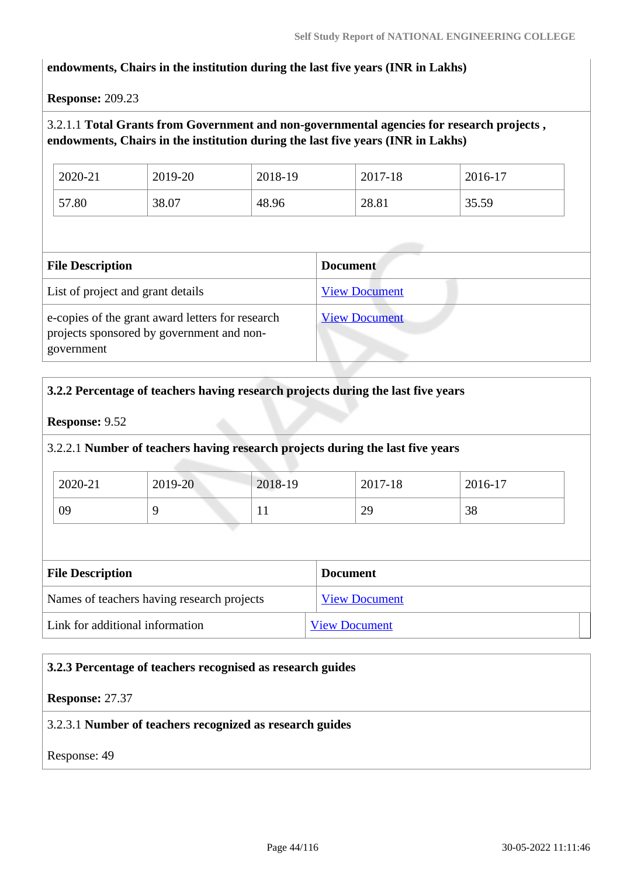**endowments, Chairs in the institution during the last five years (INR in Lakhs)**

**Response:** 209.23

3.2.1.1 **Total Grants from Government and non-governmental agencies for research projects , endowments, Chairs in the institution during the last five years (INR in Lakhs)**

| 2020-21 | 2019-20 | 2018-19 | 2017-18 | 2016-17 |
|---|---|---|---|---|
| 57.80 | 38.07 | 48.96 | 28.81 | 35.59 |

| File Description | Document |
|---|---|
| List of project and grant details | View Document |
| e-copies of the grant award letters for research projects sponsored by government and non-government | View Document |

**3.2.2 Percentage of teachers having research projects during the last five years**

**Response:** 9.52

3.2.2.1 **Number of teachers having research projects during the last five years**

| 2020-21 | 2019-20 | 2018-19 | 2017-18 | 2016-17 |
|---|---|---|---|---|
| 09 | 9 | 11 | 29 | 38 |

| File Description | Document |
|---|---|
| Names of teachers having research projects | View Document |
| Link for additional information | View Document |

**3.2.3 Percentage of teachers recognised as research guides**

**Response:** 27.37

3.2.3.1 **Number of teachers recognized as research guides**

Response: 49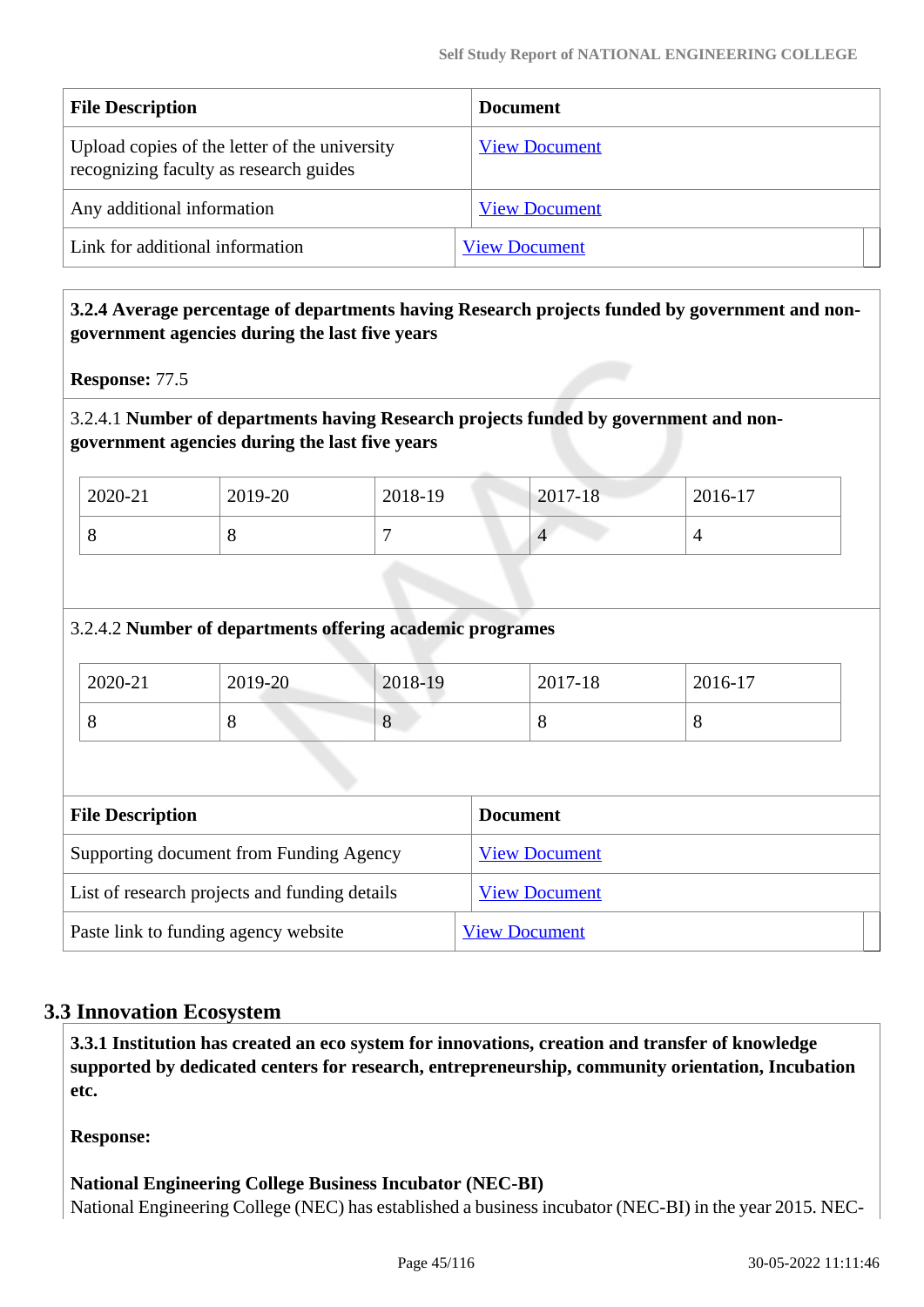| File Description | Document |
| --- | --- |
| Upload copies of the letter of the university recognizing faculty as research guides | View Document |
| Any additional information | View Document |
| Link for additional information | View Document |

**3.2.4 Average percentage of departments having Research projects funded by government and non-government agencies during the last five years**

**Response:** 77.5

3.2.4.1 **Number of departments having Research projects funded by government and non-government agencies during the last five years**

| 2020-21 | 2019-20 | 2018-19 | 2017-18 | 2016-17 |
| --- | --- | --- | --- | --- |
| 8 | 8 | 7 | 4 | 4 |

3.2.4.2 **Number of departments offering academic programes**

| 2020-21 | 2019-20 | 2018-19 | 2017-18 | 2016-17 |
| --- | --- | --- | --- | --- |
| 8 | 8 | 8 | 8 | 8 |

| File Description | Document |
| --- | --- |
| Supporting document from Funding Agency | View Document |
| List of research projects and funding details | View Document |
| Paste link to funding agency website | View Document |

## 3.3 Innovation Ecosystem

**3.3.1 Institution has created an eco system for innovations, creation and transfer of knowledge supported by dedicated centers for research, entrepreneurship, community orientation, Incubation etc.**

**Response:**

**National Engineering College Business Incubator (NEC-BI)**

National Engineering College (NEC) has established a business incubator (NEC-BI) in the year 2015. NEC-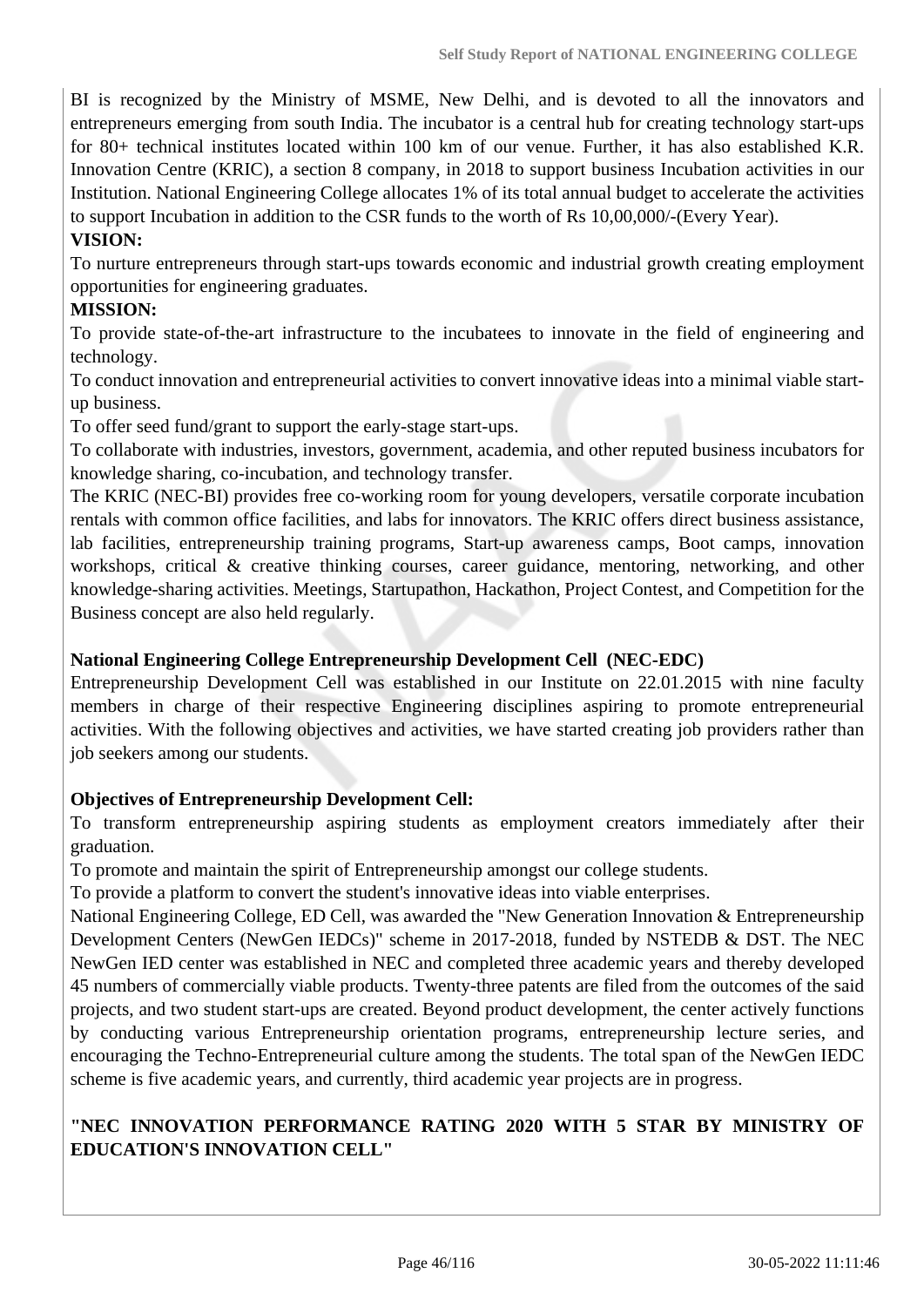BI is recognized by the Ministry of MSME, New Delhi, and is devoted to all the innovators and entrepreneurs emerging from south India. The incubator is a central hub for creating technology start-ups for 80+ technical institutes located within 100 km of our venue. Further, it has also established K.R. Innovation Centre (KRIC), a section 8 company, in 2018 to support business Incubation activities in our Institution. National Engineering College allocates 1% of its total annual budget to accelerate the activities to support Incubation in addition to the CSR funds to the worth of Rs 10,00,000/-(Every Year).

**VISION:**

To nurture entrepreneurs through start-ups towards economic and industrial growth creating employment opportunities for engineering graduates.

**MISSION:**

To provide state-of-the-art infrastructure to the incubatees to innovate in the field of engineering and technology.

To conduct innovation and entrepreneurial activities to convert innovative ideas into a minimal viable start-up business.

To offer seed fund/grant to support the early-stage start-ups.

To collaborate with industries, investors, government, academia, and other reputed business incubators for knowledge sharing, co-incubation, and technology transfer.

The KRIC (NEC-BI) provides free co-working room for young developers, versatile corporate incubation rentals with common office facilities, and labs for innovators. The KRIC offers direct business assistance, lab facilities, entrepreneurship training programs, Start-up awareness camps, Boot camps, innovation workshops, critical & creative thinking courses, career guidance, mentoring, networking, and other knowledge-sharing activities. Meetings, Startupathon, Hackathon, Project Contest, and Competition for the Business concept are also held regularly.

**National Engineering College Entrepreneurship Development Cell (NEC-EDC)**

Entrepreneurship Development Cell was established in our Institute on 22.01.2015 with nine faculty members in charge of their respective Engineering disciplines aspiring to promote entrepreneurial activities. With the following objectives and activities, we have started creating job providers rather than job seekers among our students.

**Objectives of Entrepreneurship Development Cell:**

To transform entrepreneurship aspiring students as employment creators immediately after their graduation.

To promote and maintain the spirit of Entrepreneurship amongst our college students.

To provide a platform to convert the student's innovative ideas into viable enterprises.

National Engineering College, ED Cell, was awarded the "New Generation Innovation & Entrepreneurship Development Centers (NewGen IEDCs)" scheme in 2017-2018, funded by NSTEDB & DST. The NEC NewGen IED center was established in NEC and completed three academic years and thereby developed 45 numbers of commercially viable products. Twenty-three patents are filed from the outcomes of the said projects, and two student start-ups are created. Beyond product development, the center actively functions by conducting various Entrepreneurship orientation programs, entrepreneurship lecture series, and encouraging the Techno-Entrepreneurial culture among the students. The total span of the NewGen IEDC scheme is five academic years, and currently, third academic year projects are in progress.

**"NEC INNOVATION PERFORMANCE RATING 2020 WITH 5 STAR BY MINISTRY OF EDUCATION'S INNOVATION CELL"**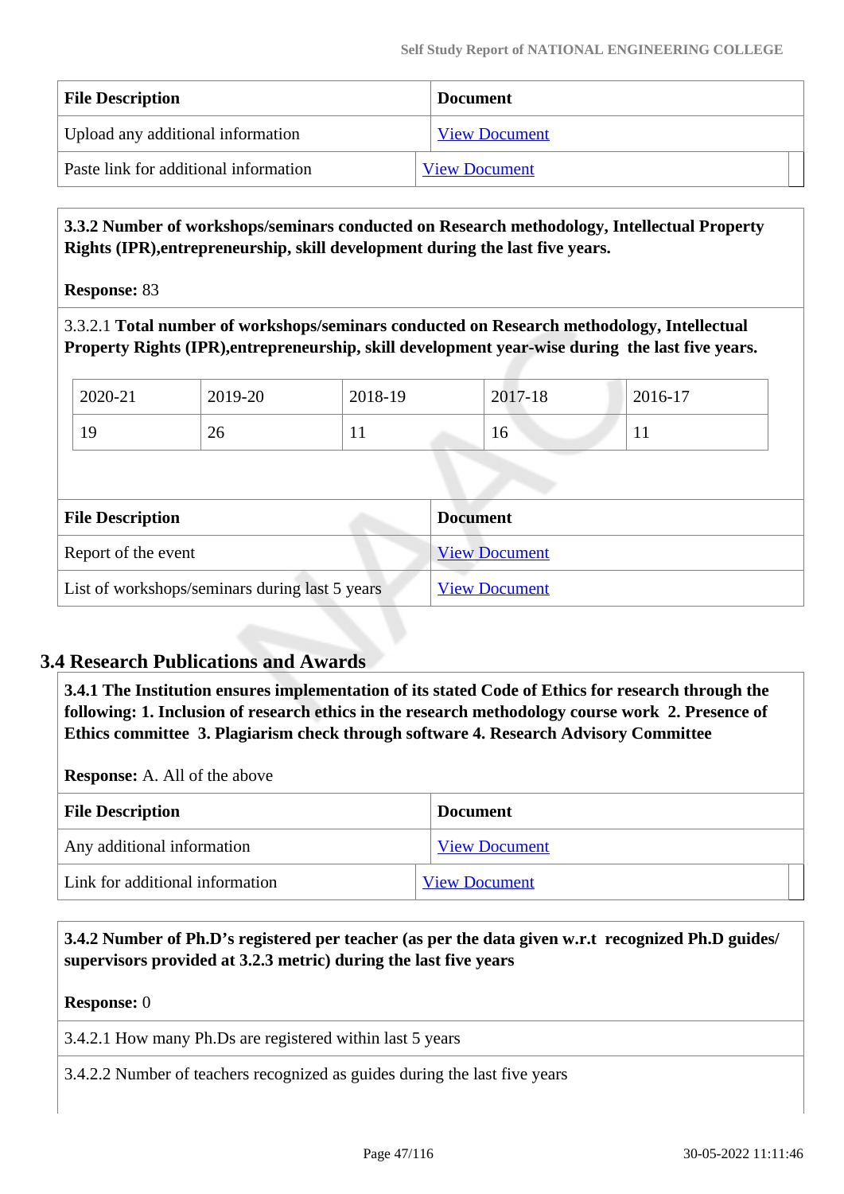| File Description | Document |
| --- | --- |
| Upload any additional information | View Document |
| Paste link for additional information | View Document |

**3.3.2 Number of workshops/seminars conducted on Research methodology, Intellectual Property Rights (IPR),entrepreneurship, skill development during the last five years.**

**Response:** 83

3.3.2.1 **Total number of workshops/seminars conducted on Research methodology, Intellectual Property Rights (IPR),entrepreneurship, skill development year-wise during the last five years.**

| 2020-21 | 2019-20 | 2018-19 | 2017-18 | 2016-17 |
| --- | --- | --- | --- | --- |
| 19 | 26 | 11 | 16 | 11 |

| File Description | Document |
| --- | --- |
| Report of the event | View Document |
| List of workshops/seminars during last 5 years | View Document |

## 3.4 Research Publications and Awards

**3.4.1 The Institution ensures implementation of its stated Code of Ethics for research through the following: 1. Inclusion of research ethics in the research methodology course work 2. Presence of Ethics committee 3. Plagiarism check through software 4. Research Advisory Committee**

**Response:** A. All of the above

| File Description | Document |
| --- | --- |
| Any additional information | View Document |
| Link for additional information | View Document |

**3.4.2 Number of Ph.D's registered per teacher (as per the data given w.r.t recognized Ph.D guides/ supervisors provided at 3.2.3 metric) during the last five years**

**Response:** 0

3.4.2.1 How many Ph.Ds are registered within last 5 years

3.4.2.2 Number of teachers recognized as guides during the last five years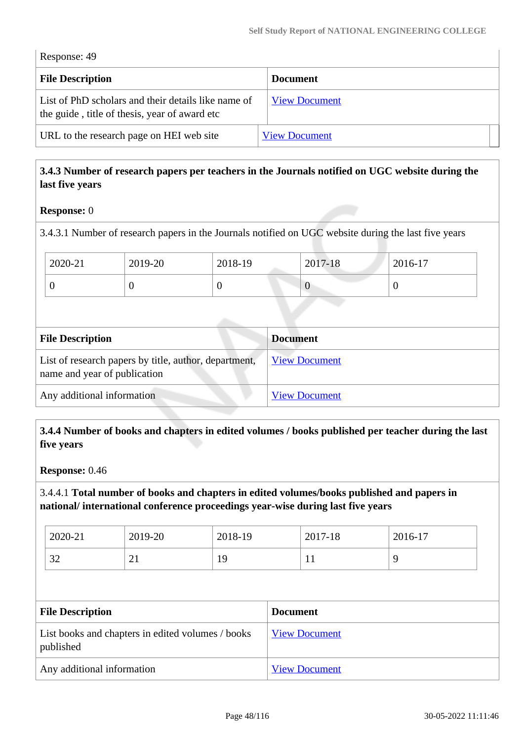Response: 49

| File Description | Document |
|---|---|
| List of PhD scholars and their details like name of the guide , title of thesis, year of award etc | View Document |
| URL to the research page on HEI web site | View Document |

**3.4.3 Number of research papers per teachers in the Journals notified on UGC website during the last five years**

**Response:** 0

3.4.3.1 Number of research papers in the Journals notified on UGC website during the last five years

| 2020-21 | 2019-20 | 2018-19 | 2017-18 | 2016-17 |
|---|---|---|---|---|
| 0 | 0 | 0 | 0 | 0 |

| File Description | Document |
|---|---|
| List of research papers by title, author, department, name and year of publication | View Document |
| Any additional information | View Document |

**3.4.4 Number of books and chapters in edited volumes / books published per teacher during the last five years**

**Response:** 0.46

3.4.4.1 **Total number of books and chapters in edited volumes/books published and papers in national/ international conference proceedings year-wise during last five years**

| 2020-21 | 2019-20 | 2018-19 | 2017-18 | 2016-17 |
|---|---|---|---|---|
| 32 | 21 | 19 | 11 | 9 |

| File Description | Document |
|---|---|
| List books and chapters in edited volumes / books published | View Document |
| Any additional information | View Document |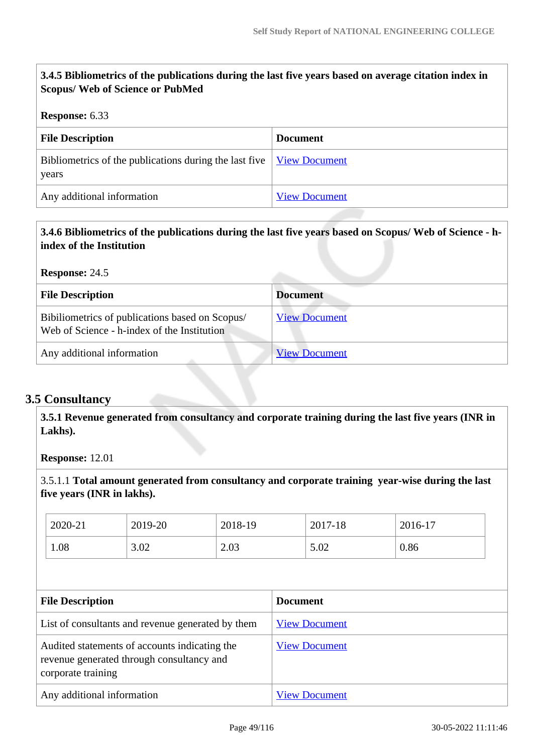**3.4.5 Bibliometrics of the publications during the last five years based on average citation index in Scopus/ Web of Science or PubMed**

**Response:** 6.33

| File Description | Document |
| --- | --- |
| Bibliometrics of the publications during the last five years | View Document |
| Any additional information | View Document |

**3.4.6 Bibliometrics of the publications during the last five years based on Scopus/ Web of Science - h-index of the Institution**

**Response:** 24.5

| File Description | Document |
| --- | --- |
| Bibiliometrics of publications based on Scopus/ Web of Science - h-index of the Institution | View Document |
| Any additional information | View Document |

## 3.5 Consultancy

**3.5.1 Revenue generated from consultancy and corporate training during the last five years (INR in Lakhs).**

**Response:** 12.01

3.5.1.1 **Total amount generated from consultancy and corporate training year-wise during the last five years (INR in lakhs).**

| 2020-21 | 2019-20 | 2018-19 | 2017-18 | 2016-17 |
| --- | --- | --- | --- | --- |
| 1.08 | 3.02 | 2.03 | 5.02 | 0.86 |

| File Description | Document |
| --- | --- |
| List of consultants and revenue generated by them | View Document |
| Audited statements of accounts indicating the revenue generated through consultancy and corporate training | View Document |
| Any additional information | View Document |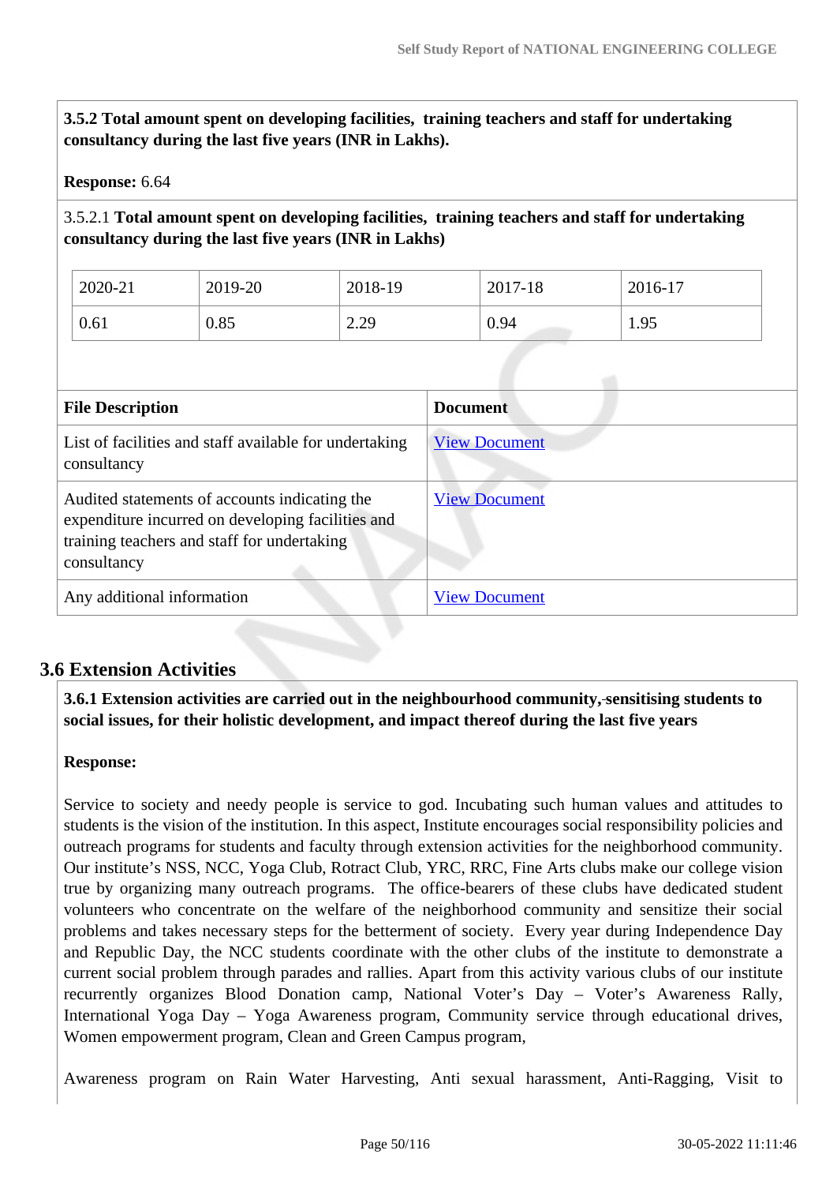**3.5.2 Total amount spent on developing facilities, training teachers and staff for undertaking consultancy during the last five years (INR in Lakhs).**

**Response:** 6.64

3.5.2.1 **Total amount spent on developing facilities, training teachers and staff for undertaking consultancy during the last five years (INR in Lakhs)**

| 2020-21 | 2019-20 | 2018-19 | 2017-18 | 2016-17 |
|---|---|---|---|---|
| 0.61 | 0.85 | 2.29 | 0.94 | 1.95 |

| File Description | Document |
|---|---|
| List of facilities and staff available for undertaking consultancy | View Document |
| Audited statements of accounts indicating the expenditure incurred on developing facilities and training teachers and staff for undertaking consultancy | View Document |
| Any additional information | View Document |

## 3.6 Extension Activities

**3.6.1 Extension activities are carried out in the neighbourhood community, sensitising students to social issues, for their holistic development, and impact thereof during the last five years**

**Response:**

Service to society and needy people is service to god. Incubating such human values and attitudes to students is the vision of the institution. In this aspect, Institute encourages social responsibility policies and outreach programs for students and faculty through extension activities for the neighborhood community. Our institute's NSS, NCC, Yoga Club, Rotract Club, YRC, RRC, Fine Arts clubs make our college vision true by organizing many outreach programs. The office-bearers of these clubs have dedicated student volunteers who concentrate on the welfare of the neighborhood community and sensitize their social problems and takes necessary steps for the betterment of society. Every year during Independence Day and Republic Day, the NCC students coordinate with the other clubs of the institute to demonstrate a current social problem through parades and rallies. Apart from this activity various clubs of our institute recurrently organizes Blood Donation camp, National Voter's Day – Voter's Awareness Rally, International Yoga Day – Yoga Awareness program, Community service through educational drives, Women empowerment program, Clean and Green Campus program,

Awareness program on Rain Water Harvesting, Anti sexual harassment, Anti-Ragging, Visit to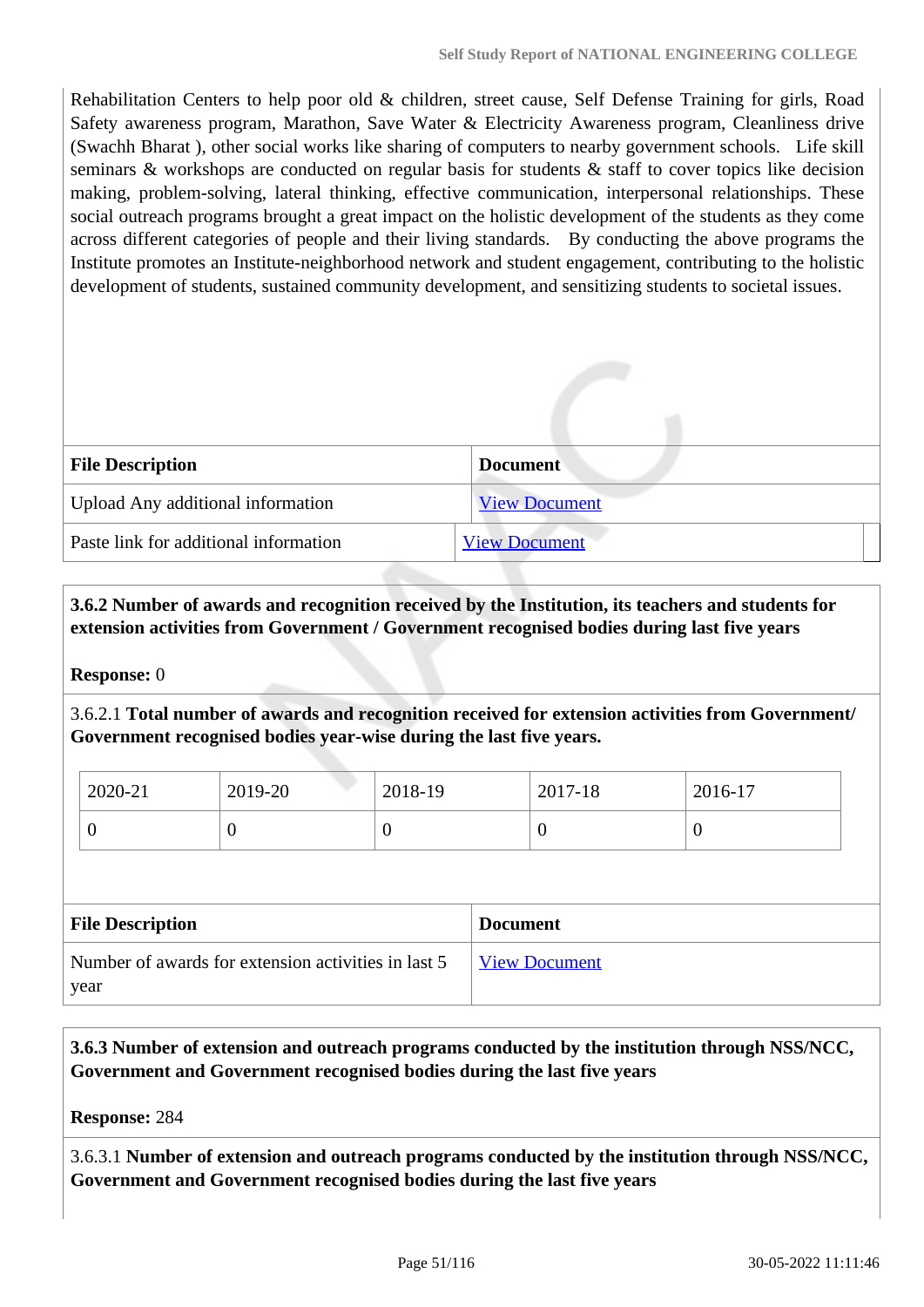Rehabilitation Centers to help poor old & children, street cause, Self Defense Training for girls, Road Safety awareness program, Marathon, Save Water & Electricity Awareness program, Cleanliness drive (Swachh Bharat ), other social works like sharing of computers to nearby government schools. Life skill seminars & workshops are conducted on regular basis for students & staff to cover topics like decision making, problem-solving, lateral thinking, effective communication, interpersonal relationships. These social outreach programs brought a great impact on the holistic development of the students as they come across different categories of people and their living standards. By conducting the above programs the Institute promotes an Institute-neighborhood network and student engagement, contributing to the holistic development of students, sustained community development, and sensitizing students to societal issues.

| File Description | Document |
|---|---|
| Upload Any additional information | View Document |
| Paste link for additional information | View Document |

**3.6.2 Number of awards and recognition received by the Institution, its teachers and students for extension activities from Government / Government recognised bodies during last five years**

**Response:** 0

3.6.2.1 **Total number of awards and recognition received for extension activities from Government/ Government recognised bodies year-wise during the last five years.**

| 2020-21 | 2019-20 | 2018-19 | 2017-18 | 2016-17 |
|---|---|---|---|---|
| 0 | 0 | 0 | 0 | 0 |

| File Description | Document |
|---|---|
| Number of awards for extension activities in last 5 year | View Document |

**3.6.3 Number of extension and outreach programs conducted by the institution through NSS/NCC, Government and Government recognised bodies during the last five years**

**Response:** 284

3.6.3.1 **Number of extension and outreach programs conducted by the institution through NSS/NCC, Government and Government recognised bodies during the last five years**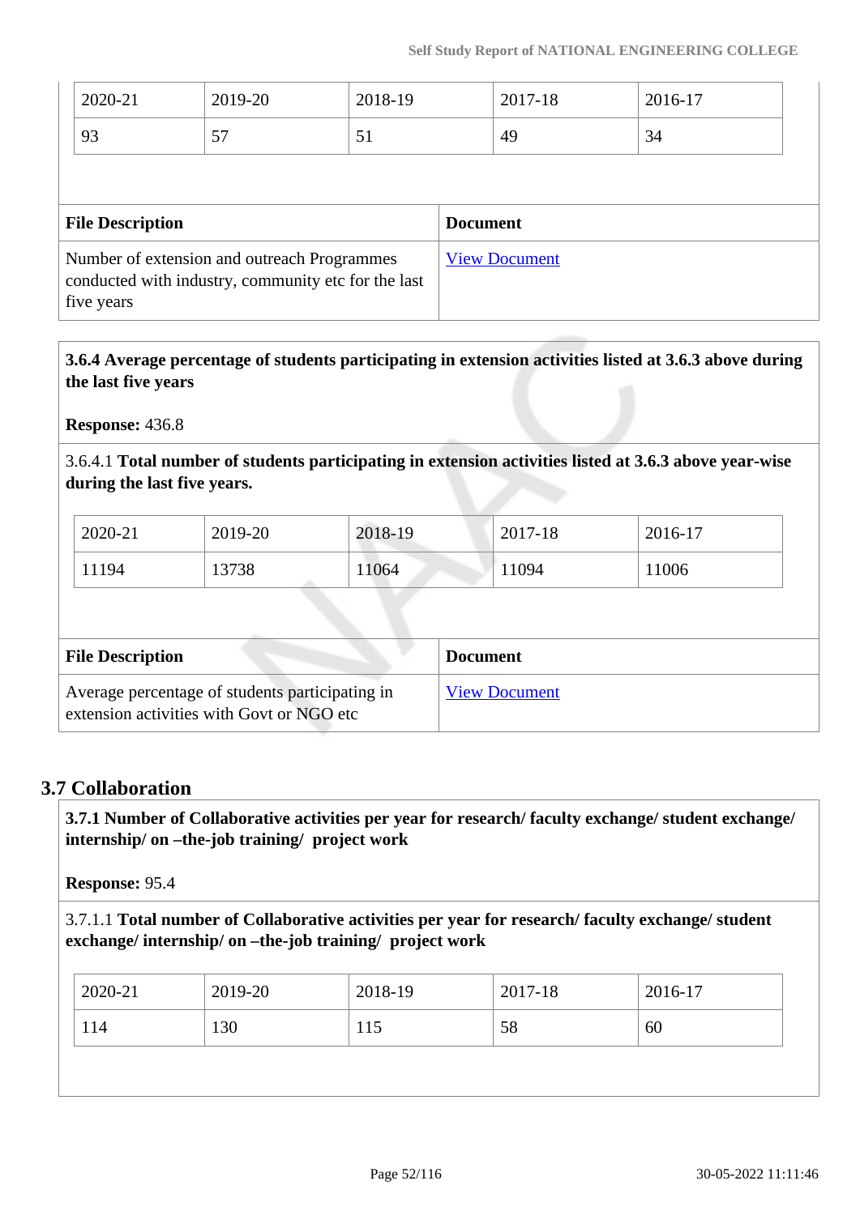| 2020-21 | 2019-20 | 2018-19 | 2017-18 | 2016-17 |
|---|---|---|---|---|
| 93 | 57 | 51 | 49 | 34 |

| File Description | Document |
|---|---|
| Number of extension and outreach Programmes conducted with industry, community etc for the last five years | View Document |

**3.6.4 Average percentage of students participating in extension activities listed at 3.6.3 above during the last five years**

**Response:** 436.8

3.6.4.1 **Total number of students participating in extension activities listed at 3.6.3 above year-wise during the last five years.**

| 2020-21 | 2019-20 | 2018-19 | 2017-18 | 2016-17 |
|---|---|---|---|---|
| 11194 | 13738 | 11064 | 11094 | 11006 |

| File Description | Document |
|---|---|
| Average percentage of students participating in extension activities with Govt or NGO etc | View Document |

## 3.7 Collaboration

**3.7.1 Number of Collaborative activities per year for research/ faculty exchange/ student exchange/ internship/ on –the-job training/ project work**

**Response:** 95.4

3.7.1.1 **Total number of Collaborative activities per year for research/ faculty exchange/ student exchange/ internship/ on –the-job training/ project work**

| 2020-21 | 2019-20 | 2018-19 | 2017-18 | 2016-17 |
|---|---|---|---|---|
| 114 | 130 | 115 | 58 | 60 |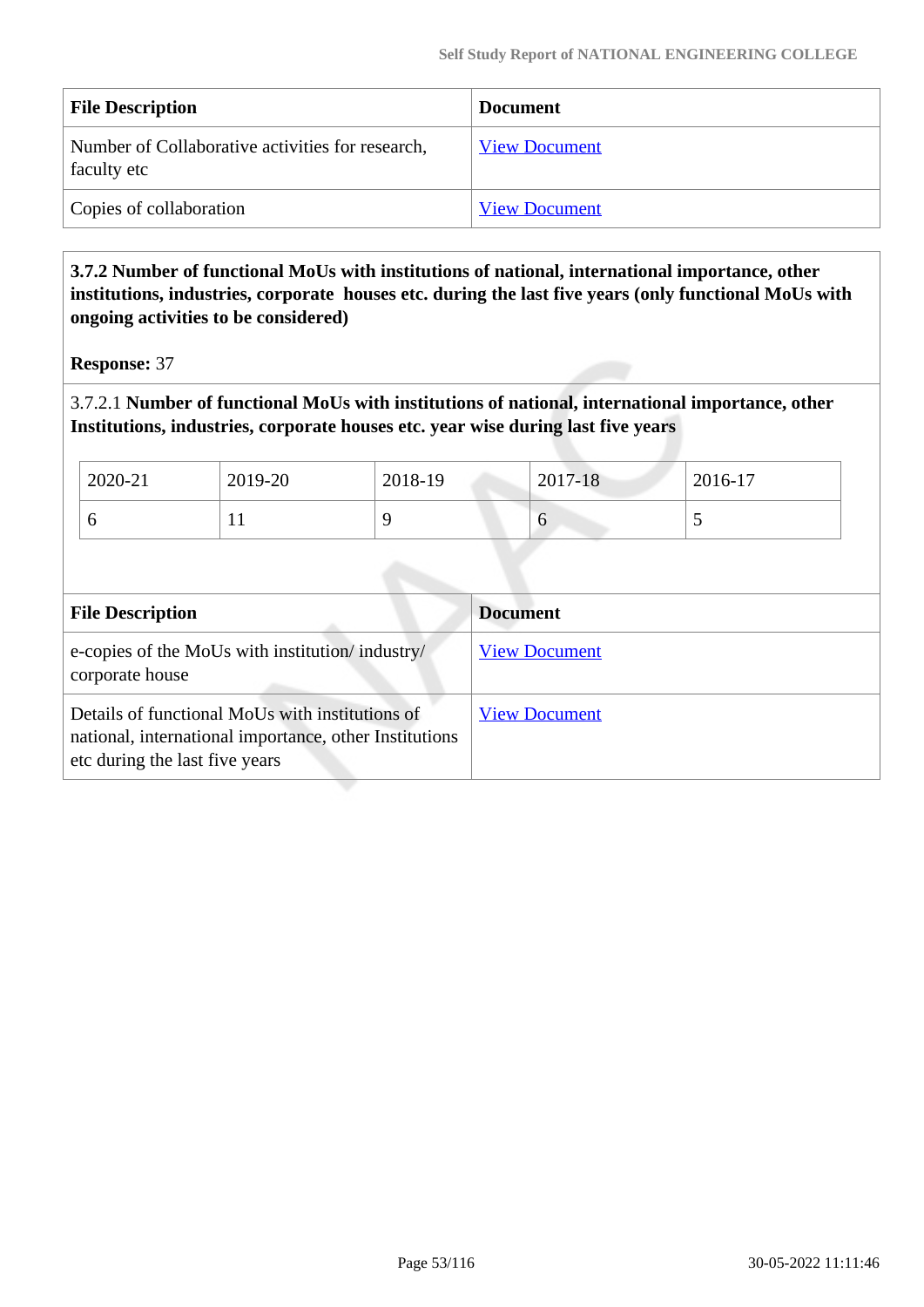| File Description | Document |
|---|---|
| Number of Collaborative activities for research, faculty etc | View Document |
| Copies of collaboration | View Document |

**3.7.2 Number of functional MoUs with institutions of national, international importance, other institutions, industries, corporate houses etc. during the last five years (only functional MoUs with ongoing activities to be considered)**

**Response:** 37

3.7.2.1 **Number of functional MoUs with institutions of national, international importance, other Institutions, industries, corporate houses etc. year wise during last five years**

| 2020-21 | 2019-20 | 2018-19 | 2017-18 | 2016-17 |
|---|---|---|---|---|
| 6 | 11 | 9 | 6 | 5 |

| File Description | Document |
|---|---|
| e-copies of the MoUs with institution/ industry/ corporate house | View Document |
| Details of functional MoUs with institutions of national, international importance, other Institutions etc during the last five years | View Document |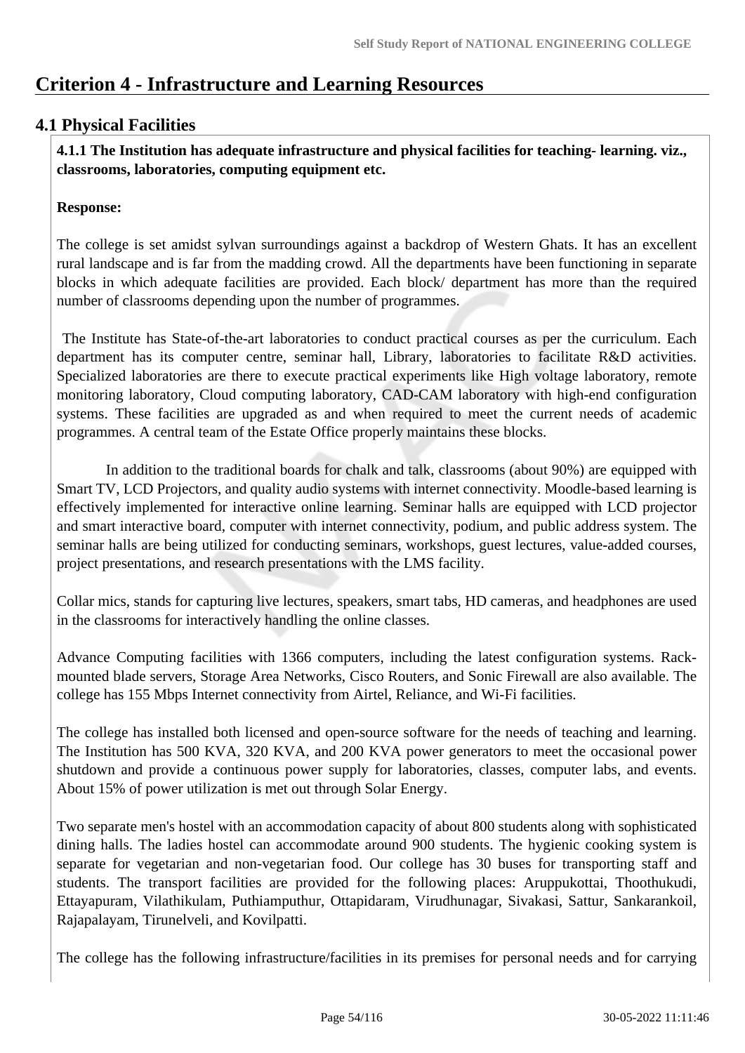# Criterion 4 - Infrastructure and Learning Resources

## 4.1 Physical Facilities

**4.1.1 The Institution has adequate infrastructure and physical facilities for teaching- learning. viz., classrooms, laboratories, computing equipment etc.**

**Response:**

The college is set amidst sylvan surroundings against a backdrop of Western Ghats. It has an excellent rural landscape and is far from the madding crowd. All the departments have been functioning in separate blocks in which adequate facilities are provided. Each block/ department has more than the required number of classrooms depending upon the number of programmes.

The Institute has State-of-the-art laboratories to conduct practical courses as per the curriculum. Each department has its computer centre, seminar hall, Library, laboratories to facilitate R&D activities. Specialized laboratories are there to execute practical experiments like High voltage laboratory, remote monitoring laboratory, Cloud computing laboratory, CAD-CAM laboratory with high-end configuration systems. These facilities are upgraded as and when required to meet the current needs of academic programmes. A central team of the Estate Office properly maintains these blocks.

In addition to the traditional boards for chalk and talk, classrooms (about 90%) are equipped with Smart TV, LCD Projectors, and quality audio systems with internet connectivity. Moodle-based learning is effectively implemented for interactive online learning. Seminar halls are equipped with LCD projector and smart interactive board, computer with internet connectivity, podium, and public address system. The seminar halls are being utilized for conducting seminars, workshops, guest lectures, value-added courses, project presentations, and research presentations with the LMS facility.

Collar mics, stands for capturing live lectures, speakers, smart tabs, HD cameras, and headphones are used in the classrooms for interactively handling the online classes.

Advance Computing facilities with 1366 computers, including the latest configuration systems. Rack-mounted blade servers, Storage Area Networks, Cisco Routers, and Sonic Firewall are also available. The college has 155 Mbps Internet connectivity from Airtel, Reliance, and Wi-Fi facilities.

The college has installed both licensed and open-source software for the needs of teaching and learning. The Institution has 500 KVA, 320 KVA, and 200 KVA power generators to meet the occasional power shutdown and provide a continuous power supply for laboratories, classes, computer labs, and events. About 15% of power utilization is met out through Solar Energy.

Two separate men's hostel with an accommodation capacity of about 800 students along with sophisticated dining halls. The ladies hostel can accommodate around 900 students. The hygienic cooking system is separate for vegetarian and non-vegetarian food. Our college has 30 buses for transporting staff and students. The transport facilities are provided for the following places: Aruppukottai, Thoothukudi, Ettayapuram, Vilathikulam, Puthiamputhur, Ottapidaram, Virudhunagar, Sivakasi, Sattur, Sankarankoil, Rajapalayam, Tirunelveli, and Kovilpatti.

The college has the following infrastructure/facilities in its premises for personal needs and for carrying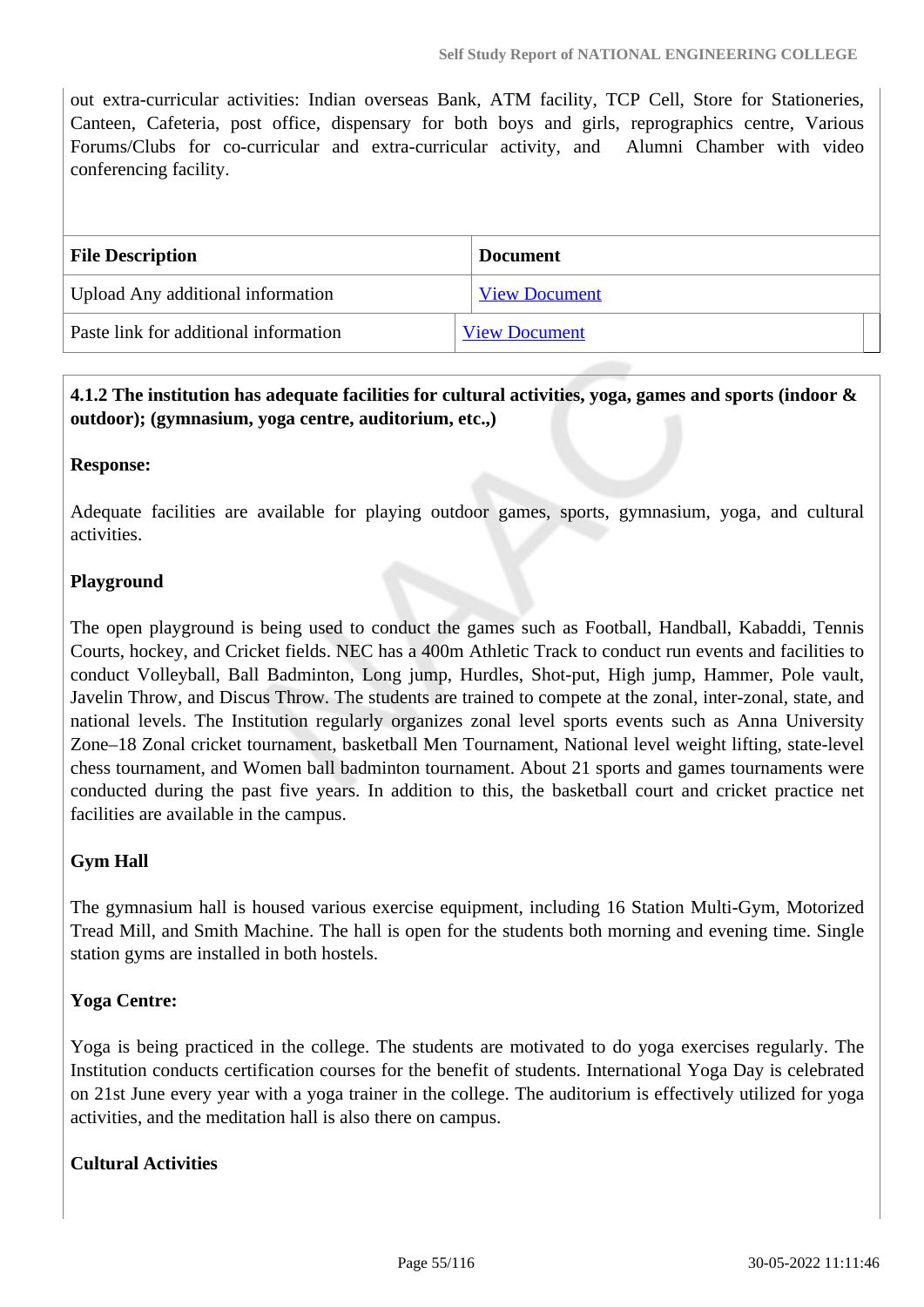out extra-curricular activities: Indian overseas Bank, ATM facility, TCP Cell, Store for Stationeries, Canteen, Cafeteria, post office, dispensary for both boys and girls, reprographics centre, Various Forums/Clubs for co-curricular and extra-curricular activity, and Alumni Chamber with video conferencing facility.

| File Description | Document |
|---|---|
| Upload Any additional information | View Document |
| Paste link for additional information | View Document |

**4.1.2 The institution has adequate facilities for cultural activities, yoga, games and sports (indoor & outdoor); (gymnasium, yoga centre, auditorium, etc.,)**

**Response:**

Adequate facilities are available for playing outdoor games, sports, gymnasium, yoga, and cultural activities.

**Playground**

The open playground is being used to conduct the games such as Football, Handball, Kabaddi, Tennis Courts, hockey, and Cricket fields. NEC has a 400m Athletic Track to conduct run events and facilities to conduct Volleyball, Ball Badminton, Long jump, Hurdles, Shot-put, High jump, Hammer, Pole vault, Javelin Throw, and Discus Throw. The students are trained to compete at the zonal, inter-zonal, state, and national levels. The Institution regularly organizes zonal level sports events such as Anna University Zone–18 Zonal cricket tournament, basketball Men Tournament, National level weight lifting, state-level chess tournament, and Women ball badminton tournament. About 21 sports and games tournaments were conducted during the past five years. In addition to this, the basketball court and cricket practice net facilities are available in the campus.

**Gym Hall**

The gymnasium hall is housed various exercise equipment, including 16 Station Multi-Gym, Motorized Tread Mill, and Smith Machine. The hall is open for the students both morning and evening time. Single station gyms are installed in both hostels.

**Yoga Centre:**

Yoga is being practiced in the college. The students are motivated to do yoga exercises regularly. The Institution conducts certification courses for the benefit of students. International Yoga Day is celebrated on 21st June every year with a yoga trainer in the college. The auditorium is effectively utilized for yoga activities, and the meditation hall is also there on campus.

**Cultural Activities**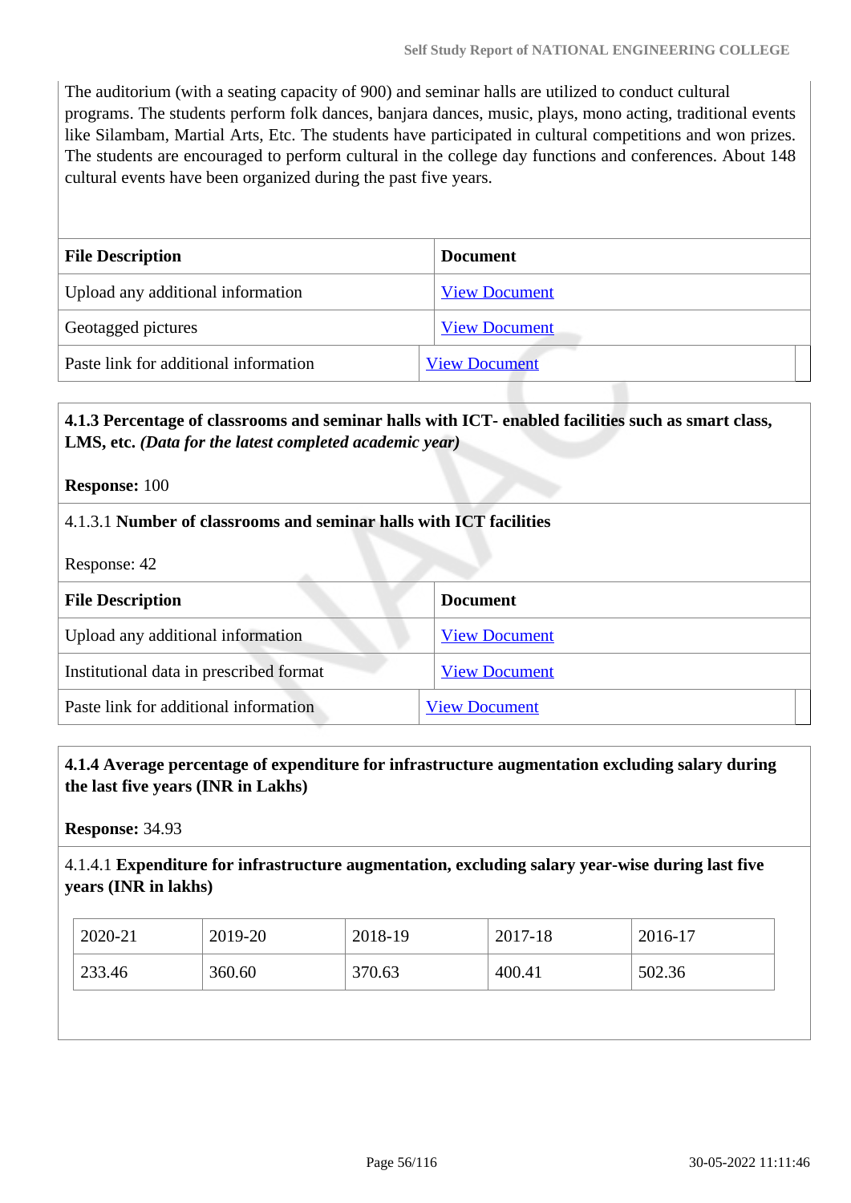The auditorium (with a seating capacity of 900) and seminar halls are utilized to conduct cultural programs. The students perform folk dances, banjara dances, music, plays, mono acting, traditional events like Silambam, Martial Arts, Etc. The students have participated in cultural competitions and won prizes. The students are encouraged to perform cultural in the college day functions and conferences. About 148 cultural events have been organized during the past five years.

| File Description | Document |
|---|---|
| Upload any additional information | View Document |
| Geotagged pictures | View Document |
| Paste link for additional information | View Document |

**4.1.3 Percentage of classrooms and seminar halls with ICT- enabled facilities such as smart class, LMS, etc.** ***(Data for the latest completed academic year)***

**Response:** 100

4.1.3.1 **Number of classrooms and seminar halls with ICT facilities**

Response: 42

| File Description | Document |
|---|---|
| Upload any additional information | View Document |
| Institutional data in prescribed format | View Document |
| Paste link for additional information | View Document |

**4.1.4 Average percentage of expenditure for infrastructure augmentation excluding salary during the last five years (INR in Lakhs)**

**Response:** 34.93

4.1.4.1 **Expenditure for infrastructure augmentation, excluding salary year-wise during last five years (INR in lakhs)**

| 2020-21 | 2019-20 | 2018-19 | 2017-18 | 2016-17 |
|---|---|---|---|---|
| 233.46 | 360.60 | 370.63 | 400.41 | 502.36 |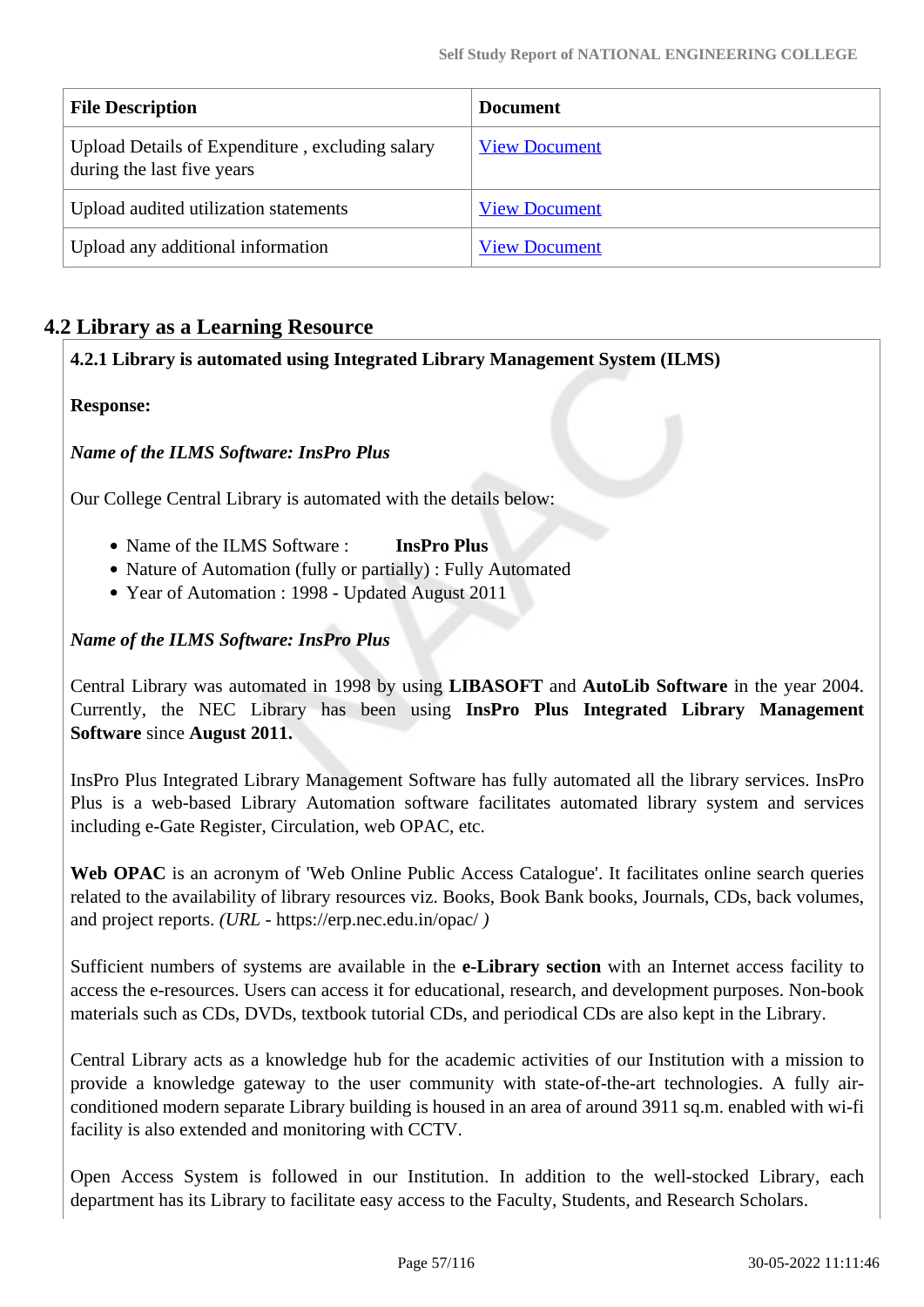| File Description | Document |
|---|---|
| Upload Details of Expenditure , excluding salary during the last five years | View Document |
| Upload audited utilization statements | View Document |
| Upload any additional information | View Document |

## 4.2 Library as a Learning Resource

**4.2.1 Library is automated using Integrated Library Management System (ILMS)**

**Response:**

***Name of the ILMS Software: InsPro Plus***

Our College Central Library is automated with the details below:

- Name of the ILMS Software : **InsPro Plus**
- Nature of Automation (fully or partially) : Fully Automated
- Year of Automation : 1998 - Updated August 2011

***Name of the ILMS Software: InsPro Plus***

Central Library was automated in 1998 by using **LIBASOFT** and **AutoLib Software** in the year 2004. Currently, the NEC Library has been using **InsPro Plus Integrated Library Management Software** since **August 2011.**

InsPro Plus Integrated Library Management Software has fully automated all the library services. InsPro Plus is a web-based Library Automation software facilitates automated library system and services including e-Gate Register, Circulation, web OPAC, etc.

**Web OPAC** is an acronym of 'Web Online Public Access Catalogue'. It facilitates online search queries related to the availability of library resources viz. Books, Book Bank books, Journals, CDs, back volumes, and project reports. *(URL -* https://erp.nec.edu.in/opac/ *)*

Sufficient numbers of systems are available in the **e-Library section** with an Internet access facility to access the e-resources. Users can access it for educational, research, and development purposes. Non-book materials such as CDs, DVDs, textbook tutorial CDs, and periodical CDs are also kept in the Library.

Central Library acts as a knowledge hub for the academic activities of our Institution with a mission to provide a knowledge gateway to the user community with state-of-the-art technologies. A fully air-conditioned modern separate Library building is housed in an area of around 3911 sq.m. enabled with wi-fi facility is also extended and monitoring with CCTV.

Open Access System is followed in our Institution. In addition to the well-stocked Library, each department has its Library to facilitate easy access to the Faculty, Students, and Research Scholars.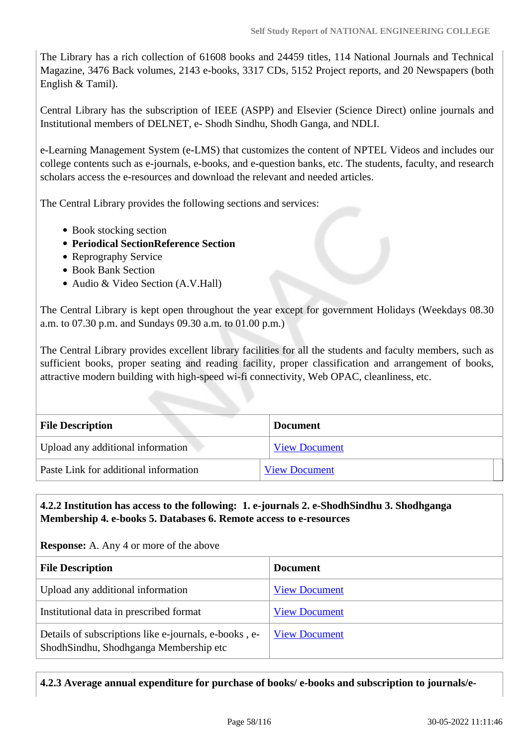The Library has a rich collection of 61608 books and 24459 titles, 114 National Journals and Technical Magazine, 3476 Back volumes, 2143 e-books, 3317 CDs, 5152 Project reports, and 20 Newspapers (both English & Tamil).

Central Library has the subscription of IEEE (ASPP) and Elsevier (Science Direct) online journals and Institutional members of DELNET, e- Shodh Sindhu, Shodh Ganga, and NDLI.

e-Learning Management System (e-LMS) that customizes the content of NPTEL Videos and includes our college contents such as e-journals, e-books, and e-question banks, etc. The students, faculty, and research scholars access the e-resources and download the relevant and needed articles.

The Central Library provides the following sections and services:

- Book stocking section
- **Periodical SectionReference Section**
- Reprography Service
- Book Bank Section
- Audio & Video Section (A.V.Hall)

The Central Library is kept open throughout the year except for government Holidays (Weekdays 08.30 a.m. to 07.30 p.m. and Sundays 09.30 a.m. to 01.00 p.m.)

The Central Library provides excellent library facilities for all the students and faculty members, such as sufficient books, proper seating and reading facility, proper classification and arrangement of books, attractive modern building with high-speed wi-fi connectivity, Web OPAC, cleanliness, etc.

| File Description | Document |
|---|---|
| Upload any additional information | View Document |
| Paste Link for additional information | View Document |

**4.2.2 Institution has access to the following: 1. e-journals 2. e-ShodhSindhu 3. Shodhganga Membership 4. e-books 5. Databases 6. Remote access to e-resources**

**Response:** A. Any 4 or more of the above

| File Description | Document |
|---|---|
| Upload any additional information | View Document |
| Institutional data in prescribed format | View Document |
| Details of subscriptions like e-journals, e-books , e-ShodhSindhu, Shodhganga Membership etc | View Document |

**4.2.3 Average annual expenditure for purchase of books/ e-books and subscription to journals/e-**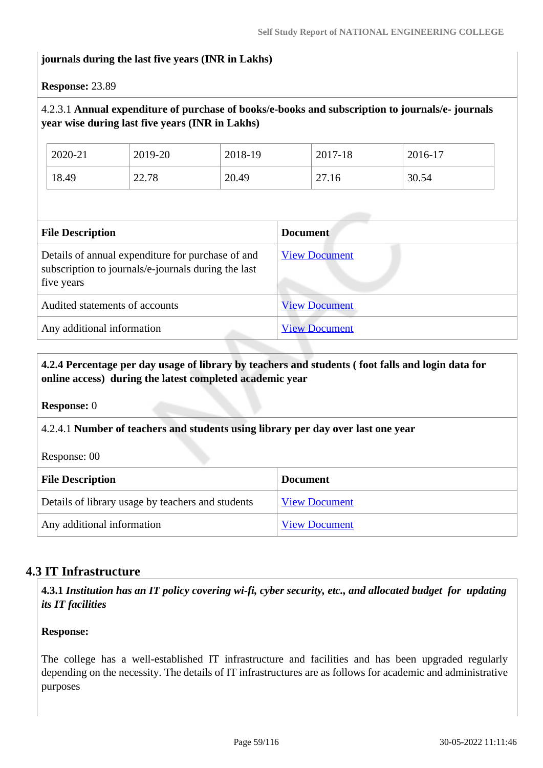**journals during the last five years (INR in Lakhs)**

**Response:** 23.89

4.2.3.1 **Annual expenditure of purchase of books/e-books and subscription to journals/e- journals year wise during last five years (INR in Lakhs)**

| 2020-21 | 2019-20 | 2018-19 | 2017-18 | 2016-17 |
|---|---|---|---|---|
| 18.49 | 22.78 | 20.49 | 27.16 | 30.54 |

| File Description | Document |
|---|---|
| Details of annual expenditure for purchase of and subscription to journals/e-journals during the last five years | View Document |
| Audited statements of accounts | View Document |
| Any additional information | View Document |

**4.2.4 Percentage per day usage of library by teachers and students ( foot falls and login data for online access) during the latest completed academic year**

**Response:** 0

4.2.4.1 **Number of teachers and students using library per day over last one year**

Response: 00

| File Description | Document |
|---|---|
| Details of library usage by teachers and students | View Document |
| Any additional information | View Document |

## 4.3 IT Infrastructure

**4.3.1** ***Institution has an IT policy covering wi-fi, cyber security, etc., and allocated budget for updating its IT facilities***

**Response:**

The college has a well-established IT infrastructure and facilities and has been upgraded regularly depending on the necessity. The details of IT infrastructures are as follows for academic and administrative purposes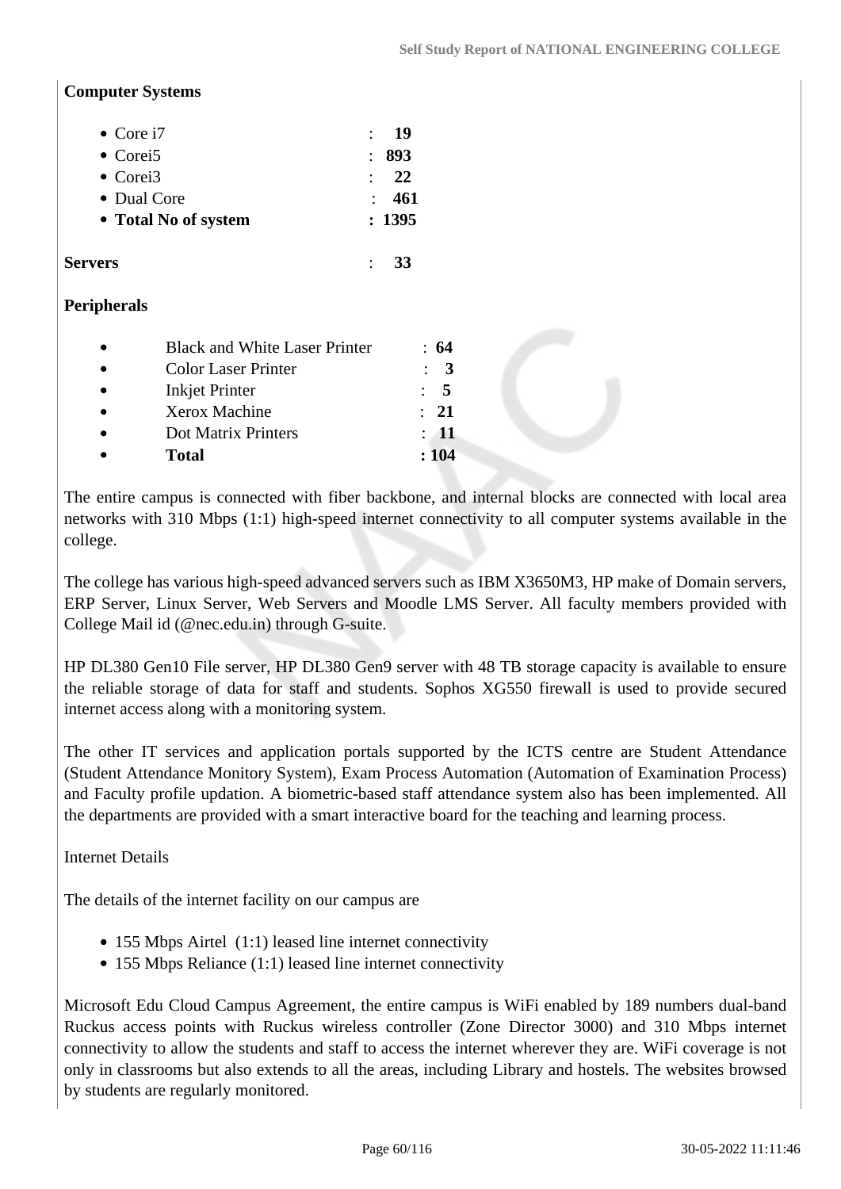**Computer Systems**

- Core i7 : **19**
- Corei5 : **893**
- Corei3 : **22**
- Dual Core : **461**
- **Total No of system : 1395**

**Servers** : **33**

**Peripherals**

- Black and White Laser Printer : **64**
- Color Laser Printer : **3**
- Inkjet Printer : **5**
- Xerox Machine : **21**
- Dot Matrix Printers : **11**
- **Total : 104**

The entire campus is connected with fiber backbone, and internal blocks are connected with local area networks with 310 Mbps (1:1) high-speed internet connectivity to all computer systems available in the college.

The college has various high-speed advanced servers such as IBM X3650M3, HP make of Domain servers, ERP Server, Linux Server, Web Servers and Moodle LMS Server. All faculty members provided with College Mail id (@nec.edu.in) through G-suite.

HP DL380 Gen10 File server, HP DL380 Gen9 server with 48 TB storage capacity is available to ensure the reliable storage of data for staff and students. Sophos XG550 firewall is used to provide secured internet access along with a monitoring system.

The other IT services and application portals supported by the ICTS centre are Student Attendance (Student Attendance Monitory System), Exam Process Automation (Automation of Examination Process) and Faculty profile updation. A biometric-based staff attendance system also has been implemented. All the departments are provided with a smart interactive board for the teaching and learning process.

Internet Details

The details of the internet facility on our campus are

- 155 Mbps Airtel (1:1) leased line internet connectivity
- 155 Mbps Reliance (1:1) leased line internet connectivity

Microsoft Edu Cloud Campus Agreement, the entire campus is WiFi enabled by 189 numbers dual-band Ruckus access points with Ruckus wireless controller (Zone Director 3000) and 310 Mbps internet connectivity to allow the students and staff to access the internet wherever they are. WiFi coverage is not only in classrooms but also extends to all the areas, including Library and hostels. The websites browsed by students are regularly monitored.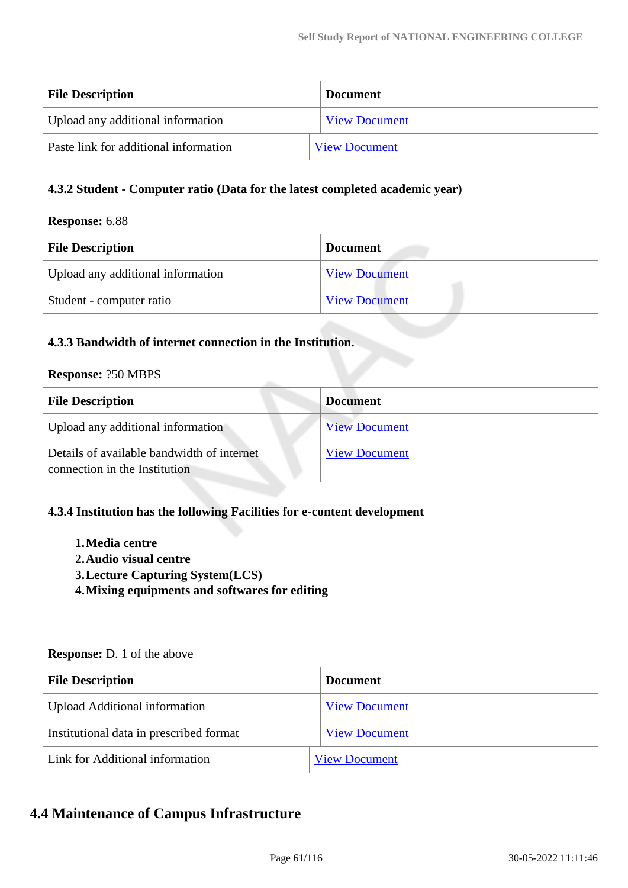| File Description | Document |
|---|---|
| Upload any additional information | View Document |
| Paste link for additional information | View Document |

**4.3.2 Student - Computer ratio (Data for the latest completed academic year)**

**Response:** 6.88

| File Description | Document |
|---|---|
| Upload any additional information | View Document |
| Student - computer ratio | View Document |

**4.3.3 Bandwidth of internet connection in the Institution.**

**Response:** ?50 MBPS

| File Description | Document |
|---|---|
| Upload any additional information | View Document |
| Details of available bandwidth of internet connection in the Institution | View Document |

**4.3.4 Institution has the following Facilities for e-content development**

1. **Media centre**
2. **Audio visual centre**
3. **Lecture Capturing System(LCS)**
4. **Mixing equipments and softwares for editing**

**Response:** D. 1 of the above

| File Description | Document |
|---|---|
| Upload Additional information | View Document |
| Institutional data in prescribed format | View Document |
| Link for Additional information | View Document |

## 4.4 Maintenance of Campus Infrastructure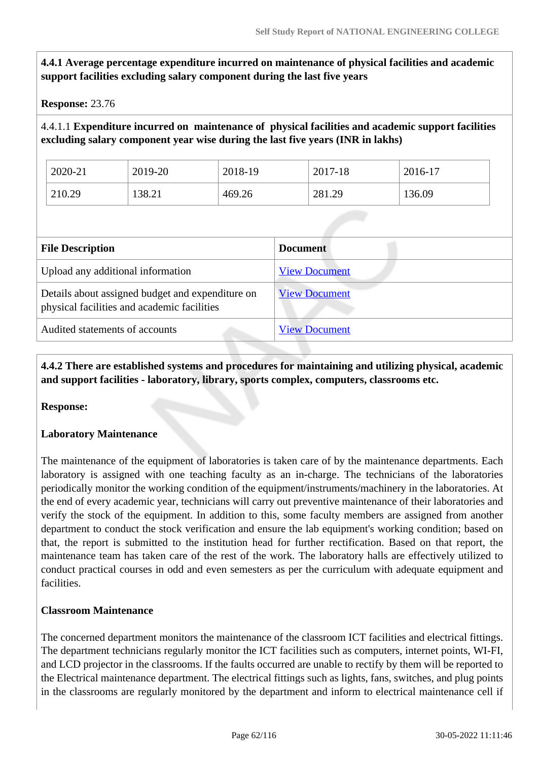**4.4.1 Average percentage expenditure incurred on maintenance of physical facilities and academic support facilities excluding salary component during the last five years**

**Response:** 23.76

4.4.1.1 **Expenditure incurred on maintenance of physical facilities and academic support facilities excluding salary component year wise during the last five years (INR in lakhs)**

| 2020-21 | 2019-20 | 2018-19 | 2017-18 | 2016-17 |
|---|---|---|---|---|
| 210.29 | 138.21 | 469.26 | 281.29 | 136.09 |

| File Description | Document |
|---|---|
| Upload any additional information | View Document |
| Details about assigned budget and expenditure on physical facilities and academic facilities | View Document |
| Audited statements of accounts | View Document |

**4.4.2 There are established systems and procedures for maintaining and utilizing physical, academic and support facilities - laboratory, library, sports complex, computers, classrooms etc.**

**Response:**

**Laboratory Maintenance**

The maintenance of the equipment of laboratories is taken care of by the maintenance departments. Each laboratory is assigned with one teaching faculty as an in-charge. The technicians of the laboratories periodically monitor the working condition of the equipment/instruments/machinery in the laboratories. At the end of every academic year, technicians will carry out preventive maintenance of their laboratories and verify the stock of the equipment. In addition to this, some faculty members are assigned from another department to conduct the stock verification and ensure the lab equipment's working condition; based on that, the report is submitted to the institution head for further rectification. Based on that report, the maintenance team has taken care of the rest of the work. The laboratory halls are effectively utilized to conduct practical courses in odd and even semesters as per the curriculum with adequate equipment and facilities.

**Classroom Maintenance**

The concerned department monitors the maintenance of the classroom ICT facilities and electrical fittings. The department technicians regularly monitor the ICT facilities such as computers, internet points, WI-FI, and LCD projector in the classrooms. If the faults occurred are unable to rectify by them will be reported to the Electrical maintenance department. The electrical fittings such as lights, fans, switches, and plug points in the classrooms are regularly monitored by the department and inform to electrical maintenance cell if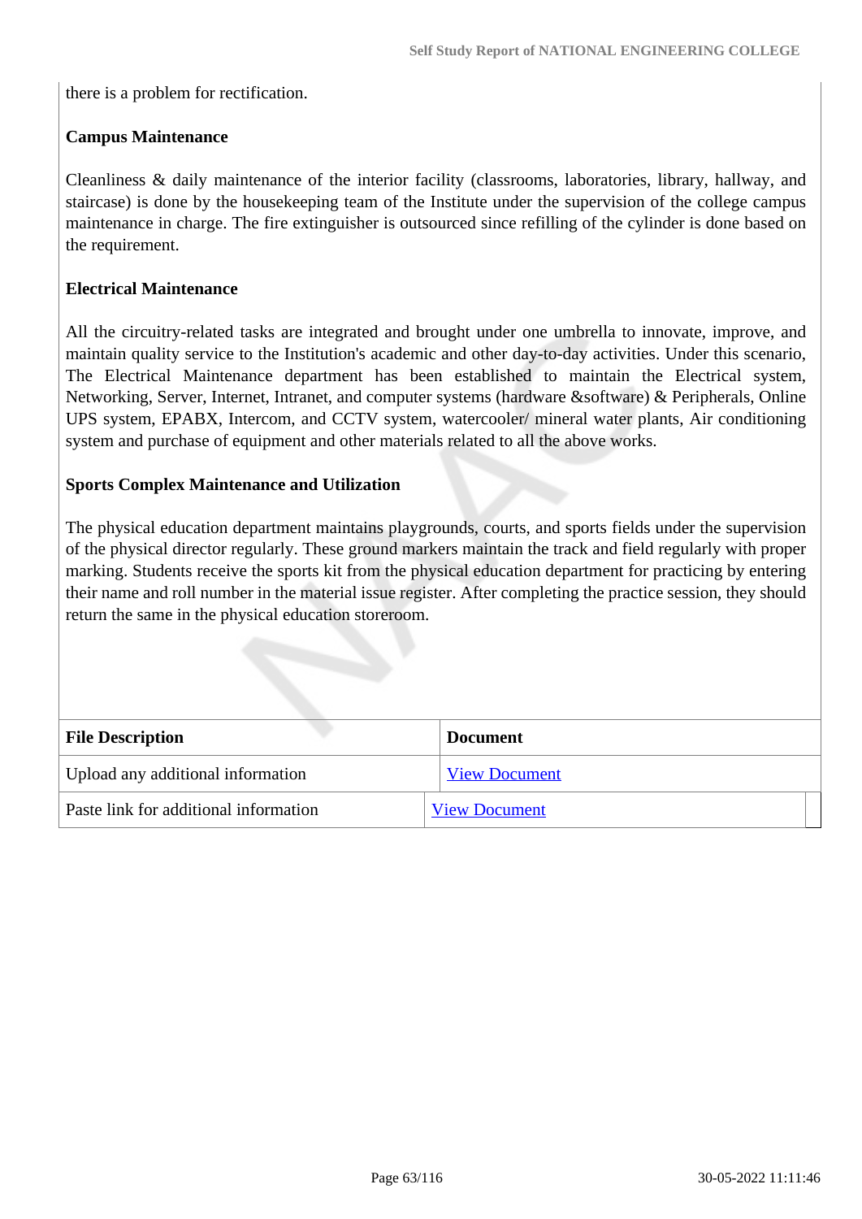there is a problem for rectification.

**Campus Maintenance**

Cleanliness & daily maintenance of the interior facility (classrooms, laboratories, library, hallway, and staircase) is done by the housekeeping team of the Institute under the supervision of the college campus maintenance in charge. The fire extinguisher is outsourced since refilling of the cylinder is done based on the requirement.

**Electrical Maintenance**

All the circuitry-related tasks are integrated and brought under one umbrella to innovate, improve, and maintain quality service to the Institution's academic and other day-to-day activities. Under this scenario, The Electrical Maintenance department has been established to maintain the Electrical system, Networking, Server, Internet, Intranet, and computer systems (hardware &software) & Peripherals, Online UPS system, EPABX, Intercom, and CCTV system, watercooler/ mineral water plants, Air conditioning system and purchase of equipment and other materials related to all the above works.

**Sports Complex Maintenance and Utilization**

The physical education department maintains playgrounds, courts, and sports fields under the supervision of the physical director regularly. These ground markers maintain the track and field regularly with proper marking. Students receive the sports kit from the physical education department for practicing by entering their name and roll number in the material issue register. After completing the practice session, they should return the same in the physical education storeroom.

| File Description | Document |
|---|---|
| Upload any additional information | View Document |
| Paste link for additional information | View Document |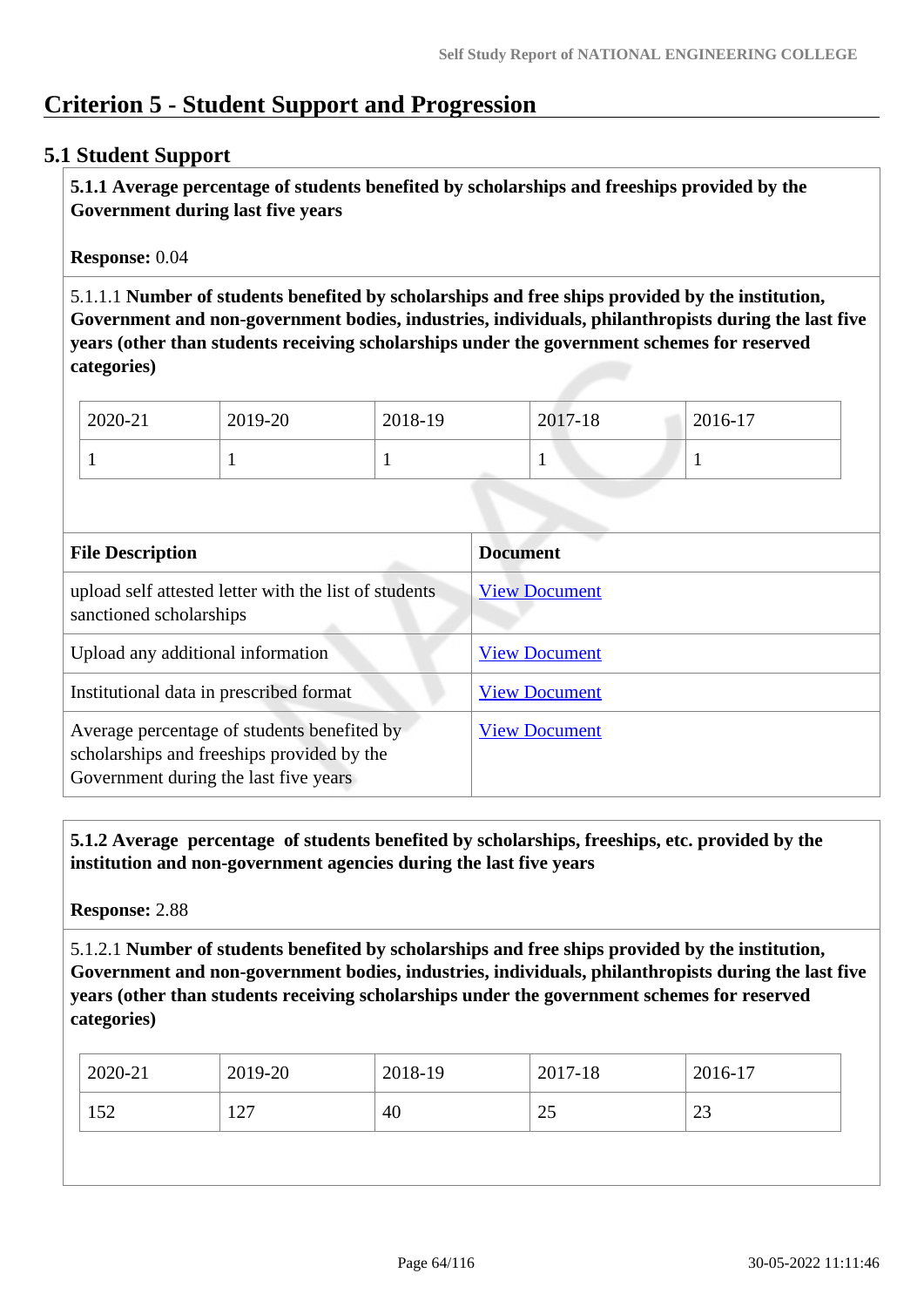# Criterion 5 - Student Support and Progression

## 5.1 Student Support

**5.1.1 Average percentage of students benefited by scholarships and freeships provided by the Government during last five years**

**Response:** 0.04

5.1.1.1 **Number of students benefited by scholarships and free ships provided by the institution, Government and non-government bodies, industries, individuals, philanthropists during the last five years (other than students receiving scholarships under the government schemes for reserved categories)**

| 2020-21 | 2019-20 | 2018-19 | 2017-18 | 2016-17 |
|---|---|---|---|---|
| 1 | 1 | 1 | 1 | 1 |

| File Description | Document |
|---|---|
| upload self attested letter with the list of students sanctioned scholarships | View Document |
| Upload any additional information | View Document |
| Institutional data in prescribed format | View Document |
| Average percentage of students benefited by scholarships and freeships provided by the Government during the last five years | View Document |

**5.1.2 Average percentage of students benefited by scholarships, freeships, etc. provided by the institution and non-government agencies during the last five years**

**Response:** 2.88

5.1.2.1 **Number of students benefited by scholarships and free ships provided by the institution, Government and non-government bodies, industries, individuals, philanthropists during the last five years (other than students receiving scholarships under the government schemes for reserved categories)**

| 2020-21 | 2019-20 | 2018-19 | 2017-18 | 2016-17 |
|---|---|---|---|---|
| 152 | 127 | 40 | 25 | 23 |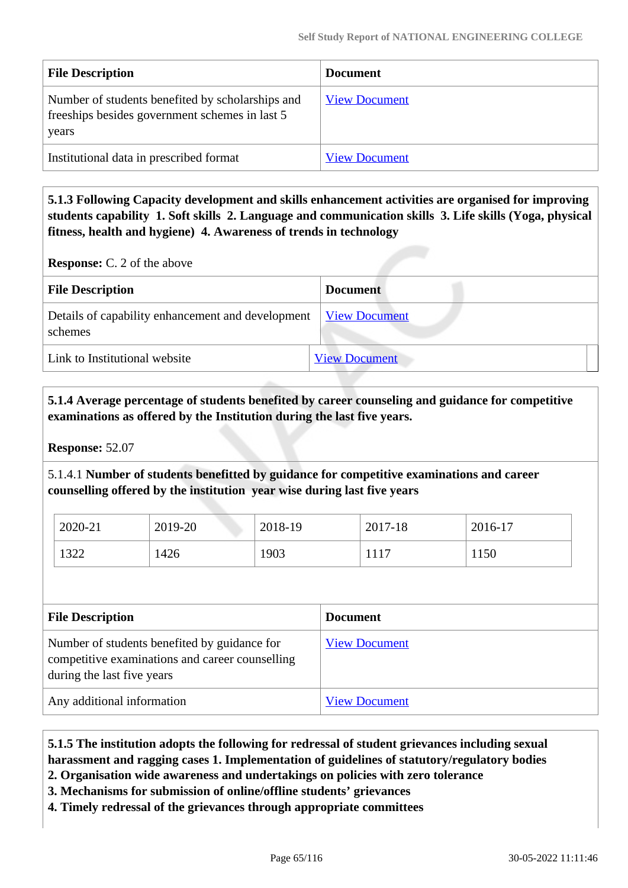| File Description | Document |
| --- | --- |
| Number of students benefited by scholarships and freeships besides government schemes in last 5 years | View Document |
| Institutional data in prescribed format | View Document |

**5.1.3 Following Capacity development and skills enhancement activities are organised for improving students capability 1. Soft skills 2. Language and communication skills 3. Life skills (Yoga, physical fitness, health and hygiene) 4. Awareness of trends in technology**

**Response:** C. 2 of the above

| File Description | Document |
| --- | --- |
| Details of capability enhancement and development schemes | View Document |
| Link to Institutional website | View Document |

**5.1.4 Average percentage of students benefited by career counseling and guidance for competitive examinations as offered by the Institution during the last five years.**

**Response:** 52.07

5.1.4.1 **Number of students benefitted by guidance for competitive examinations and career counselling offered by the institution year wise during last five years**

| 2020-21 | 2019-20 | 2018-19 | 2017-18 | 2016-17 |
| --- | --- | --- | --- | --- |
| 1322 | 1426 | 1903 | 1117 | 1150 |

| File Description | Document |
| --- | --- |
| Number of students benefited by guidance for competitive examinations and career counselling during the last five years | View Document |
| Any additional information | View Document |

**5.1.5 The institution adopts the following for redressal of student grievances including sexual harassment and ragging cases 1. Implementation of guidelines of statutory/regulatory bodies**
**2. Organisation wide awareness and undertakings on policies with zero tolerance**
**3. Mechanisms for submission of online/offline students' grievances**
**4. Timely redressal of the grievances through appropriate committees**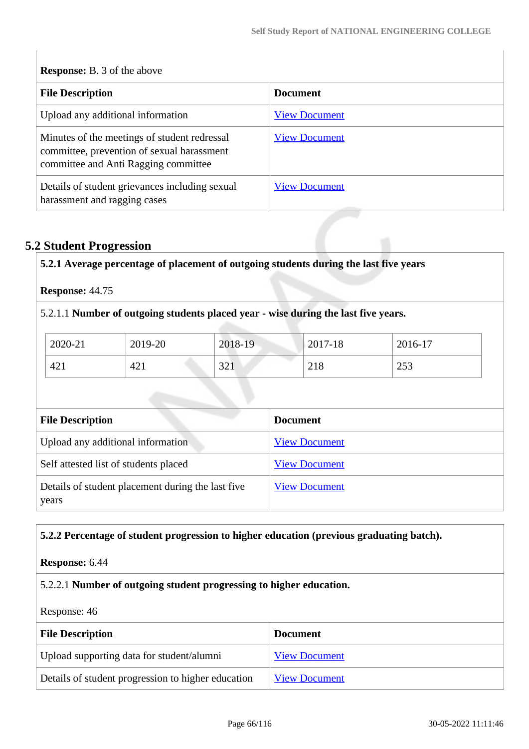**Response:** B. 3 of the above

| File Description | Document |
|---|---|
| Upload any additional information | View Document |
| Minutes of the meetings of student redressal committee, prevention of sexual harassment committee and Anti Ragging committee | View Document |
| Details of student grievances including sexual harassment and ragging cases | View Document |

## 5.2 Student Progression

**5.2.1 Average percentage of placement of outgoing students during the last five years**

**Response:** 44.75

5.2.1.1 **Number of outgoing students placed year - wise during the last five years.**

| 2020-21 | 2019-20 | 2018-19 | 2017-18 | 2016-17 |
|---|---|---|---|---|
| 421 | 421 | 321 | 218 | 253 |

| File Description | Document |
|---|---|
| Upload any additional information | View Document |
| Self attested list of students placed | View Document |
| Details of student placement during the last five years | View Document |

**5.2.2 Percentage of student progression to higher education (previous graduating batch).**

**Response:** 6.44

5.2.2.1 **Number of outgoing student progressing to higher education.**

Response: 46

| File Description | Document |
|---|---|
| Upload supporting data for student/alumni | View Document |
| Details of student progression to higher education | View Document |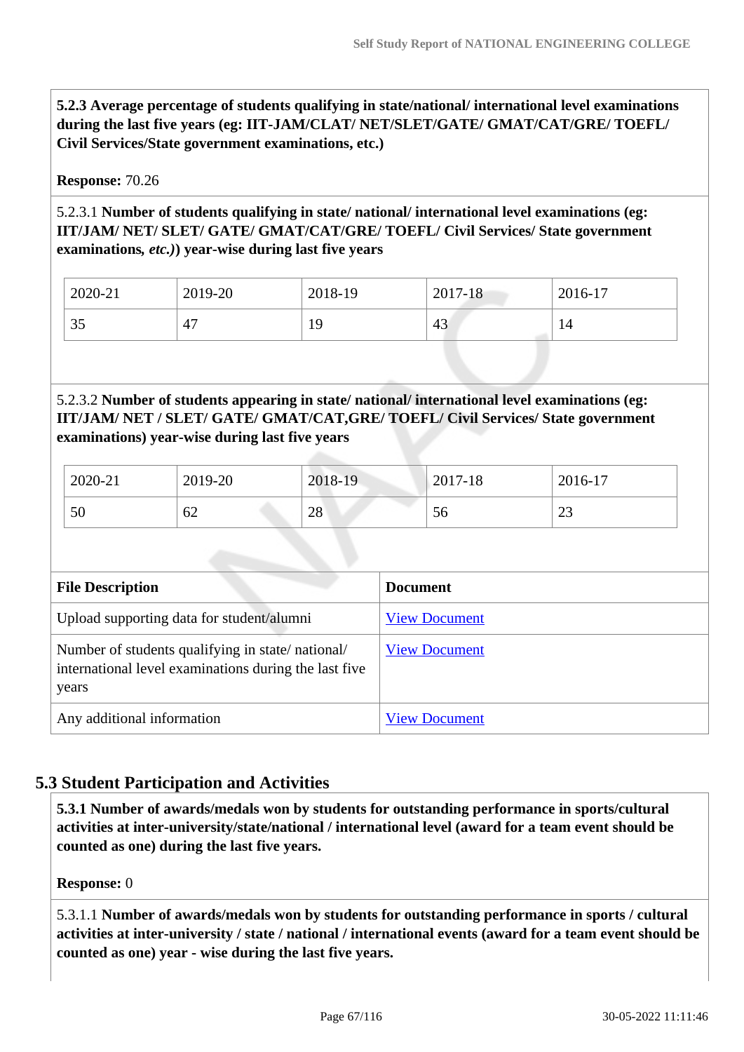**5.2.3 Average percentage of students qualifying in state/national/ international level examinations during the last five years (eg: IIT-JAM/CLAT/ NET/SLET/GATE/ GMAT/CAT/GRE/ TOEFL/ Civil Services/State government examinations, etc.)**

**Response:** 70.26

5.2.3.1 **Number of students qualifying in state/ national/ international level examinations (eg: IIT/JAM/ NET/ SLET/ GATE/ GMAT/CAT/GRE/ TOEFL/ Civil Services/ State government examinations,** ***etc.)*****) year-wise during last five years**

| 2020-21 | 2019-20 | 2018-19 | 2017-18 | 2016-17 |
|---|---|---|---|---|
| 35 | 47 | 19 | 43 | 14 |

5.2.3.2 **Number of students appearing in state/ national/ international level examinations (eg: IIT/JAM/ NET / SLET/ GATE/ GMAT/CAT,GRE/ TOEFL/ Civil Services/ State government examinations) year-wise during last five years**

| 2020-21 | 2019-20 | 2018-19 | 2017-18 | 2016-17 |
|---|---|---|---|---|
| 50 | 62 | 28 | 56 | 23 |

| File Description | Document |
|---|---|
| Upload supporting data for student/alumni | View Document |
| Number of students qualifying in state/ national/ international level examinations during the last five years | View Document |
| Any additional information | View Document |

## 5.3 Student Participation and Activities

**5.3.1 Number of awards/medals won by students for outstanding performance in sports/cultural activities at inter-university/state/national / international level (award for a team event should be counted as one) during the last five years.**

**Response:** 0

5.3.1.1 **Number of awards/medals won by students for outstanding performance in sports / cultural activities at inter-university / state / national / international events (award for a team event should be counted as one) year - wise during the last five years.**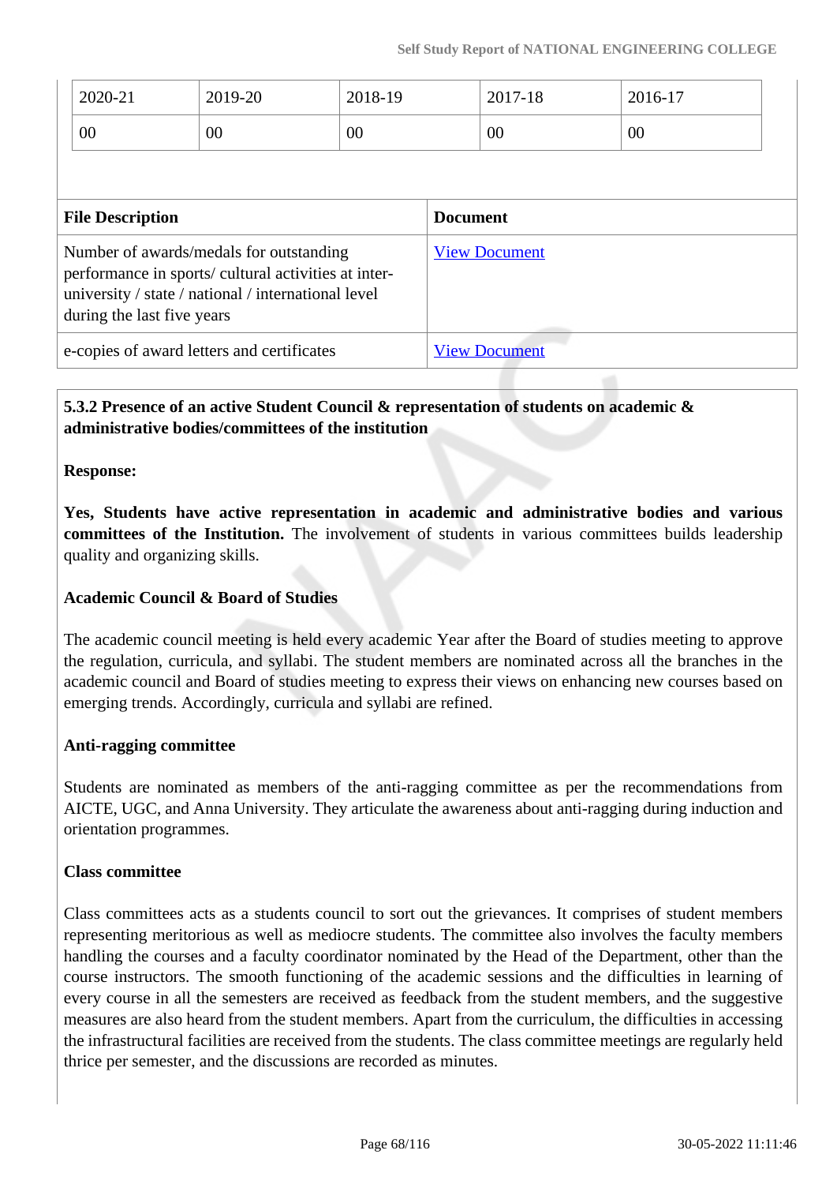| 2020-21 | 2019-20 | 2018-19 | 2017-18 | 2016-17 |
|---|---|---|---|---|
| 00 | 00 | 00 | 00 | 00 |

| File Description | Document |
|---|---|
| Number of awards/medals for outstanding performance in sports/ cultural activities at inter-university / state / national / international level during the last five years | View Document |
| e-copies of award letters and certificates | View Document |

**5.3.2 Presence of an active Student Council & representation of students on academic & administrative bodies/committees of the institution**

**Response:**

**Yes, Students have active representation in academic and administrative bodies and various committees of the Institution.** The involvement of students in various committees builds leadership quality and organizing skills.

**Academic Council & Board of Studies**

The academic council meeting is held every academic Year after the Board of studies meeting to approve the regulation, curricula, and syllabi. The student members are nominated across all the branches in the academic council and Board of studies meeting to express their views on enhancing new courses based on emerging trends. Accordingly, curricula and syllabi are refined.

**Anti-ragging committee**

Students are nominated as members of the anti-ragging committee as per the recommendations from AICTE, UGC, and Anna University. They articulate the awareness about anti-ragging during induction and orientation programmes.

**Class committee**

Class committees acts as a students council to sort out the grievances. It comprises of student members representing meritorious as well as mediocre students. The committee also involves the faculty members handling the courses and a faculty coordinator nominated by the Head of the Department, other than the course instructors. The smooth functioning of the academic sessions and the difficulties in learning of every course in all the semesters are received as feedback from the student members, and the suggestive measures are also heard from the student members. Apart from the curriculum, the difficulties in accessing the infrastructural facilities are received from the students. The class committee meetings are regularly held thrice per semester, and the discussions are recorded as minutes.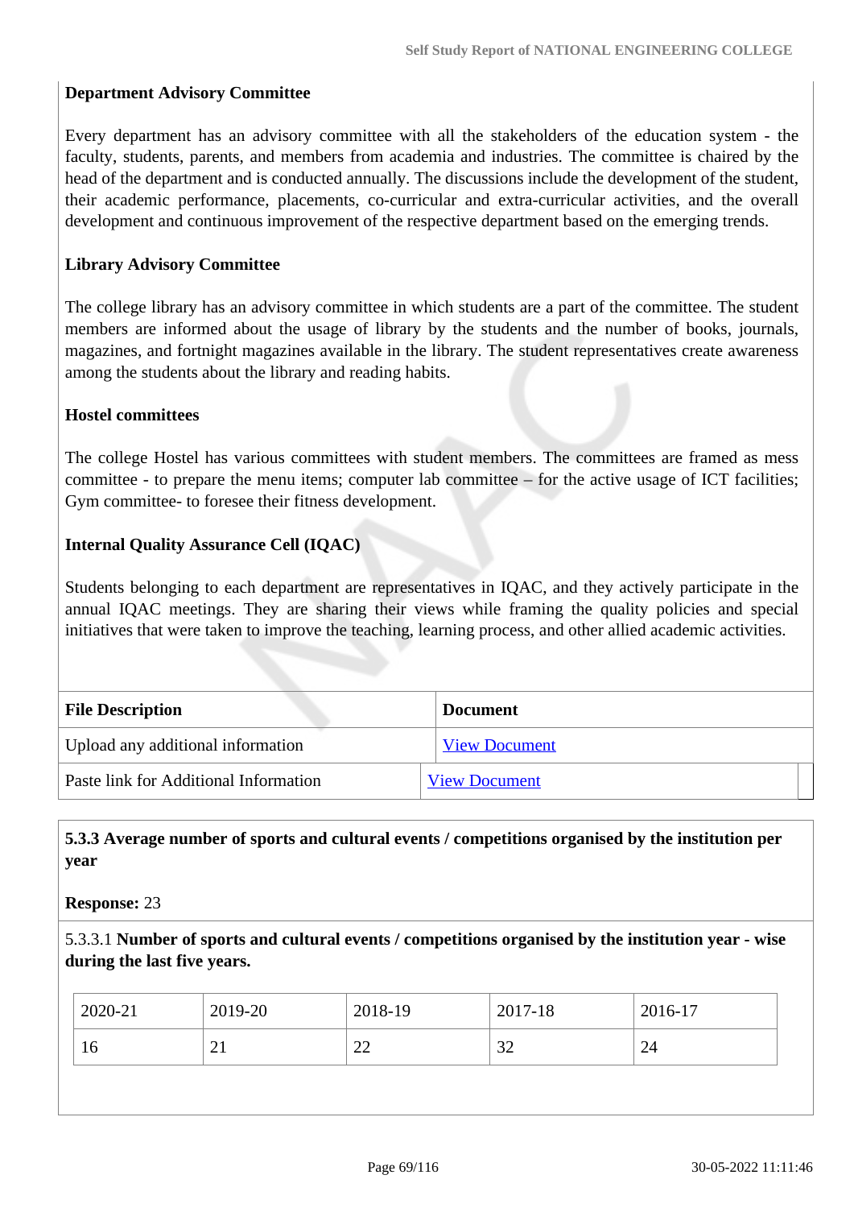**Department Advisory Committee**

Every department has an advisory committee with all the stakeholders of the education system - the faculty, students, parents, and members from academia and industries. The committee is chaired by the head of the department and is conducted annually. The discussions include the development of the student, their academic performance, placements, co-curricular and extra-curricular activities, and the overall development and continuous improvement of the respective department based on the emerging trends.

**Library Advisory Committee**

The college library has an advisory committee in which students are a part of the committee. The student members are informed about the usage of library by the students and the number of books, journals, magazines, and fortnight magazines available in the library. The student representatives create awareness among the students about the library and reading habits.

**Hostel committees**

The college Hostel has various committees with student members. The committees are framed as mess committee - to prepare the menu items; computer lab committee – for the active usage of ICT facilities; Gym committee- to foresee their fitness development.

**Internal Quality Assurance Cell (IQAC)**

Students belonging to each department are representatives in IQAC, and they actively participate in the annual IQAC meetings. They are sharing their views while framing the quality policies and special initiatives that were taken to improve the teaching, learning process, and other allied academic activities.

| File Description | Document |
|---|---|
| Upload any additional information | View Document |
| Paste link for Additional Information | View Document |

**5.3.3 Average number of sports and cultural events / competitions organised by the institution per year**

**Response:** 23

5.3.3.1 **Number of sports and cultural events / competitions organised by the institution year - wise during the last five years.**

| 2020-21 | 2019-20 | 2018-19 | 2017-18 | 2016-17 |
|---|---|---|---|---|
| 16 | 21 | 22 | 32 | 24 |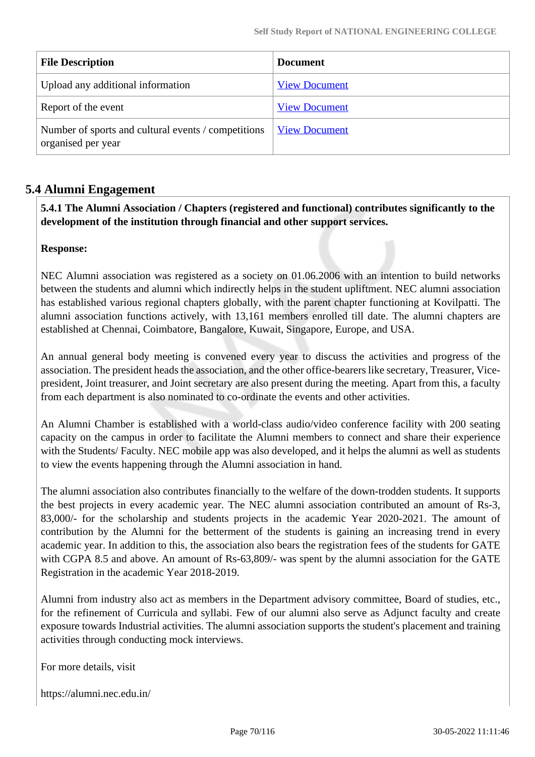| File Description | Document |
|---|---|
| Upload any additional information | View Document |
| Report of the event | View Document |
| Number of sports and cultural events / competitions organised per year | View Document |

## 5.4 Alumni Engagement

**5.4.1 The Alumni Association / Chapters (registered and functional) contributes significantly to the development of the institution through financial and other support services.**

**Response:**

NEC Alumni association was registered as a society on 01.06.2006 with an intention to build networks between the students and alumni which indirectly helps in the student upliftment. NEC alumni association has established various regional chapters globally, with the parent chapter functioning at Kovilpatti. The alumni association functions actively, with 13,161 members enrolled till date. The alumni chapters are established at Chennai, Coimbatore, Bangalore, Kuwait, Singapore, Europe, and USA.

An annual general body meeting is convened every year to discuss the activities and progress of the association. The president heads the association, and the other office-bearers like secretary, Treasurer, Vice-president, Joint treasurer, and Joint secretary are also present during the meeting. Apart from this, a faculty from each department is also nominated to co-ordinate the events and other activities.

An Alumni Chamber is established with a world-class audio/video conference facility with 200 seating capacity on the campus in order to facilitate the Alumni members to connect and share their experience with the Students/ Faculty. NEC mobile app was also developed, and it helps the alumni as well as students to view the events happening through the Alumni association in hand.

The alumni association also contributes financially to the welfare of the down-trodden students. It supports the best projects in every academic year. The NEC alumni association contributed an amount of Rs-3, 83,000/- for the scholarship and students projects in the academic Year 2020-2021. The amount of contribution by the Alumni for the betterment of the students is gaining an increasing trend in every academic year. In addition to this, the association also bears the registration fees of the students for GATE with CGPA 8.5 and above. An amount of Rs-63,809/- was spent by the alumni association for the GATE Registration in the academic Year 2018-2019.

Alumni from industry also act as members in the Department advisory committee, Board of studies, etc., for the refinement of Curricula and syllabi. Few of our alumni also serve as Adjunct faculty and create exposure towards Industrial activities. The alumni association supports the student's placement and training activities through conducting mock interviews.

For more details, visit

https://alumni.nec.edu.in/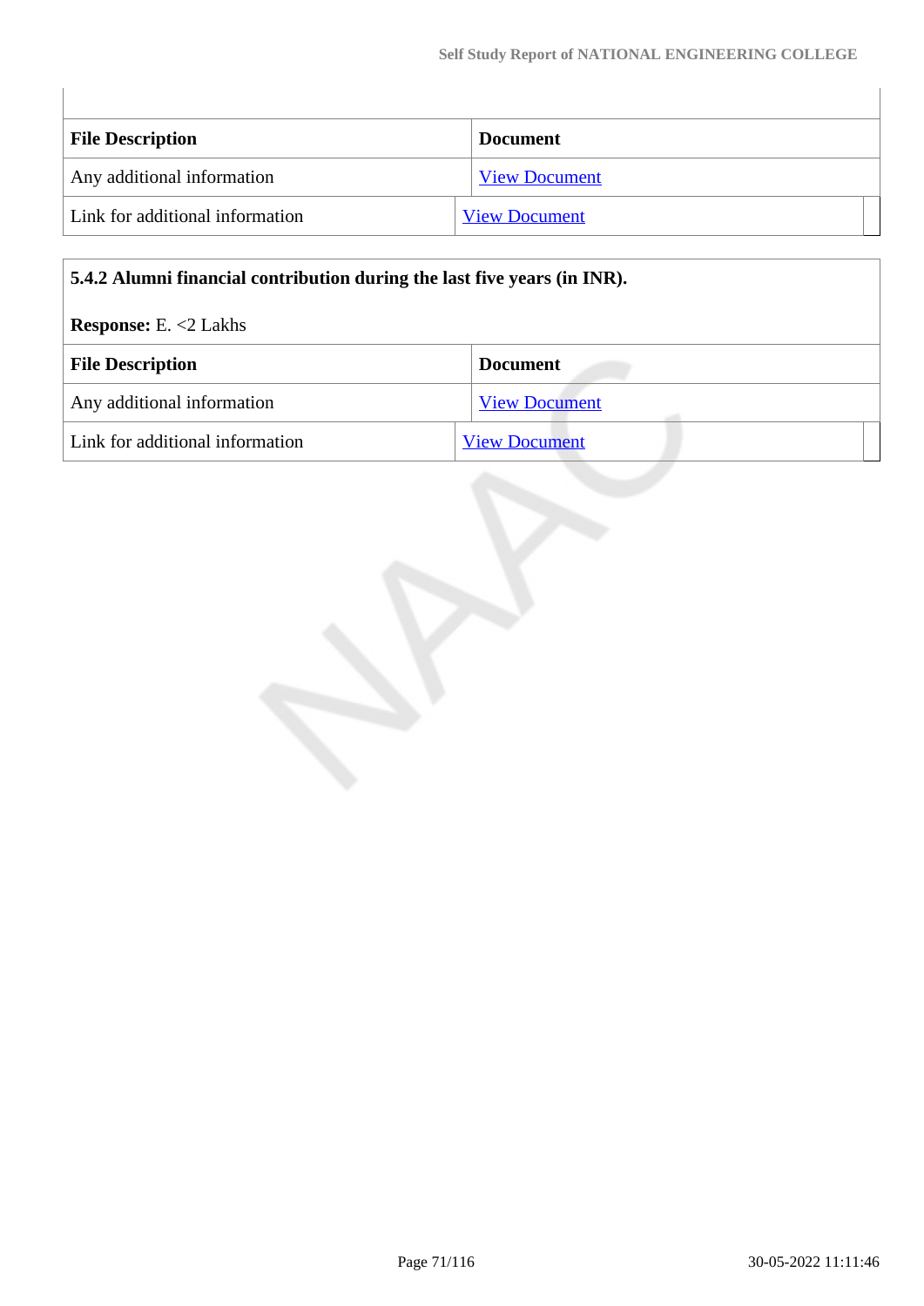| File Description | Document |
| --- | --- |
| Any additional information | View Document |
| Link for additional information | View Document |

**5.4.2 Alumni financial contribution during the last five years (in INR).**

**Response:** E. <2 Lakhs

| File Description | Document |
| --- | --- |
| Any additional information | View Document |
| Link for additional information | View Document |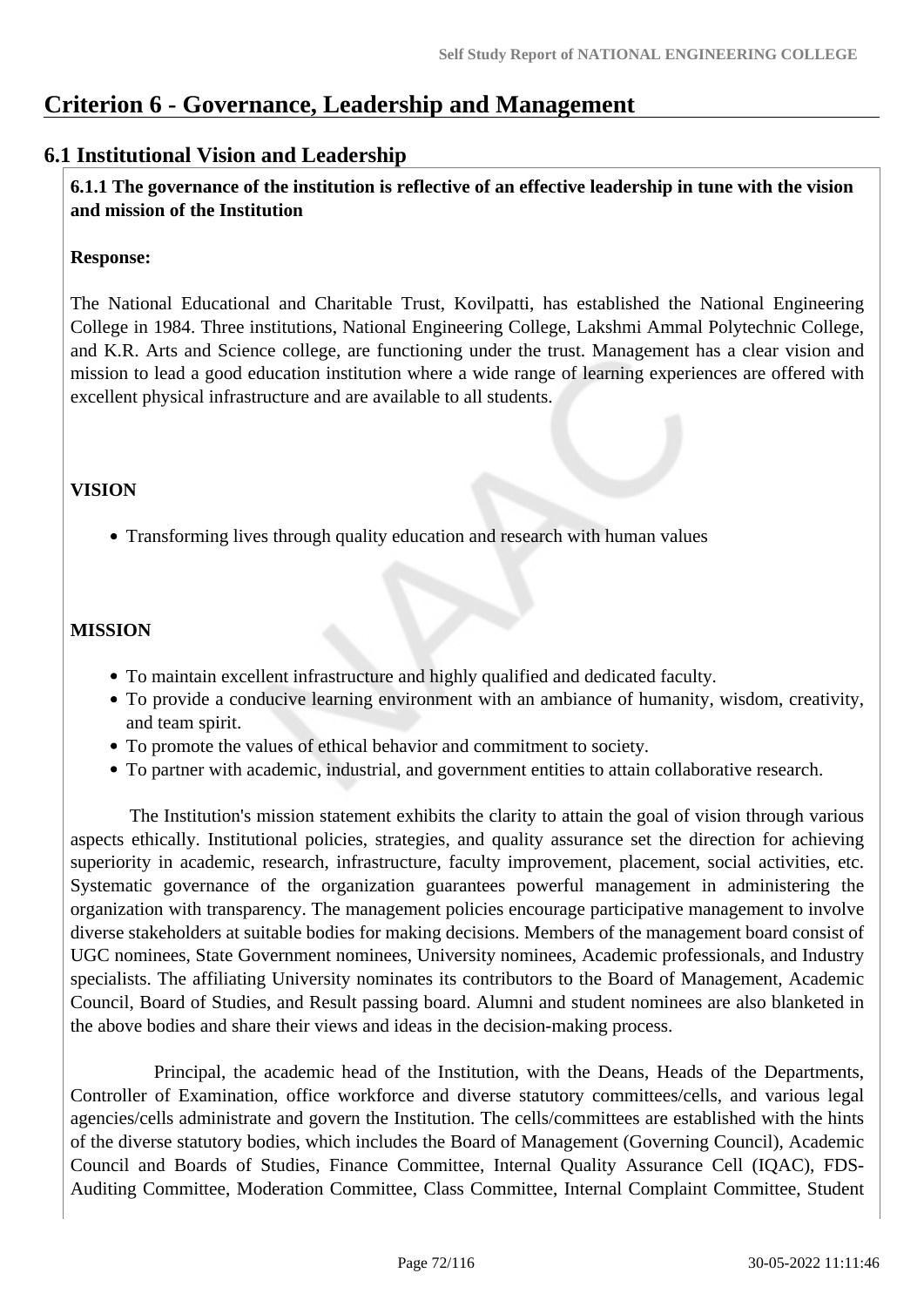# Criterion 6 - Governance, Leadership and Management

## 6.1 Institutional Vision and Leadership

**6.1.1 The governance of the institution is reflective of an effective leadership in tune with the vision and mission of the Institution**

**Response:**

The National Educational and Charitable Trust, Kovilpatti, has established the National Engineering College in 1984. Three institutions, National Engineering College, Lakshmi Ammal Polytechnic College, and K.R. Arts and Science college, are functioning under the trust. Management has a clear vision and mission to lead a good education institution where a wide range of learning experiences are offered with excellent physical infrastructure and are available to all students.

**VISION**

- Transforming lives through quality education and research with human values

**MISSION**

- To maintain excellent infrastructure and highly qualified and dedicated faculty.
- To provide a conducive learning environment with an ambiance of humanity, wisdom, creativity, and team spirit.
- To promote the values of ethical behavior and commitment to society.
- To partner with academic, industrial, and government entities to attain collaborative research.

The Institution's mission statement exhibits the clarity to attain the goal of vision through various aspects ethically. Institutional policies, strategies, and quality assurance set the direction for achieving superiority in academic, research, infrastructure, faculty improvement, placement, social activities, etc. Systematic governance of the organization guarantees powerful management in administering the organization with transparency. The management policies encourage participative management to involve diverse stakeholders at suitable bodies for making decisions. Members of the management board consist of UGC nominees, State Government nominees, University nominees, Academic professionals, and Industry specialists. The affiliating University nominates its contributors to the Board of Management, Academic Council, Board of Studies, and Result passing board. Alumni and student nominees are also blanketed in the above bodies and share their views and ideas in the decision-making process.

Principal, the academic head of the Institution, with the Deans, Heads of the Departments, Controller of Examination, office workforce and diverse statutory committees/cells, and various legal agencies/cells administrate and govern the Institution. The cells/committees are established with the hints of the diverse statutory bodies, which includes the Board of Management (Governing Council), Academic Council and Boards of Studies, Finance Committee, Internal Quality Assurance Cell (IQAC), FDS-Auditing Committee, Moderation Committee, Class Committee, Internal Complaint Committee, Student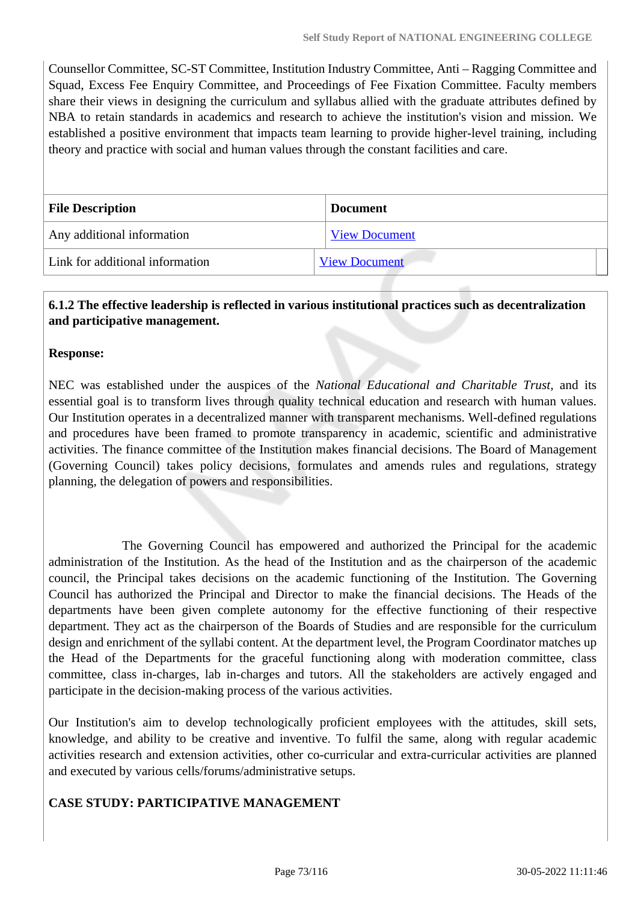Counsellor Committee, SC-ST Committee, Institution Industry Committee, Anti – Ragging Committee and Squad, Excess Fee Enquiry Committee, and Proceedings of Fee Fixation Committee. Faculty members share their views in designing the curriculum and syllabus allied with the graduate attributes defined by NBA to retain standards in academics and research to achieve the institution's vision and mission. We established a positive environment that impacts team learning to provide higher-level training, including theory and practice with social and human values through the constant facilities and care.

| File Description | Document |
| --- | --- |
| Any additional information | View Document |
| Link for additional information | View Document |

**6.1.2 The effective leadership is reflected in various institutional practices such as decentralization and participative management.**

**Response:**

NEC was established under the auspices of the *National Educational and Charitable Trust,* and its essential goal is to transform lives through quality technical education and research with human values. Our Institution operates in a decentralized manner with transparent mechanisms. Well-defined regulations and procedures have been framed to promote transparency in academic, scientific and administrative activities. The finance committee of the Institution makes financial decisions. The Board of Management (Governing Council) takes policy decisions, formulates and amends rules and regulations, strategy planning, the delegation of powers and responsibilities.

The Governing Council has empowered and authorized the Principal for the academic administration of the Institution. As the head of the Institution and as the chairperson of the academic council, the Principal takes decisions on the academic functioning of the Institution. The Governing Council has authorized the Principal and Director to make the financial decisions. The Heads of the departments have been given complete autonomy for the effective functioning of their respective department. They act as the chairperson of the Boards of Studies and are responsible for the curriculum design and enrichment of the syllabi content. At the department level, the Program Coordinator matches up the Head of the Departments for the graceful functioning along with moderation committee, class committee, class in-charges, lab in-charges and tutors. All the stakeholders are actively engaged and participate in the decision-making process of the various activities.

Our Institution's aim to develop technologically proficient employees with the attitudes, skill sets, knowledge, and ability to be creative and inventive. To fulfil the same, along with regular academic activities research and extension activities, other co-curricular and extra-curricular activities are planned and executed by various cells/forums/administrative setups.

**CASE STUDY: PARTICIPATIVE MANAGEMENT**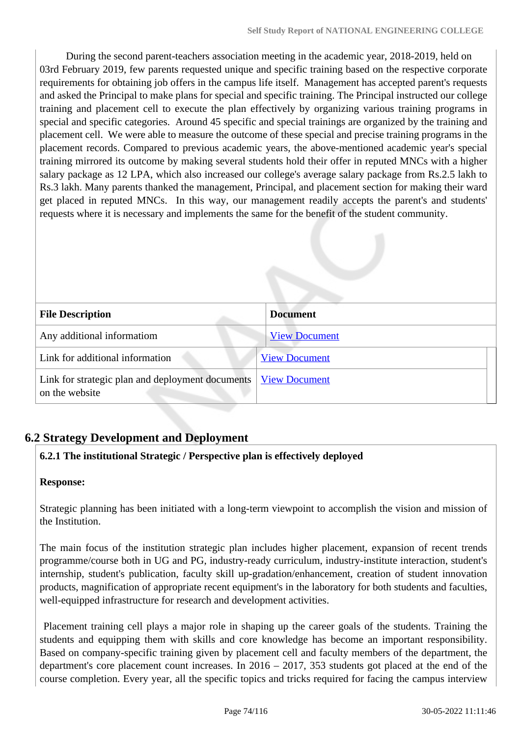During the second parent-teachers association meeting in the academic year, 2018-2019, held on 03rd February 2019, few parents requested unique and specific training based on the respective corporate requirements for obtaining job offers in the campus life itself. Management has accepted parent's requests and asked the Principal to make plans for special and specific training. The Principal instructed our college training and placement cell to execute the plan effectively by organizing various training programs in special and specific categories. Around 45 specific and special trainings are organized by the training and placement cell. We were able to measure the outcome of these special and precise training programs in the placement records. Compared to previous academic years, the above-mentioned academic year's special training mirrored its outcome by making several students hold their offer in reputed MNCs with a higher salary package as 12 LPA, which also increased our college's average salary package from Rs.2.5 lakh to Rs.3 lakh. Many parents thanked the management, Principal, and placement section for making their ward get placed in reputed MNCs. In this way, our management readily accepts the parent's and students' requests where it is necessary and implements the same for the benefit of the student community.

| File Description | Document |
|---|---|
| Any additional informatiom | View Document |
| Link for additional information | View Document |
| Link for strategic plan and deployment documents on the website | View Document |

## 6.2 Strategy Development and Deployment

**6.2.1 The institutional Strategic / Perspective plan is effectively deployed**

**Response:**

Strategic planning has been initiated with a long-term viewpoint to accomplish the vision and mission of the Institution.

The main focus of the institution strategic plan includes higher placement, expansion of recent trends programme/course both in UG and PG, industry-ready curriculum, industry-institute interaction, student's internship, student's publication, faculty skill up-gradation/enhancement, creation of student innovation products, magnification of appropriate recent equipment's in the laboratory for both students and faculties, well-equipped infrastructure for research and development activities.

Placement training cell plays a major role in shaping up the career goals of the students. Training the students and equipping them with skills and core knowledge has become an important responsibility. Based on company-specific training given by placement cell and faculty members of the department, the department's core placement count increases. In 2016 – 2017, 353 students got placed at the end of the course completion. Every year, all the specific topics and tricks required for facing the campus interview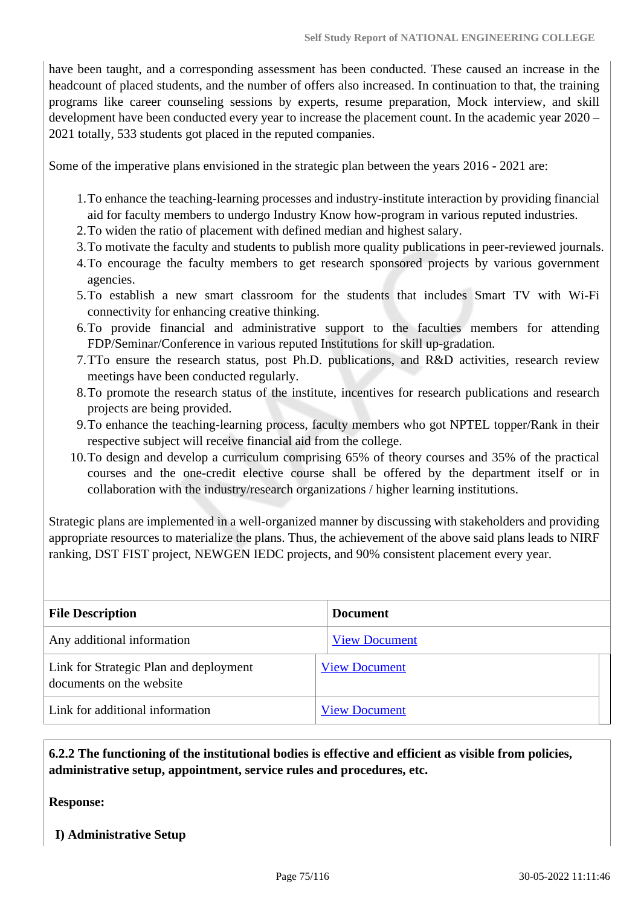have been taught, and a corresponding assessment has been conducted. These caused an increase in the headcount of placed students, and the number of offers also increased. In continuation to that, the training programs like career counseling sessions by experts, resume preparation, Mock interview, and skill development have been conducted every year to increase the placement count. In the academic year 2020 – 2021 totally, 533 students got placed in the reputed companies.

Some of the imperative plans envisioned in the strategic plan between the years 2016 - 2021 are:

1. To enhance the teaching-learning processes and industry-institute interaction by providing financial aid for faculty members to undergo Industry Know how-program in various reputed industries.
2. To widen the ratio of placement with defined median and highest salary.
3. To motivate the faculty and students to publish more quality publications in peer-reviewed journals.
4. To encourage the faculty members to get research sponsored projects by various government agencies.
5. To establish a new smart classroom for the students that includes Smart TV with Wi-Fi connectivity for enhancing creative thinking.
6. To provide financial and administrative support to the faculties members for attending FDP/Seminar/Conference in various reputed Institutions for skill up-gradation.
7. TTo ensure the research status, post Ph.D. publications, and R&D activities, research review meetings have been conducted regularly.
8. To promote the research status of the institute, incentives for research publications and research projects are being provided.
9. To enhance the teaching-learning process, faculty members who got NPTEL topper/Rank in their respective subject will receive financial aid from the college.
10. To design and develop a curriculum comprising 65% of theory courses and 35% of the practical courses and the one-credit elective course shall be offered by the department itself or in collaboration with the industry/research organizations / higher learning institutions.

Strategic plans are implemented in a well-organized manner by discussing with stakeholders and providing appropriate resources to materialize the plans. Thus, the achievement of the above said plans leads to NIRF ranking, DST FIST project, NEWGEN IEDC projects, and 90% consistent placement every year.

| File Description | Document |
|---|---|
| Any additional information | View Document |
| Link for Strategic Plan and deployment documents on the website | View Document |
| Link for additional information | View Document |

**6.2.2 The functioning of the institutional bodies is effective and efficient as visible from policies, administrative setup, appointment, service rules and procedures, etc.**

**Response:**

**I) Administrative Setup**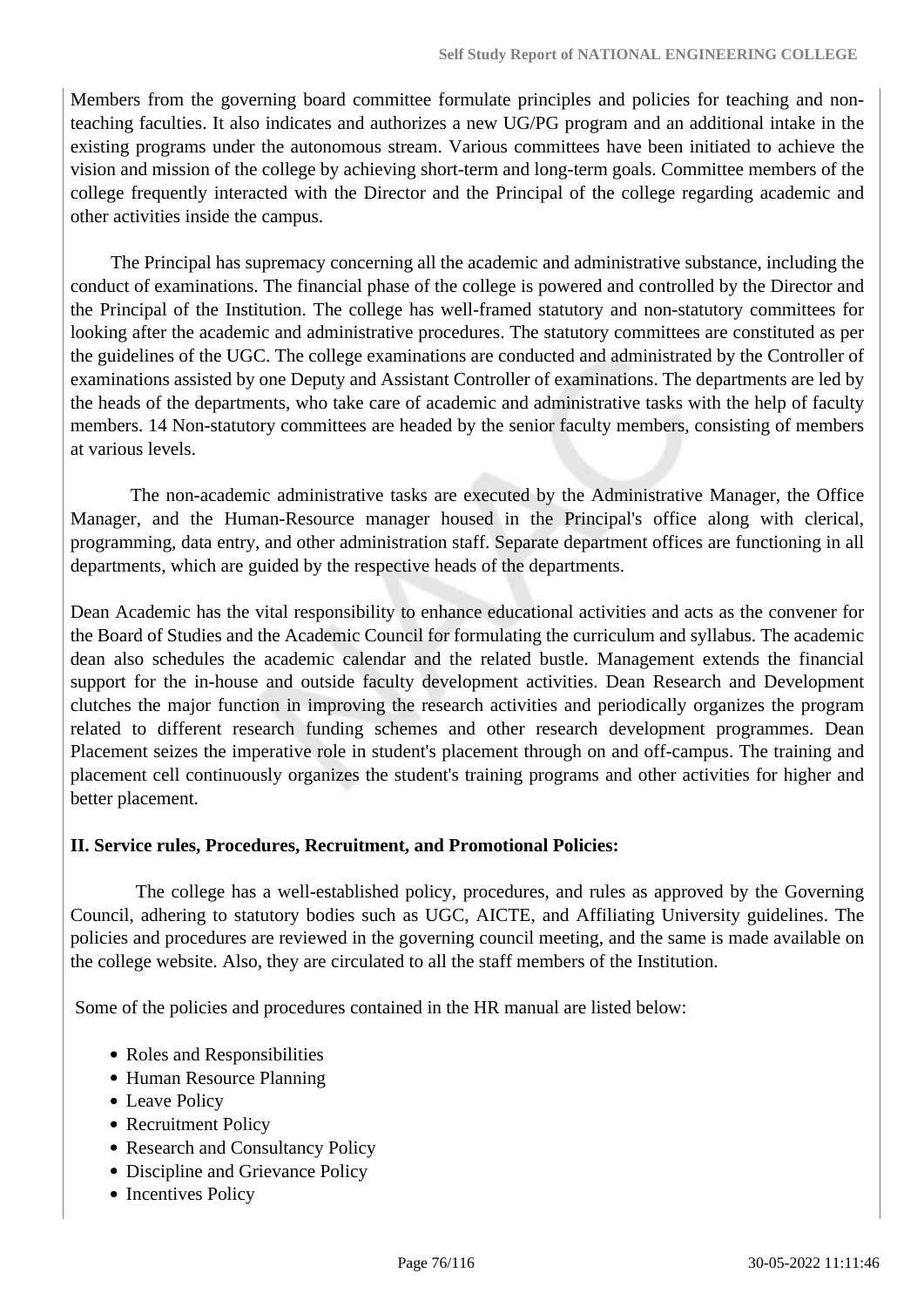Members from the governing board committee formulate principles and policies for teaching and non-teaching faculties. It also indicates and authorizes a new UG/PG program and an additional intake in the existing programs under the autonomous stream. Various committees have been initiated to achieve the vision and mission of the college by achieving short-term and long-term goals. Committee members of the college frequently interacted with the Director and the Principal of the college regarding academic and other activities inside the campus.

The Principal has supremacy concerning all the academic and administrative substance, including the conduct of examinations. The financial phase of the college is powered and controlled by the Director and the Principal of the Institution. The college has well-framed statutory and non-statutory committees for looking after the academic and administrative procedures. The statutory committees are constituted as per the guidelines of the UGC. The college examinations are conducted and administrated by the Controller of examinations assisted by one Deputy and Assistant Controller of examinations. The departments are led by the heads of the departments, who take care of academic and administrative tasks with the help of faculty members. 14 Non-statutory committees are headed by the senior faculty members, consisting of members at various levels.

The non-academic administrative tasks are executed by the Administrative Manager, the Office Manager, and the Human-Resource manager housed in the Principal's office along with clerical, programming, data entry, and other administration staff. Separate department offices are functioning in all departments, which are guided by the respective heads of the departments.

Dean Academic has the vital responsibility to enhance educational activities and acts as the convener for the Board of Studies and the Academic Council for formulating the curriculum and syllabus. The academic dean also schedules the academic calendar and the related bustle. Management extends the financial support for the in-house and outside faculty development activities. Dean Research and Development clutches the major function in improving the research activities and periodically organizes the program related to different research funding schemes and other research development programmes. Dean Placement seizes the imperative role in student's placement through on and off-campus. The training and placement cell continuously organizes the student's training programs and other activities for higher and better placement.

**II. Service rules, Procedures, Recruitment, and Promotional Policies:**

The college has a well-established policy, procedures, and rules as approved by the Governing Council, adhering to statutory bodies such as UGC, AICTE, and Affiliating University guidelines. The policies and procedures are reviewed in the governing council meeting, and the same is made available on the college website. Also, they are circulated to all the staff members of the Institution.

Some of the policies and procedures contained in the HR manual are listed below:

- Roles and Responsibilities
- Human Resource Planning
- Leave Policy
- Recruitment Policy
- Research and Consultancy Policy
- Discipline and Grievance Policy
- Incentives Policy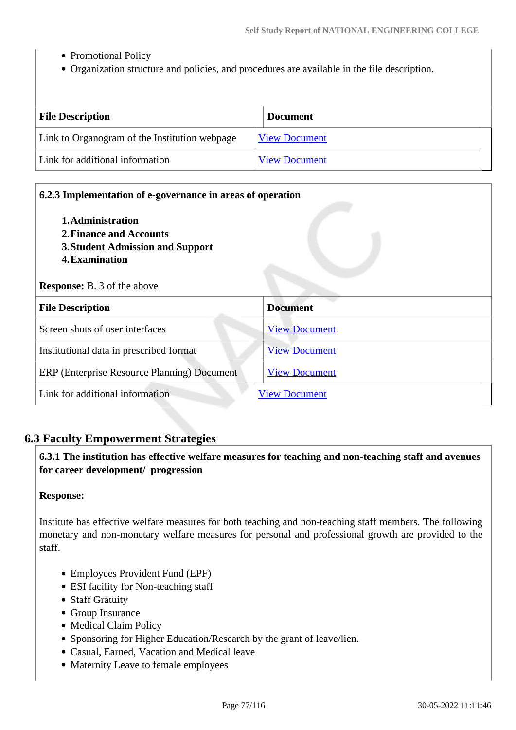- Promotional Policy
- Organization structure and policies, and procedures are available in the file description.

| File Description | Document |
|---|---|
| Link to Organogram of the Institution webpage | View Document |
| Link for additional information | View Document |

**6.2.3 Implementation of e-governance in areas of operation**

1. **Administration**
2. **Finance and Accounts**
3. **Student Admission and Support**
4. **Examination**

**Response:** B. 3 of the above

| File Description | Document |
|---|---|
| Screen shots of user interfaces | View Document |
| Institutional data in prescribed format | View Document |
| ERP (Enterprise Resource Planning) Document | View Document |
| Link for additional information | View Document |

## 6.3 Faculty Empowerment Strategies

**6.3.1 The institution has effective welfare measures for teaching and non-teaching staff and avenues for career development/ progression**

**Response:**

Institute has effective welfare measures for both teaching and non-teaching staff members. The following monetary and non-monetary welfare measures for personal and professional growth are provided to the staff.

- Employees Provident Fund (EPF)
- ESI facility for Non-teaching staff
- Staff Gratuity
- Group Insurance
- Medical Claim Policy
- Sponsoring for Higher Education/Research by the grant of leave/lien.
- Casual, Earned, Vacation and Medical leave
- Maternity Leave to female employees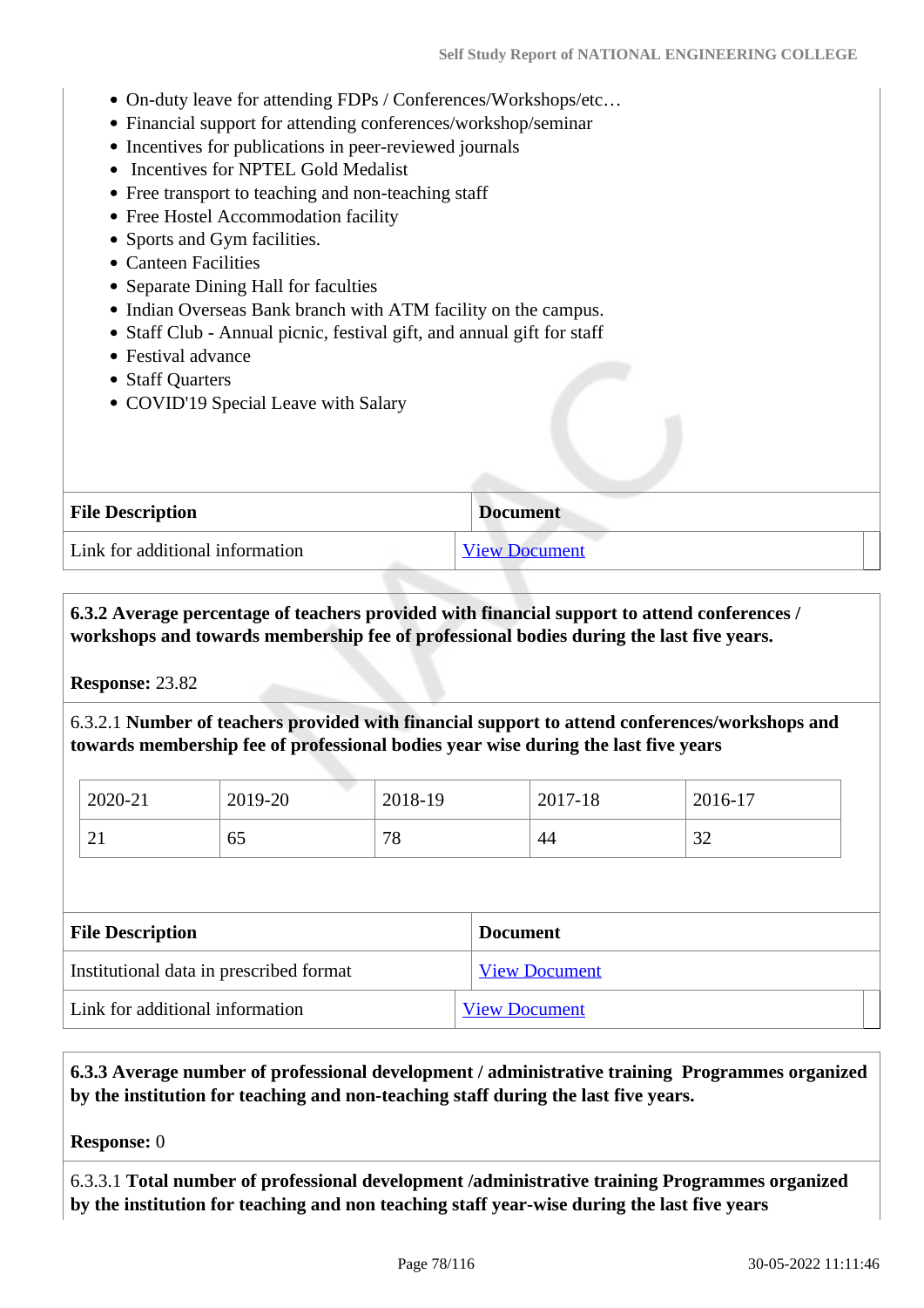- On-duty leave for attending FDPs / Conferences/Workshops/etc…
- Financial support for attending conferences/workshop/seminar
- Incentives for publications in peer-reviewed journals
- Incentives for NPTEL Gold Medalist
- Free transport to teaching and non-teaching staff
- Free Hostel Accommodation facility
- Sports and Gym facilities.
- Canteen Facilities
- Separate Dining Hall for faculties
- Indian Overseas Bank branch with ATM facility on the campus.
- Staff Club - Annual picnic, festival gift, and annual gift for staff
- Festival advance
- Staff Quarters
- COVID'19 Special Leave with Salary

| File Description | Document |
|---|---|
| Link for additional information | View Document |

**6.3.2 Average percentage of teachers provided with financial support to attend conferences / workshops and towards membership fee of professional bodies during the last five years.**

**Response:** 23.82

6.3.2.1 **Number of teachers provided with financial support to attend conferences/workshops and towards membership fee of professional bodies year wise during the last five years**

| 2020-21 | 2019-20 | 2018-19 | 2017-18 | 2016-17 |
|---|---|---|---|---|
| 21 | 65 | 78 | 44 | 32 |

| File Description | Document |
|---|---|
| Institutional data in prescribed format | View Document |
| Link for additional information | View Document |

**6.3.3 Average number of professional development / administrative training Programmes organized by the institution for teaching and non-teaching staff during the last five years.**

**Response:** 0

6.3.3.1 **Total number of professional development /administrative training Programmes organized by the institution for teaching and non teaching staff year-wise during the last five years**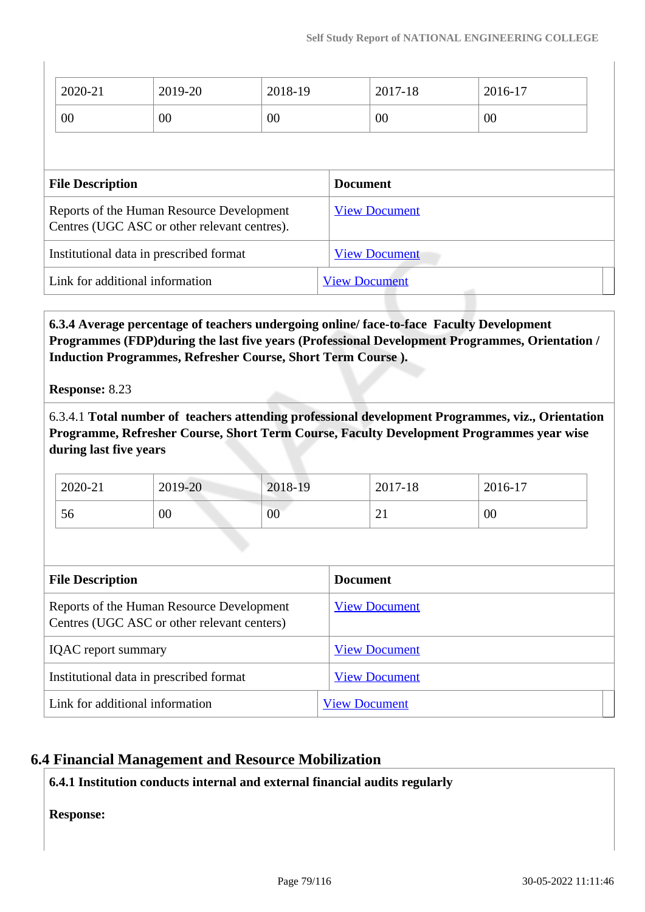| 2020-21 | 2019-20 | 2018-19 | 2017-18 | 2016-17 |
|---|---|---|---|---|
| 00 | 00 | 00 | 00 | 00 |

| File Description | Document |
|---|---|
| Reports of the Human Resource Development Centres (UGC ASC or other relevant centres). | View Document |
| Institutional data in prescribed format | View Document |
| Link for additional information | View Document |

**6.3.4 Average percentage of teachers undergoing online/ face-to-face Faculty Development Programmes (FDP)during the last five years (Professional Development Programmes, Orientation / Induction Programmes, Refresher Course, Short Term Course ).**

**Response:** 8.23

6.3.4.1 **Total number of teachers attending professional development Programmes, viz., Orientation Programme, Refresher Course, Short Term Course, Faculty Development Programmes year wise during last five years**

| 2020-21 | 2019-20 | 2018-19 | 2017-18 | 2016-17 |
|---|---|---|---|---|
| 56 | 00 | 00 | 21 | 00 |

| File Description | Document |
|---|---|
| Reports of the Human Resource Development Centres (UGC ASC or other relevant centers) | View Document |
| IQAC report summary | View Document |
| Institutional data in prescribed format | View Document |
| Link for additional information | View Document |

## 6.4 Financial Management and Resource Mobilization

**6.4.1 Institution conducts internal and external financial audits regularly**

**Response:**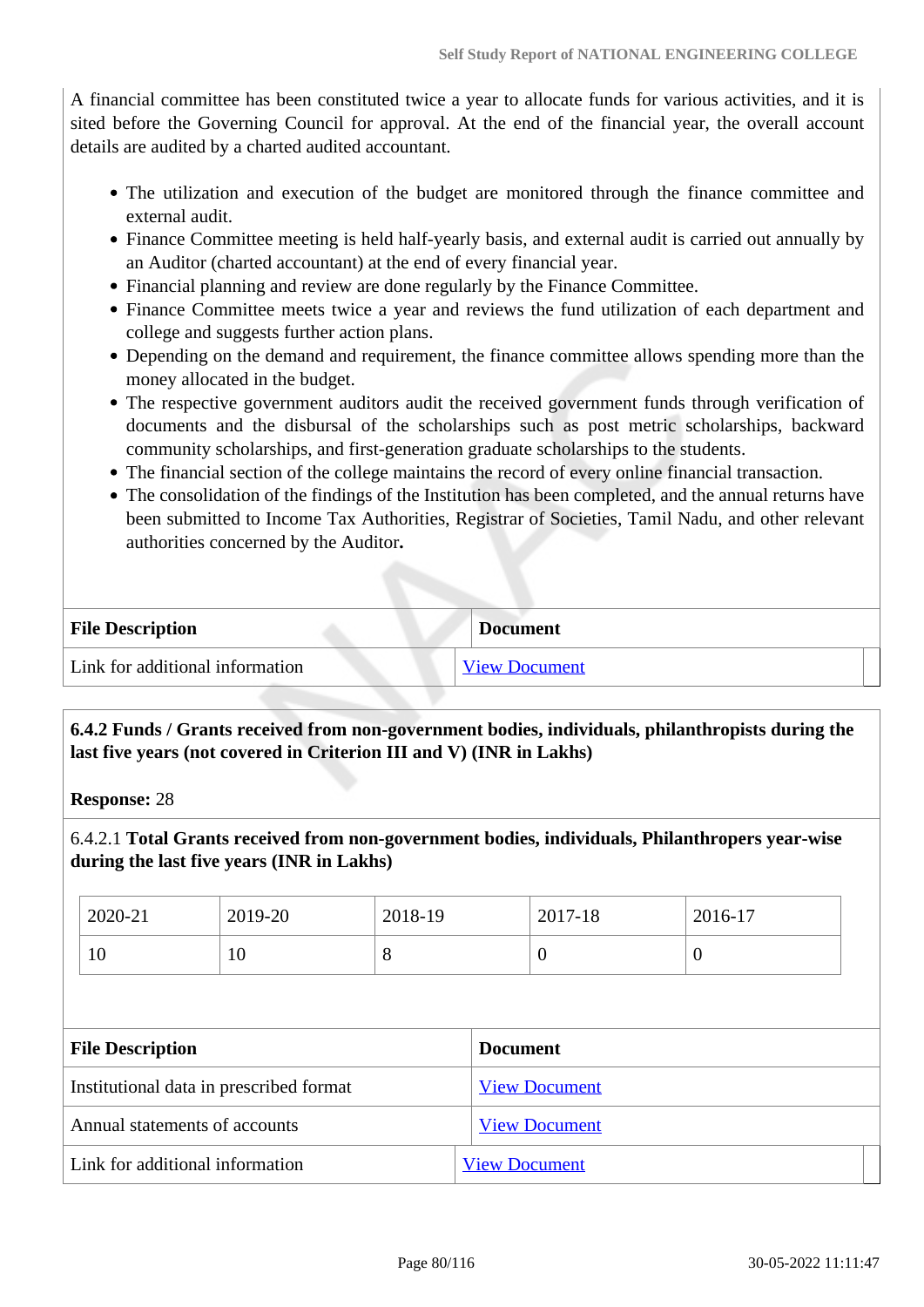A financial committee has been constituted twice a year to allocate funds for various activities, and it is sited before the Governing Council for approval. At the end of the financial year, the overall account details are audited by a charted audited accountant.

- The utilization and execution of the budget are monitored through the finance committee and external audit.
- Finance Committee meeting is held half-yearly basis, and external audit is carried out annually by an Auditor (charted accountant) at the end of every financial year.
- Financial planning and review are done regularly by the Finance Committee.
- Finance Committee meets twice a year and reviews the fund utilization of each department and college and suggests further action plans.
- Depending on the demand and requirement, the finance committee allows spending more than the money allocated in the budget.
- The respective government auditors audit the received government funds through verification of documents and the disbursal of the scholarships such as post metric scholarships, backward community scholarships, and first-generation graduate scholarships to the students.
- The financial section of the college maintains the record of every online financial transaction.
- The consolidation of the findings of the Institution has been completed, and the annual returns have been submitted to Income Tax Authorities, Registrar of Societies, Tamil Nadu, and other relevant authorities concerned by the Auditor**.**

| File Description | Document |
|---|---|
| Link for additional information | View Document |

**6.4.2 Funds / Grants received from non-government bodies, individuals, philanthropists during the last five years (not covered in Criterion III and V) (INR in Lakhs)**

**Response:** 28

6.4.2.1 **Total Grants received from non-government bodies, individuals, Philanthropers year-wise during the last five years (INR in Lakhs)**

| 2020-21 | 2019-20 | 2018-19 | 2017-18 | 2016-17 |
|---|---|---|---|---|
| 10 | 10 | 8 | 0 | 0 |

| File Description | Document |
|---|---|
| Institutional data in prescribed format | View Document |
| Annual statements of accounts | View Document |
| Link for additional information | View Document |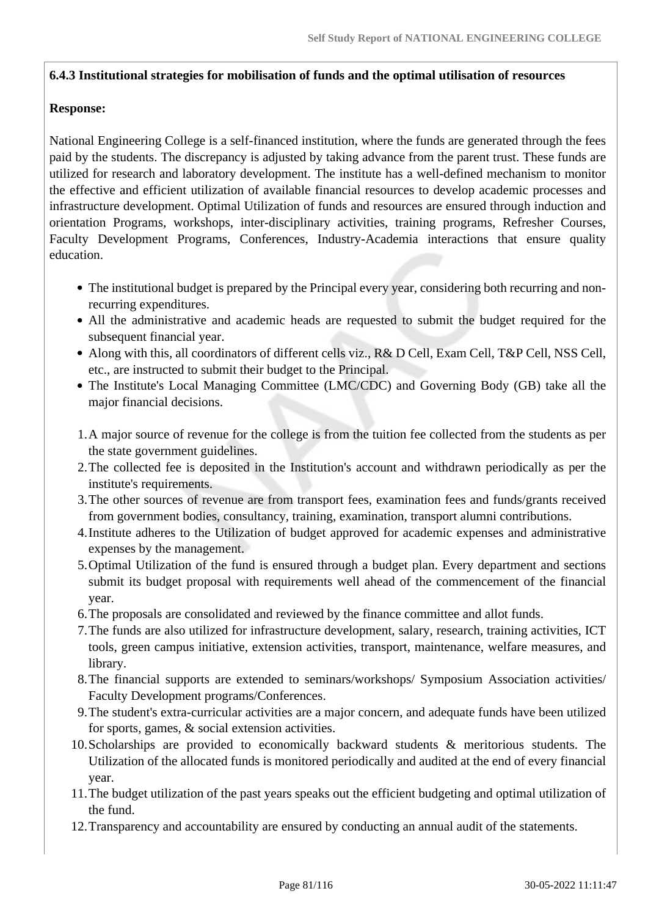**6.4.3 Institutional strategies for mobilisation of funds and the optimal utilisation of resources**

**Response:**

National Engineering College is a self-financed institution, where the funds are generated through the fees paid by the students. The discrepancy is adjusted by taking advance from the parent trust. These funds are utilized for research and laboratory development. The institute has a well-defined mechanism to monitor the effective and efficient utilization of available financial resources to develop academic processes and infrastructure development. Optimal Utilization of funds and resources are ensured through induction and orientation Programs, workshops, inter-disciplinary activities, training programs, Refresher Courses, Faculty Development Programs, Conferences, Industry-Academia interactions that ensure quality education.

- The institutional budget is prepared by the Principal every year, considering both recurring and non-recurring expenditures.
- All the administrative and academic heads are requested to submit the budget required for the subsequent financial year.
- Along with this, all coordinators of different cells viz., R& D Cell, Exam Cell, T&P Cell, NSS Cell, etc., are instructed to submit their budget to the Principal.
- The Institute's Local Managing Committee (LMC/CDC) and Governing Body (GB) take all the major financial decisions.

1. A major source of revenue for the college is from the tuition fee collected from the students as per the state government guidelines.
2. The collected fee is deposited in the Institution's account and withdrawn periodically as per the institute's requirements.
3. The other sources of revenue are from transport fees, examination fees and funds/grants received from government bodies, consultancy, training, examination, transport alumni contributions.
4. Institute adheres to the Utilization of budget approved for academic expenses and administrative expenses by the management.
5. Optimal Utilization of the fund is ensured through a budget plan. Every department and sections submit its budget proposal with requirements well ahead of the commencement of the financial year.
6. The proposals are consolidated and reviewed by the finance committee and allot funds.
7. The funds are also utilized for infrastructure development, salary, research, training activities, ICT tools, green campus initiative, extension activities, transport, maintenance, welfare measures, and library.
8. The financial supports are extended to seminars/workshops/ Symposium Association activities/ Faculty Development programs/Conferences.
9. The student's extra-curricular activities are a major concern, and adequate funds have been utilized for sports, games, & social extension activities.
10. Scholarships are provided to economically backward students & meritorious students. The Utilization of the allocated funds is monitored periodically and audited at the end of every financial year.
11. The budget utilization of the past years speaks out the efficient budgeting and optimal utilization of the fund.
12. Transparency and accountability are ensured by conducting an annual audit of the statements.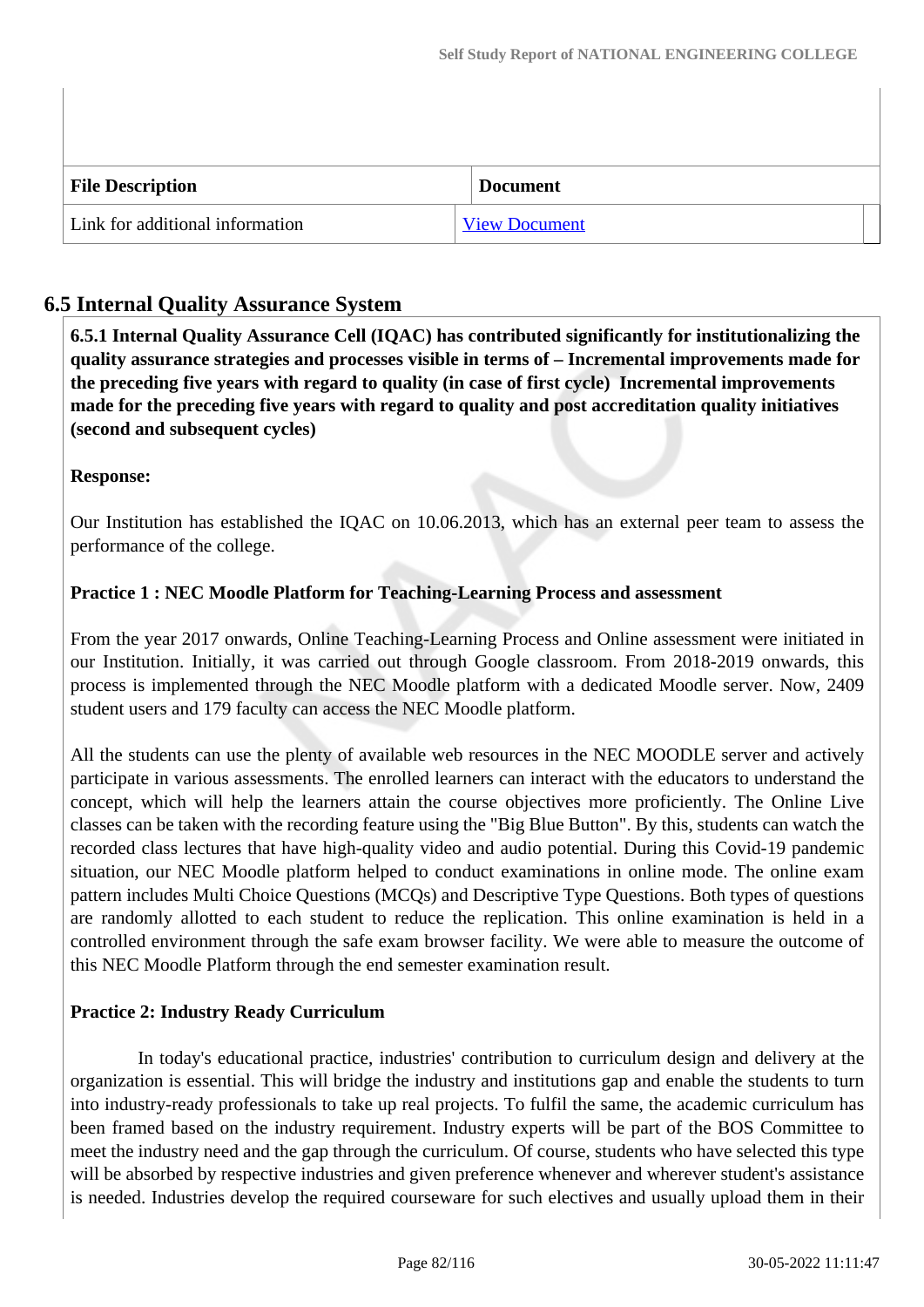| File Description | Document |
| --- | --- |
| Link for additional information | View Document |

## 6.5 Internal Quality Assurance System

**6.5.1 Internal Quality Assurance Cell (IQAC) has contributed significantly for institutionalizing the quality assurance strategies and processes visible in terms of – Incremental improvements made for the preceding five years with regard to quality (in case of first cycle) Incremental improvements made for the preceding five years with regard to quality and post accreditation quality initiatives (second and subsequent cycles)**

**Response:**

Our Institution has established the IQAC on 10.06.2013, which has an external peer team to assess the performance of the college.

**Practice 1 : NEC Moodle Platform for Teaching-Learning Process and assessment**

From the year 2017 onwards, Online Teaching-Learning Process and Online assessment were initiated in our Institution. Initially, it was carried out through Google classroom. From 2018-2019 onwards, this process is implemented through the NEC Moodle platform with a dedicated Moodle server. Now, 2409 student users and 179 faculty can access the NEC Moodle platform.

All the students can use the plenty of available web resources in the NEC MOODLE server and actively participate in various assessments. The enrolled learners can interact with the educators to understand the concept, which will help the learners attain the course objectives more proficiently. The Online Live classes can be taken with the recording feature using the "Big Blue Button". By this, students can watch the recorded class lectures that have high-quality video and audio potential. During this Covid-19 pandemic situation, our NEC Moodle platform helped to conduct examinations in online mode. The online exam pattern includes Multi Choice Questions (MCQs) and Descriptive Type Questions. Both types of questions are randomly allotted to each student to reduce the replication. This online examination is held in a controlled environment through the safe exam browser facility. We were able to measure the outcome of this NEC Moodle Platform through the end semester examination result.

**Practice 2: Industry Ready Curriculum**

In today's educational practice, industries' contribution to curriculum design and delivery at the organization is essential. This will bridge the industry and institutions gap and enable the students to turn into industry-ready professionals to take up real projects. To fulfil the same, the academic curriculum has been framed based on the industry requirement. Industry experts will be part of the BOS Committee to meet the industry need and the gap through the curriculum. Of course, students who have selected this type will be absorbed by respective industries and given preference whenever and wherever student's assistance is needed. Industries develop the required courseware for such electives and usually upload them in their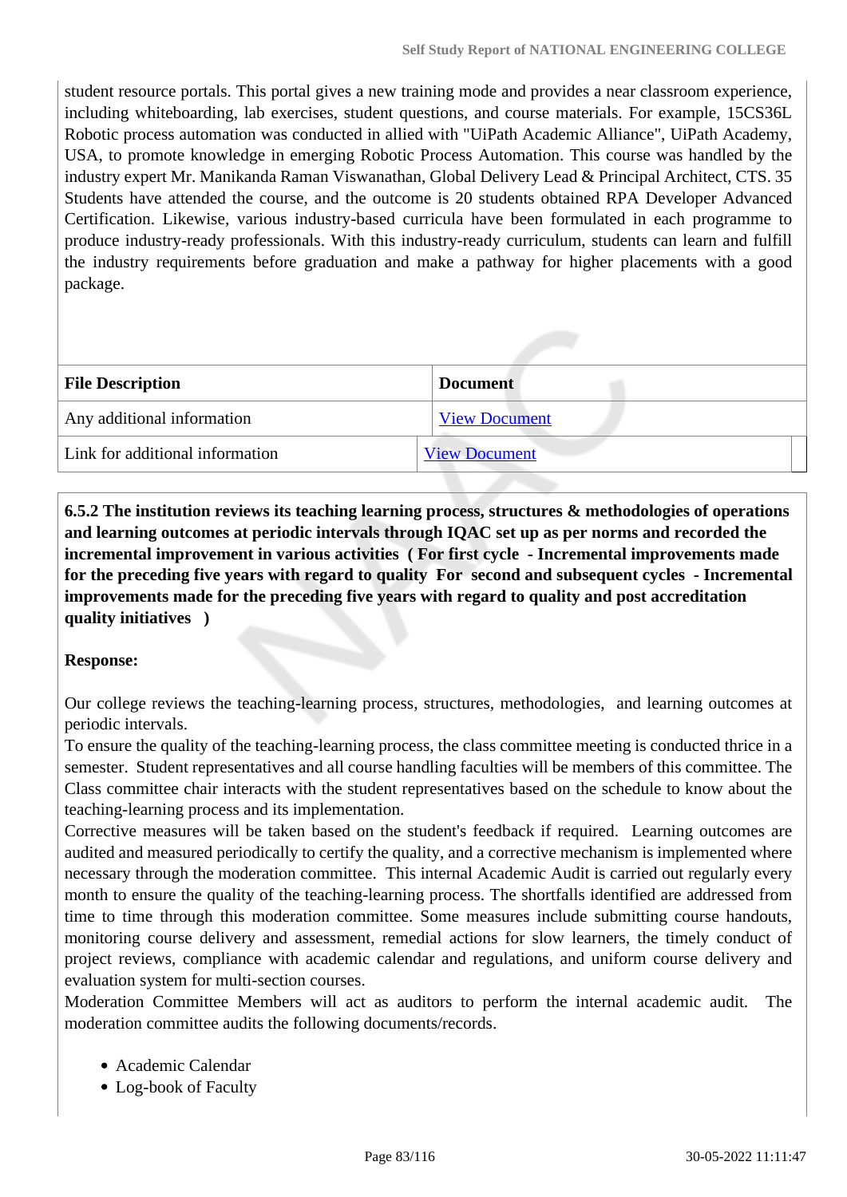student resource portals. This portal gives a new training mode and provides a near classroom experience, including whiteboarding, lab exercises, student questions, and course materials. For example, 15CS36L Robotic process automation was conducted in allied with "UiPath Academic Alliance", UiPath Academy, USA, to promote knowledge in emerging Robotic Process Automation. This course was handled by the industry expert Mr. Manikanda Raman Viswanathan, Global Delivery Lead & Principal Architect, CTS. 35 Students have attended the course, and the outcome is 20 students obtained RPA Developer Advanced Certification. Likewise, various industry-based curricula have been formulated in each programme to produce industry-ready professionals. With this industry-ready curriculum, students can learn and fulfill the industry requirements before graduation and make a pathway for higher placements with a good package.

| File Description | Document |
|---|---|
| Any additional information | View Document |
| Link for additional information | View Document |

**6.5.2 The institution reviews its teaching learning process, structures & methodologies of operations and learning outcomes at periodic intervals through IQAC set up as per norms and recorded the incremental improvement in various activities ( For first cycle - Incremental improvements made for the preceding five years with regard to quality For second and subsequent cycles - Incremental improvements made for the preceding five years with regard to quality and post accreditation quality initiatives )**

**Response:**

Our college reviews the teaching-learning process, structures, methodologies, and learning outcomes at periodic intervals.
To ensure the quality of the teaching-learning process, the class committee meeting is conducted thrice in a semester. Student representatives and all course handling faculties will be members of this committee. The Class committee chair interacts with the student representatives based on the schedule to know about the teaching-learning process and its implementation.
Corrective measures will be taken based on the student's feedback if required. Learning outcomes are audited and measured periodically to certify the quality, and a corrective mechanism is implemented where necessary through the moderation committee. This internal Academic Audit is carried out regularly every month to ensure the quality of the teaching-learning process. The shortfalls identified are addressed from time to time through this moderation committee. Some measures include submitting course handouts, monitoring course delivery and assessment, remedial actions for slow learners, the timely conduct of project reviews, compliance with academic calendar and regulations, and uniform course delivery and evaluation system for multi-section courses.
Moderation Committee Members will act as auditors to perform the internal academic audit. The moderation committee audits the following documents/records.

- Academic Calendar
- Log-book of Faculty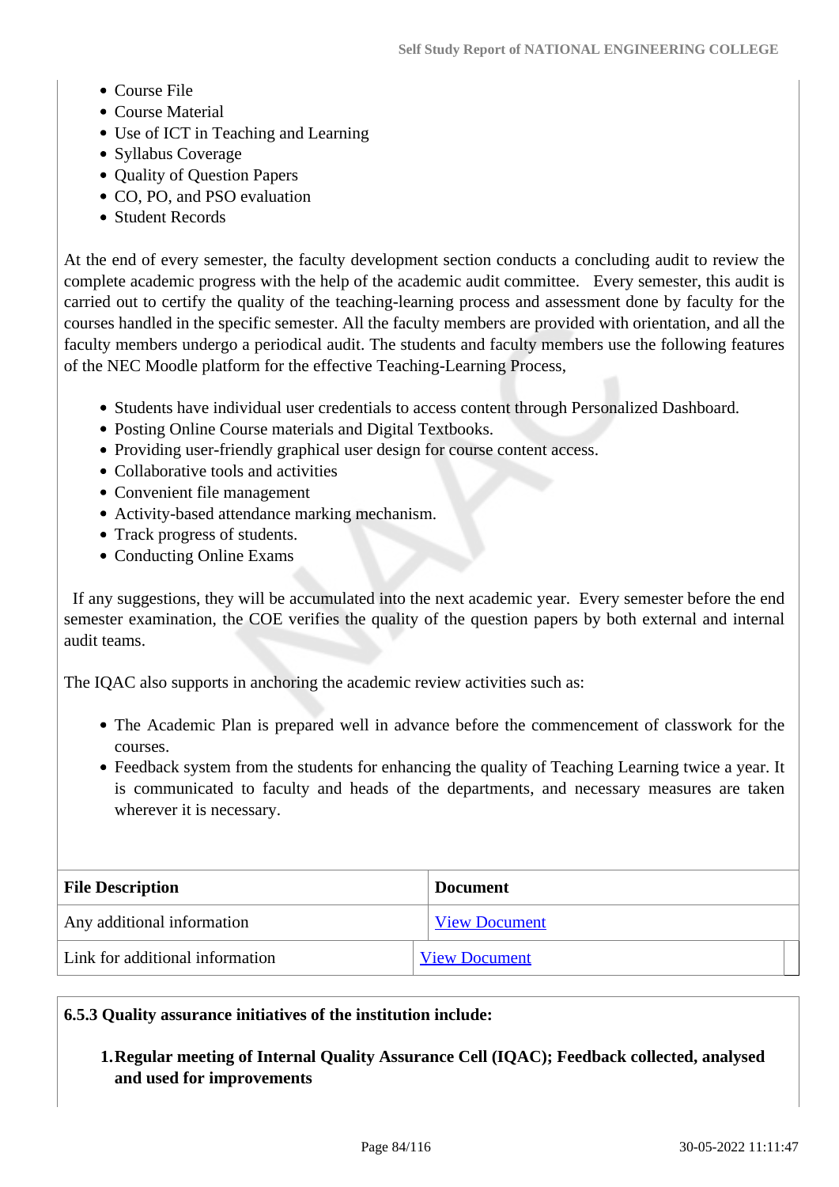- Course File
- Course Material
- Use of ICT in Teaching and Learning
- Syllabus Coverage
- Quality of Question Papers
- CO, PO, and PSO evaluation
- Student Records

At the end of every semester, the faculty development section conducts a concluding audit to review the complete academic progress with the help of the academic audit committee. Every semester, this audit is carried out to certify the quality of the teaching-learning process and assessment done by faculty for the courses handled in the specific semester. All the faculty members are provided with orientation, and all the faculty members undergo a periodical audit. The students and faculty members use the following features of the NEC Moodle platform for the effective Teaching-Learning Process,

- Students have individual user credentials to access content through Personalized Dashboard.
- Posting Online Course materials and Digital Textbooks.
- Providing user-friendly graphical user design for course content access.
- Collaborative tools and activities
- Convenient file management
- Activity-based attendance marking mechanism.
- Track progress of students.
- Conducting Online Exams

If any suggestions, they will be accumulated into the next academic year. Every semester before the end semester examination, the COE verifies the quality of the question papers by both external and internal audit teams.

The IQAC also supports in anchoring the academic review activities such as:

- The Academic Plan is prepared well in advance before the commencement of classwork for the courses.
- Feedback system from the students for enhancing the quality of Teaching Learning twice a year. It is communicated to faculty and heads of the departments, and necessary measures are taken wherever it is necessary.

| File Description | Document |
|---|---|
| Any additional information | View Document |
| Link for additional information | View Document |

**6.5.3 Quality assurance initiatives of the institution include:**

1. **Regular meeting of Internal Quality Assurance Cell (IQAC); Feedback collected, analysed and used for improvements**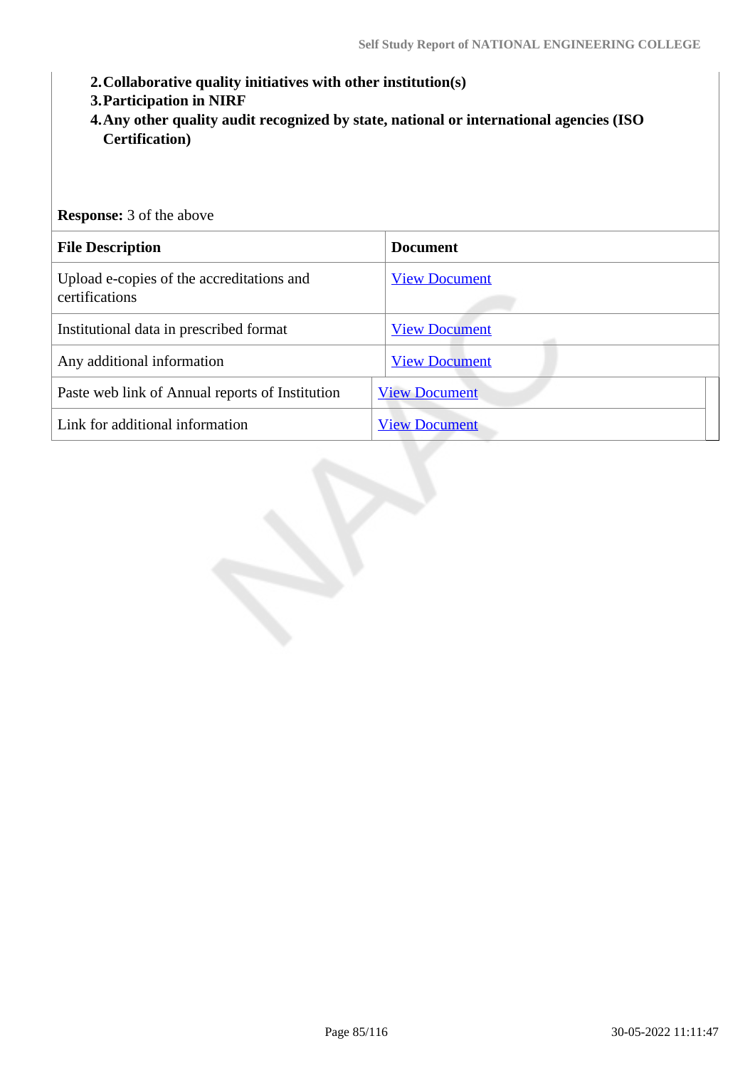2. **Collaborative quality initiatives with other institution(s)**
3. **Participation in NIRF**
4. **Any other quality audit recognized by state, national or international agencies (ISO Certification)**

**Response:** 3 of the above

| File Description | Document |
|---|---|
| Upload e-copies of the accreditations and certifications | View Document |
| Institutional data in prescribed format | View Document |
| Any additional information | View Document |
| Paste web link of Annual reports of Institution | View Document |
| Link for additional information | View Document |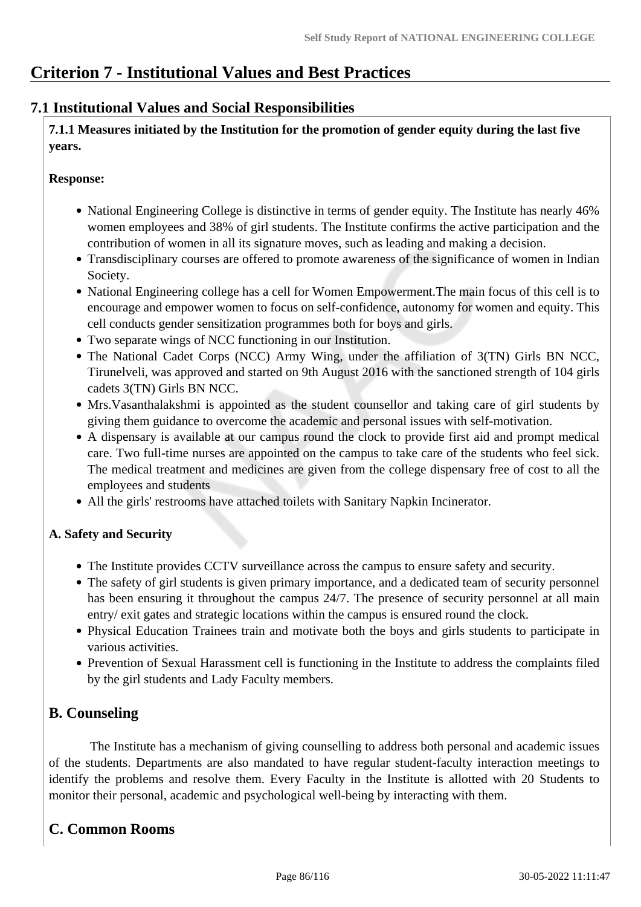# Criterion 7 - Institutional Values and Best Practices

## 7.1 Institutional Values and Social Responsibilities

**7.1.1 Measures initiated by the Institution for the promotion of gender equity during the last five years.**

**Response:**

- National Engineering College is distinctive in terms of gender equity. The Institute has nearly 46% women employees and 38% of girl students. The Institute confirms the active participation and the contribution of women in all its signature moves, such as leading and making a decision.
- Transdisciplinary courses are offered to promote awareness of the significance of women in Indian Society.
- National Engineering college has a cell for Women Empowerment.The main focus of this cell is to encourage and empower women to focus on self-confidence, autonomy for women and equity. This cell conducts gender sensitization programmes both for boys and girls.
- Two separate wings of NCC functioning in our Institution.
- The National Cadet Corps (NCC) Army Wing, under the affiliation of 3(TN) Girls BN NCC, Tirunelveli, was approved and started on 9th August 2016 with the sanctioned strength of 104 girls cadets 3(TN) Girls BN NCC.
- Mrs.Vasanthalakshmi is appointed as the student counsellor and taking care of girl students by giving them guidance to overcome the academic and personal issues with self-motivation.
- A dispensary is available at our campus round the clock to provide first aid and prompt medical care. Two full-time nurses are appointed on the campus to take care of the students who feel sick. The medical treatment and medicines are given from the college dispensary free of cost to all the employees and students
- All the girls' restrooms have attached toilets with Sanitary Napkin Incinerator.

**A. Safety and Security**

- The Institute provides CCTV surveillance across the campus to ensure safety and security.
- The safety of girl students is given primary importance, and a dedicated team of security personnel has been ensuring it throughout the campus 24/7. The presence of security personnel at all main entry/ exit gates and strategic locations within the campus is ensured round the clock.
- Physical Education Trainees train and motivate both the boys and girls students to participate in various activities.
- Prevention of Sexual Harassment cell is functioning in the Institute to address the complaints filed by the girl students and Lady Faculty members.

## B. Counseling

The Institute has a mechanism of giving counselling to address both personal and academic issues of the students. Departments are also mandated to have regular student-faculty interaction meetings to identify the problems and resolve them. Every Faculty in the Institute is allotted with 20 Students to monitor their personal, academic and psychological well-being by interacting with them.

## C. Common Rooms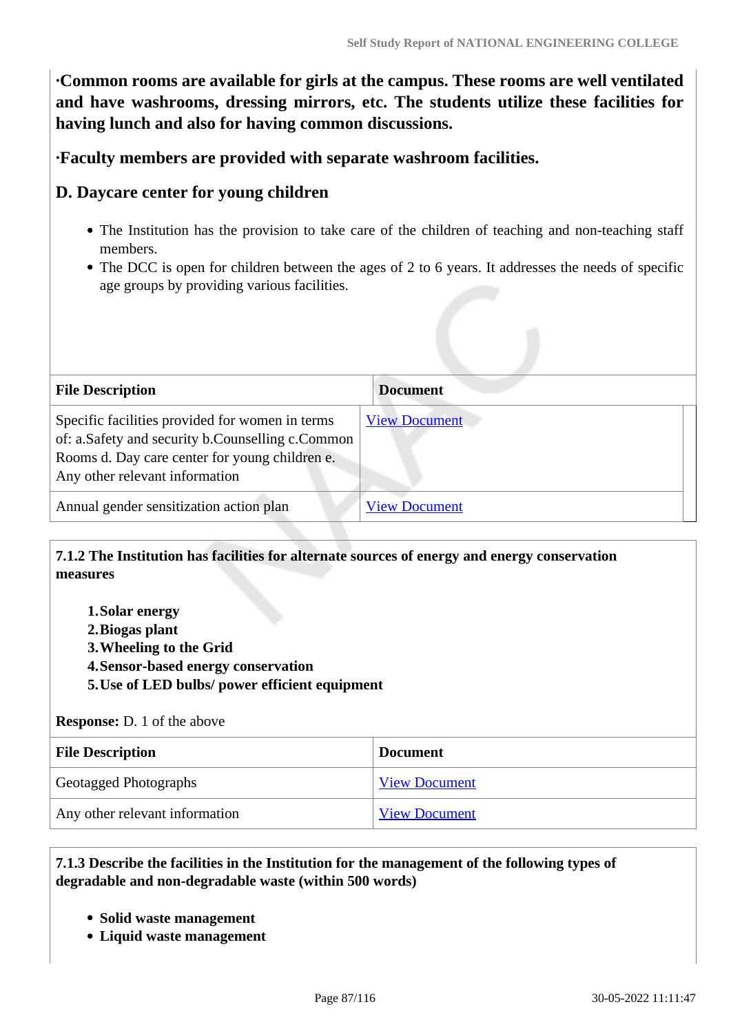**·Common rooms are available for girls at the campus. These rooms are well ventilated and have washrooms, dressing mirrors, etc. The students utilize these facilities for having lunch and also for having common discussions.**

**·Faculty members are provided with separate washroom facilities.**

**D. Daycare center for young children**

- The Institution has the provision to take care of the children of teaching and non-teaching staff members.
- The DCC is open for children between the ages of 2 to 6 years. It addresses the needs of specific age groups by providing various facilities.

| File Description | Document |
|---|---|
| Specific facilities provided for women in terms of: a.Safety and security b.Counselling c.Common Rooms d. Day care center for young children e. Any other relevant information | View Document |
| Annual gender sensitization action plan | View Document |

**7.1.2 The Institution has facilities for alternate sources of energy and energy conservation measures**

1. **Solar energy**
2. **Biogas plant**
3. **Wheeling to the Grid**
4. **Sensor-based energy conservation**
5. **Use of LED bulbs/ power efficient equipment**

**Response:** D. 1 of the above

| File Description | Document |
|---|---|
| Geotagged Photographs | View Document |
| Any other relevant information | View Document |

**7.1.3 Describe the facilities in the Institution for the management of the following types of degradable and non-degradable waste (within 500 words)**

- **Solid waste management**
- **Liquid waste management**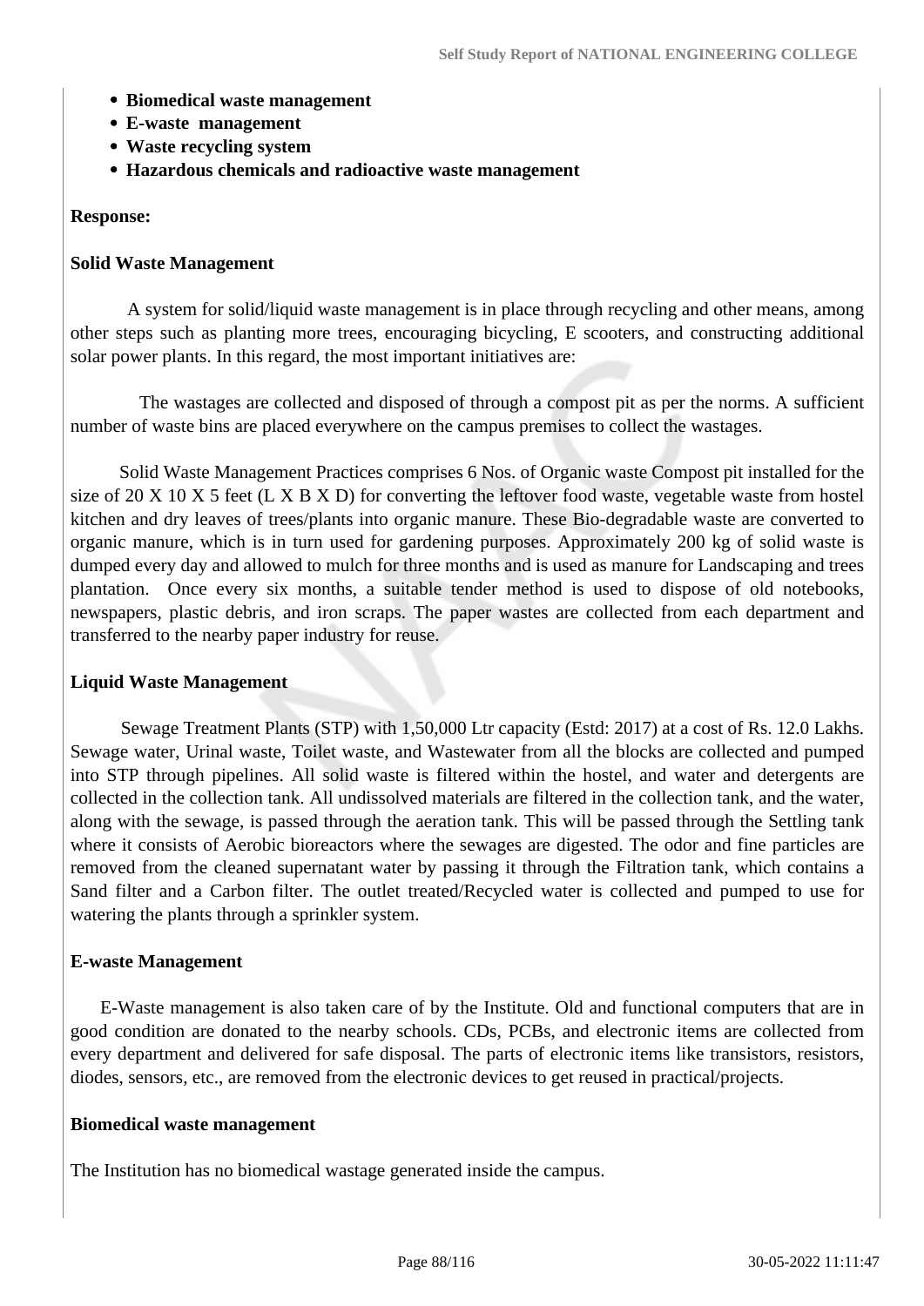- **Biomedical waste management**
- **E-waste management**
- **Waste recycling system**
- **Hazardous chemicals and radioactive waste management**

**Response:**

**Solid Waste Management**

A system for solid/liquid waste management is in place through recycling and other means, among other steps such as planting more trees, encouraging bicycling, E scooters, and constructing additional solar power plants. In this regard, the most important initiatives are:

The wastages are collected and disposed of through a compost pit as per the norms. A sufficient number of waste bins are placed everywhere on the campus premises to collect the wastages.

Solid Waste Management Practices comprises 6 Nos. of Organic waste Compost pit installed for the size of 20 X 10 X 5 feet (L X B X D) for converting the leftover food waste, vegetable waste from hostel kitchen and dry leaves of trees/plants into organic manure. These Bio-degradable waste are converted to organic manure, which is in turn used for gardening purposes. Approximately 200 kg of solid waste is dumped every day and allowed to mulch for three months and is used as manure for Landscaping and trees plantation. Once every six months, a suitable tender method is used to dispose of old notebooks, newspapers, plastic debris, and iron scraps. The paper wastes are collected from each department and transferred to the nearby paper industry for reuse.

**Liquid Waste Management**

Sewage Treatment Plants (STP) with 1,50,000 Ltr capacity (Estd: 2017) at a cost of Rs. 12.0 Lakhs. Sewage water, Urinal waste, Toilet waste, and Wastewater from all the blocks are collected and pumped into STP through pipelines. All solid waste is filtered within the hostel, and water and detergents are collected in the collection tank. All undissolved materials are filtered in the collection tank, and the water, along with the sewage, is passed through the aeration tank. This will be passed through the Settling tank where it consists of Aerobic bioreactors where the sewages are digested. The odor and fine particles are removed from the cleaned supernatant water by passing it through the Filtration tank, which contains a Sand filter and a Carbon filter. The outlet treated/Recycled water is collected and pumped to use for watering the plants through a sprinkler system.

**E-waste Management**

E-Waste management is also taken care of by the Institute. Old and functional computers that are in good condition are donated to the nearby schools. CDs, PCBs, and electronic items are collected from every department and delivered for safe disposal. The parts of electronic items like transistors, resistors, diodes, sensors, etc., are removed from the electronic devices to get reused in practical/projects.

**Biomedical waste management**

The Institution has no biomedical wastage generated inside the campus.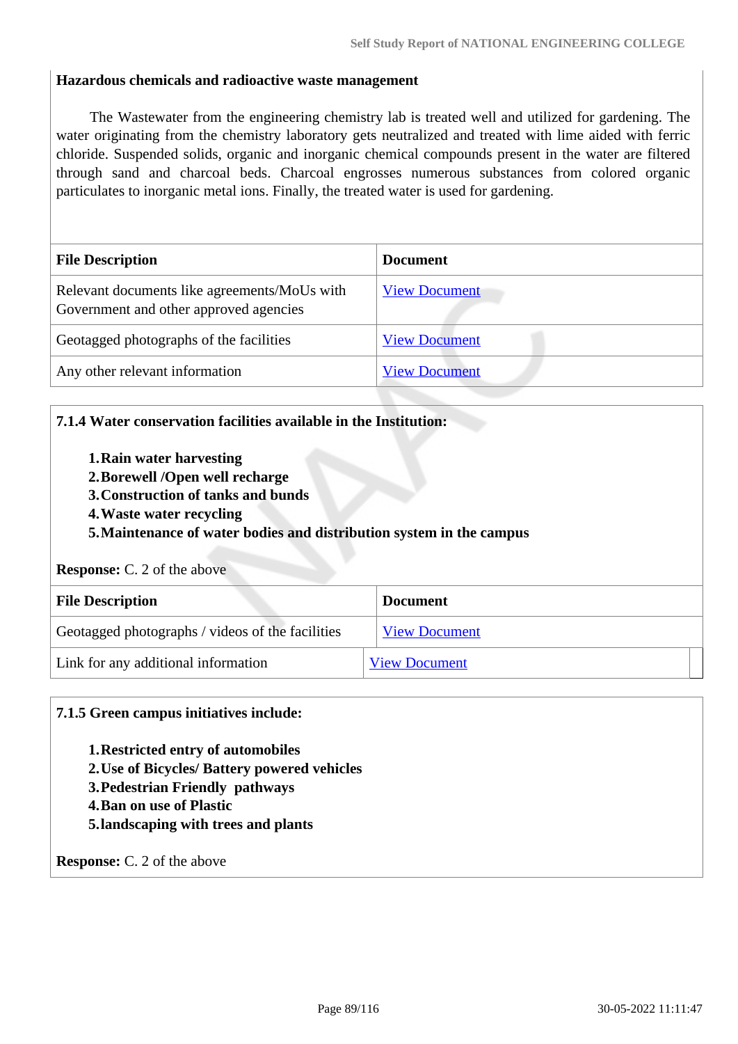**Hazardous chemicals and radioactive waste management**

The Wastewater from the engineering chemistry lab is treated well and utilized for gardening. The water originating from the chemistry laboratory gets neutralized and treated with lime aided with ferric chloride. Suspended solids, organic and inorganic chemical compounds present in the water are filtered through sand and charcoal beds. Charcoal engrosses numerous substances from colored organic particulates to inorganic metal ions. Finally, the treated water is used for gardening.

| File Description | Document |
|---|---|
| Relevant documents like agreements/MoUs with Government and other approved agencies | View Document |
| Geotagged photographs of the facilities | View Document |
| Any other relevant information | View Document |

**7.1.4 Water conservation facilities available in the Institution:**

1. **Rain water harvesting**
2. **Borewell /Open well recharge**
3. **Construction of tanks and bunds**
4. **Waste water recycling**
5. **Maintenance of water bodies and distribution system in the campus**

**Response:** C. 2 of the above

| File Description | Document |
|---|---|
| Geotagged photographs / videos of the facilities | View Document |
| Link for any additional information | View Document |

**7.1.5 Green campus initiatives include:**

1. **Restricted entry of automobiles**
2. **Use of Bicycles/ Battery powered vehicles**
3. **Pedestrian Friendly pathways**
4. **Ban on use of Plastic**
5. **landscaping with trees and plants**

**Response:** C. 2 of the above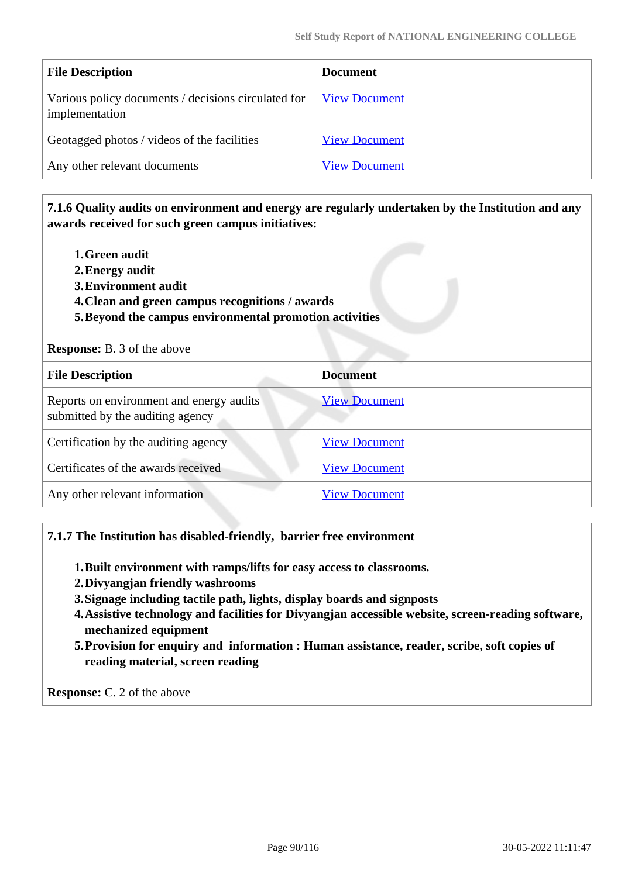| File Description | Document |
|---|---|
| Various policy documents / decisions circulated for implementation | View Document |
| Geotagged photos / videos of the facilities | View Document |
| Any other relevant documents | View Document |

**7.1.6 Quality audits on environment and energy are regularly undertaken by the Institution and any awards received for such green campus initiatives:**

1. **Green audit**
2. **Energy audit**
3. **Environment audit**
4. **Clean and green campus recognitions / awards**
5. **Beyond the campus environmental promotion activities**

**Response:** B. 3 of the above

| File Description | Document |
|---|---|
| Reports on environment and energy audits submitted by the auditing agency | View Document |
| Certification by the auditing agency | View Document |
| Certificates of the awards received | View Document |
| Any other relevant information | View Document |

**7.1.7 The Institution has disabled-friendly, barrier free environment**

1. **Built environment with ramps/lifts for easy access to classrooms.**
2. **Divyangjan friendly washrooms**
3. **Signage including tactile path, lights, display boards and signposts**
4. **Assistive technology and facilities for Divyangjan accessible website, screen-reading software, mechanized equipment**
5. **Provision for enquiry and information : Human assistance, reader, scribe, soft copies of reading material, screen reading**

**Response:** C. 2 of the above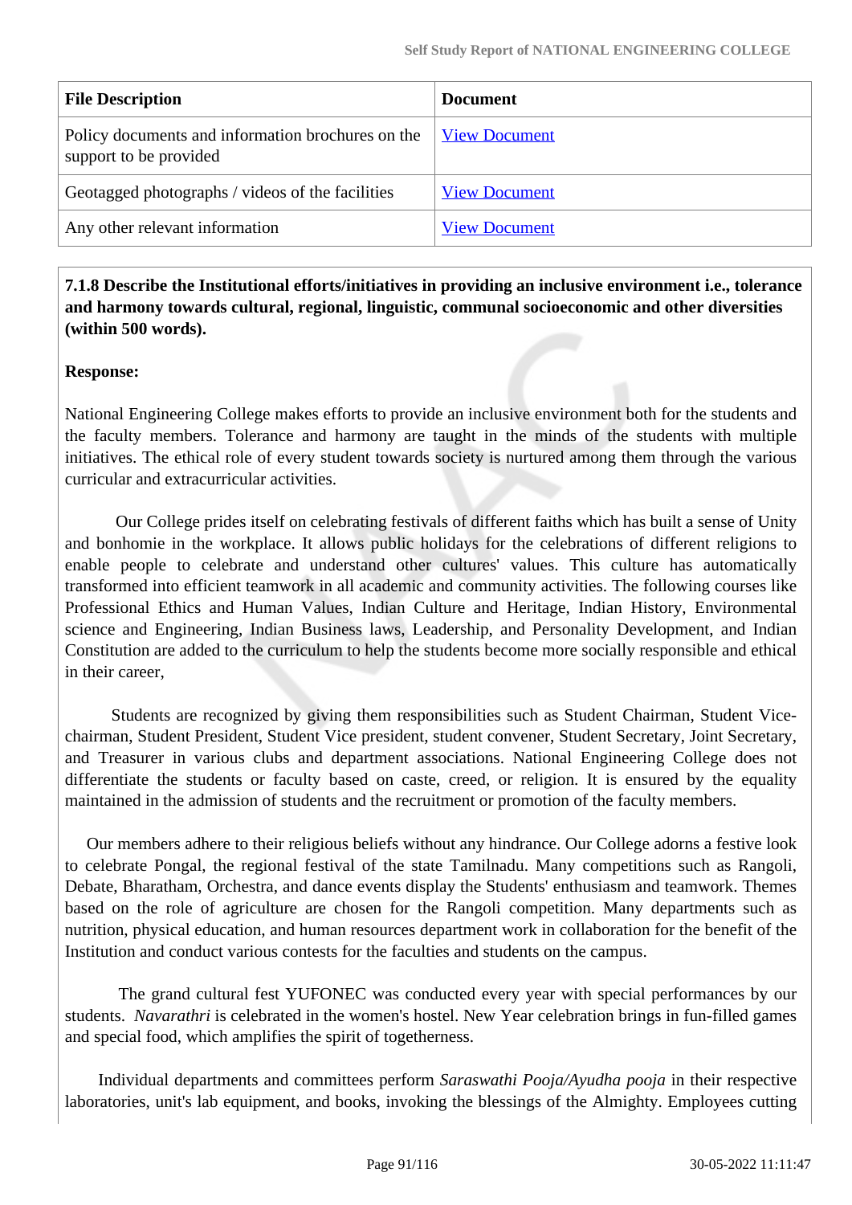| File Description | Document |
| --- | --- |
| Policy documents and information brochures on the support to be provided | View Document |
| Geotagged photographs / videos of the facilities | View Document |
| Any other relevant information | View Document |

**7.1.8 Describe the Institutional efforts/initiatives in providing an inclusive environment i.e., tolerance and harmony towards cultural, regional, linguistic, communal socioeconomic and other diversities (within 500 words).**

**Response:**

National Engineering College makes efforts to provide an inclusive environment both for the students and the faculty members. Tolerance and harmony are taught in the minds of the students with multiple initiatives. The ethical role of every student towards society is nurtured among them through the various curricular and extracurricular activities.

Our College prides itself on celebrating festivals of different faiths which has built a sense of Unity and bonhomie in the workplace. It allows public holidays for the celebrations of different religions to enable people to celebrate and understand other cultures' values. This culture has automatically transformed into efficient teamwork in all academic and community activities. The following courses like Professional Ethics and Human Values, Indian Culture and Heritage, Indian History, Environmental science and Engineering, Indian Business laws, Leadership, and Personality Development, and Indian Constitution are added to the curriculum to help the students become more socially responsible and ethical in their career,

Students are recognized by giving them responsibilities such as Student Chairman, Student Vice-chairman, Student President, Student Vice president, student convener, Student Secretary, Joint Secretary, and Treasurer in various clubs and department associations. National Engineering College does not differentiate the students or faculty based on caste, creed, or religion. It is ensured by the equality maintained in the admission of students and the recruitment or promotion of the faculty members.

Our members adhere to their religious beliefs without any hindrance. Our College adorns a festive look to celebrate Pongal, the regional festival of the state Tamilnadu. Many competitions such as Rangoli, Debate, Bharatham, Orchestra, and dance events display the Students' enthusiasm and teamwork. Themes based on the role of agriculture are chosen for the Rangoli competition. Many departments such as nutrition, physical education, and human resources department work in collaboration for the benefit of the Institution and conduct various contests for the faculties and students on the campus.

The grand cultural fest YUFONEC was conducted every year with special performances by our students. *Navarathri* is celebrated in the women's hostel. New Year celebration brings in fun-filled games and special food, which amplifies the spirit of togetherness.

Individual departments and committees perform *Saraswathi Pooja/Ayudha pooja* in their respective laboratories, unit's lab equipment, and books, invoking the blessings of the Almighty. Employees cutting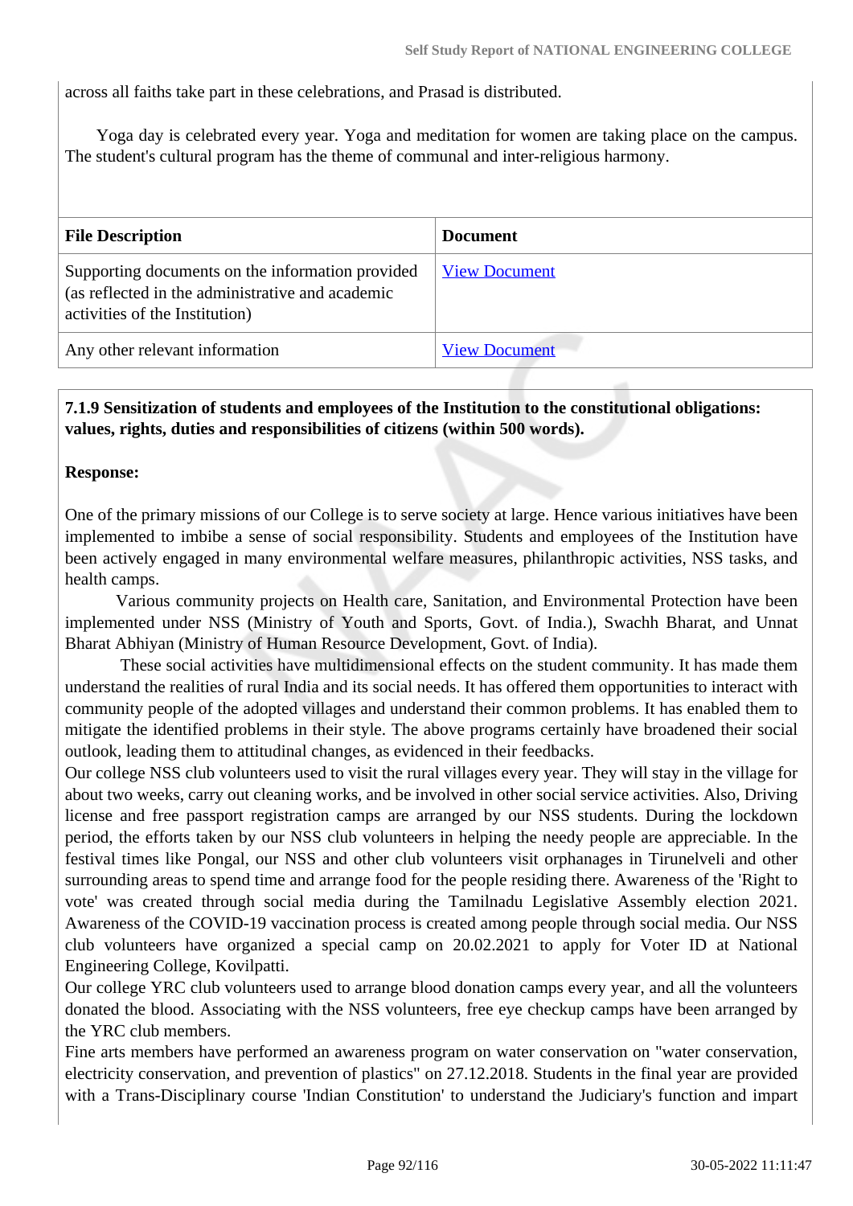across all faiths take part in these celebrations, and Prasad is distributed.

Yoga day is celebrated every year. Yoga and meditation for women are taking place on the campus. The student's cultural program has the theme of communal and inter-religious harmony.

| File Description | Document |
|---|---|
| Supporting documents on the information provided (as reflected in the administrative and academic activities of the Institution) | View Document |
| Any other relevant information | View Document |

**7.1.9 Sensitization of students and employees of the Institution to the constitutional obligations: values, rights, duties and responsibilities of citizens (within 500 words).**

**Response:**

One of the primary missions of our College is to serve society at large. Hence various initiatives have been implemented to imbibe a sense of social responsibility. Students and employees of the Institution have been actively engaged in many environmental welfare measures, philanthropic activities, NSS tasks, and health camps.

Various community projects on Health care, Sanitation, and Environmental Protection have been implemented under NSS (Ministry of Youth and Sports, Govt. of India.), Swachh Bharat, and Unnat Bharat Abhiyan (Ministry of Human Resource Development, Govt. of India).

These social activities have multidimensional effects on the student community. It has made them understand the realities of rural India and its social needs. It has offered them opportunities to interact with community people of the adopted villages and understand their common problems. It has enabled them to mitigate the identified problems in their style. The above programs certainly have broadened their social outlook, leading them to attitudinal changes, as evidenced in their feedbacks.

Our college NSS club volunteers used to visit the rural villages every year. They will stay in the village for about two weeks, carry out cleaning works, and be involved in other social service activities. Also, Driving license and free passport registration camps are arranged by our NSS students. During the lockdown period, the efforts taken by our NSS club volunteers in helping the needy people are appreciable. In the festival times like Pongal, our NSS and other club volunteers visit orphanages in Tirunelveli and other surrounding areas to spend time and arrange food for the people residing there. Awareness of the 'Right to vote' was created through social media during the Tamilnadu Legislative Assembly election 2021. Awareness of the COVID-19 vaccination process is created among people through social media. Our NSS club volunteers have organized a special camp on 20.02.2021 to apply for Voter ID at National Engineering College, Kovilpatti.

Our college YRC club volunteers used to arrange blood donation camps every year, and all the volunteers donated the blood. Associating with the NSS volunteers, free eye checkup camps have been arranged by the YRC club members.

Fine arts members have performed an awareness program on water conservation on "water conservation, electricity conservation, and prevention of plastics" on 27.12.2018. Students in the final year are provided with a Trans-Disciplinary course 'Indian Constitution' to understand the Judiciary's function and impart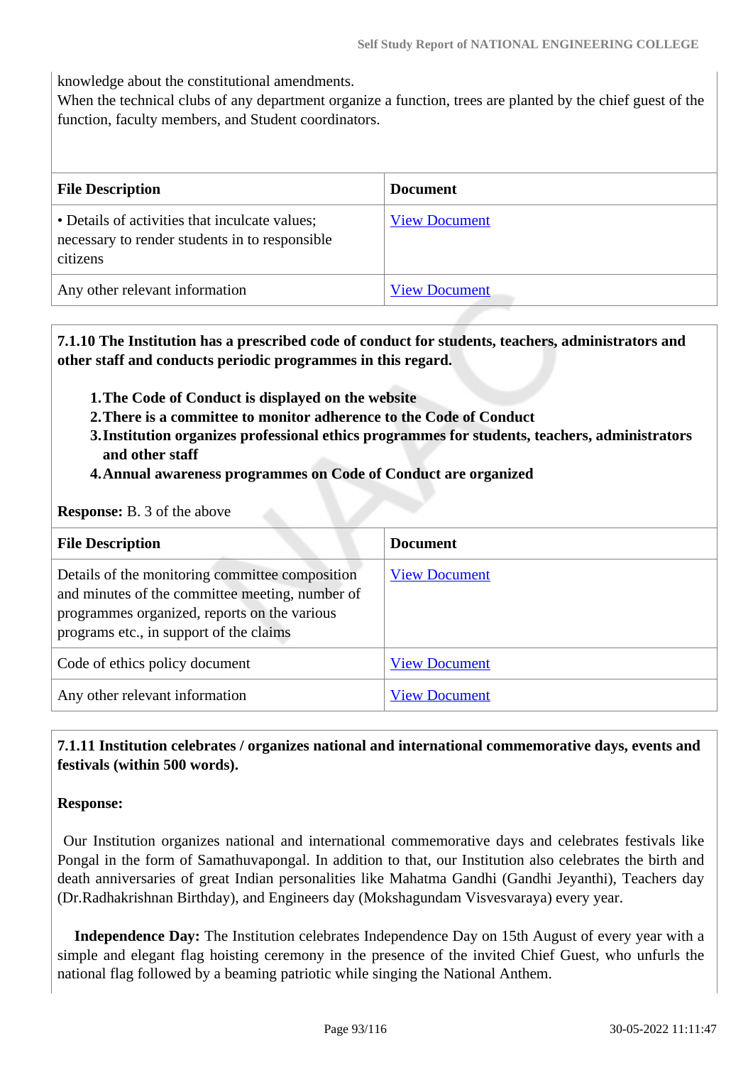knowledge about the constitutional amendments.
When the technical clubs of any department organize a function, trees are planted by the chief guest of the function, faculty members, and Student coordinators.

| File Description | Document |
|---|---|
| • Details of activities that inculcate values; necessary to render students in to responsible citizens | View Document |
| Any other relevant information | View Document |

**7.1.10 The Institution has a prescribed code of conduct for students, teachers, administrators and other staff and conducts periodic programmes in this regard.**

1. **The Code of Conduct is displayed on the website**
2. **There is a committee to monitor adherence to the Code of Conduct**
3. **Institution organizes professional ethics programmes for students, teachers, administrators and other staff**
4. **Annual awareness programmes on Code of Conduct are organized**

**Response:** B. 3 of the above

| File Description | Document |
|---|---|
| Details of the monitoring committee composition and minutes of the committee meeting, number of programmes organized, reports on the various programs etc., in support of the claims | View Document |
| Code of ethics policy document | View Document |
| Any other relevant information | View Document |

**7.1.11 Institution celebrates / organizes national and international commemorative days, events and festivals (within 500 words).**

**Response:**

Our Institution organizes national and international commemorative days and celebrates festivals like Pongal in the form of Samathuvapongal. In addition to that, our Institution also celebrates the birth and death anniversaries of great Indian personalities like Mahatma Gandhi (Gandhi Jeyanthi), Teachers day (Dr.Radhakrishnan Birthday), and Engineers day (Mokshagundam Visvesvaraya) every year.

**Independence Day:** The Institution celebrates Independence Day on 15th August of every year with a simple and elegant flag hoisting ceremony in the presence of the invited Chief Guest, who unfurls the national flag followed by a beaming patriotic while singing the National Anthem.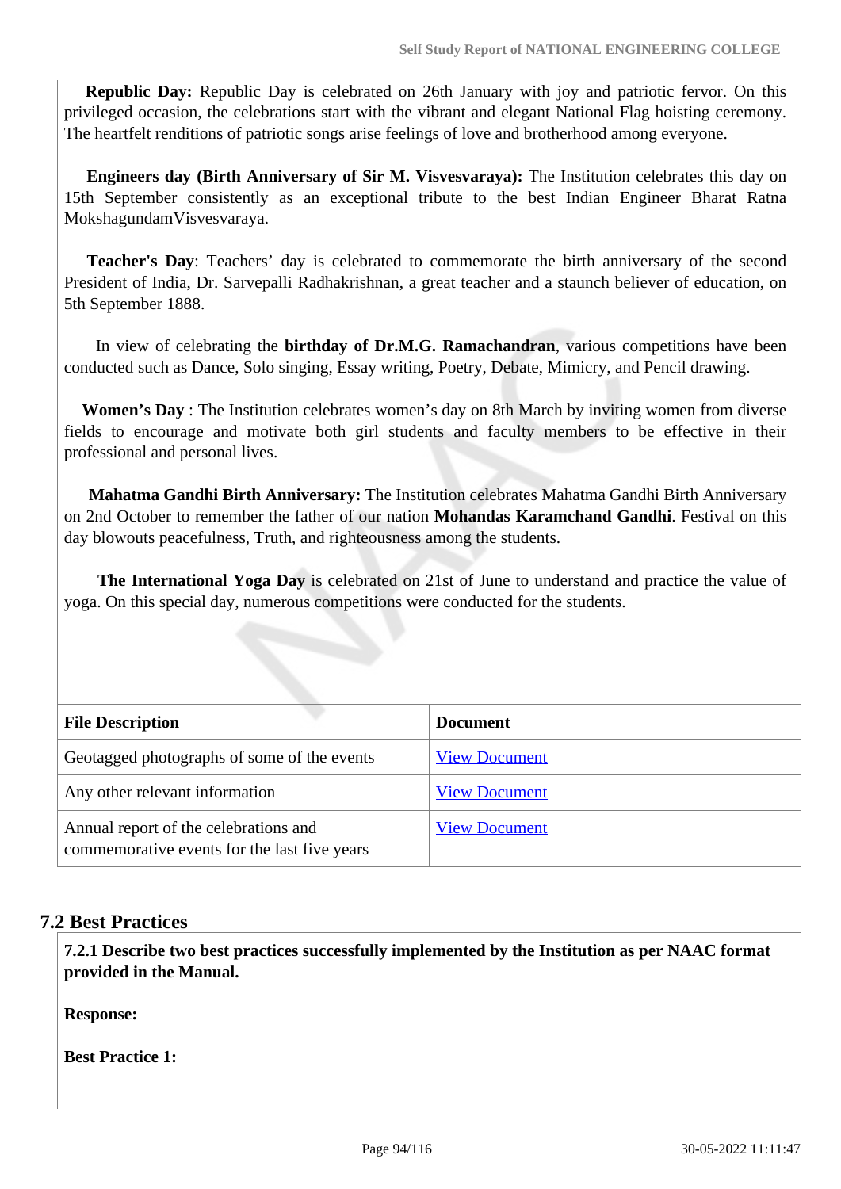**Republic Day:** Republic Day is celebrated on 26th January with joy and patriotic fervor. On this privileged occasion, the celebrations start with the vibrant and elegant National Flag hoisting ceremony. The heartfelt renditions of patriotic songs arise feelings of love and brotherhood among everyone.

**Engineers day (Birth Anniversary of Sir M. Visvesvaraya):** The Institution celebrates this day on 15th September consistently as an exceptional tribute to the best Indian Engineer Bharat Ratna MokshagundamVisvesvaraya.

**Teacher's Day**: Teachers' day is celebrated to commemorate the birth anniversary of the second President of India, Dr. Sarvepalli Radhakrishnan, a great teacher and a staunch believer of education, on 5th September 1888.

In view of celebrating the **birthday of Dr.M.G. Ramachandran**, various competitions have been conducted such as Dance, Solo singing, Essay writing, Poetry, Debate, Mimicry, and Pencil drawing.

**Women's Day** : The Institution celebrates women's day on 8th March by inviting women from diverse fields to encourage and motivate both girl students and faculty members to be effective in their professional and personal lives.

**Mahatma Gandhi Birth Anniversary:** The Institution celebrates Mahatma Gandhi Birth Anniversary on 2nd October to remember the father of our nation **Mohandas Karamchand Gandhi**. Festival on this day blowouts peacefulness, Truth, and righteousness among the students.

**The International Yoga Day** is celebrated on 21st of June to understand and practice the value of yoga. On this special day, numerous competitions were conducted for the students.

| File Description | Document |
|---|---|
| Geotagged photographs of some of the events | View Document |
| Any other relevant information | View Document |
| Annual report of the celebrations and commemorative events for the last five years | View Document |

## 7.2 Best Practices

**7.2.1 Describe two best practices successfully implemented by the Institution as per NAAC format provided in the Manual.**

**Response:**

**Best Practice 1:**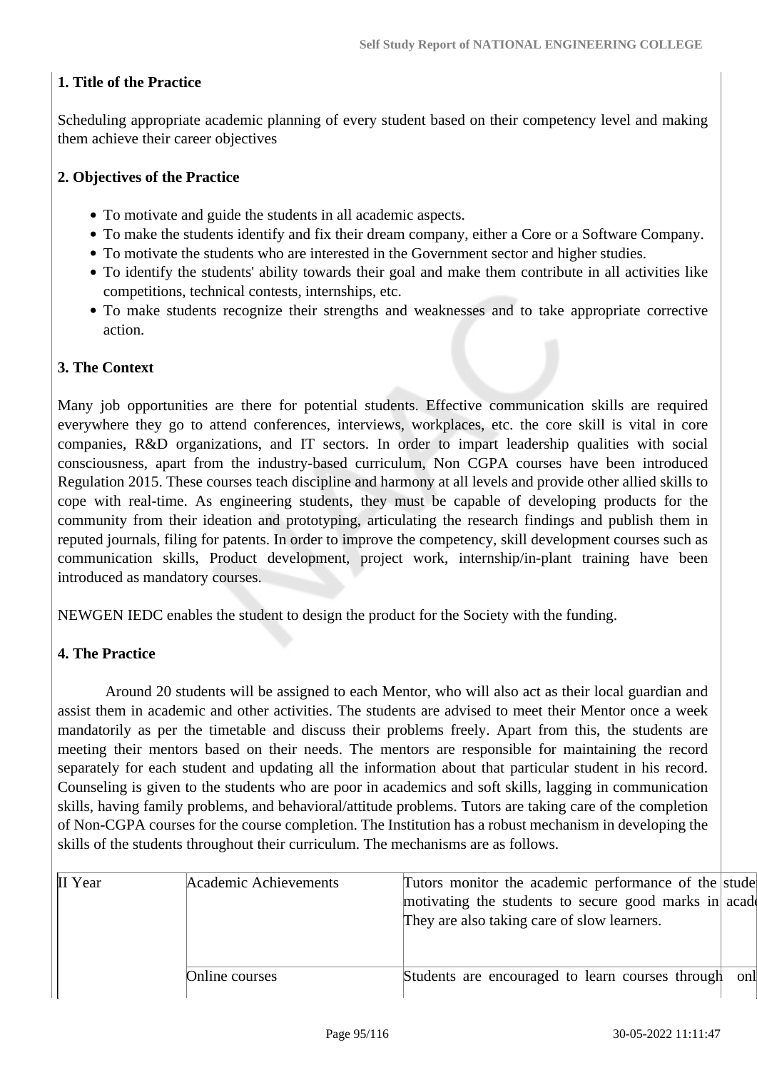**1. Title of the Practice**

Scheduling appropriate academic planning of every student based on their competency level and making them achieve their career objectives

**2. Objectives of the Practice**

- To motivate and guide the students in all academic aspects.
- To make the students identify and fix their dream company, either a Core or a Software Company.
- To motivate the students who are interested in the Government sector and higher studies.
- To identify the students' ability towards their goal and make them contribute in all activities like competitions, technical contests, internships, etc.
- To make students recognize their strengths and weaknesses and to take appropriate corrective action.

**3. The Context**

Many job opportunities are there for potential students. Effective communication skills are required everywhere they go to attend conferences, interviews, workplaces, etc. the core skill is vital in core companies, R&D organizations, and IT sectors. In order to impart leadership qualities with social consciousness, apart from the industry-based curriculum, Non CGPA courses have been introduced Regulation 2015. These courses teach discipline and harmony at all levels and provide other allied skills to cope with real-time. As engineering students, they must be capable of developing products for the community from their ideation and prototyping, articulating the research findings and publish them in reputed journals, filing for patents. In order to improve the competency, skill development courses such as communication skills, Product development, project work, internship/in-plant training have been introduced as mandatory courses.

NEWGEN IEDC enables the student to design the product for the Society with the funding.

**4. The Practice**

Around 20 students will be assigned to each Mentor, who will also act as their local guardian and assist them in academic and other activities. The students are advised to meet their Mentor once a week mandatorily as per the timetable and discuss their problems freely. Apart from this, the students are meeting their mentors based on their needs. The mentors are responsible for maintaining the record separately for each student and updating all the information about that particular student in his record. Counseling is given to the students who are poor in academics and soft skills, lagging in communication skills, having family problems, and behavioral/attitude problems. Tutors are taking care of the completion of Non-CGPA courses for the course completion. The Institution has a robust mechanism in developing the skills of the students throughout their curriculum. The mechanisms are as follows.

| | | |
|---|---|---|
| II Year | Academic Achievements | Tutors monitor the academic performance of the stude motivating the students to secure good marks in acad They are also taking care of slow learners. |
| | Online courses | Students are encouraged to learn courses through onl |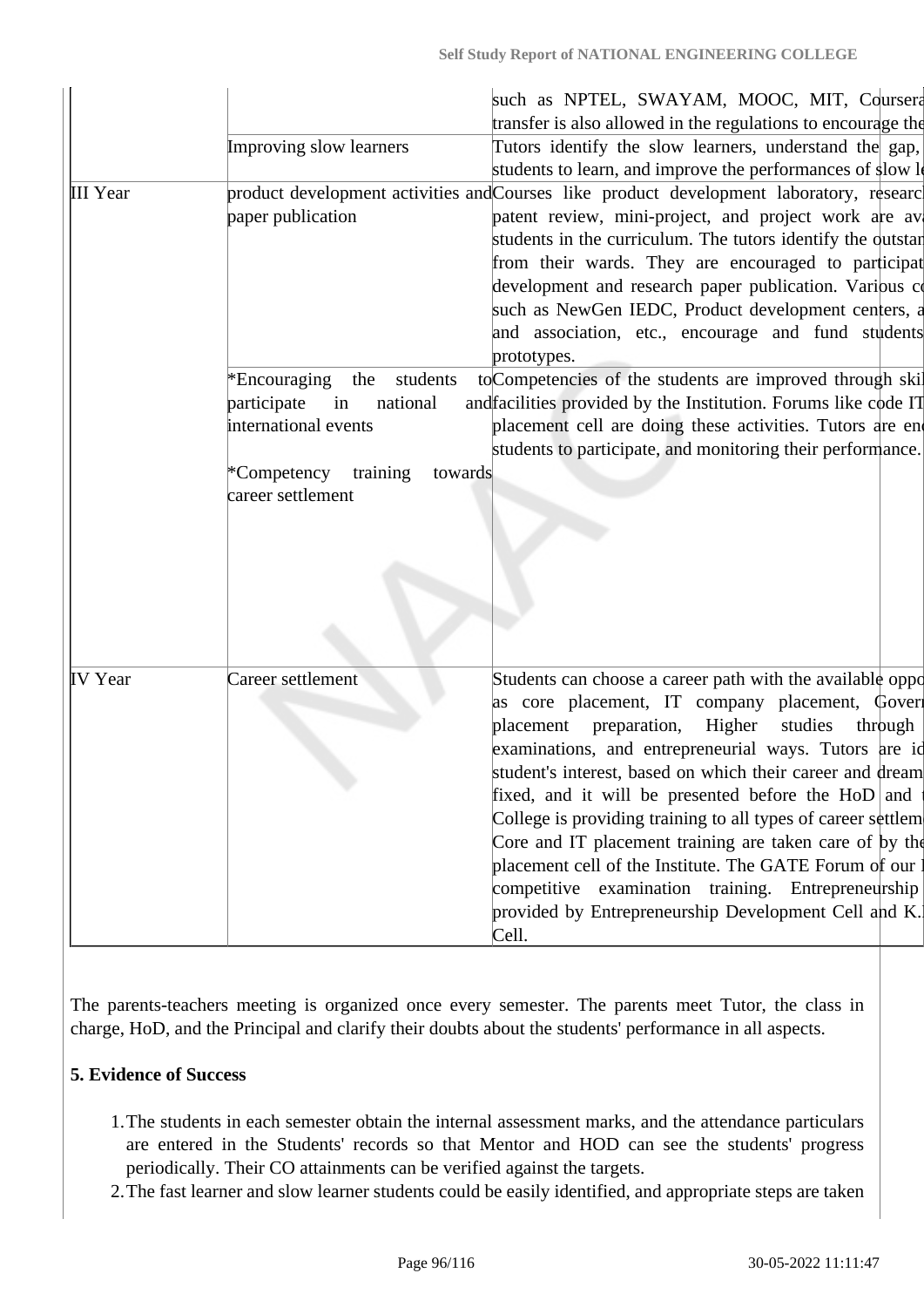| | | |
|---|---|---|
| | | such as NPTEL, SWAYAM, MOOC, MIT, Coursera transfer is also allowed in the regulations to encourage the |
| | Improving slow learners | Tutors identify the slow learners, understand the gap, students to learn, and improve the performances of slow l |
| III Year | product development activities and paper publication | Courses like product development laboratory, researc patent review, mini-project, and project work are av students in the curriculum. The tutors identify the outstan from their wards. They are encouraged to participat development and research paper publication. Various c such as NewGen IEDC, Product development centers, a and association, etc., encourage and fund students prototypes. |
| | *Encouraging the students to participate in national and international events<br><br>*Competency training towards career settlement | Competencies of the students are improved through ski facilities provided by the Institution. Forums like code IT placement cell are doing these activities. Tutors are en students to participate, and monitoring their performance. |
| IV Year | Career settlement | Students can choose a career path with the available oppo as core placement, IT company placement, Gover placement preparation, Higher studies through examinations, and entrepreneurial ways. Tutors are id student's interest, based on which their career and dream fixed, and it will be presented before the HoD and College is providing training to all types of career settlem Core and IT placement training are taken care of by the placement cell of the Institute. The GATE Forum of our competitive examination training. Entrepreneurship provided by Entrepreneurship Development Cell and K. Cell. |

The parents-teachers meeting is organized once every semester. The parents meet Tutor, the class in charge, HoD, and the Principal and clarify their doubts about the students' performance in all aspects.

**5. Evidence of Success**

1. The students in each semester obtain the internal assessment marks, and the attendance particulars are entered in the Students' records so that Mentor and HOD can see the students' progress periodically. Their CO attainments can be verified against the targets.
2. The fast learner and slow learner students could be easily identified, and appropriate steps are taken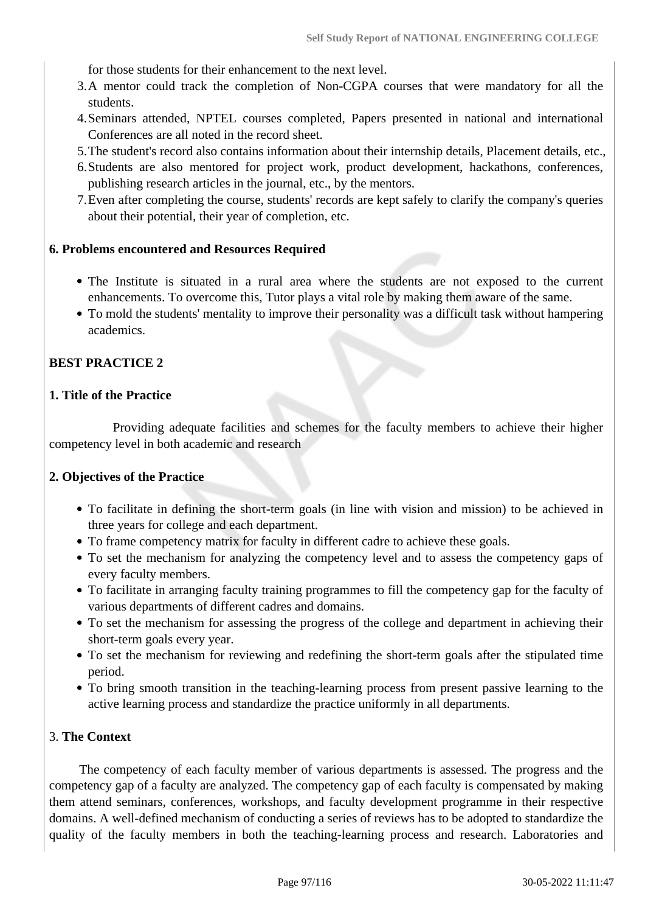for those students for their enhancement to the next level.

3. A mentor could track the completion of Non-CGPA courses that were mandatory for all the students.
4. Seminars attended, NPTEL courses completed, Papers presented in national and international Conferences are all noted in the record sheet.
5. The student's record also contains information about their internship details, Placement details, etc.,
6. Students are also mentored for project work, product development, hackathons, conferences, publishing research articles in the journal, etc., by the mentors.
7. Even after completing the course, students' records are kept safely to clarify the company's queries about their potential, their year of completion, etc.

**6. Problems encountered and Resources Required**

- The Institute is situated in a rural area where the students are not exposed to the current enhancements. To overcome this, Tutor plays a vital role by making them aware of the same.
- To mold the students' mentality to improve their personality was a difficult task without hampering academics.

**BEST PRACTICE 2**

**1. Title of the Practice**

Providing adequate facilities and schemes for the faculty members to achieve their higher competency level in both academic and research

**2. Objectives of the Practice**

- To facilitate in defining the short-term goals (in line with vision and mission) to be achieved in three years for college and each department.
- To frame competency matrix for faculty in different cadre to achieve these goals.
- To set the mechanism for analyzing the competency level and to assess the competency gaps of every faculty members.
- To facilitate in arranging faculty training programmes to fill the competency gap for the faculty of various departments of different cadres and domains.
- To set the mechanism for assessing the progress of the college and department in achieving their short-term goals every year.
- To set the mechanism for reviewing and redefining the short-term goals after the stipulated time period.
- To bring smooth transition in the teaching-learning process from present passive learning to the active learning process and standardize the practice uniformly in all departments.

3. **The Context**

The competency of each faculty member of various departments is assessed. The progress and the competency gap of a faculty are analyzed. The competency gap of each faculty is compensated by making them attend seminars, conferences, workshops, and faculty development programme in their respective domains. A well-defined mechanism of conducting a series of reviews has to be adopted to standardize the quality of the faculty members in both the teaching-learning process and research. Laboratories and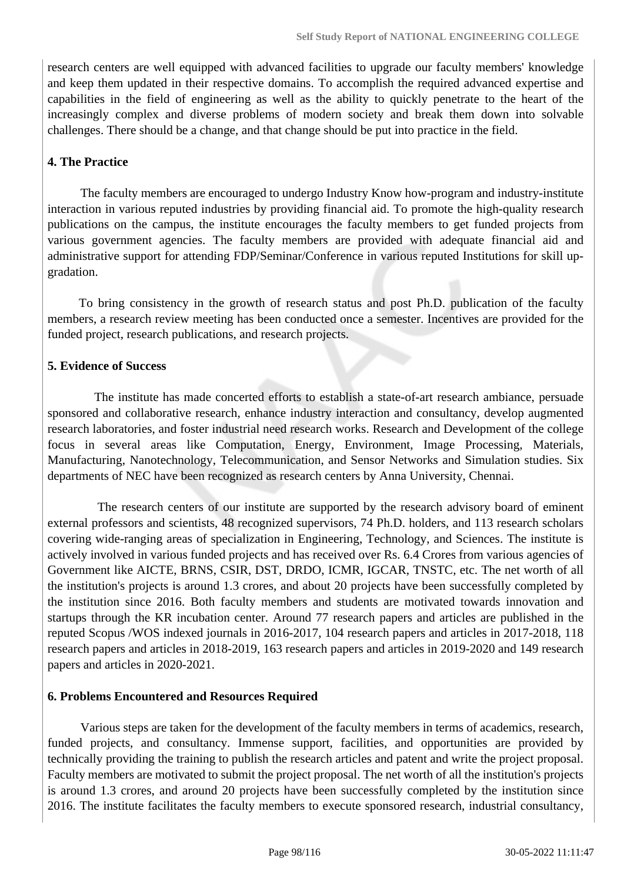research centers are well equipped with advanced facilities to upgrade our faculty members' knowledge and keep them updated in their respective domains. To accomplish the required advanced expertise and capabilities in the field of engineering as well as the ability to quickly penetrate to the heart of the increasingly complex and diverse problems of modern society and break them down into solvable challenges. There should be a change, and that change should be put into practice in the field.

**4. The Practice**

The faculty members are encouraged to undergo Industry Know how-program and industry-institute interaction in various reputed industries by providing financial aid. To promote the high-quality research publications on the campus, the institute encourages the faculty members to get funded projects from various government agencies. The faculty members are provided with adequate financial aid and administrative support for attending FDP/Seminar/Conference in various reputed Institutions for skill up-gradation.

To bring consistency in the growth of research status and post Ph.D. publication of the faculty members, a research review meeting has been conducted once a semester. Incentives are provided for the funded project, research publications, and research projects.

**5. Evidence of Success**

The institute has made concerted efforts to establish a state-of-art research ambiance, persuade sponsored and collaborative research, enhance industry interaction and consultancy, develop augmented research laboratories, and foster industrial need research works. Research and Development of the college focus in several areas like Computation, Energy, Environment, Image Processing, Materials, Manufacturing, Nanotechnology, Telecommunication, and Sensor Networks and Simulation studies. Six departments of NEC have been recognized as research centers by Anna University, Chennai.

The research centers of our institute are supported by the research advisory board of eminent external professors and scientists, 48 recognized supervisors, 74 Ph.D. holders, and 113 research scholars covering wide-ranging areas of specialization in Engineering, Technology, and Sciences. The institute is actively involved in various funded projects and has received over Rs. 6.4 Crores from various agencies of Government like AICTE, BRNS, CSIR, DST, DRDO, ICMR, IGCAR, TNSTC, etc. The net worth of all the institution's projects is around 1.3 crores, and about 20 projects have been successfully completed by the institution since 2016. Both faculty members and students are motivated towards innovation and startups through the KR incubation center. Around 77 research papers and articles are published in the reputed Scopus /WOS indexed journals in 2016-2017, 104 research papers and articles in 2017-2018, 118 research papers and articles in 2018-2019, 163 research papers and articles in 2019-2020 and 149 research papers and articles in 2020-2021.

**6. Problems Encountered and Resources Required**

Various steps are taken for the development of the faculty members in terms of academics, research, funded projects, and consultancy. Immense support, facilities, and opportunities are provided by technically providing the training to publish the research articles and patent and write the project proposal. Faculty members are motivated to submit the project proposal. The net worth of all the institution's projects is around 1.3 crores, and around 20 projects have been successfully completed by the institution since 2016. The institute facilitates the faculty members to execute sponsored research, industrial consultancy,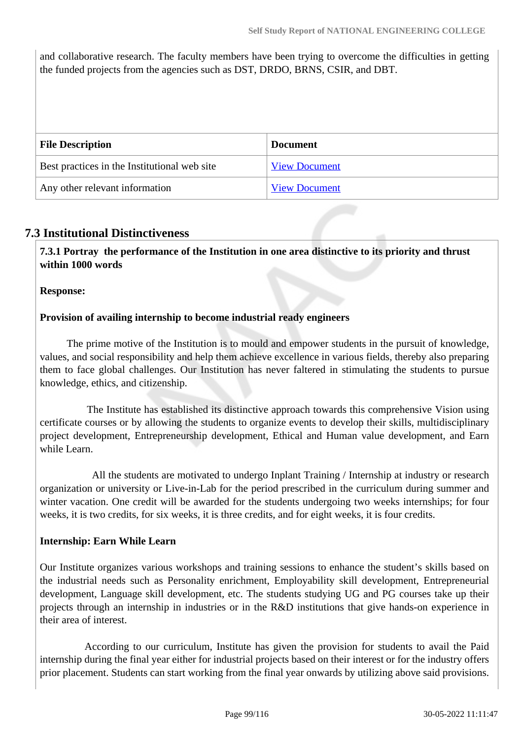and collaborative research. The faculty members have been trying to overcome the difficulties in getting the funded projects from the agencies such as DST, DRDO, BRNS, CSIR, and DBT.

| File Description | Document |
| --- | --- |
| Best practices in the Institutional web site | View Document |
| Any other relevant information | View Document |

## 7.3 Institutional Distinctiveness

**7.3.1 Portray the performance of the Institution in one area distinctive to its priority and thrust within 1000 words**

**Response:**

**Provision of availing internship to become industrial ready engineers**

The prime motive of the Institution is to mould and empower students in the pursuit of knowledge, values, and social responsibility and help them achieve excellence in various fields, thereby also preparing them to face global challenges. Our Institution has never faltered in stimulating the students to pursue knowledge, ethics, and citizenship.

The Institute has established its distinctive approach towards this comprehensive Vision using certificate courses or by allowing the students to organize events to develop their skills, multidisciplinary project development, Entrepreneurship development, Ethical and Human value development, and Earn while Learn.

All the students are motivated to undergo Inplant Training / Internship at industry or research organization or university or Live-in-Lab for the period prescribed in the curriculum during summer and winter vacation. One credit will be awarded for the students undergoing two weeks internships; for four weeks, it is two credits, for six weeks, it is three credits, and for eight weeks, it is four credits.

**Internship: Earn While Learn**

Our Institute organizes various workshops and training sessions to enhance the student's skills based on the industrial needs such as Personality enrichment, Employability skill development, Entrepreneurial development, Language skill development, etc. The students studying UG and PG courses take up their projects through an internship in industries or in the R&D institutions that give hands-on experience in their area of interest.

According to our curriculum, Institute has given the provision for students to avail the Paid internship during the final year either for industrial projects based on their interest or for the industry offers prior placement. Students can start working from the final year onwards by utilizing above said provisions.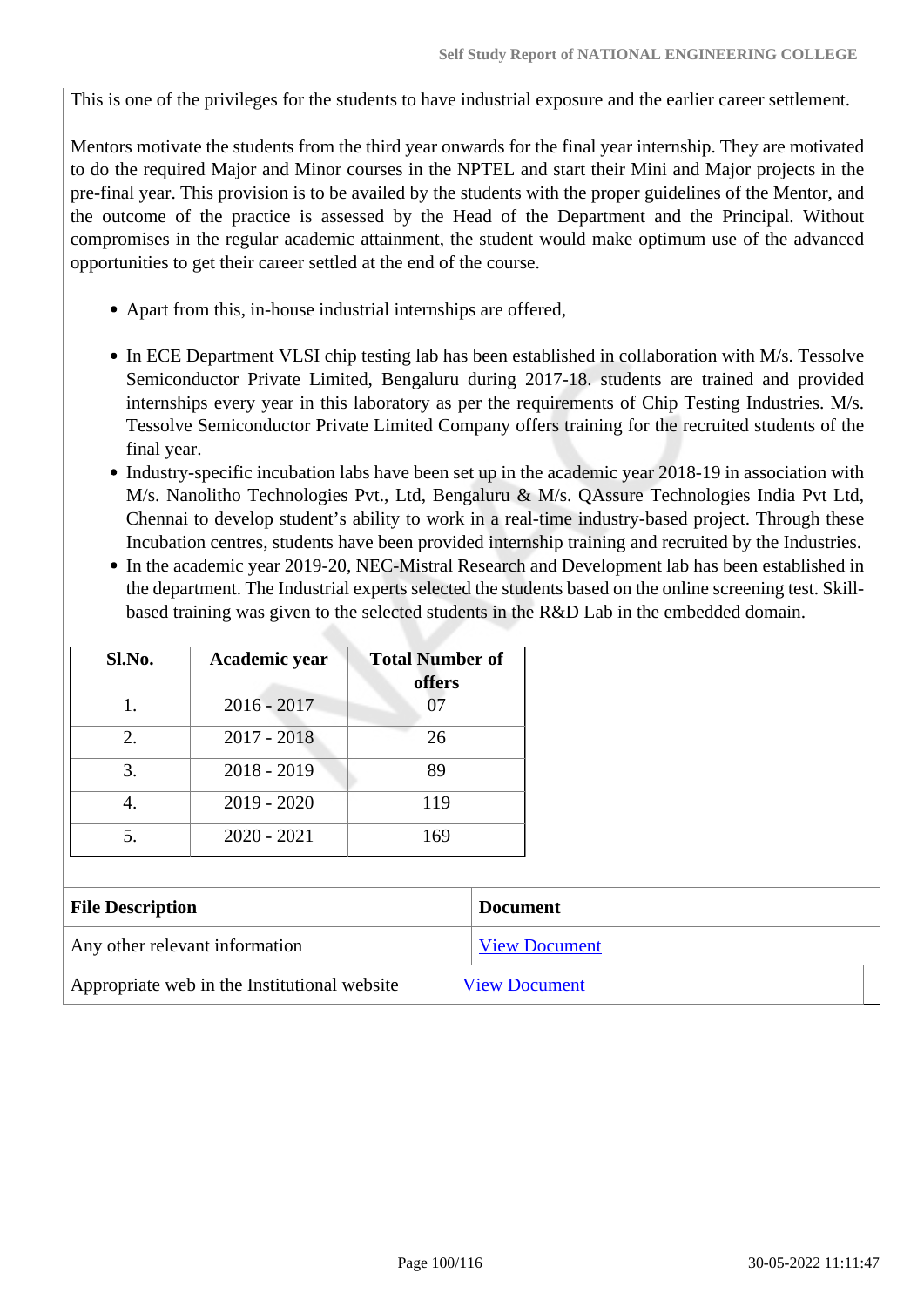This is one of the privileges for the students to have industrial exposure and the earlier career settlement.

Mentors motivate the students from the third year onwards for the final year internship. They are motivated to do the required Major and Minor courses in the NPTEL and start their Mini and Major projects in the pre-final year. This provision is to be availed by the students with the proper guidelines of the Mentor, and the outcome of the practice is assessed by the Head of the Department and the Principal. Without compromises in the regular academic attainment, the student would make optimum use of the advanced opportunities to get their career settled at the end of the course.

- Apart from this, in-house industrial internships are offered,

- In ECE Department VLSI chip testing lab has been established in collaboration with M/s. Tessolve Semiconductor Private Limited, Bengaluru during 2017-18. students are trained and provided internships every year in this laboratory as per the requirements of Chip Testing Industries. M/s. Tessolve Semiconductor Private Limited Company offers training for the recruited students of the final year.
- Industry-specific incubation labs have been set up in the academic year 2018-19 in association with M/s. Nanolitho Technologies Pvt., Ltd, Bengaluru & M/s. QAssure Technologies India Pvt Ltd, Chennai to develop student's ability to work in a real-time industry-based project. Through these Incubation centres, students have been provided internship training and recruited by the Industries.
- In the academic year 2019-20, NEC-Mistral Research and Development lab has been established in the department. The Industrial experts selected the students based on the online screening test. Skill-based training was given to the selected students in the R&D Lab in the embedded domain.

| Sl.No. | Academic year | Total Number of offers |
|---|---|---|
| 1. | 2016 - 2017 | 07 |
| 2. | 2017 - 2018 | 26 |
| 3. | 2018 - 2019 | 89 |
| 4. | 2019 - 2020 | 119 |
| 5. | 2020 - 2021 | 169 |

| File Description | Document |
|---|---|
| Any other relevant information | View Document |
| Appropriate web in the Institutional website | View Document |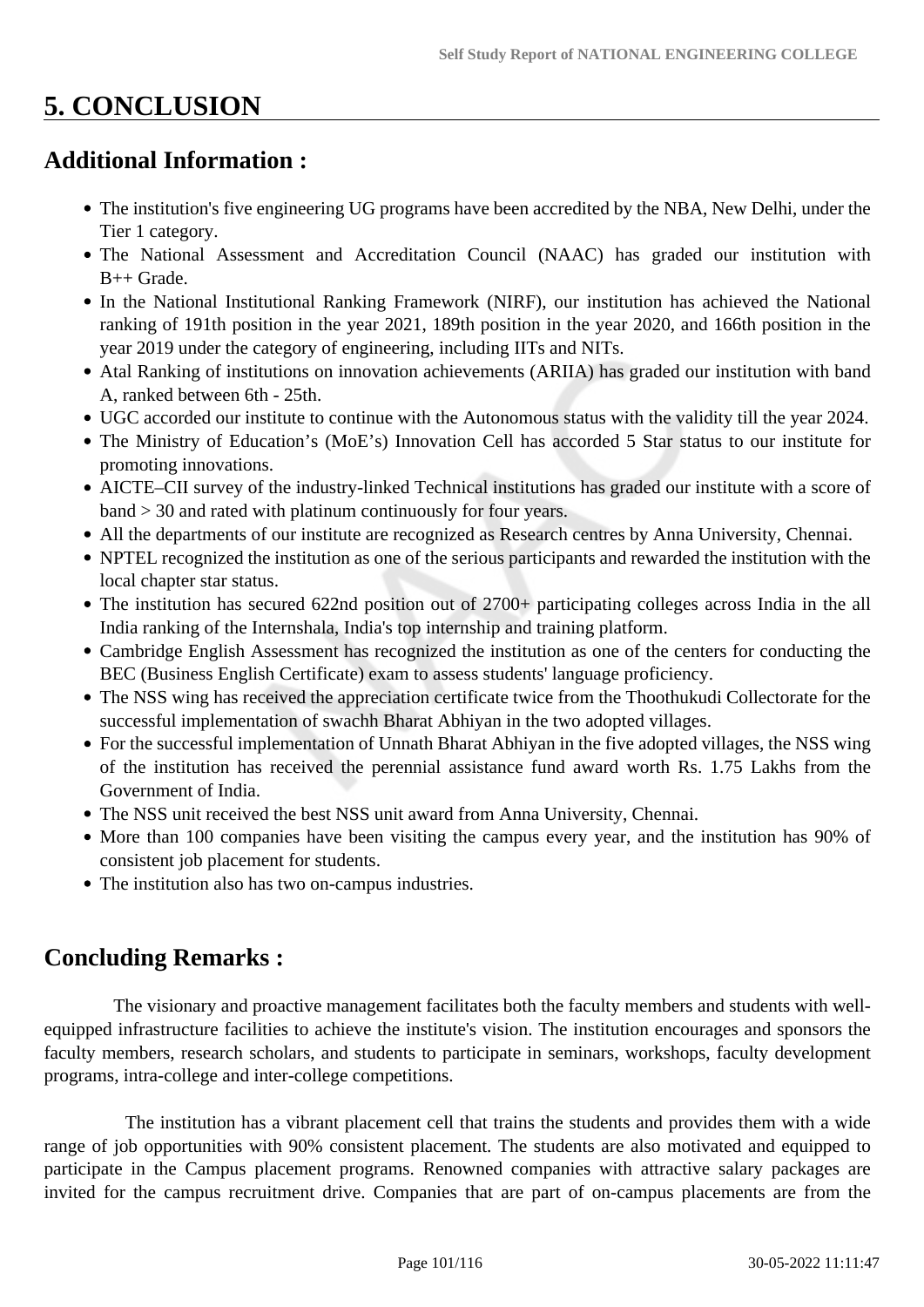# 5. CONCLUSION

## Additional Information :

- The institution's five engineering UG programs have been accredited by the NBA, New Delhi, under the Tier 1 category.
- The National Assessment and Accreditation Council (NAAC) has graded our institution with B++ Grade.
- In the National Institutional Ranking Framework (NIRF), our institution has achieved the National ranking of 191th position in the year 2021, 189th position in the year 2020, and 166th position in the year 2019 under the category of engineering, including IITs and NITs.
- Atal Ranking of institutions on innovation achievements (ARIIA) has graded our institution with band A, ranked between 6th - 25th.
- UGC accorded our institute to continue with the Autonomous status with the validity till the year 2024.
- The Ministry of Education's (MoE's) Innovation Cell has accorded 5 Star status to our institute for promoting innovations.
- AICTE–CII survey of the industry-linked Technical institutions has graded our institute with a score of band > 30 and rated with platinum continuously for four years.
- All the departments of our institute are recognized as Research centres by Anna University, Chennai.
- NPTEL recognized the institution as one of the serious participants and rewarded the institution with the local chapter star status.
- The institution has secured 622nd position out of 2700+ participating colleges across India in the all India ranking of the Internshala, India's top internship and training platform.
- Cambridge English Assessment has recognized the institution as one of the centers for conducting the BEC (Business English Certificate) exam to assess students' language proficiency.
- The NSS wing has received the appreciation certificate twice from the Thoothukudi Collectorate for the successful implementation of swachh Bharat Abhiyan in the two adopted villages.
- For the successful implementation of Unnath Bharat Abhiyan in the five adopted villages, the NSS wing of the institution has received the perennial assistance fund award worth Rs. 1.75 Lakhs from the Government of India.
- The NSS unit received the best NSS unit award from Anna University, Chennai.
- More than 100 companies have been visiting the campus every year, and the institution has 90% of consistent job placement for students.
- The institution also has two on-campus industries.

## Concluding Remarks :

The visionary and proactive management facilitates both the faculty members and students with well-equipped infrastructure facilities to achieve the institute's vision. The institution encourages and sponsors the faculty members, research scholars, and students to participate in seminars, workshops, faculty development programs, intra-college and inter-college competitions.

The institution has a vibrant placement cell that trains the students and provides them with a wide range of job opportunities with 90% consistent placement. The students are also motivated and equipped to participate in the Campus placement programs. Renowned companies with attractive salary packages are invited for the campus recruitment drive. Companies that are part of on-campus placements are from the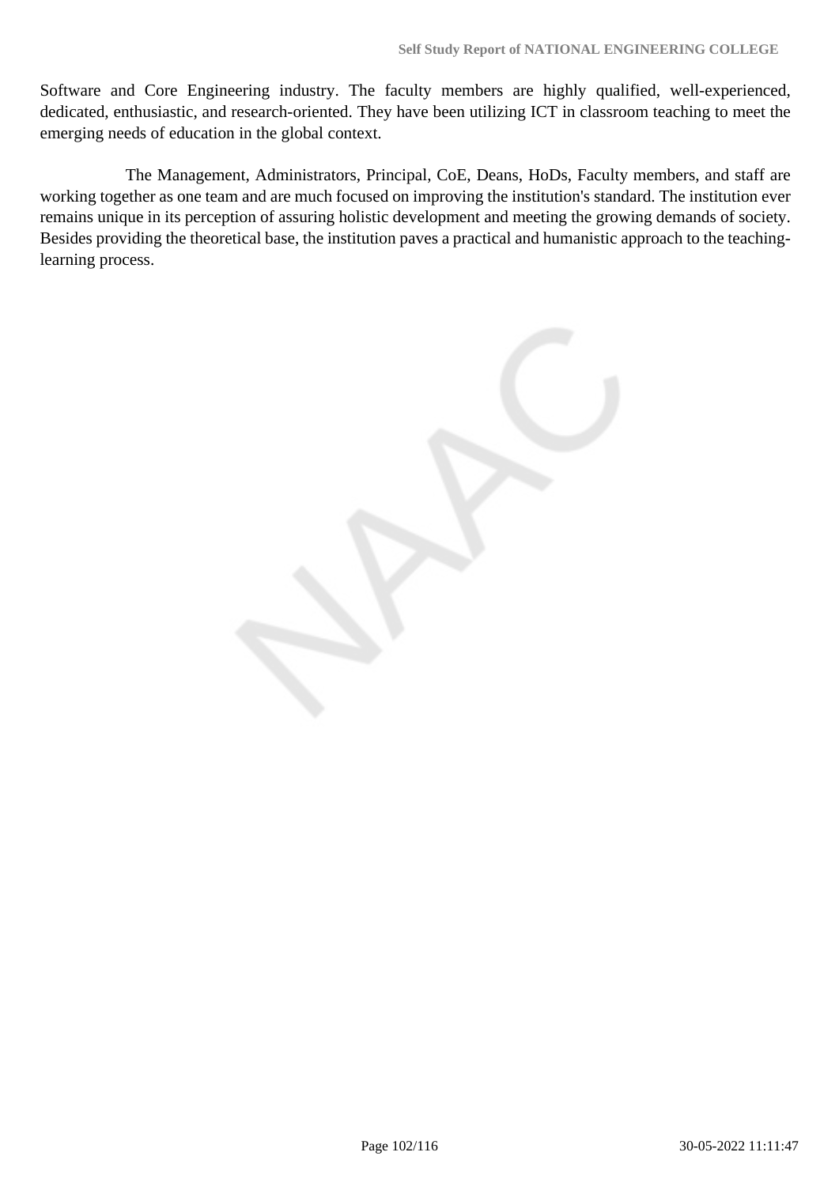Software and Core Engineering industry. The faculty members are highly qualified, well-experienced, dedicated, enthusiastic, and research-oriented. They have been utilizing ICT in classroom teaching to meet the emerging needs of education in the global context.

The Management, Administrators, Principal, CoE, Deans, HoDs, Faculty members, and staff are working together as one team and are much focused on improving the institution's standard. The institution ever remains unique in its perception of assuring holistic development and meeting the growing demands of society. Besides providing the theoretical base, the institution paves a practical and humanistic approach to the teaching-learning process.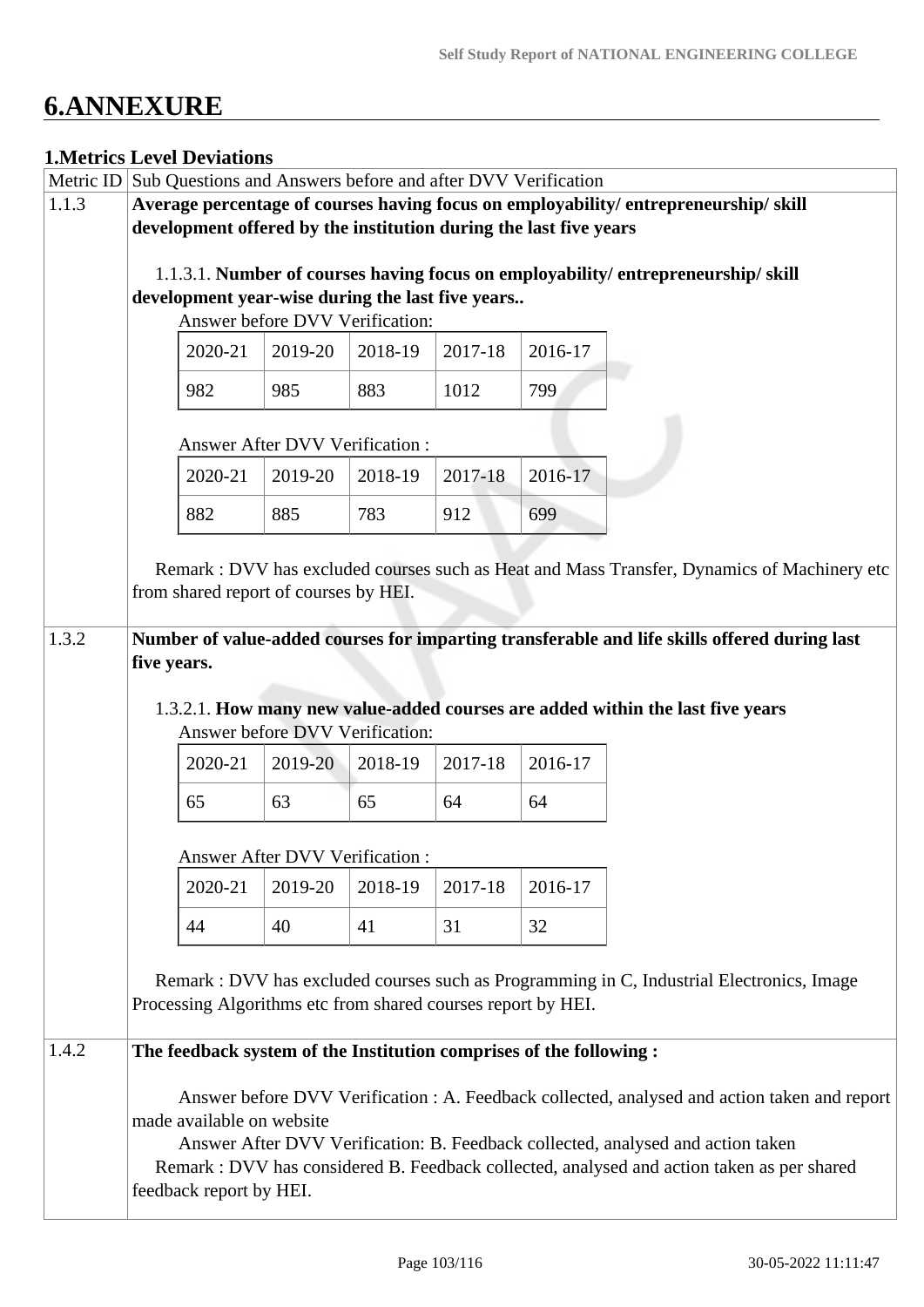# 6.ANNEXURE

## 1.Metrics Level Deviations

| Metric ID | Sub Questions and Answers before and after DVV Verification |
|---|---|
| 1.1.3 | **Average percentage of courses having focus on employability/ entrepreneurship/ skill development offered by the institution during the last five years** |
| 1.3.2 | **Number of value-added courses for imparting transferable and life skills offered during last five years.** |
| 1.4.2 | **The feedback system of the Institution comprises of the following :** |

### 1.1.3

**Average percentage of courses having focus on employability/ entrepreneurship/ skill development offered by the institution during the last five years**

1.1.3.1. **Number of courses having focus on employability/ entrepreneurship/ skill development year-wise during the last five years..**

Answer before DVV Verification:

| 2020-21 | 2019-20 | 2018-19 | 2017-18 | 2016-17 |
|---|---|---|---|---|
| 982 | 985 | 883 | 1012 | 799 |

Answer After DVV Verification :

| 2020-21 | 2019-20 | 2018-19 | 2017-18 | 2016-17 |
|---|---|---|---|---|
| 882 | 885 | 783 | 912 | 699 |

Remark : DVV has excluded courses such as Heat and Mass Transfer, Dynamics of Machinery etc from shared report of courses by HEI.

### 1.3.2

**Number of value-added courses for imparting transferable and life skills offered during last five years.**

1.3.2.1. **How many new value-added courses are added within the last five years**

Answer before DVV Verification:

| 2020-21 | 2019-20 | 2018-19 | 2017-18 | 2016-17 |
|---|---|---|---|---|
| 65 | 63 | 65 | 64 | 64 |

Answer After DVV Verification :

| 2020-21 | 2019-20 | 2018-19 | 2017-18 | 2016-17 |
|---|---|---|---|---|
| 44 | 40 | 41 | 31 | 32 |

Remark : DVV has excluded courses such as Programming in C, Industrial Electronics, Image Processing Algorithms etc from shared courses report by HEI.

### 1.4.2

**The feedback system of the Institution comprises of the following :**

Answer before DVV Verification : A. Feedback collected, analysed and action taken and report made available on website

Answer After DVV Verification: B. Feedback collected, analysed and action taken

Remark : DVV has considered B. Feedback collected, analysed and action taken as per shared feedback report by HEI.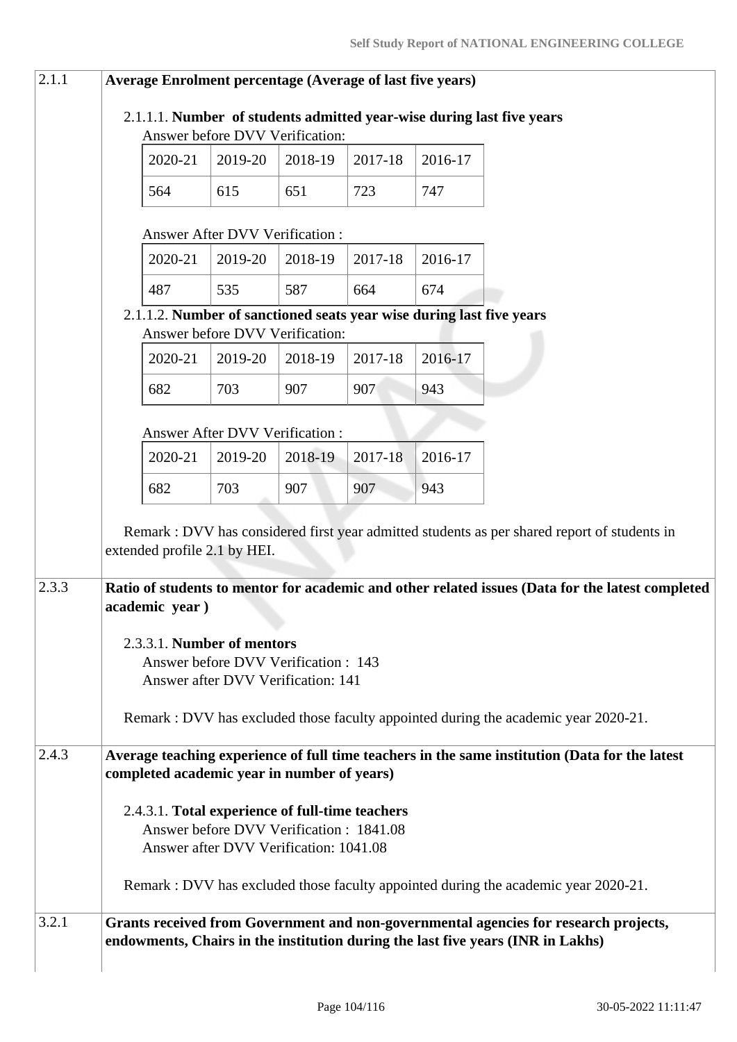**2.1.1 Average Enrolment percentage (Average of last five years)**

2.1.1.1. **Number of students admitted year-wise during last five years**

Answer before DVV Verification:

| 2020-21 | 2019-20 | 2018-19 | 2017-18 | 2016-17 |
|---|---|---|---|---|
| 564 | 615 | 651 | 723 | 747 |

Answer After DVV Verification :

| 2020-21 | 2019-20 | 2018-19 | 2017-18 | 2016-17 |
|---|---|---|---|---|
| 487 | 535 | 587 | 664 | 674 |

2.1.1.2. **Number of sanctioned seats year wise during last five years**

Answer before DVV Verification:

| 2020-21 | 2019-20 | 2018-19 | 2017-18 | 2016-17 |
|---|---|---|---|---|
| 682 | 703 | 907 | 907 | 943 |

Answer After DVV Verification :

| 2020-21 | 2019-20 | 2018-19 | 2017-18 | 2016-17 |
|---|---|---|---|---|
| 682 | 703 | 907 | 907 | 943 |

Remark : DVV has considered first year admitted students as per shared report of students in extended profile 2.1 by HEI.

**2.3.3 Ratio of students to mentor for academic and other related issues (Data for the latest completed academic year )**

2.3.3.1. **Number of mentors**

Answer before DVV Verification : 143

Answer after DVV Verification: 141

Remark : DVV has excluded those faculty appointed during the academic year 2020-21.

**2.4.3 Average teaching experience of full time teachers in the same institution (Data for the latest completed academic year in number of years)**

2.4.3.1. **Total experience of full-time teachers**

Answer before DVV Verification : 1841.08

Answer after DVV Verification: 1041.08

Remark : DVV has excluded those faculty appointed during the academic year 2020-21.

**3.2.1 Grants received from Government and non-governmental agencies for research projects, endowments, Chairs in the institution during the last five years (INR in Lakhs)**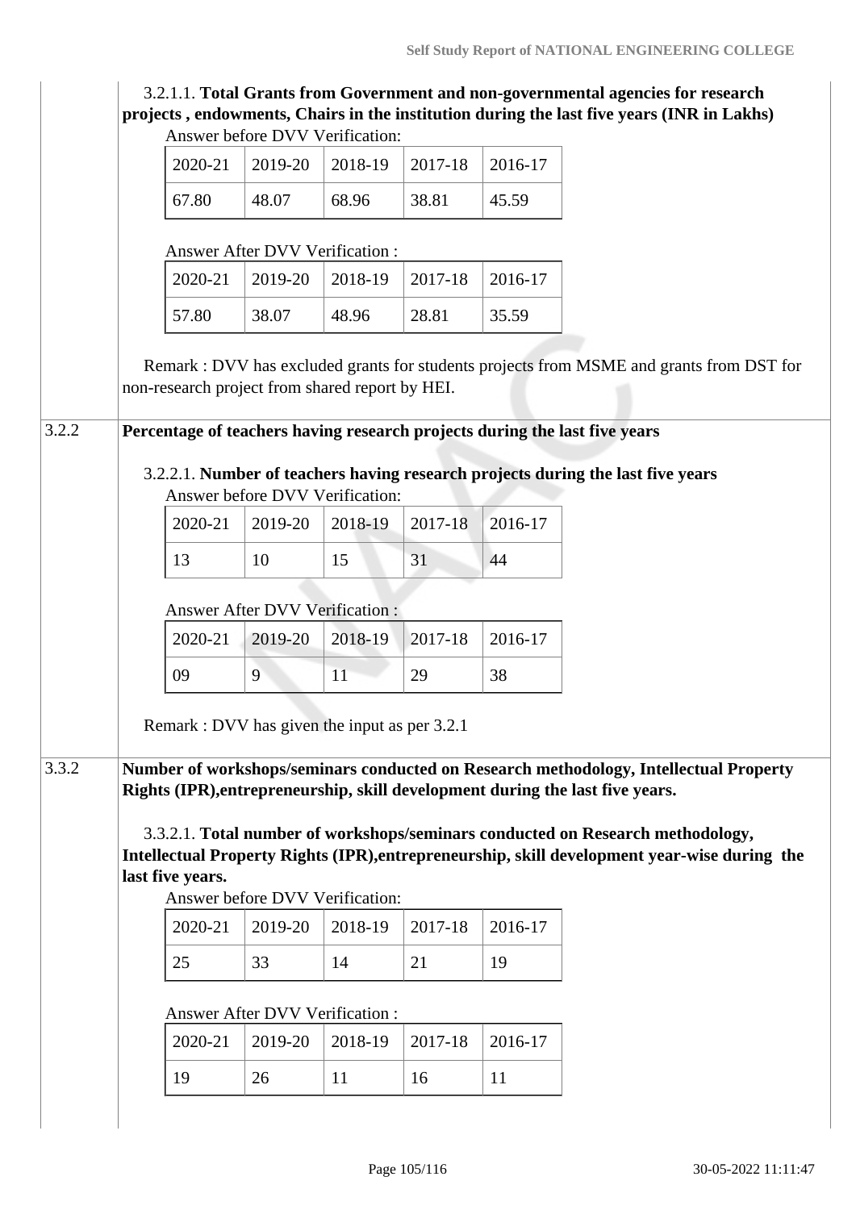3.2.1.1. **Total Grants from Government and non-governmental agencies for research projects , endowments, Chairs in the institution during the last five years (INR in Lakhs)**

Answer before DVV Verification:

| 2020-21 | 2019-20 | 2018-19 | 2017-18 | 2016-17 |
|---|---|---|---|---|
| 67.80 | 48.07 | 68.96 | 38.81 | 45.59 |

Answer After DVV Verification :

| 2020-21 | 2019-20 | 2018-19 | 2017-18 | 2016-17 |
|---|---|---|---|---|
| 57.80 | 38.07 | 48.96 | 28.81 | 35.59 |

Remark : DVV has excluded grants for students projects from MSME and grants from DST for non-research project from shared report by HEI.

**3.2.2 Percentage of teachers having research projects during the last five years**

3.2.2.1. **Number of teachers having research projects during the last five years**

Answer before DVV Verification:

| 2020-21 | 2019-20 | 2018-19 | 2017-18 | 2016-17 |
|---|---|---|---|---|
| 13 | 10 | 15 | 31 | 44 |

Answer After DVV Verification :

| 2020-21 | 2019-20 | 2018-19 | 2017-18 | 2016-17 |
|---|---|---|---|---|
| 09 | 9 | 11 | 29 | 38 |

Remark : DVV has given the input as per 3.2.1

**3.3.2 Number of workshops/seminars conducted on Research methodology, Intellectual Property Rights (IPR),entrepreneurship, skill development during the last five years.**

3.3.2.1. **Total number of workshops/seminars conducted on Research methodology, Intellectual Property Rights (IPR),entrepreneurship, skill development year-wise during the last five years.**

Answer before DVV Verification:

| 2020-21 | 2019-20 | 2018-19 | 2017-18 | 2016-17 |
|---|---|---|---|---|
| 25 | 33 | 14 | 21 | 19 |

Answer After DVV Verification :

| 2020-21 | 2019-20 | 2018-19 | 2017-18 | 2016-17 |
|---|---|---|---|---|
| 19 | 26 | 11 | 16 | 11 |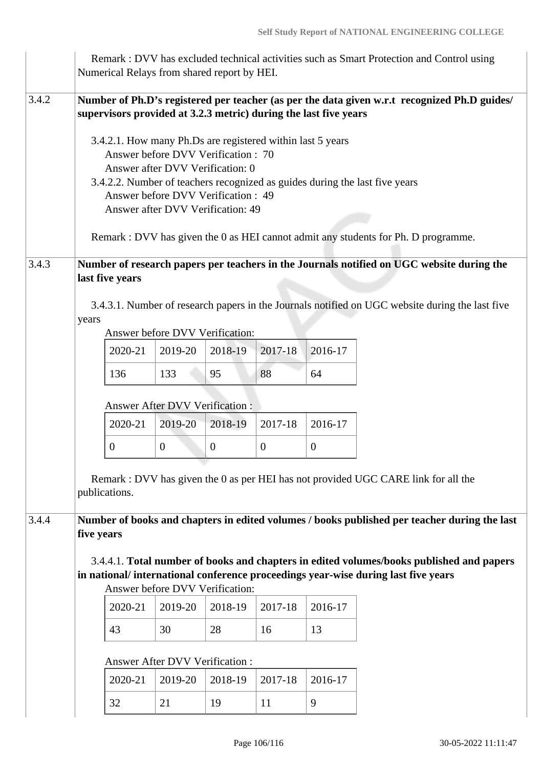Remark : DVV has excluded technical activities such as Smart Protection and Control using Numerical Relays from shared report by HEI.

**3.4.2** **Number of Ph.D's registered per teacher (as per the data given w.r.t recognized Ph.D guides/ supervisors provided at 3.2.3 metric) during the last five years**

3.4.2.1. How many Ph.Ds are registered within last 5 years
Answer before DVV Verification : 70
Answer after DVV Verification: 0

3.4.2.2. Number of teachers recognized as guides during the last five years
Answer before DVV Verification : 49
Answer after DVV Verification: 49

Remark : DVV has given the 0 as HEI cannot admit any students for Ph. D programme.

**3.4.3** **Number of research papers per teachers in the Journals notified on UGC website during the last five years**

3.4.3.1. Number of research papers in the Journals notified on UGC website during the last five years

Answer before DVV Verification:

| 2020-21 | 2019-20 | 2018-19 | 2017-18 | 2016-17 |
|---|---|---|---|---|
| 136 | 133 | 95 | 88 | 64 |

Answer After DVV Verification :

| 2020-21 | 2019-20 | 2018-19 | 2017-18 | 2016-17 |
|---|---|---|---|---|
| 0 | 0 | 0 | 0 | 0 |

Remark : DVV has given the 0 as per HEI has not provided UGC CARE link for all the publications.

**3.4.4** **Number of books and chapters in edited volumes / books published per teacher during the last five years**

3.4.4.1. **Total number of books and chapters in edited volumes/books published and papers in national/ international conference proceedings year-wise during last five years**

Answer before DVV Verification:

| 2020-21 | 2019-20 | 2018-19 | 2017-18 | 2016-17 |
|---|---|---|---|---|
| 43 | 30 | 28 | 16 | 13 |

Answer After DVV Verification :

| 2020-21 | 2019-20 | 2018-19 | 2017-18 | 2016-17 |
|---|---|---|---|---|
| 32 | 21 | 19 | 11 | 9 |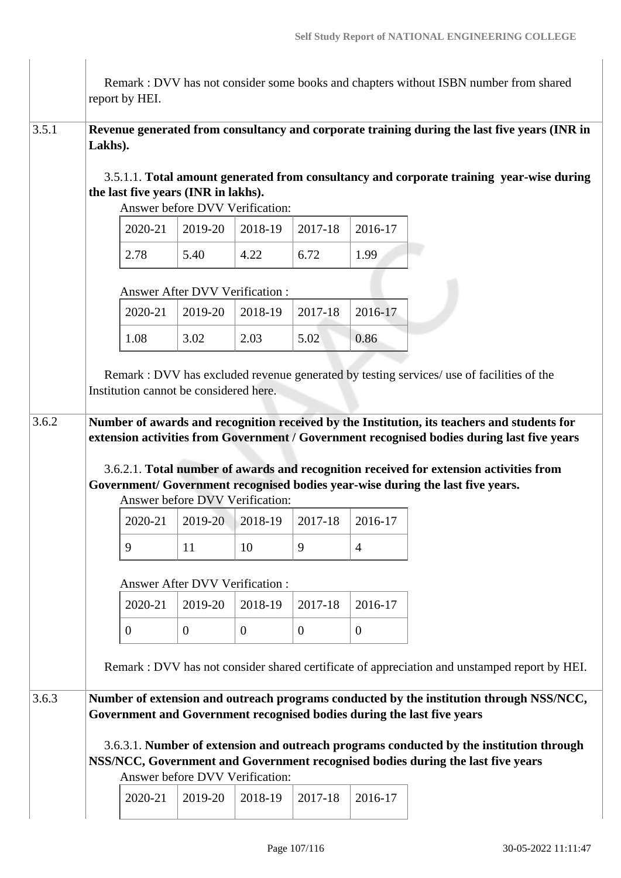Remark : DVV has not consider some books and chapters without ISBN number from shared report by HEI.

**3.5.1** **Revenue generated from consultancy and corporate training during the last five years (INR in Lakhs).**

3.5.1.1. **Total amount generated from consultancy and corporate training year-wise during the last five years (INR in lakhs).**

Answer before DVV Verification:

| 2020-21 | 2019-20 | 2018-19 | 2017-18 | 2016-17 |
|---|---|---|---|---|
| 2.78 | 5.40 | 4.22 | 6.72 | 1.99 |

Answer After DVV Verification :

| 2020-21 | 2019-20 | 2018-19 | 2017-18 | 2016-17 |
|---|---|---|---|---|
| 1.08 | 3.02 | 2.03 | 5.02 | 0.86 |

Remark : DVV has excluded revenue generated by testing services/ use of facilities of the Institution cannot be considered here.

**3.6.2** **Number of awards and recognition received by the Institution, its teachers and students for extension activities from Government / Government recognised bodies during last five years**

3.6.2.1. **Total number of awards and recognition received for extension activities from Government/ Government recognised bodies year-wise during the last five years.**

Answer before DVV Verification:

| 2020-21 | 2019-20 | 2018-19 | 2017-18 | 2016-17 |
|---|---|---|---|---|
| 9 | 11 | 10 | 9 | 4 |

Answer After DVV Verification :

| 2020-21 | 2019-20 | 2018-19 | 2017-18 | 2016-17 |
|---|---|---|---|---|
| 0 | 0 | 0 | 0 | 0 |

Remark : DVV has not consider shared certificate of appreciation and unstamped report by HEI.

**3.6.3** **Number of extension and outreach programs conducted by the institution through NSS/NCC, Government and Government recognised bodies during the last five years**

3.6.3.1. **Number of extension and outreach programs conducted by the institution through NSS/NCC, Government and Government recognised bodies during the last five years**

Answer before DVV Verification:

| 2020-21 | 2019-20 | 2018-19 | 2017-18 | 2016-17 |
|---|---|---|---|---|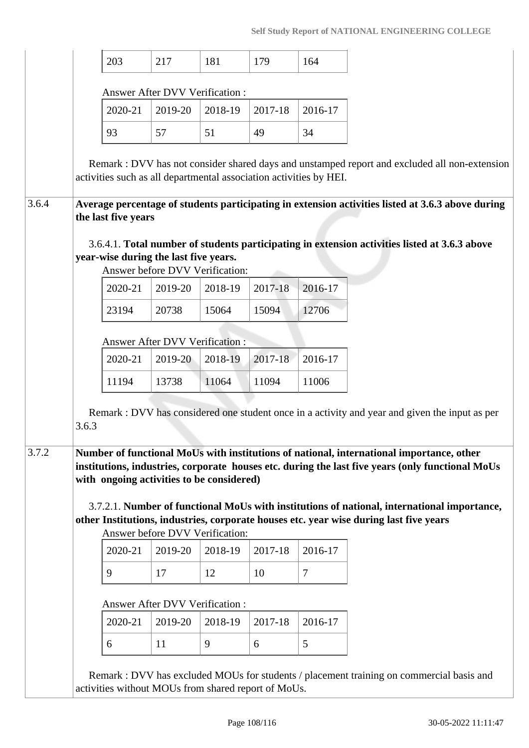| 203 | 217 | 181 | 179 | 164 |
|---|---|---|---|---|

Answer After DVV Verification :

| 2020-21 | 2019-20 | 2018-19 | 2017-18 | 2016-17 |
|---|---|---|---|---|
| 93 | 57 | 51 | 49 | 34 |

Remark : DVV has not consider shared days and unstamped report and excluded all non-extension activities such as all departmental association activities by HEI.

**3.6.4** **Average percentage of students participating in extension activities listed at 3.6.3 above during the last five years**

3.6.4.1. **Total number of students participating in extension activities listed at 3.6.3 above year-wise during the last five years.**

Answer before DVV Verification:

| 2020-21 | 2019-20 | 2018-19 | 2017-18 | 2016-17 |
|---|---|---|---|---|
| 23194 | 20738 | 15064 | 15094 | 12706 |

Answer After DVV Verification :

| 2020-21 | 2019-20 | 2018-19 | 2017-18 | 2016-17 |
|---|---|---|---|---|
| 11194 | 13738 | 11064 | 11094 | 11006 |

Remark : DVV has considered one student once in a activity and year and given the input as per 3.6.3

**3.7.2** **Number of functional MoUs with institutions of national, international importance, other institutions, industries, corporate houses etc. during the last five years (only functional MoUs with ongoing activities to be considered)**

3.7.2.1. **Number of functional MoUs with institutions of national, international importance, other Institutions, industries, corporate houses etc. year wise during last five years**

Answer before DVV Verification:

| 2020-21 | 2019-20 | 2018-19 | 2017-18 | 2016-17 |
|---|---|---|---|---|
| 9 | 17 | 12 | 10 | 7 |

Answer After DVV Verification :

| 2020-21 | 2019-20 | 2018-19 | 2017-18 | 2016-17 |
|---|---|---|---|---|
| 6 | 11 | 9 | 6 | 5 |

Remark : DVV has excluded MOUs for students / placement training on commercial basis and activities without MOUs from shared report of MoUs.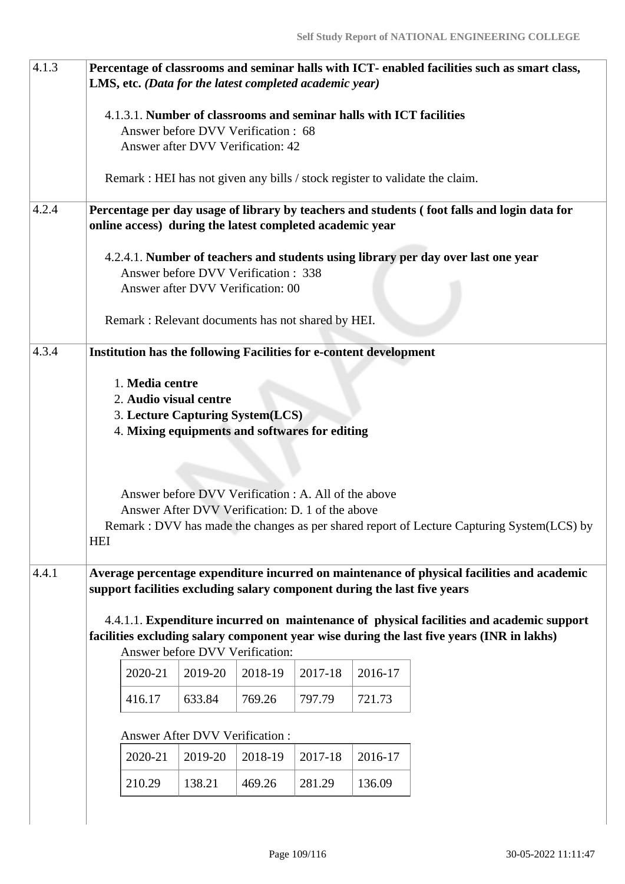| | |
|---|---|
| 4.1.3 | **Percentage of classrooms and seminar halls with ICT- enabled facilities such as smart class, LMS, etc.** ***(Data for the latest completed academic year)*** |

4.1.3.1. **Number of classrooms and seminar halls with ICT facilities**
Answer before DVV Verification : 68
Answer after DVV Verification: 42

Remark : HEI has not given any bills / stock register to validate the claim.

| | |
|---|---|
| 4.2.4 | **Percentage per day usage of library by teachers and students ( foot falls and login data for online access) during the latest completed academic year** |

4.2.4.1. **Number of teachers and students using library per day over last one year**
Answer before DVV Verification : 338
Answer after DVV Verification: 00

Remark : Relevant documents has not shared by HEI.

| | |
|---|---|
| 4.3.4 | **Institution has the following Facilities for e-content development** |

1. **Media centre**
2. **Audio visual centre**
3. **Lecture Capturing System(LCS)**
4. **Mixing equipments and softwares for editing**

Answer before DVV Verification : A. All of the above
Answer After DVV Verification: D. 1 of the above
Remark : DVV has made the changes as per shared report of Lecture Capturing System(LCS) by HEI

| | |
|---|---|
| 4.4.1 | **Average percentage expenditure incurred on maintenance of physical facilities and academic support facilities excluding salary component during the last five years** |

4.4.1.1. **Expenditure incurred on maintenance of physical facilities and academic support facilities excluding salary component year wise during the last five years (INR in lakhs)**

Answer before DVV Verification:

| 2020-21 | 2019-20 | 2018-19 | 2017-18 | 2016-17 |
|---|---|---|---|---|
| 416.17 | 633.84 | 769.26 | 797.79 | 721.73 |

Answer After DVV Verification :

| 2020-21 | 2019-20 | 2018-19 | 2017-18 | 2016-17 |
|---|---|---|---|---|
| 210.29 | 138.21 | 469.26 | 281.29 | 136.09 |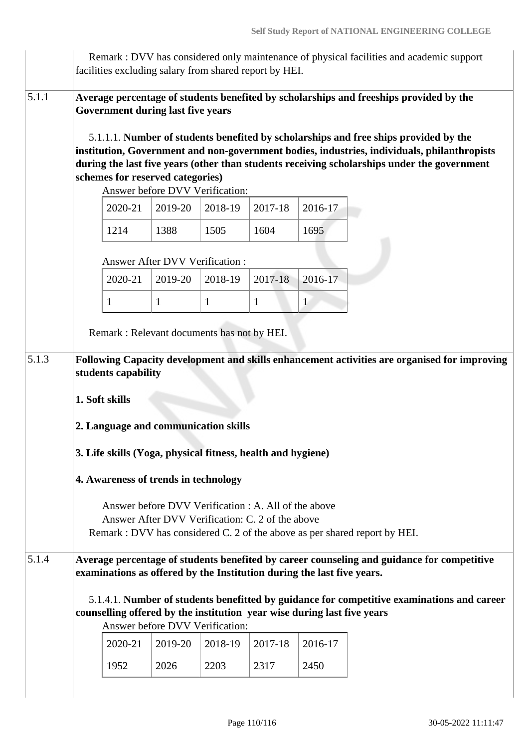Remark : DVV has considered only maintenance of physical facilities and academic support facilities excluding salary from shared report by HEI.

**5.1.1** **Average percentage of students benefited by scholarships and freeships provided by the Government during last five years**

5.1.1.1. **Number of students benefited by scholarships and free ships provided by the institution, Government and non-government bodies, industries, individuals, philanthropists during the last five years (other than students receiving scholarships under the government schemes for reserved categories)**

Answer before DVV Verification:

| 2020-21 | 2019-20 | 2018-19 | 2017-18 | 2016-17 |
|---|---|---|---|---|
| 1214 | 1388 | 1505 | 1604 | 1695 |

Answer After DVV Verification :

| 2020-21 | 2019-20 | 2018-19 | 2017-18 | 2016-17 |
|---|---|---|---|---|
| 1 | 1 | 1 | 1 | 1 |

Remark : Relevant documents has not by HEI.

**5.1.3** **Following Capacity development and skills enhancement activities are organised for improving students capability**

**1. Soft skills**

**2. Language and communication skills**

**3. Life skills (Yoga, physical fitness, health and hygiene)**

**4. Awareness of trends in technology**

Answer before DVV Verification : A. All of the above
Answer After DVV Verification: C. 2 of the above
Remark : DVV has considered C. 2 of the above as per shared report by HEI.

**5.1.4** **Average percentage of students benefited by career counseling and guidance for competitive examinations as offered by the Institution during the last five years.**

5.1.4.1. **Number of students benefitted by guidance for competitive examinations and career counselling offered by the institution year wise during last five years**

Answer before DVV Verification:

| 2020-21 | 2019-20 | 2018-19 | 2017-18 | 2016-17 |
|---|---|---|---|---|
| 1952 | 2026 | 2203 | 2317 | 2450 |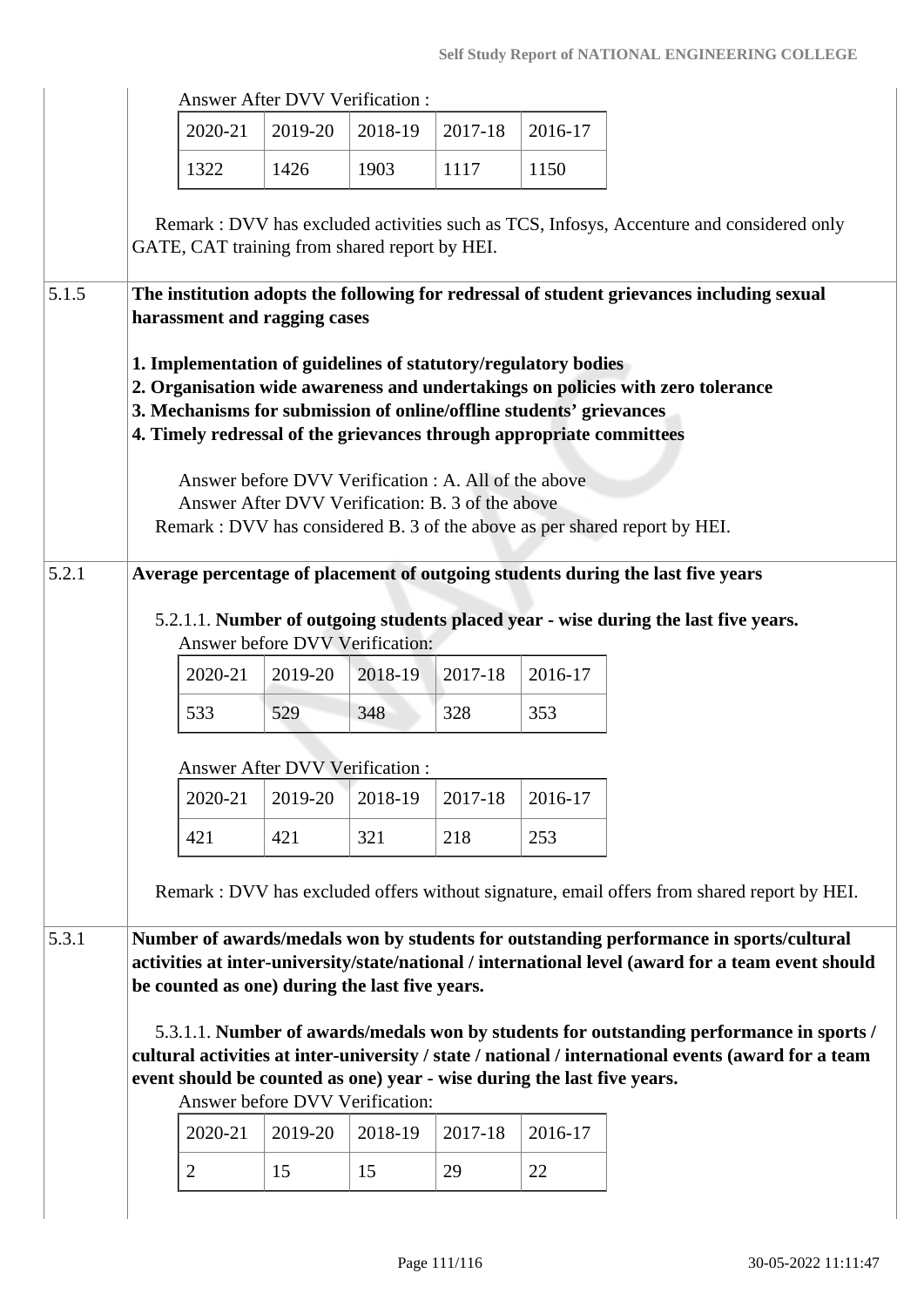Answer After DVV Verification :

| 2020-21 | 2019-20 | 2018-19 | 2017-18 | 2016-17 |
|---|---|---|---|---|
| 1322 | 1426 | 1903 | 1117 | 1150 |

Remark : DVV has excluded activities such as TCS, Infosys, Accenture and considered only GATE, CAT training from shared report by HEI.

**5.1.5** **The institution adopts the following for redressal of student grievances including sexual harassment and ragging cases**

**1. Implementation of guidelines of statutory/regulatory bodies**
**2. Organisation wide awareness and undertakings on policies with zero tolerance**
**3. Mechanisms for submission of online/offline students' grievances**
**4. Timely redressal of the grievances through appropriate committees**

Answer before DVV Verification : A. All of the above
Answer After DVV Verification: B. 3 of the above
Remark : DVV has considered B. 3 of the above as per shared report by HEI.

**5.2.1** **Average percentage of placement of outgoing students during the last five years**

5.2.1.1. **Number of outgoing students placed year - wise during the last five years.**
Answer before DVV Verification:

| 2020-21 | 2019-20 | 2018-19 | 2017-18 | 2016-17 |
|---|---|---|---|---|
| 533 | 529 | 348 | 328 | 353 |

Answer After DVV Verification :

| 2020-21 | 2019-20 | 2018-19 | 2017-18 | 2016-17 |
|---|---|---|---|---|
| 421 | 421 | 321 | 218 | 253 |

Remark : DVV has excluded offers without signature, email offers from shared report by HEI.

**5.3.1** **Number of awards/medals won by students for outstanding performance in sports/cultural activities at inter-university/state/national / international level (award for a team event should be counted as one) during the last five years.**

5.3.1.1. **Number of awards/medals won by students for outstanding performance in sports / cultural activities at inter-university / state / national / international events (award for a team event should be counted as one) year - wise during the last five years.**
Answer before DVV Verification:

| 2020-21 | 2019-20 | 2018-19 | 2017-18 | 2016-17 |
|---|---|---|---|---|
| 2 | 15 | 15 | 29 | 22 |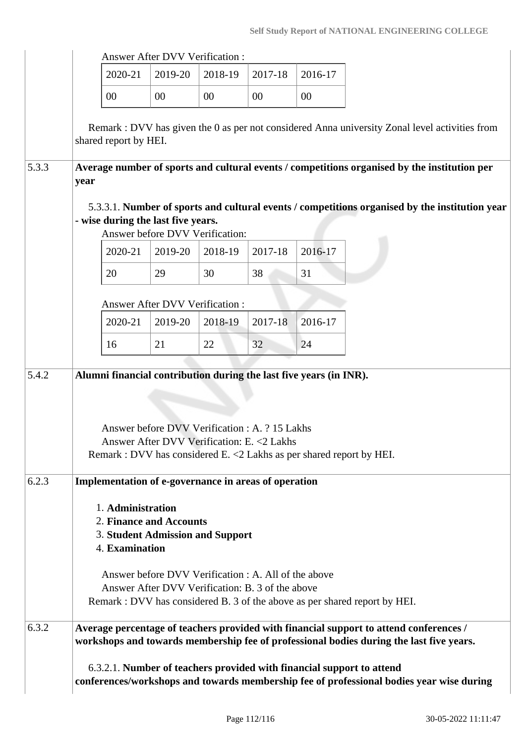Answer After DVV Verification :

| 2020-21 | 2019-20 | 2018-19 | 2017-18 | 2016-17 |
|---|---|---|---|---|
| 00 | 00 | 00 | 00 | 00 |

Remark : DVV has given the 0 as per not considered Anna university Zonal level activities from shared report by HEI.

**5.3.3** **Average number of sports and cultural events / competitions organised by the institution per year**

5.3.3.1. **Number of sports and cultural events / competitions organised by the institution year - wise during the last five years.**

Answer before DVV Verification:

| 2020-21 | 2019-20 | 2018-19 | 2017-18 | 2016-17 |
|---|---|---|---|---|
| 20 | 29 | 30 | 38 | 31 |

Answer After DVV Verification :

| 2020-21 | 2019-20 | 2018-19 | 2017-18 | 2016-17 |
|---|---|---|---|---|
| 16 | 21 | 22 | 32 | 24 |

**5.4.2** **Alumni financial contribution during the last five years (in INR).**

Answer before DVV Verification : A. ? 15 Lakhs
Answer After DVV Verification: E. <2 Lakhs
Remark : DVV has considered E. <2 Lakhs as per shared report by HEI.

**6.2.3** **Implementation of e-governance in areas of operation**

1. **Administration**
2. **Finance and Accounts**
3. **Student Admission and Support**
4. **Examination**

Answer before DVV Verification : A. All of the above
Answer After DVV Verification: B. 3 of the above
Remark : DVV has considered B. 3 of the above as per shared report by HEI.

**6.3.2** **Average percentage of teachers provided with financial support to attend conferences / workshops and towards membership fee of professional bodies during the last five years.**

6.3.2.1. **Number of teachers provided with financial support to attend conferences/workshops and towards membership fee of professional bodies year wise during**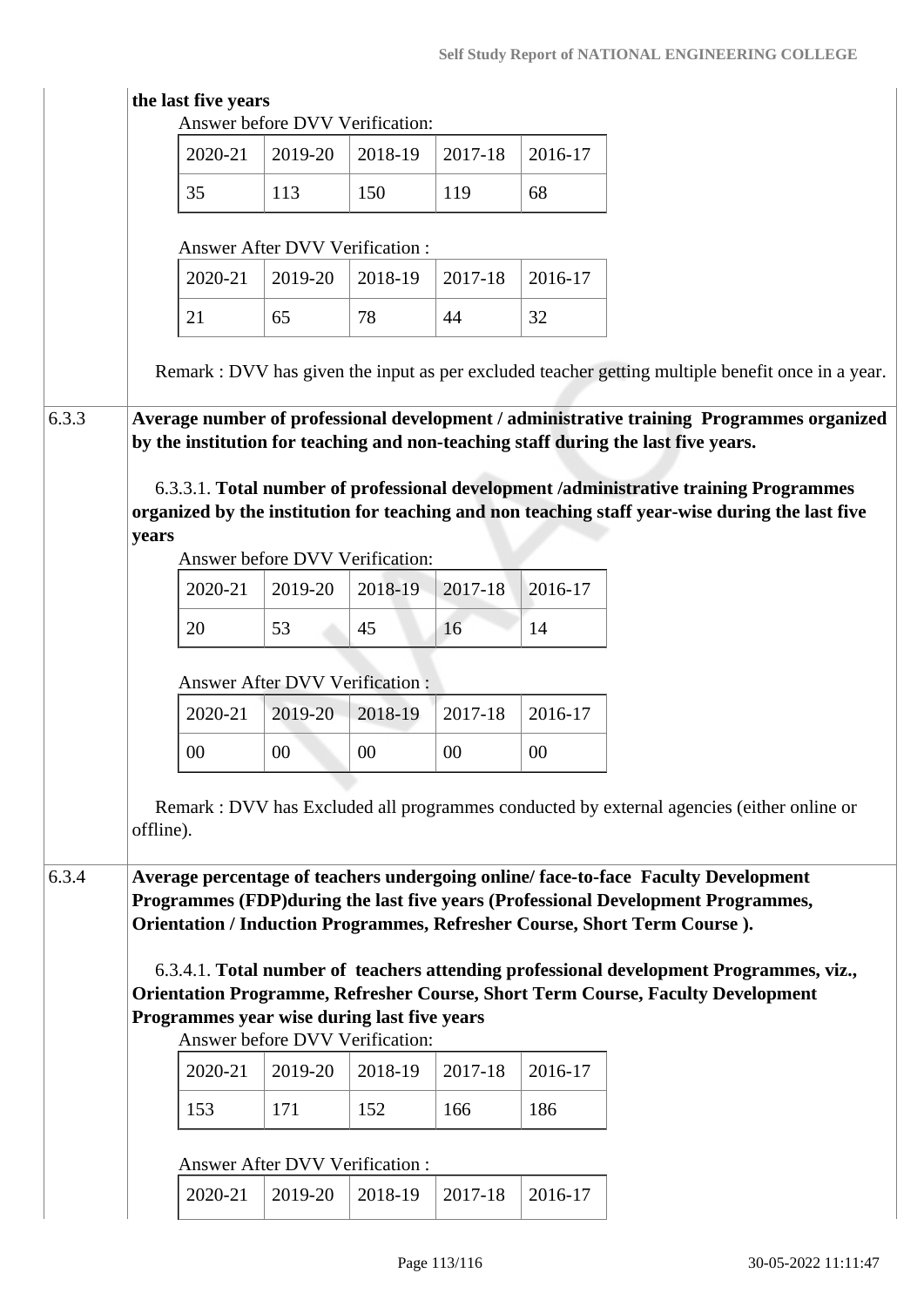**the last five years**

Answer before DVV Verification:

| 2020-21 | 2019-20 | 2018-19 | 2017-18 | 2016-17 |
|---|---|---|---|---|
| 35 | 113 | 150 | 119 | 68 |

Answer After DVV Verification :

| 2020-21 | 2019-20 | 2018-19 | 2017-18 | 2016-17 |
|---|---|---|---|---|
| 21 | 65 | 78 | 44 | 32 |

Remark : DVV has given the input as per excluded teacher getting multiple benefit once in a year.

**6.3.3 Average number of professional development / administrative training Programmes organized by the institution for teaching and non-teaching staff during the last five years.**

6.3.3.1. **Total number of professional development /administrative training Programmes organized by the institution for teaching and non teaching staff year-wise during the last five years**

Answer before DVV Verification:

| 2020-21 | 2019-20 | 2018-19 | 2017-18 | 2016-17 |
|---|---|---|---|---|
| 20 | 53 | 45 | 16 | 14 |

Answer After DVV Verification :

| 2020-21 | 2019-20 | 2018-19 | 2017-18 | 2016-17 |
|---|---|---|---|---|
| 00 | 00 | 00 | 00 | 00 |

Remark : DVV has Excluded all programmes conducted by external agencies (either online or offline).

**6.3.4 Average percentage of teachers undergoing online/ face-to-face Faculty Development Programmes (FDP)during the last five years (Professional Development Programmes, Orientation / Induction Programmes, Refresher Course, Short Term Course ).**

6.3.4.1. **Total number of teachers attending professional development Programmes, viz., Orientation Programme, Refresher Course, Short Term Course, Faculty Development Programmes year wise during last five years**

Answer before DVV Verification:

| 2020-21 | 2019-20 | 2018-19 | 2017-18 | 2016-17 |
|---|---|---|---|---|
| 153 | 171 | 152 | 166 | 186 |

Answer After DVV Verification :

| 2020-21 | 2019-20 | 2018-19 | 2017-18 | 2016-17 |
|---|---|---|---|---|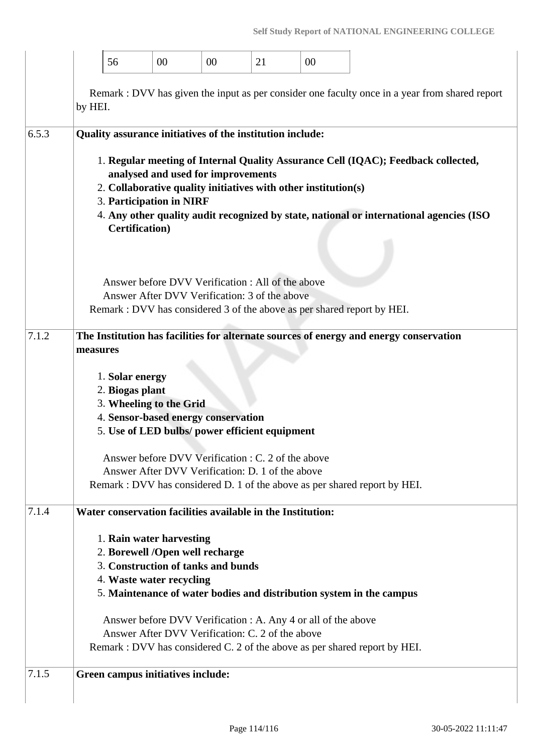| | | | | | |
|---|---|---|---|---|---|
| | 56 | 00 | 00 | 21 | 00 |

Remark : DVV has given the input as per consider one faculty once in a year from shared report by HEI.

| | |
|---|---|
| 6.5.3 | **Quality assurance initiatives of the institution include:**<br><br>1. **Regular meeting of Internal Quality Assurance Cell (IQAC); Feedback collected, analysed and used for improvements**<br>2. **Collaborative quality initiatives with other institution(s)**<br>3. **Participation in NIRF**<br>4. **Any other quality audit recognized by state, national or international agencies (ISO Certification)**<br><br>Answer before DVV Verification : All of the above<br>Answer After DVV Verification: 3 of the above<br>Remark : DVV has considered 3 of the above as per shared report by HEI. |
| 7.1.2 | **The Institution has facilities for alternate sources of energy and energy conservation measures**<br><br>1. **Solar energy**<br>2. **Biogas plant**<br>3. **Wheeling to the Grid**<br>4. **Sensor-based energy conservation**<br>5. **Use of LED bulbs/ power efficient equipment**<br><br>Answer before DVV Verification : C. 2 of the above<br>Answer After DVV Verification: D. 1 of the above<br>Remark : DVV has considered D. 1 of the above as per shared report by HEI. |
| 7.1.4 | **Water conservation facilities available in the Institution:**<br><br>1. **Rain water harvesting**<br>2. **Borewell /Open well recharge**<br>3. **Construction of tanks and bunds**<br>4. **Waste water recycling**<br>5. **Maintenance of water bodies and distribution system in the campus**<br><br>Answer before DVV Verification : A. Any 4 or all of the above<br>Answer After DVV Verification: C. 2 of the above<br>Remark : DVV has considered C. 2 of the above as per shared report by HEI. |
| 7.1.5 | **Green campus initiatives include:** |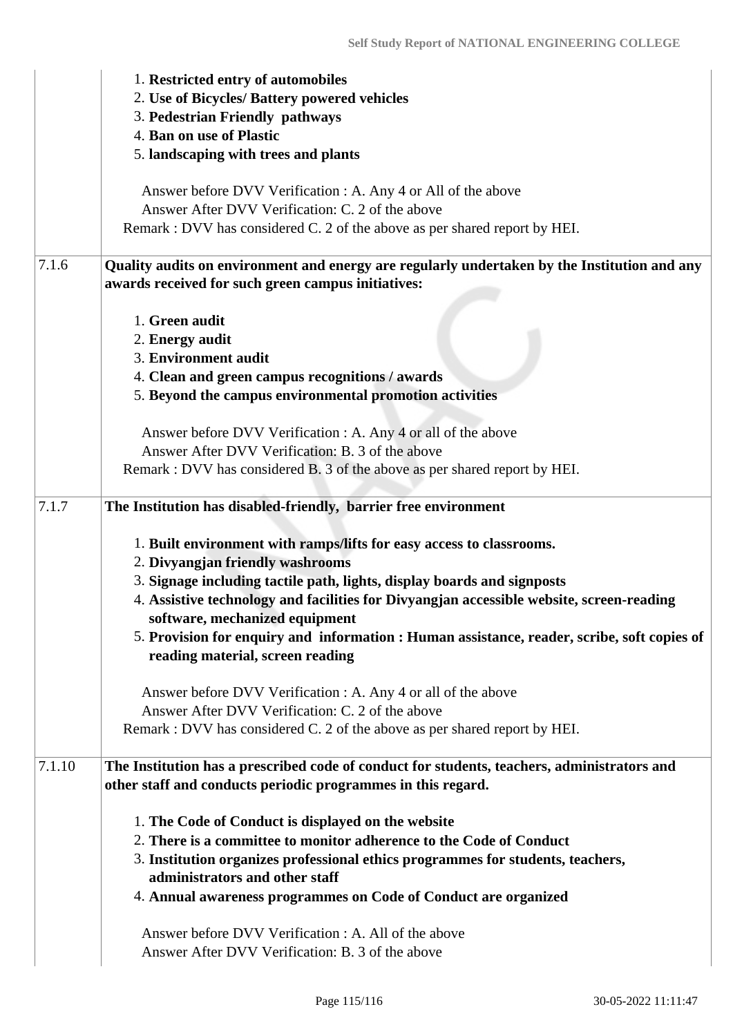| | |
|---|---|
| | 1. **Restricted entry of automobiles**<br>2. **Use of Bicycles/ Battery powered vehicles**<br>3. **Pedestrian Friendly pathways**<br>4. **Ban on use of Plastic**<br>5. **landscaping with trees and plants**<br><br>Answer before DVV Verification : A. Any 4 or All of the above<br>Answer After DVV Verification: C. 2 of the above<br>Remark : DVV has considered C. 2 of the above as per shared report by HEI. |
| 7.1.6 | **Quality audits on environment and energy are regularly undertaken by the Institution and any awards received for such green campus initiatives:**<br><br>1. **Green audit**<br>2. **Energy audit**<br>3. **Environment audit**<br>4. **Clean and green campus recognitions / awards**<br>5. **Beyond the campus environmental promotion activities**<br><br>Answer before DVV Verification : A. Any 4 or all of the above<br>Answer After DVV Verification: B. 3 of the above<br>Remark : DVV has considered B. 3 of the above as per shared report by HEI. |
| 7.1.7 | **The Institution has disabled-friendly, barrier free environment**<br><br>1. **Built environment with ramps/lifts for easy access to classrooms.**<br>2. **Divyangjan friendly washrooms**<br>3. **Signage including tactile path, lights, display boards and signposts**<br>4. **Assistive technology and facilities for Divyangjan accessible website, screen-reading software, mechanized equipment**<br>5. **Provision for enquiry and information : Human assistance, reader, scribe, soft copies of reading material, screen reading**<br><br>Answer before DVV Verification : A. Any 4 or all of the above<br>Answer After DVV Verification: C. 2 of the above<br>Remark : DVV has considered C. 2 of the above as per shared report by HEI. |
| 7.1.10 | **The Institution has a prescribed code of conduct for students, teachers, administrators and other staff and conducts periodic programmes in this regard.**<br><br>1. **The Code of Conduct is displayed on the website**<br>2. **There is a committee to monitor adherence to the Code of Conduct**<br>3. **Institution organizes professional ethics programmes for students, teachers, administrators and other staff**<br>4. **Annual awareness programmes on Code of Conduct are organized**<br><br>Answer before DVV Verification : A. All of the above<br>Answer After DVV Verification: B. 3 of the above |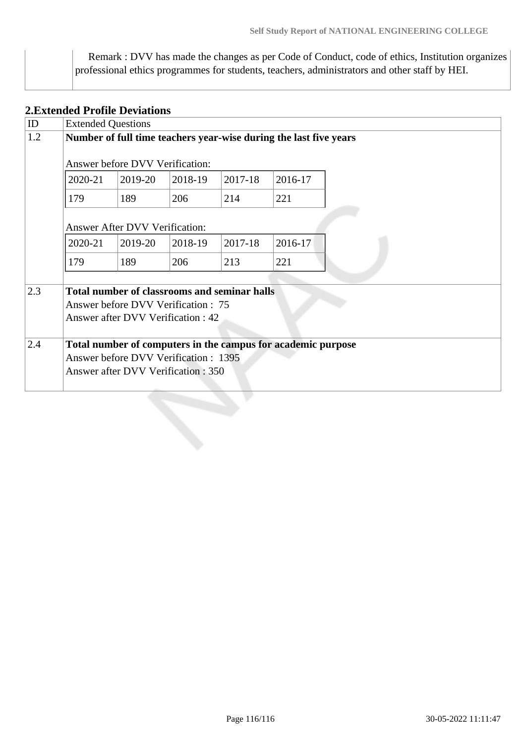| | |
|---|---|
| | Remark : DVV has made the changes as per Code of Conduct, code of ethics, Institution organizes professional ethics programmes for students, teachers, administrators and other staff by HEI. |

## 2.Extended Profile Deviations

| ID | Extended Questions |
|---|---|
| 1.2 | **Number of full time teachers year-wise during the last five years** |

Answer before DVV Verification:

| 2020-21 | 2019-20 | 2018-19 | 2017-18 | 2016-17 |
|---|---|---|---|---|
| 179 | 189 | 206 | 214 | 221 |

Answer After DVV Verification:

| 2020-21 | 2019-20 | 2018-19 | 2017-18 | 2016-17 |
|---|---|---|---|---|
| 179 | 189 | 206 | 213 | 221 |

| ID | Extended Questions |
|---|---|
| 2.3 | **Total number of classrooms and seminar halls**<br>Answer before DVV Verification : 75<br>Answer after DVV Verification : 42 |
| 2.4 | **Total number of computers in the campus for academic purpose**<br>Answer before DVV Verification : 1395<br>Answer after DVV Verification : 350 |